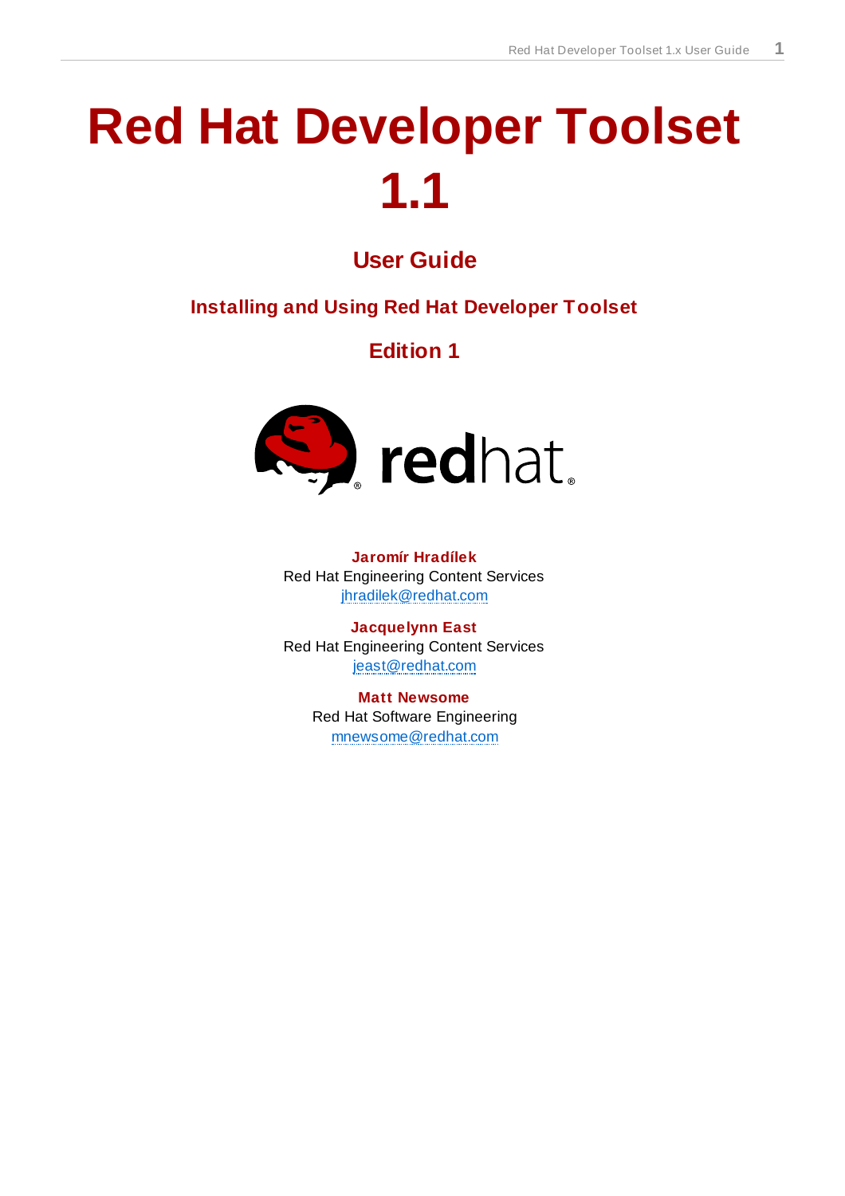# Red Hat Developer Toolset 1.1

## User Guide

### Installing and Using Red Hat Developer Toolset

### Edition 1

**Jaromír Hradílek**
Red Hat Engineering Content Services
jhradilek@redhat.com

**Jacquelynn East**
Red Hat Engineering Content Services
jeast@redhat.com

**Matt Newsome**
Red Hat Software Engineering
mnewsome@redhat.com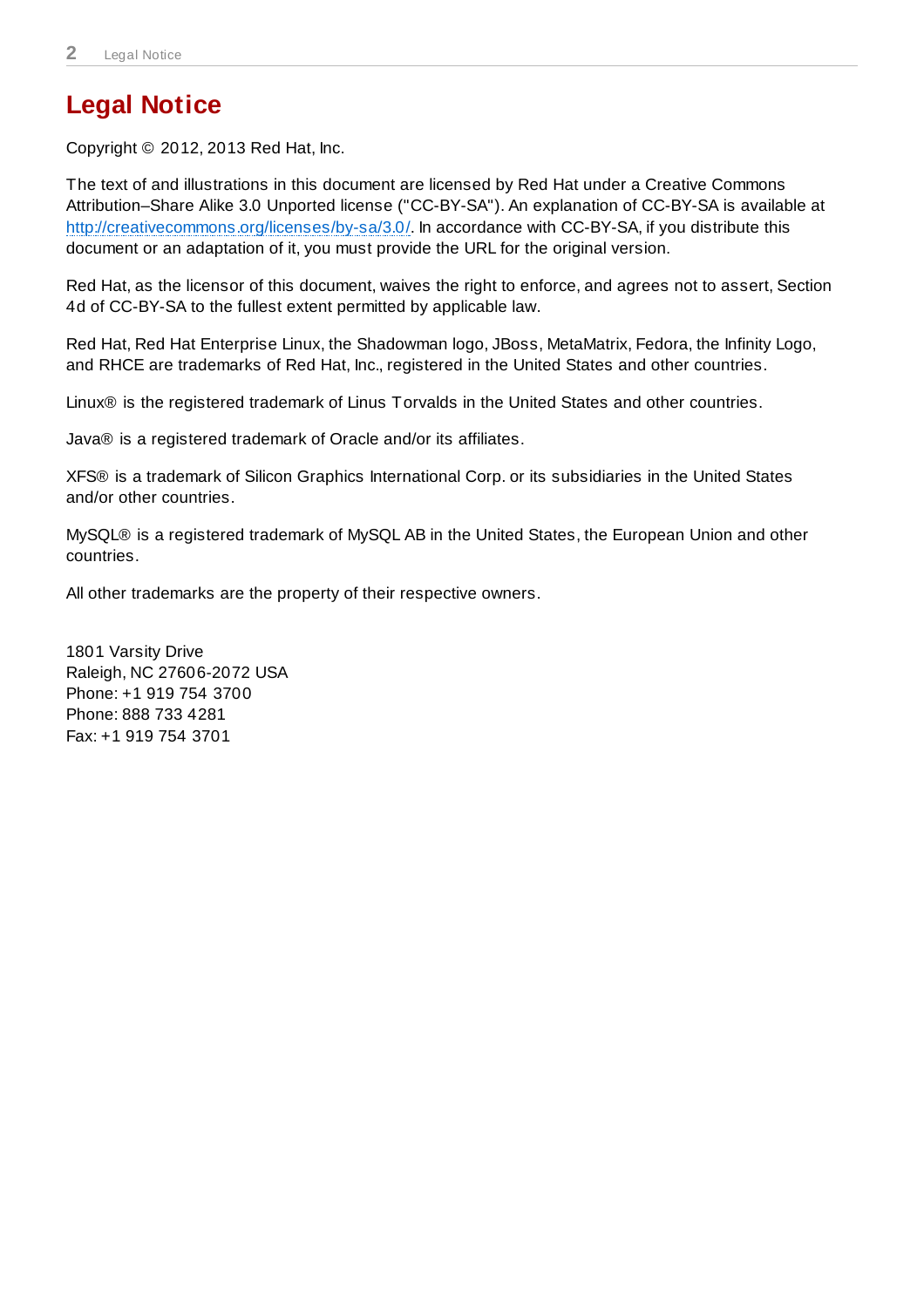# Legal Notice

Copyright © 2012, 2013 Red Hat, Inc.

The text of and illustrations in this document are licensed by Red Hat under a Creative Commons Attribution–Share Alike 3.0 Unported license ("CC-BY-SA"). An explanation of CC-BY-SA is available at http://creativecommons.org/licenses/by-sa/3.0/. In accordance with CC-BY-SA, if you distribute this document or an adaptation of it, you must provide the URL for the original version.

Red Hat, as the licensor of this document, waives the right to enforce, and agrees not to assert, Section 4d of CC-BY-SA to the fullest extent permitted by applicable law.

Red Hat, Red Hat Enterprise Linux, the Shadowman logo, JBoss, MetaMatrix, Fedora, the Infinity Logo, and RHCE are trademarks of Red Hat, Inc., registered in the United States and other countries.

Linux® is the registered trademark of Linus Torvalds in the United States and other countries.

Java® is a registered trademark of Oracle and/or its affiliates.

XFS® is a trademark of Silicon Graphics International Corp. or its subsidiaries in the United States and/or other countries.

MySQL® is a registered trademark of MySQL AB in the United States, the European Union and other countries.

All other trademarks are the property of their respective owners.

1801 Varsity Drive
Raleigh, NC 27606-2072 USA
Phone: +1 919 754 3700
Phone: 888 733 4281
Fax: +1 919 754 3701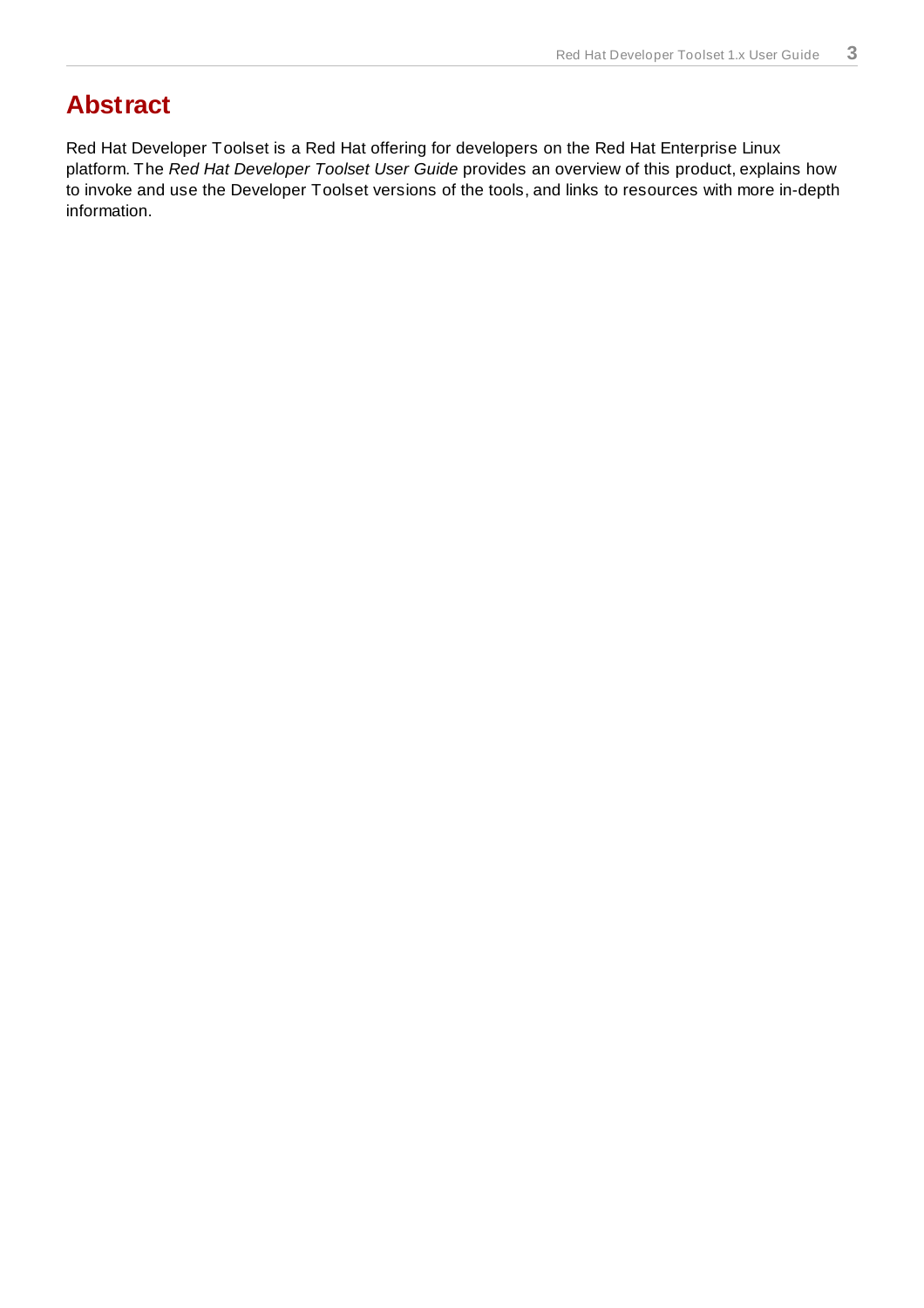# Abstract

Red Hat Developer Toolset is a Red Hat offering for developers on the Red Hat Enterprise Linux platform. The *Red Hat Developer Toolset User Guide* provides an overview of this product, explains how to invoke and use the Developer Toolset versions of the tools, and links to resources with more in-depth information.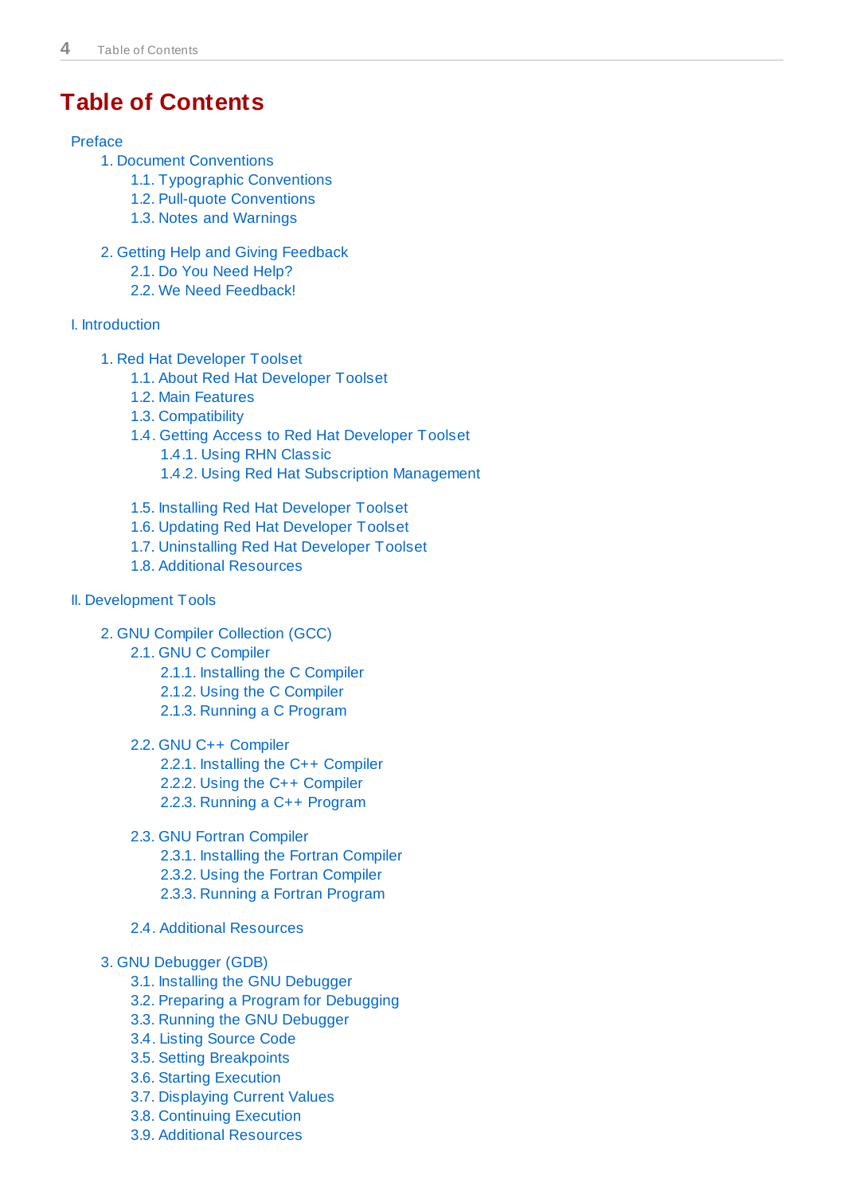# Table of Contents

- Preface
  - 1. Document Conventions
    - 1.1. Typographic Conventions
    - 1.2. Pull-quote Conventions
    - 1.3. Notes and Warnings
  - 2. Getting Help and Giving Feedback
    - 2.1. Do You Need Help?
    - 2.2. We Need Feedback!
- I. Introduction
  - 1. Red Hat Developer Toolset
    - 1.1. About Red Hat Developer Toolset
    - 1.2. Main Features
    - 1.3. Compatibility
    - 1.4. Getting Access to Red Hat Developer Toolset
      - 1.4.1. Using RHN Classic
      - 1.4.2. Using Red Hat Subscription Management
    - 1.5. Installing Red Hat Developer Toolset
    - 1.6. Updating Red Hat Developer Toolset
    - 1.7. Uninstalling Red Hat Developer Toolset
    - 1.8. Additional Resources
- II. Development Tools
  - 2. GNU Compiler Collection (GCC)
    - 2.1. GNU C Compiler
      - 2.1.1. Installing the C Compiler
      - 2.1.2. Using the C Compiler
      - 2.1.3. Running a C Program
    - 2.2. GNU C++ Compiler
      - 2.2.1. Installing the C++ Compiler
      - 2.2.2. Using the C++ Compiler
      - 2.2.3. Running a C++ Program
    - 2.3. GNU Fortran Compiler
      - 2.3.1. Installing the Fortran Compiler
      - 2.3.2. Using the Fortran Compiler
      - 2.3.3. Running a Fortran Program
    - 2.4. Additional Resources
  - 3. GNU Debugger (GDB)
    - 3.1. Installing the GNU Debugger
    - 3.2. Preparing a Program for Debugging
    - 3.3. Running the GNU Debugger
    - 3.4. Listing Source Code
    - 3.5. Setting Breakpoints
    - 3.6. Starting Execution
    - 3.7. Displaying Current Values
    - 3.8. Continuing Execution
    - 3.9. Additional Resources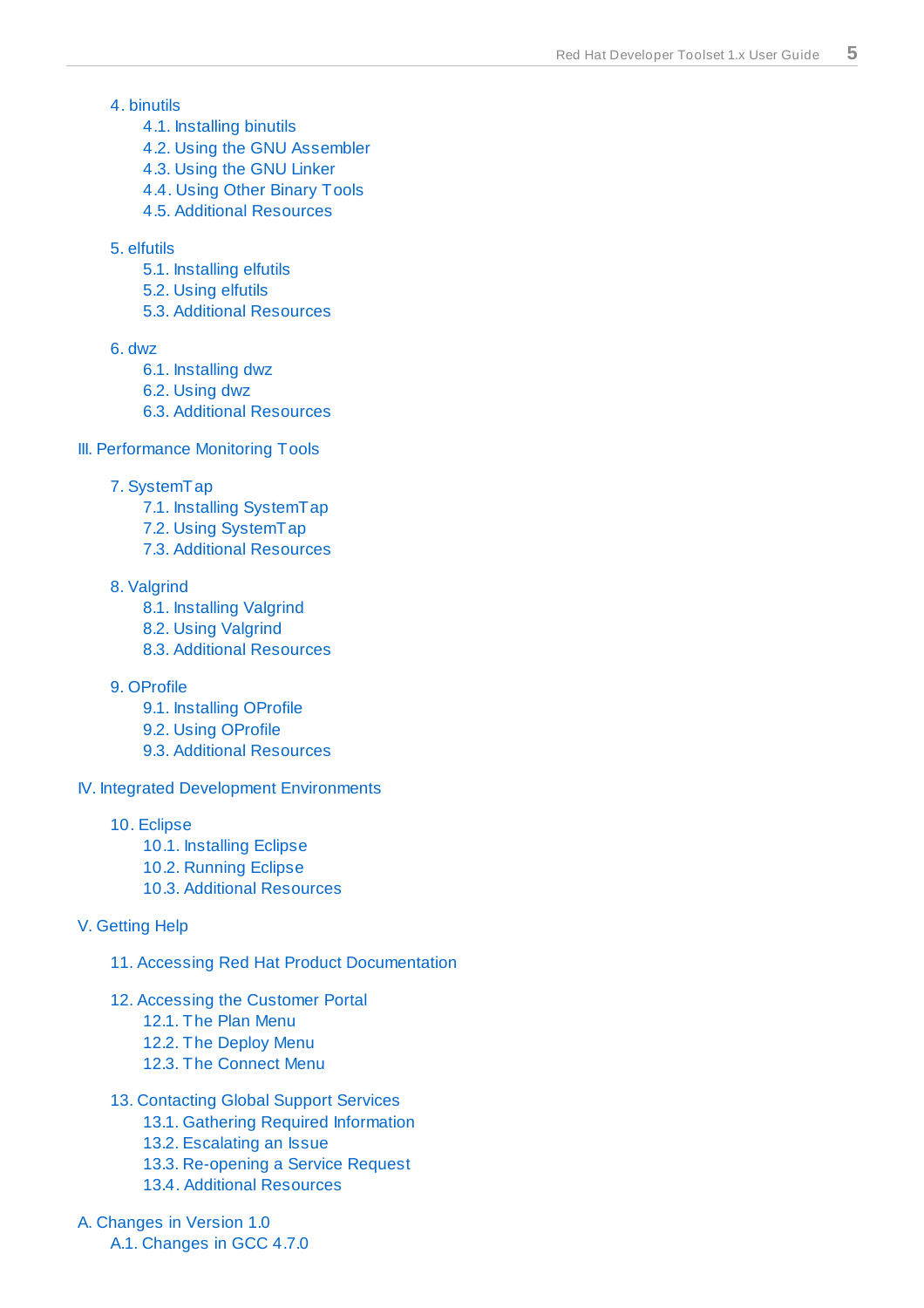- 4. binutils
  - 4.1. Installing binutils
  - 4.2. Using the GNU Assembler
  - 4.3. Using the GNU Linker
  - 4.4. Using Other Binary Tools
  - 4.5. Additional Resources
- 5. elfutils
  - 5.1. Installing elfutils
  - 5.2. Using elfutils
  - 5.3. Additional Resources
- 6. dwz
  - 6.1. Installing dwz
  - 6.2. Using dwz
  - 6.3. Additional Resources

III. Performance Monitoring Tools

- 7. SystemTap
  - 7.1. Installing SystemTap
  - 7.2. Using SystemTap
  - 7.3. Additional Resources
- 8. Valgrind
  - 8.1. Installing Valgrind
  - 8.2. Using Valgrind
  - 8.3. Additional Resources
- 9. OProfile
  - 9.1. Installing OProfile
  - 9.2. Using OProfile
  - 9.3. Additional Resources

IV. Integrated Development Environments

- 10. Eclipse
  - 10.1. Installing Eclipse
  - 10.2. Running Eclipse
  - 10.3. Additional Resources

V. Getting Help

- 11. Accessing Red Hat Product Documentation
- 12. Accessing the Customer Portal
  - 12.1. The Plan Menu
  - 12.2. The Deploy Menu
  - 12.3. The Connect Menu
- 13. Contacting Global Support Services
  - 13.1. Gathering Required Information
  - 13.2. Escalating an Issue
  - 13.3. Re-opening a Service Request
  - 13.4. Additional Resources

A. Changes in Version 1.0

- A.1. Changes in GCC 4.7.0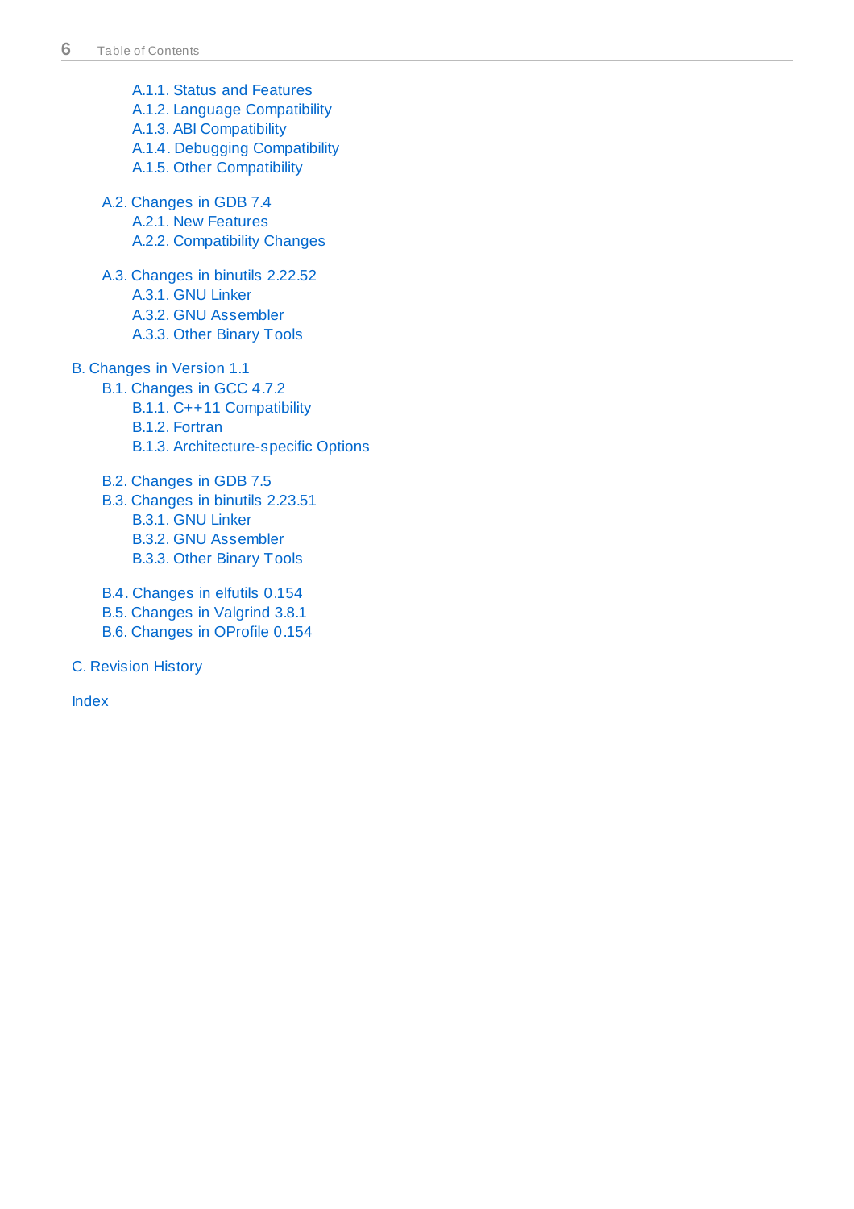- A.1.1. Status and Features
- A.1.2. Language Compatibility
- A.1.3. ABI Compatibility
- A.1.4. Debugging Compatibility
- A.1.5. Other Compatibility

- A.2. Changes in GDB 7.4
  - A.2.1. New Features
  - A.2.2. Compatibility Changes

- A.3. Changes in binutils 2.22.52
  - A.3.1. GNU Linker
  - A.3.2. GNU Assembler
  - A.3.3. Other Binary Tools

B. Changes in Version 1.1

- B.1. Changes in GCC 4.7.2
  - B.1.1. C++11 Compatibility
  - B.1.2. Fortran
  - B.1.3. Architecture-specific Options

- B.2. Changes in GDB 7.5
- B.3. Changes in binutils 2.23.51
  - B.3.1. GNU Linker
  - B.3.2. GNU Assembler
  - B.3.3. Other Binary Tools

- B.4. Changes in elfutils 0.154
- B.5. Changes in Valgrind 3.8.1
- B.6. Changes in OProfile 0.154

C. Revision History

Index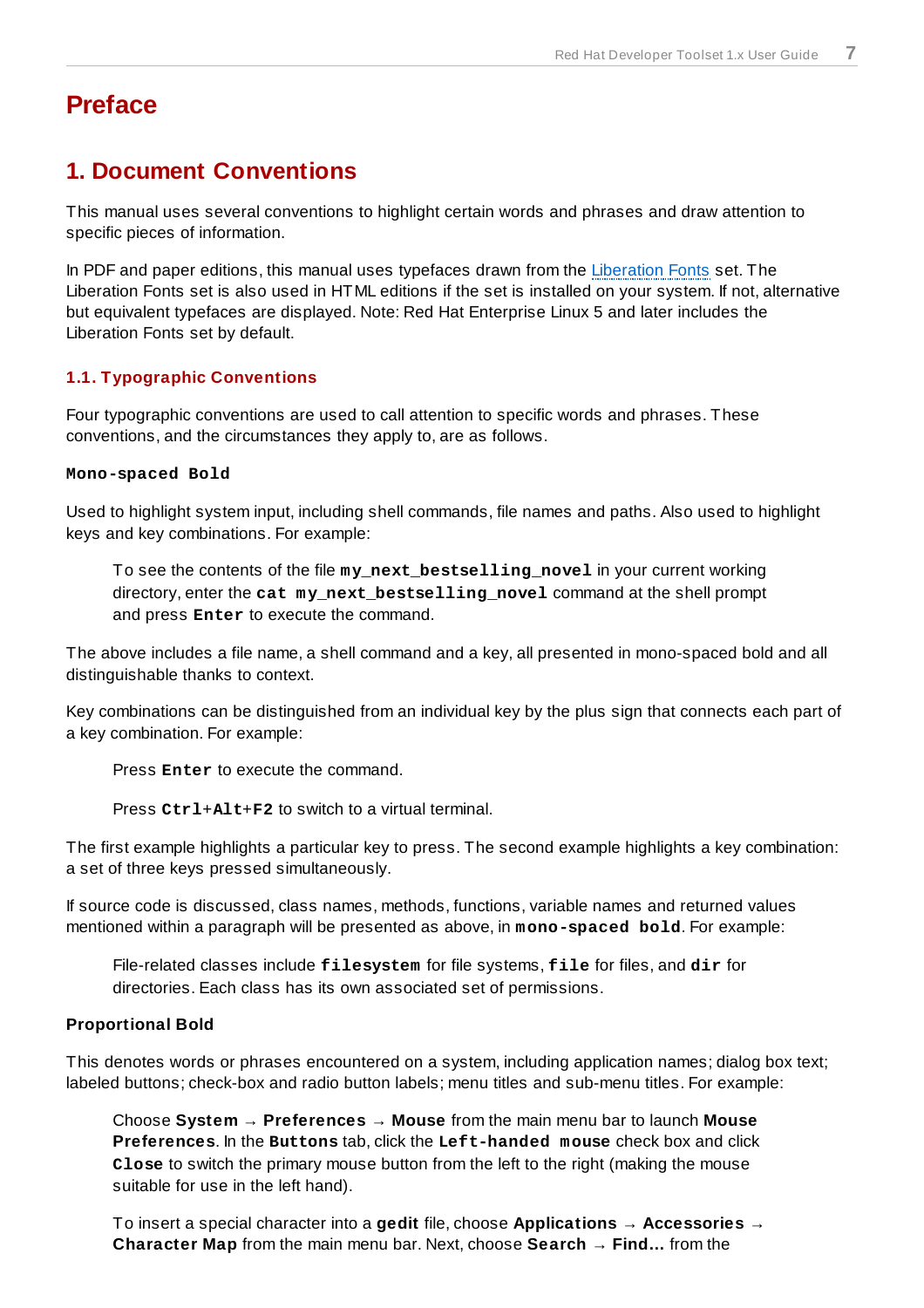# Preface

## 1. Document Conventions

This manual uses several conventions to highlight certain words and phrases and draw attention to specific pieces of information.

In PDF and paper editions, this manual uses typefaces drawn from the Liberation Fonts set. The Liberation Fonts set is also used in HTML editions if the set is installed on your system. If not, alternative but equivalent typefaces are displayed. Note: Red Hat Enterprise Linux 5 and later includes the Liberation Fonts set by default.

### 1.1. Typographic Conventions

Four typographic conventions are used to call attention to specific words and phrases. These conventions, and the circumstances they apply to, are as follows.

**`Mono-spaced Bold`**

Used to highlight system input, including shell commands, file names and paths. Also used to highlight keys and key combinations. For example:

> To see the contents of the file **`my_next_bestselling_novel`** in your current working directory, enter the **`cat my_next_bestselling_novel`** command at the shell prompt and press **`Enter`** to execute the command.

The above includes a file name, a shell command and a key, all presented in mono-spaced bold and all distinguishable thanks to context.

Key combinations can be distinguished from an individual key by the plus sign that connects each part of a key combination. For example:

> Press **`Enter`** to execute the command.
>
> Press **`Ctrl`**+**`Alt`**+**`F2`** to switch to a virtual terminal.

The first example highlights a particular key to press. The second example highlights a key combination: a set of three keys pressed simultaneously.

If source code is discussed, class names, methods, functions, variable names and returned values mentioned within a paragraph will be presented as above, in **`mono-spaced bold`**. For example:

> File-related classes include **`filesystem`** for file systems, **`file`** for files, and **`dir`** for directories. Each class has its own associated set of permissions.

**Proportional Bold**

This denotes words or phrases encountered on a system, including application names; dialog box text; labeled buttons; check-box and radio button labels; menu titles and sub-menu titles. For example:

> Choose **System** → **Preferences** → **Mouse** from the main menu bar to launch **Mouse Preferences**. In the **Buttons** tab, click the **Left-handed mouse** check box and click **Close** to switch the primary mouse button from the left to the right (making the mouse suitable for use in the left hand).
>
> To insert a special character into a **gedit** file, choose **Applications** → **Accessories** → **Character Map** from the main menu bar. Next, choose **Search** → **Find…** from the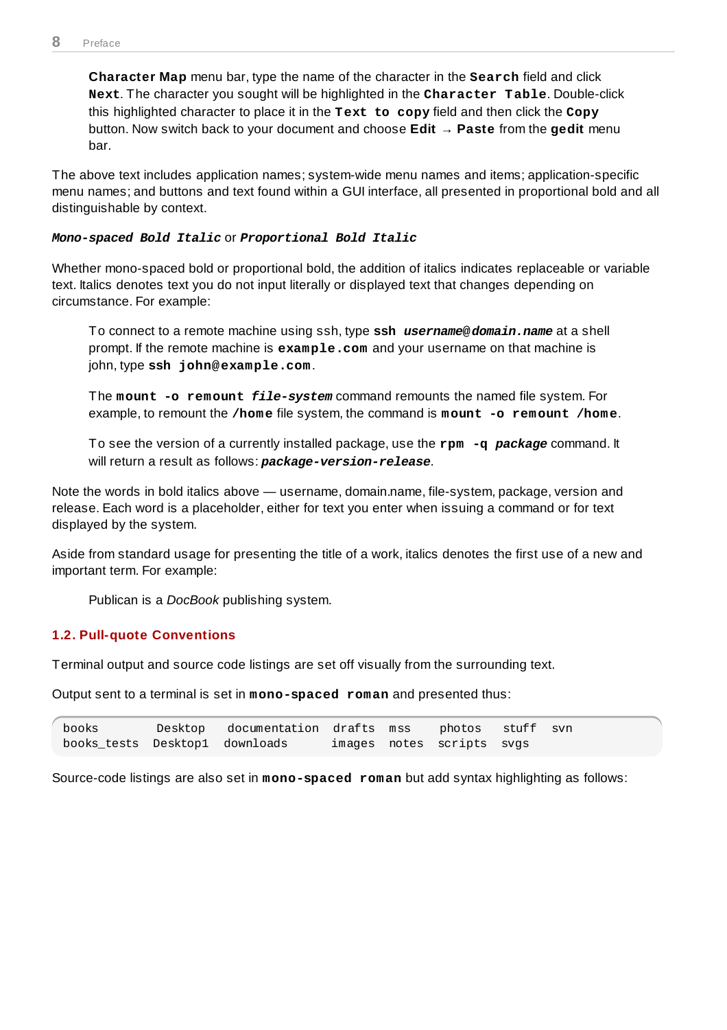> **Character Map** menu bar, type the name of the character in the **Search** field and click **Next**. The character you sought will be highlighted in the **Character Table**. Double-click this highlighted character to place it in the **Text to copy** field and then click the **Copy** button. Now switch back to your document and choose **Edit** → **Paste** from the **gedit** menu bar.

The above text includes application names; system-wide menu names and items; application-specific menu names; and buttons and text found within a GUI interface, all presented in proportional bold and all distinguishable by context.

***Mono-spaced Bold Italic*** or ***Proportional Bold Italic***

Whether mono-spaced bold or proportional bold, the addition of italics indicates replaceable or variable text. Italics denotes text you do not input literally or displayed text that changes depending on circumstance. For example:

> To connect to a remote machine using ssh, type **ssh *username@domain.name*** at a shell prompt. If the remote machine is **example.com** and your username on that machine is john, type **ssh john@example.com**.
>
> The **mount -o remount *file-system*** command remounts the named file system. For example, to remount the **/home** file system, the command is **mount -o remount /home**.
>
> To see the version of a currently installed package, use the **rpm -q *package*** command. It will return a result as follows: ***package-version-release***.

Note the words in bold italics above — username, domain.name, file-system, package, version and release. Each word is a placeholder, either for text you enter when issuing a command or for text displayed by the system.

Aside from standard usage for presenting the title of a work, italics denotes the first use of a new and important term. For example:

> Publican is a *DocBook* publishing system.

## 1.2. Pull-quote Conventions

Terminal output and source code listings are set off visually from the surrounding text.

Output sent to a terminal is set in **mono-spaced roman** and presented thus:

```
books        Desktop   documentation  drafts  mss    photos   stuff  svn
books_tests  Desktop1  downloads      images  notes  scripts  svgs
```

Source-code listings are also set in **mono-spaced roman** but add syntax highlighting as follows: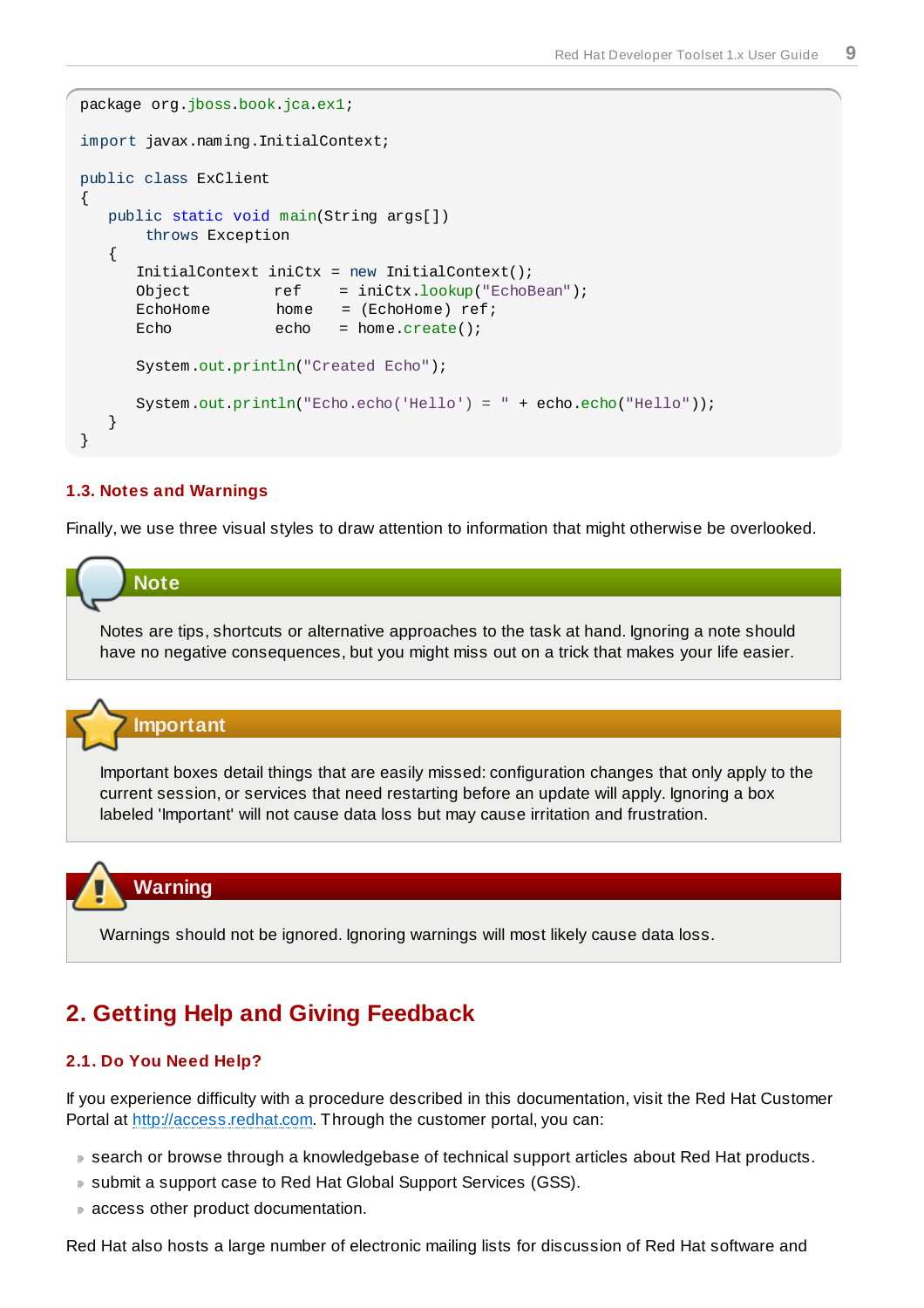```
package org.jboss.book.jca.ex1;

import javax.naming.InitialContext;

public class ExClient
{
   public static void main(String args[])
       throws Exception
   {
      InitialContext iniCtx = new InitialContext();
      Object         ref    = iniCtx.lookup("EchoBean");
      EchoHome       home   = (EchoHome) ref;
      Echo           echo   = home.create();

      System.out.println("Created Echo");

      System.out.println("Echo.echo('Hello') = " + echo.echo("Hello"));
   }
}
```

### 1.3. Notes and Warnings

Finally, we use three visual styles to draw attention to information that might otherwise be overlooked.

> **Note**
>
> Notes are tips, shortcuts or alternative approaches to the task at hand. Ignoring a note should have no negative consequences, but you might miss out on a trick that makes your life easier.

> **Important**
>
> Important boxes detail things that are easily missed: configuration changes that only apply to the current session, or services that need restarting before an update will apply. Ignoring a box labeled 'Important' will not cause data loss but may cause irritation and frustration.

> **Warning**
>
> Warnings should not be ignored. Ignoring warnings will most likely cause data loss.

## 2. Getting Help and Giving Feedback

### 2.1. Do You Need Help?

If you experience difficulty with a procedure described in this documentation, visit the Red Hat Customer Portal at http://access.redhat.com. Through the customer portal, you can:

- search or browse through a knowledgebase of technical support articles about Red Hat products.
- submit a support case to Red Hat Global Support Services (GSS).
- access other product documentation.

Red Hat also hosts a large number of electronic mailing lists for discussion of Red Hat software and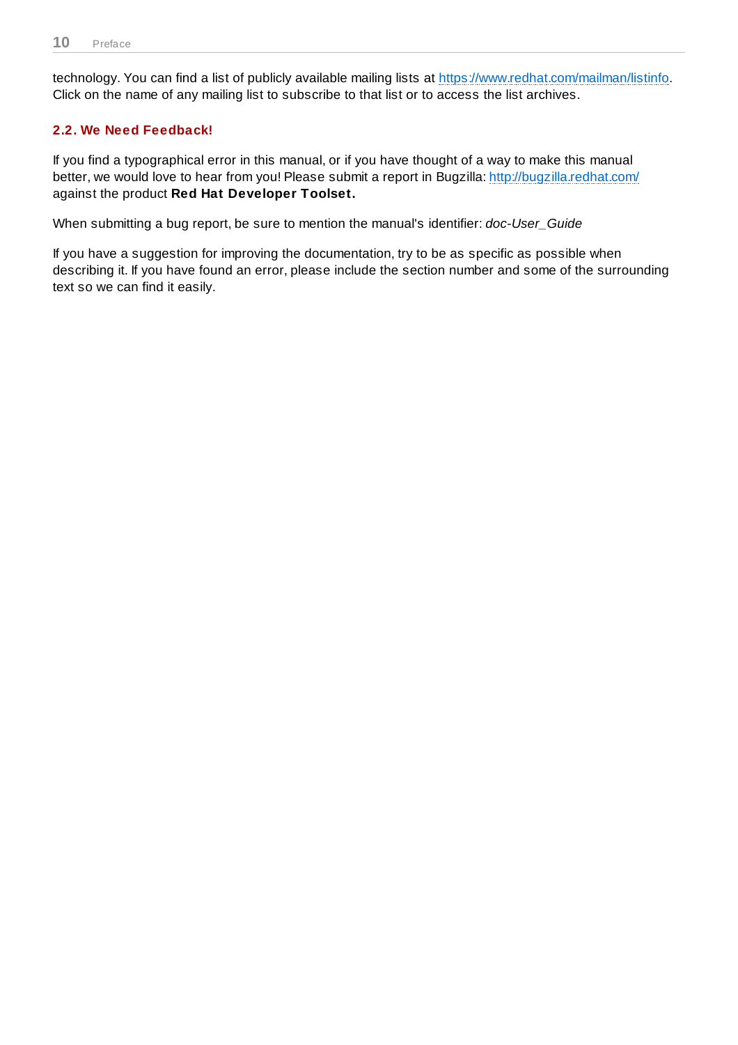technology. You can find a list of publicly available mailing lists at https://www.redhat.com/mailman/listinfo. Click on the name of any mailing list to subscribe to that list or to access the list archives.

### 2.2. We Need Feedback!

If you find a typographical error in this manual, or if you have thought of a way to make this manual better, we would love to hear from you! Please submit a report in Bugzilla: http://bugzilla.redhat.com/ against the product **Red Hat Developer Toolset.**

When submitting a bug report, be sure to mention the manual's identifier: *doc-User_Guide*

If you have a suggestion for improving the documentation, try to be as specific as possible when describing it. If you have found an error, please include the section number and some of the surrounding text so we can find it easily.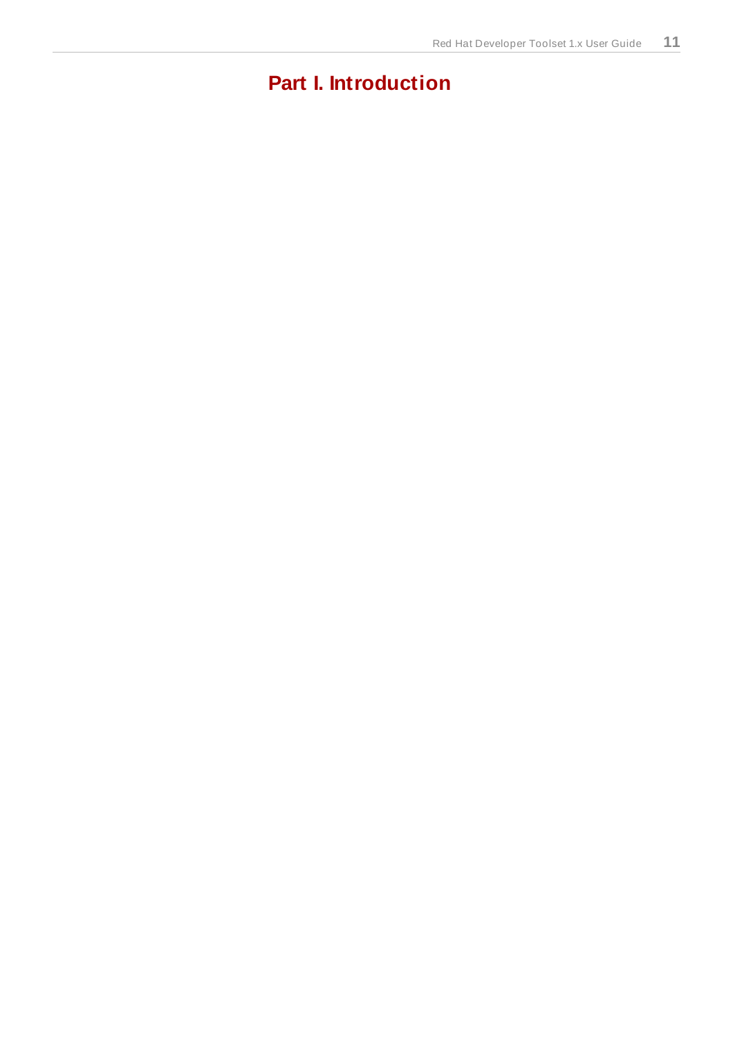# Part I. Introduction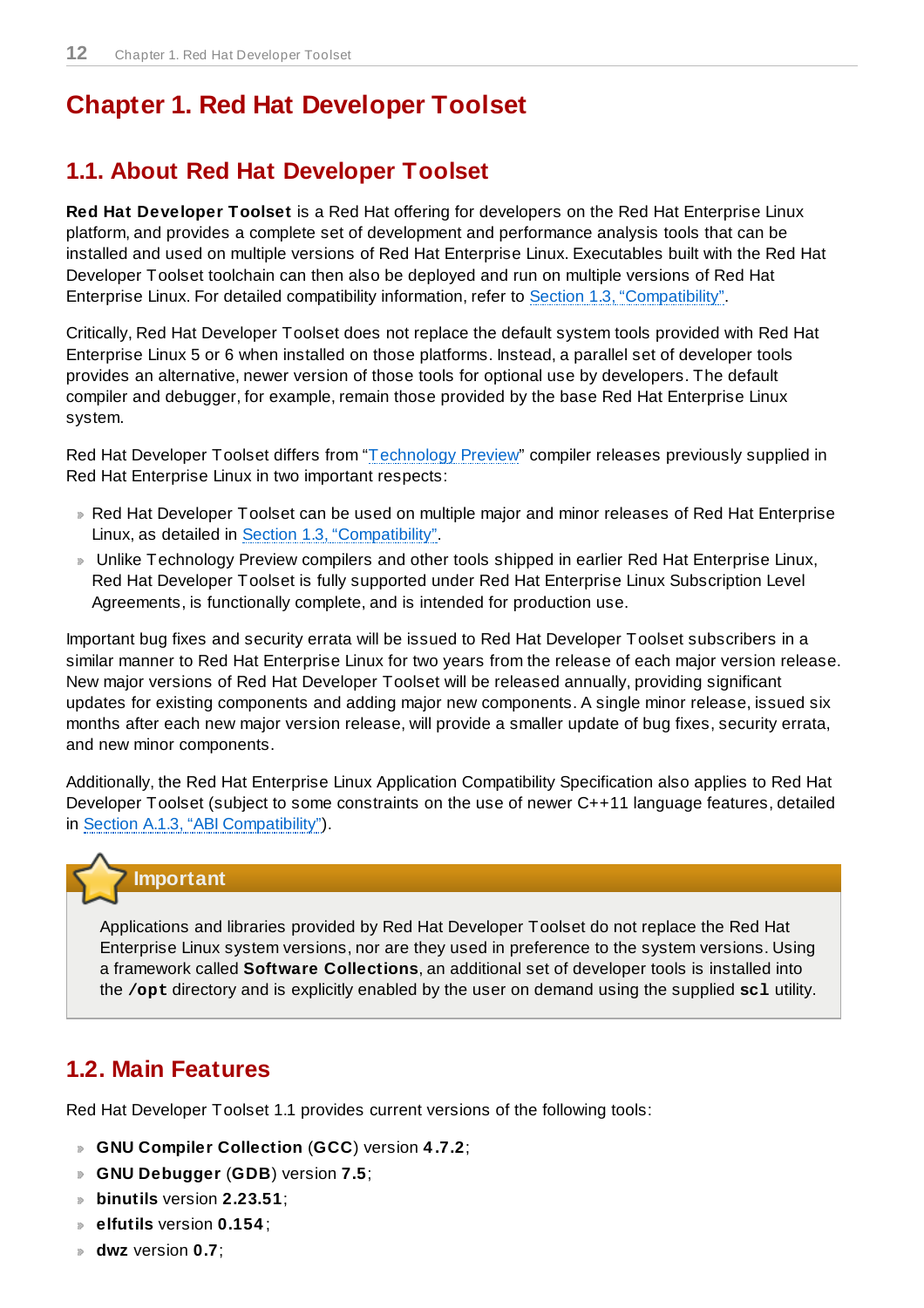# Chapter 1. Red Hat Developer Toolset

## 1.1. About Red Hat Developer Toolset

**Red Hat Developer Toolset** is a Red Hat offering for developers on the Red Hat Enterprise Linux platform, and provides a complete set of development and performance analysis tools that can be installed and used on multiple versions of Red Hat Enterprise Linux. Executables built with the Red Hat Developer Toolset toolchain can then also be deployed and run on multiple versions of Red Hat Enterprise Linux. For detailed compatibility information, refer to Section 1.3, “Compatibility”.

Critically, Red Hat Developer Toolset does not replace the default system tools provided with Red Hat Enterprise Linux 5 or 6 when installed on those platforms. Instead, a parallel set of developer tools provides an alternative, newer version of those tools for optional use by developers. The default compiler and debugger, for example, remain those provided by the base Red Hat Enterprise Linux system.

Red Hat Developer Toolset differs from “Technology Preview” compiler releases previously supplied in Red Hat Enterprise Linux in two important respects:

- Red Hat Developer Toolset can be used on multiple major and minor releases of Red Hat Enterprise Linux, as detailed in Section 1.3, “Compatibility”.
- Unlike Technology Preview compilers and other tools shipped in earlier Red Hat Enterprise Linux, Red Hat Developer Toolset is fully supported under Red Hat Enterprise Linux Subscription Level Agreements, is functionally complete, and is intended for production use.

Important bug fixes and security errata will be issued to Red Hat Developer Toolset subscribers in a similar manner to Red Hat Enterprise Linux for two years from the release of each major version release. New major versions of Red Hat Developer Toolset will be released annually, providing significant updates for existing components and adding major new components. A single minor release, issued six months after each new major version release, will provide a smaller update of bug fixes, security errata, and new minor components.

Additionally, the Red Hat Enterprise Linux Application Compatibility Specification also applies to Red Hat Developer Toolset (subject to some constraints on the use of newer C++11 language features, detailed in Section A.1.3, “ABI Compatibility”).

> **Important**
>
> Applications and libraries provided by Red Hat Developer Toolset do not replace the Red Hat Enterprise Linux system versions, nor are they used in preference to the system versions. Using a framework called **Software Collections**, an additional set of developer tools is installed into the `/opt` directory and is explicitly enabled by the user on demand using the supplied `scl` utility.

## 1.2. Main Features

Red Hat Developer Toolset 1.1 provides current versions of the following tools:

- **GNU Compiler Collection** (**GCC**) version **4.7.2**;
- **GNU Debugger** (**GDB**) version **7.5**;
- **binutils** version **2.23.51**;
- **elfutils** version **0.154**;
- **dwz** version **0.7**;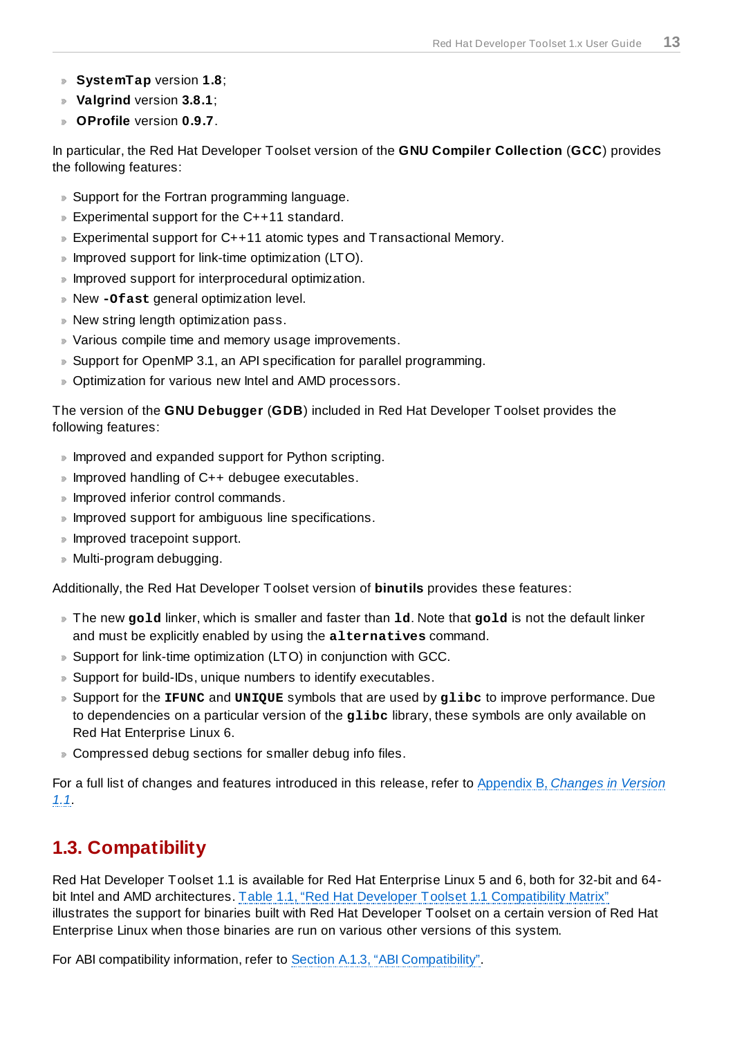- **SystemTap** version **1.8**;
- **Valgrind** version **3.8.1**;
- **OProfile** version **0.9.7**.

In particular, the Red Hat Developer Toolset version of the **GNU Compiler Collection** (**GCC**) provides the following features:

- Support for the Fortran programming language.
- Experimental support for the C++11 standard.
- Experimental support for C++11 atomic types and Transactional Memory.
- Improved support for link-time optimization (LTO).
- Improved support for interprocedural optimization.
- New **`-Ofast`** general optimization level.
- New string length optimization pass.
- Various compile time and memory usage improvements.
- Support for OpenMP 3.1, an API specification for parallel programming.
- Optimization for various new Intel and AMD processors.

The version of the **GNU Debugger** (**GDB**) included in Red Hat Developer Toolset provides the following features:

- Improved and expanded support for Python scripting.
- Improved handling of C++ debugee executables.
- Improved inferior control commands.
- Improved support for ambiguous line specifications.
- Improved tracepoint support.
- Multi-program debugging.

Additionally, the Red Hat Developer Toolset version of **binutils** provides these features:

- The new **`gold`** linker, which is smaller and faster than **`ld`**. Note that **`gold`** is not the default linker and must be explicitly enabled by using the **`alternatives`** command.
- Support for link-time optimization (LTO) in conjunction with GCC.
- Support for build-IDs, unique numbers to identify executables.
- Support for the **`IFUNC`** and **`UNIQUE`** symbols that are used by **`glibc`** to improve performance. Due to dependencies on a particular version of the **`glibc`** library, these symbols are only available on Red Hat Enterprise Linux 6.
- Compressed debug sections for smaller debug info files.

For a full list of changes and features introduced in this release, refer to Appendix B, *Changes in Version 1.1*.

## 1.3. Compatibility

Red Hat Developer Toolset 1.1 is available for Red Hat Enterprise Linux 5 and 6, both for 32-bit and 64-bit Intel and AMD architectures. Table 1.1, “Red Hat Developer Toolset 1.1 Compatibility Matrix” illustrates the support for binaries built with Red Hat Developer Toolset on a certain version of Red Hat Enterprise Linux when those binaries are run on various other versions of this system.

For ABI compatibility information, refer to Section A.1.3, “ABI Compatibility”.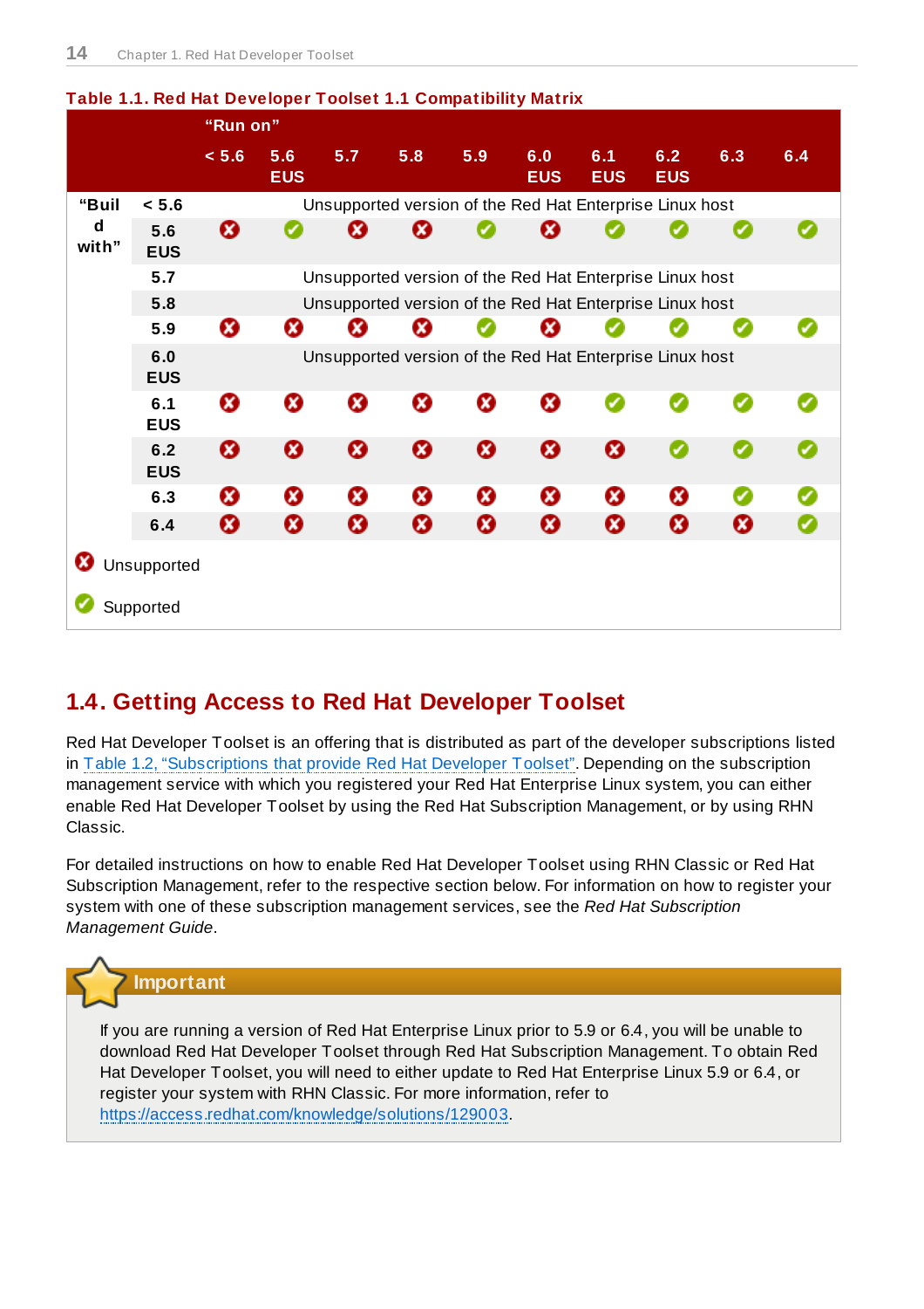**Table 1.1. Red Hat Developer Toolset 1.1 Compatibility Matrix**

| | | "Run on" | | | | | | | | | |
|---|---|---|---|---|---|---|---|---|---|---|---|
| | | < 5.6 | 5.6 EUS | 5.7 | 5.8 | 5.9 | 6.0 EUS | 6.1 EUS | 6.2 EUS | 6.3 | 6.4 |
| "Build with" | < 5.6 | Unsupported version of the Red Hat Enterprise Linux host | | | | | | | | | |
| | 5.6 EUS | ✗ | ✓ | ✗ | ✗ | ✓ | ✗ | ✓ | ✓ | ✓ | ✓ |
| | 5.7 | Unsupported version of the Red Hat Enterprise Linux host | | | | | | | | | |
| | 5.8 | Unsupported version of the Red Hat Enterprise Linux host | | | | | | | | | |
| | 5.9 | ✗ | ✗ | ✗ | ✗ | ✓ | ✗ | ✓ | ✓ | ✓ | ✓ |
| | 6.0 EUS | Unsupported version of the Red Hat Enterprise Linux host | | | | | | | | | |
| | 6.1 EUS | ✗ | ✗ | ✗ | ✗ | ✗ | ✗ | ✓ | ✓ | ✓ | ✓ |
| | 6.2 EUS | ✗ | ✗ | ✗ | ✗ | ✗ | ✗ | ✗ | ✓ | ✓ | ✓ |
| | 6.3 | ✗ | ✗ | ✗ | ✗ | ✗ | ✗ | ✗ | ✗ | ✓ | ✓ |
| | 6.4 | ✗ | ✗ | ✗ | ✗ | ✗ | ✗ | ✗ | ✗ | ✗ | ✓ |

✗ Unsupported

✓ Supported

## 1.4. Getting Access to Red Hat Developer Toolset

Red Hat Developer Toolset is an offering that is distributed as part of the developer subscriptions listed in Table 1.2, "Subscriptions that provide Red Hat Developer Toolset". Depending on the subscription management service with which you registered your Red Hat Enterprise Linux system, you can either enable Red Hat Developer Toolset by using the Red Hat Subscription Management, or by using RHN Classic.

For detailed instructions on how to enable Red Hat Developer Toolset using RHN Classic or Red Hat Subscription Management, refer to the respective section below. For information on how to register your system with one of these subscription management services, see the *Red Hat Subscription Management Guide*.

> **Important**
>
> If you are running a version of Red Hat Enterprise Linux prior to 5.9 or 6.4, you will be unable to download Red Hat Developer Toolset through Red Hat Subscription Management. To obtain Red Hat Developer Toolset, you will need to either update to Red Hat Enterprise Linux 5.9 or 6.4, or register your system with RHN Classic. For more information, refer to https://access.redhat.com/knowledge/solutions/129003.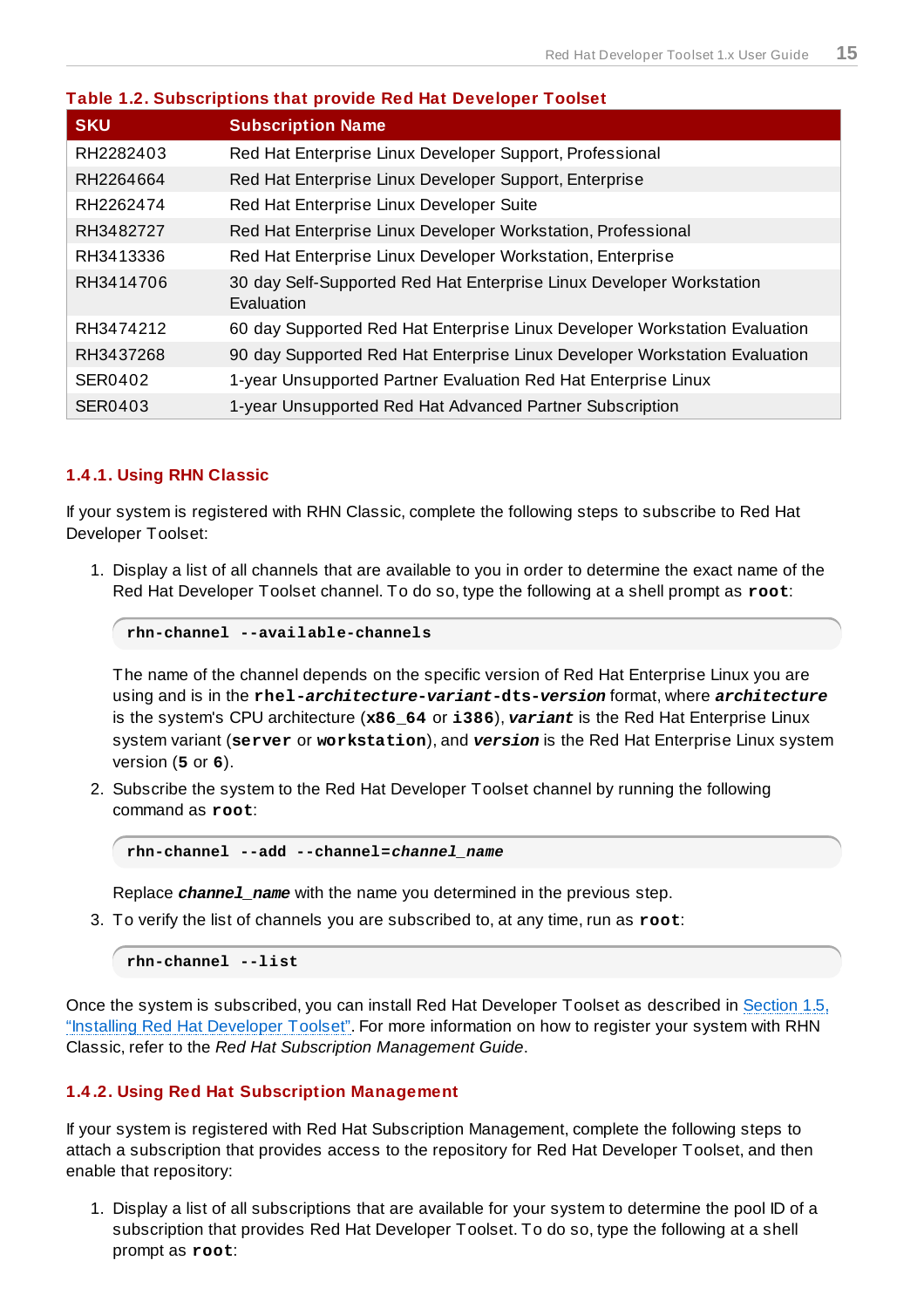**Table 1.2. Subscriptions that provide Red Hat Developer Toolset**

| SKU | Subscription Name |
| --- | --- |
| RH2282403 | Red Hat Enterprise Linux Developer Support, Professional |
| RH2264664 | Red Hat Enterprise Linux Developer Support, Enterprise |
| RH2262474 | Red Hat Enterprise Linux Developer Suite |
| RH3482727 | Red Hat Enterprise Linux Developer Workstation, Professional |
| RH3413336 | Red Hat Enterprise Linux Developer Workstation, Enterprise |
| RH3414706 | 30 day Self-Supported Red Hat Enterprise Linux Developer Workstation Evaluation |
| RH3474212 | 60 day Supported Red Hat Enterprise Linux Developer Workstation Evaluation |
| RH3437268 | 90 day Supported Red Hat Enterprise Linux Developer Workstation Evaluation |
| SER0402 | 1-year Unsupported Partner Evaluation Red Hat Enterprise Linux |
| SER0403 | 1-year Unsupported Red Hat Advanced Partner Subscription |

### 1.4.1. Using RHN Classic

If your system is registered with RHN Classic, complete the following steps to subscribe to Red Hat Developer Toolset:

1. Display a list of all channels that are available to you in order to determine the exact name of the Red Hat Developer Toolset channel. To do so, type the following at a shell prompt as **root**:

   ```
   rhn-channel --available-channels
   ```

   The name of the channel depends on the specific version of Red Hat Enterprise Linux you are using and is in the **rhel-*architecture*-*variant*-dts-*version*** format, where ***architecture*** is the system's CPU architecture (**x86_64** or **i386**), ***variant*** is the Red Hat Enterprise Linux system variant (**server** or **workstation**), and ***version*** is the Red Hat Enterprise Linux system version (**5** or **6**).

2. Subscribe the system to the Red Hat Developer Toolset channel by running the following command as **root**:

   ```
   rhn-channel --add --channel=channel_name
   ```

   Replace ***channel_name*** with the name you determined in the previous step.

3. To verify the list of channels you are subscribed to, at any time, run as **root**:

   ```
   rhn-channel --list
   ```

Once the system is subscribed, you can install Red Hat Developer Toolset as described in Section 1.5, "Installing Red Hat Developer Toolset". For more information on how to register your system with RHN Classic, refer to the *Red Hat Subscription Management Guide*.

### 1.4.2. Using Red Hat Subscription Management

If your system is registered with Red Hat Subscription Management, complete the following steps to attach a subscription that provides access to the repository for Red Hat Developer Toolset, and then enable that repository:

1. Display a list of all subscriptions that are available for your system to determine the pool ID of a subscription that provides Red Hat Developer Toolset. To do so, type the following at a shell prompt as **root**: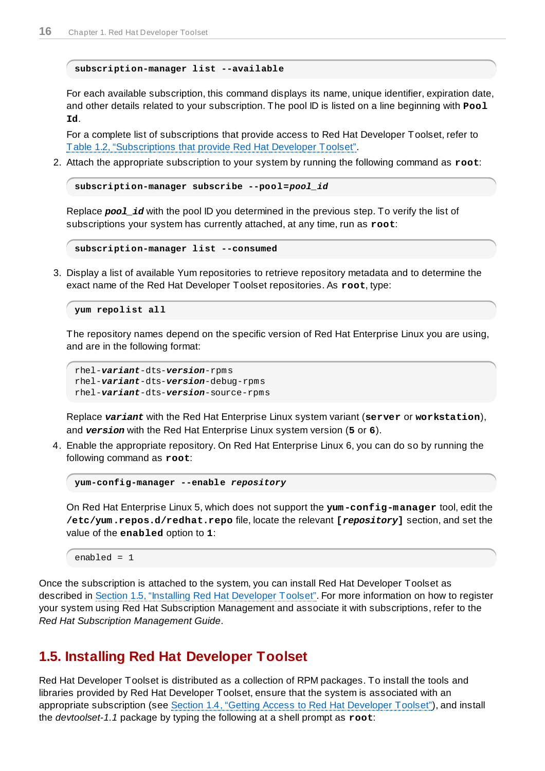```
subscription-manager list --available
```

For each available subscription, this command displays its name, unique identifier, expiration date, and other details related to your subscription. The pool ID is listed on a line beginning with **Pool Id**.

For a complete list of subscriptions that provide access to Red Hat Developer Toolset, refer to Table 1.2, "Subscriptions that provide Red Hat Developer Toolset".

2. Attach the appropriate subscription to your system by running the following command as **root**:

   ```
   subscription-manager subscribe --pool=pool_id
   ```

   Replace ***pool_id*** with the pool ID you determined in the previous step. To verify the list of subscriptions your system has currently attached, at any time, run as **root**:

   ```
   subscription-manager list --consumed
   ```

3. Display a list of available Yum repositories to retrieve repository metadata and to determine the exact name of the Red Hat Developer Toolset repositories. As **root**, type:

   ```
   yum repolist all
   ```

   The repository names depend on the specific version of Red Hat Enterprise Linux you are using, and are in the following format:

   ```
   rhel-variant-dts-version-rpms
   rhel-variant-dts-version-debug-rpms
   rhel-variant-dts-version-source-rpms
   ```

   Replace ***variant*** with the Red Hat Enterprise Linux system variant (**server** or **workstation**), and ***version*** with the Red Hat Enterprise Linux system version (**5** or **6**).

4. Enable the appropriate repository. On Red Hat Enterprise Linux 6, you can do so by running the following command as **root**:

   ```
   yum-config-manager --enable repository
   ```

   On Red Hat Enterprise Linux 5, which does not support the **yum-config-manager** tool, edit the **/etc/yum.repos.d/redhat.repo** file, locate the relevant **[*repository*]** section, and set the value of the **enabled** option to **1**:

   ```
   enabled = 1
   ```

Once the subscription is attached to the system, you can install Red Hat Developer Toolset as described in Section 1.5, "Installing Red Hat Developer Toolset". For more information on how to register your system using Red Hat Subscription Management and associate it with subscriptions, refer to the *Red Hat Subscription Management Guide*.

## 1.5. Installing Red Hat Developer Toolset

Red Hat Developer Toolset is distributed as a collection of RPM packages. To install the tools and libraries provided by Red Hat Developer Toolset, ensure that the system is associated with an appropriate subscription (see Section 1.4, "Getting Access to Red Hat Developer Toolset"), and install the *devtoolset-1.1* package by typing the following at a shell prompt as **root**: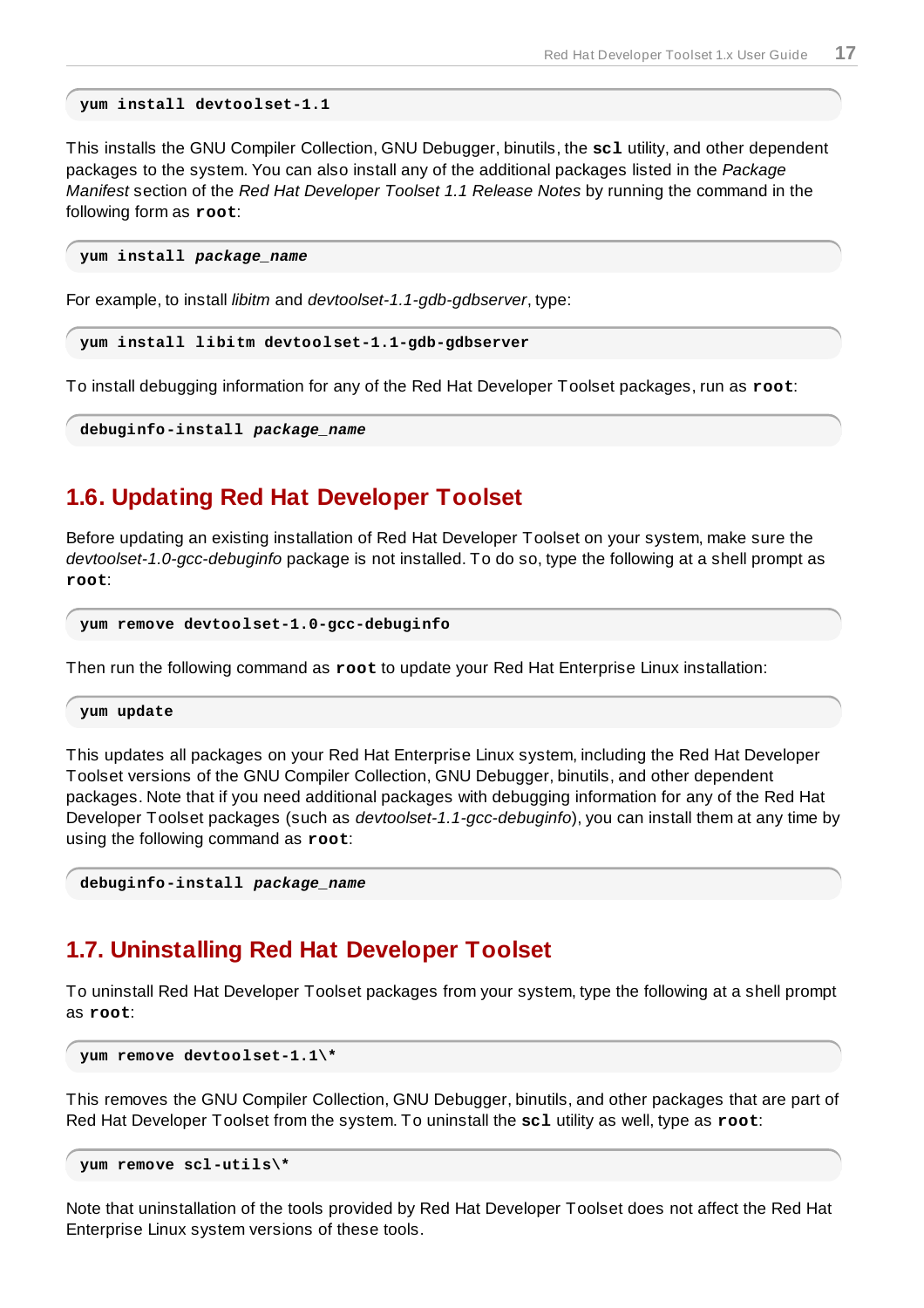```
yum install devtoolset-1.1
```

This installs the GNU Compiler Collection, GNU Debugger, binutils, the **scl** utility, and other dependent packages to the system. You can also install any of the additional packages listed in the *Package Manifest* section of the *Red Hat Developer Toolset 1.1 Release Notes* by running the command in the following form as **root**:

```
yum install package_name
```

For example, to install *libitm* and *devtoolset-1.1-gdb-gdbserver*, type:

```
yum install libitm devtoolset-1.1-gdb-gdbserver
```

To install debugging information for any of the Red Hat Developer Toolset packages, run as **root**:

```
debuginfo-install package_name
```

## 1.6. Updating Red Hat Developer Toolset

Before updating an existing installation of Red Hat Developer Toolset on your system, make sure the *devtoolset-1.0-gcc-debuginfo* package is not installed. To do so, type the following at a shell prompt as **root**:

```
yum remove devtoolset-1.0-gcc-debuginfo
```

Then run the following command as **root** to update your Red Hat Enterprise Linux installation:

```
yum update
```

This updates all packages on your Red Hat Enterprise Linux system, including the Red Hat Developer Toolset versions of the GNU Compiler Collection, GNU Debugger, binutils, and other dependent packages. Note that if you need additional packages with debugging information for any of the Red Hat Developer Toolset packages (such as *devtoolset-1.1-gcc-debuginfo*), you can install them at any time by using the following command as **root**:

```
debuginfo-install package_name
```

## 1.7. Uninstalling Red Hat Developer Toolset

To uninstall Red Hat Developer Toolset packages from your system, type the following at a shell prompt as **root**:

```
yum remove devtoolset-1.1\*
```

This removes the GNU Compiler Collection, GNU Debugger, binutils, and other packages that are part of Red Hat Developer Toolset from the system. To uninstall the **scl** utility as well, type as **root**:

```
yum remove scl-utils\*
```

Note that uninstallation of the tools provided by Red Hat Developer Toolset does not affect the Red Hat Enterprise Linux system versions of these tools.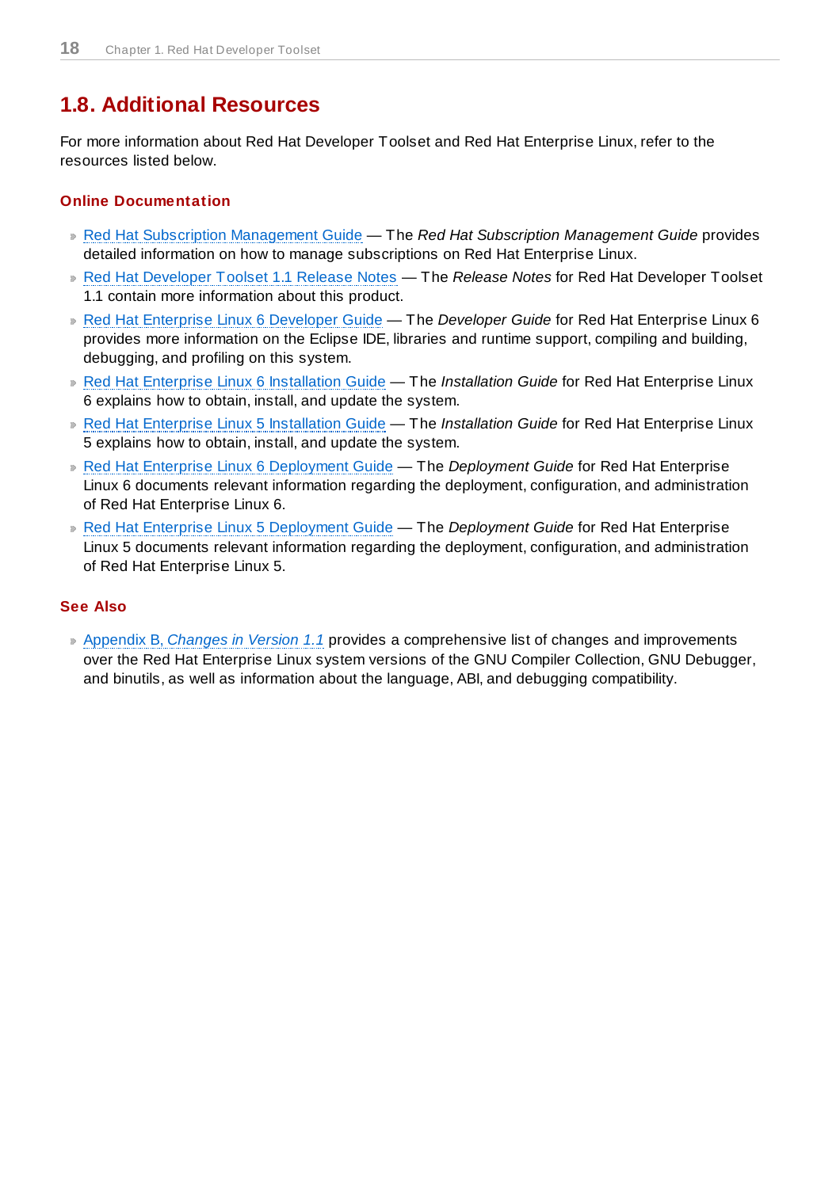## 1.8. Additional Resources

For more information about Red Hat Developer Toolset and Red Hat Enterprise Linux, refer to the resources listed below.

### Online Documentation

- Red Hat Subscription Management Guide — The *Red Hat Subscription Management Guide* provides detailed information on how to manage subscriptions on Red Hat Enterprise Linux.
- Red Hat Developer Toolset 1.1 Release Notes — The *Release Notes* for Red Hat Developer Toolset 1.1 contain more information about this product.
- Red Hat Enterprise Linux 6 Developer Guide — The *Developer Guide* for Red Hat Enterprise Linux 6 provides more information on the Eclipse IDE, libraries and runtime support, compiling and building, debugging, and profiling on this system.
- Red Hat Enterprise Linux 6 Installation Guide — The *Installation Guide* for Red Hat Enterprise Linux 6 explains how to obtain, install, and update the system.
- Red Hat Enterprise Linux 5 Installation Guide — The *Installation Guide* for Red Hat Enterprise Linux 5 explains how to obtain, install, and update the system.
- Red Hat Enterprise Linux 6 Deployment Guide — The *Deployment Guide* for Red Hat Enterprise Linux 6 documents relevant information regarding the deployment, configuration, and administration of Red Hat Enterprise Linux 6.
- Red Hat Enterprise Linux 5 Deployment Guide — The *Deployment Guide* for Red Hat Enterprise Linux 5 documents relevant information regarding the deployment, configuration, and administration of Red Hat Enterprise Linux 5.

### See Also

- Appendix B, *Changes in Version 1.1* provides a comprehensive list of changes and improvements over the Red Hat Enterprise Linux system versions of the GNU Compiler Collection, GNU Debugger, and binutils, as well as information about the language, ABI, and debugging compatibility.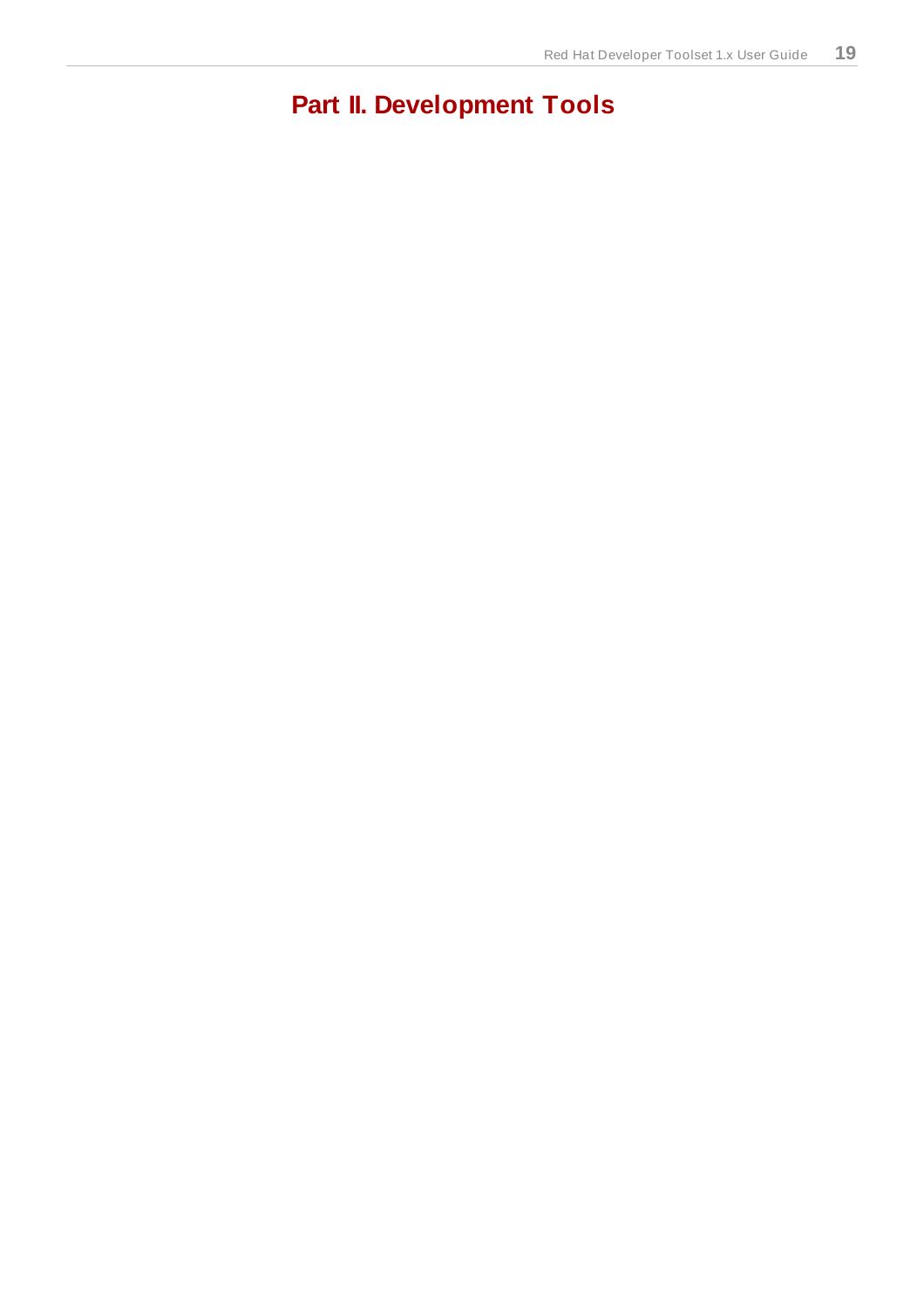# Part II. Development Tools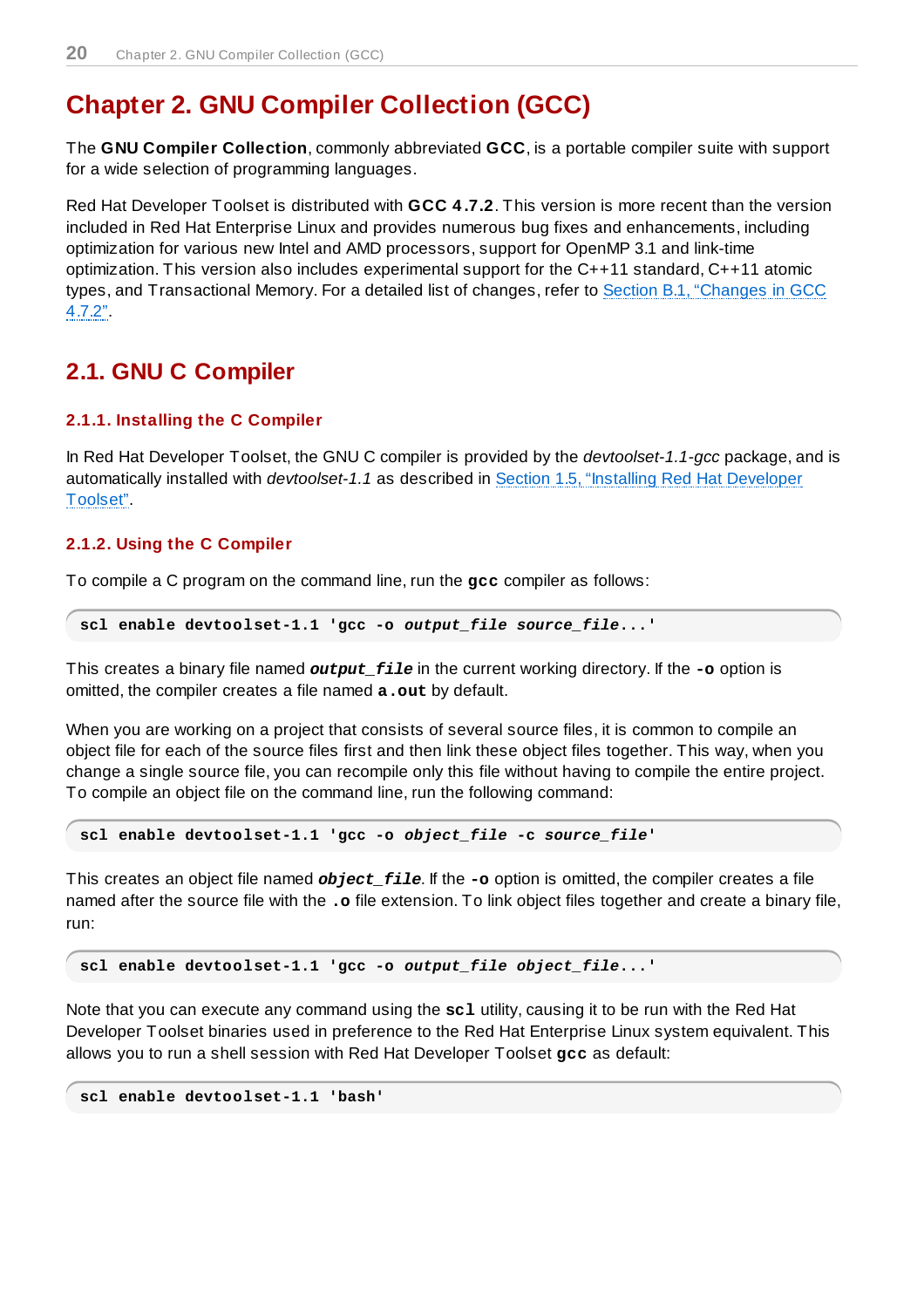# Chapter 2. GNU Compiler Collection (GCC)

The **GNU Compiler Collection**, commonly abbreviated **GCC**, is a portable compiler suite with support for a wide selection of programming languages.

Red Hat Developer Toolset is distributed with **GCC 4.7.2**. This version is more recent than the version included in Red Hat Enterprise Linux and provides numerous bug fixes and enhancements, including optimization for various new Intel and AMD processors, support for OpenMP 3.1 and link-time optimization. This version also includes experimental support for the C++11 standard, C++11 atomic types, and Transactional Memory. For a detailed list of changes, refer to Section B.1, “Changes in GCC 4.7.2”.

## 2.1. GNU C Compiler

### 2.1.1. Installing the C Compiler

In Red Hat Developer Toolset, the GNU C compiler is provided by the *devtoolset-1.1-gcc* package, and is automatically installed with *devtoolset-1.1* as described in Section 1.5, “Installing Red Hat Developer Toolset”.

### 2.1.2. Using the C Compiler

To compile a C program on the command line, run the **gcc** compiler as follows:

```
scl enable devtoolset-1.1 'gcc -o output_file source_file...'
```

This creates a binary file named ***output_file*** in the current working directory. If the **-o** option is omitted, the compiler creates a file named **a.out** by default.

When you are working on a project that consists of several source files, it is common to compile an object file for each of the source files first and then link these object files together. This way, when you change a single source file, you can recompile only this file without having to compile the entire project. To compile an object file on the command line, run the following command:

```
scl enable devtoolset-1.1 'gcc -o object_file -c source_file'
```

This creates an object file named ***object_file***. If the **-o** option is omitted, the compiler creates a file named after the source file with the **.o** file extension. To link object files together and create a binary file, run:

```
scl enable devtoolset-1.1 'gcc -o output_file object_file...'
```

Note that you can execute any command using the **scl** utility, causing it to be run with the Red Hat Developer Toolset binaries used in preference to the Red Hat Enterprise Linux system equivalent. This allows you to run a shell session with Red Hat Developer Toolset **gcc** as default:

```
scl enable devtoolset-1.1 'bash'
```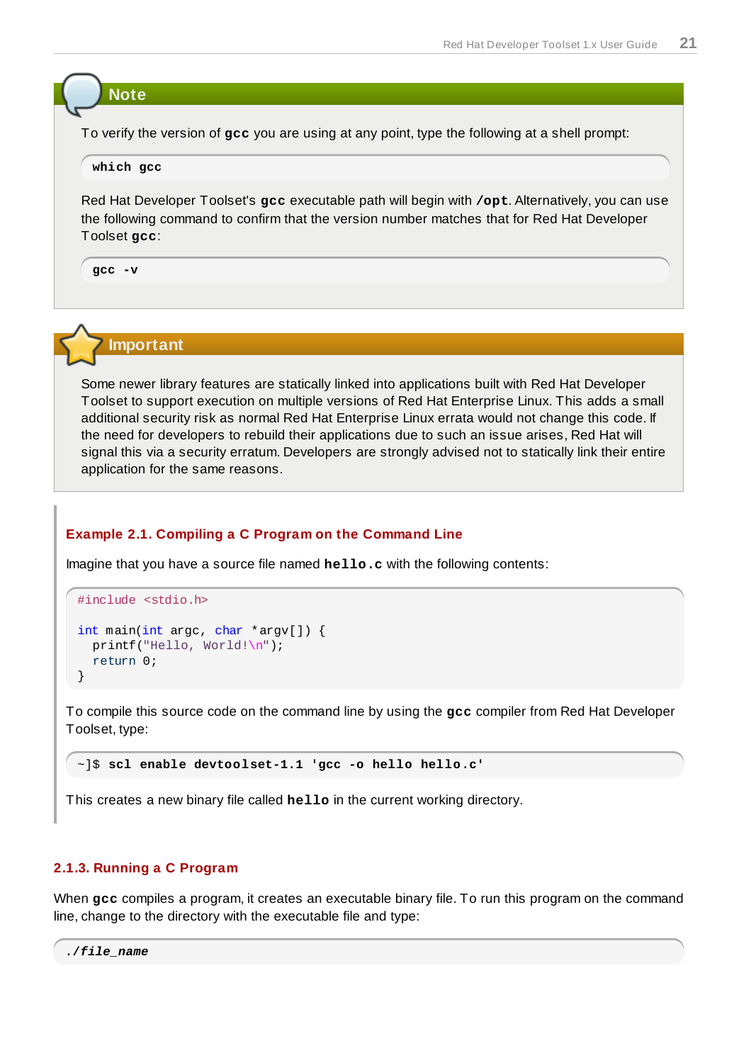> **Note**
>
> To verify the version of **gcc** you are using at any point, type the following at a shell prompt:
>
> ```
> which gcc
> ```
>
> Red Hat Developer Toolset's **gcc** executable path will begin with **/opt**. Alternatively, you can use the following command to confirm that the version number matches that for Red Hat Developer Toolset **gcc**:
>
> ```
> gcc -v
> ```

> **Important**
>
> Some newer library features are statically linked into applications built with Red Hat Developer Toolset to support execution on multiple versions of Red Hat Enterprise Linux. This adds a small additional security risk as normal Red Hat Enterprise Linux errata would not change this code. If the need for developers to rebuild their applications due to such an issue arises, Red Hat will signal this via a security erratum. Developers are strongly advised not to statically link their entire application for the same reasons.

**Example 2.1. Compiling a C Program on the Command Line**

Imagine that you have a source file named **hello.c** with the following contents:

```c
#include <stdio.h>

int main(int argc, char *argv[]) {
  printf("Hello, World!\n");
  return 0;
}
```

To compile this source code on the command line by using the **gcc** compiler from Red Hat Developer Toolset, type:

```
~]$ scl enable devtoolset-1.1 'gcc -o hello hello.c'
```

This creates a new binary file called **hello** in the current working directory.

### 2.1.3. Running a C Program

When **gcc** compiles a program, it creates an executable binary file. To run this program on the command line, change to the directory with the executable file and type:

```
./file_name
```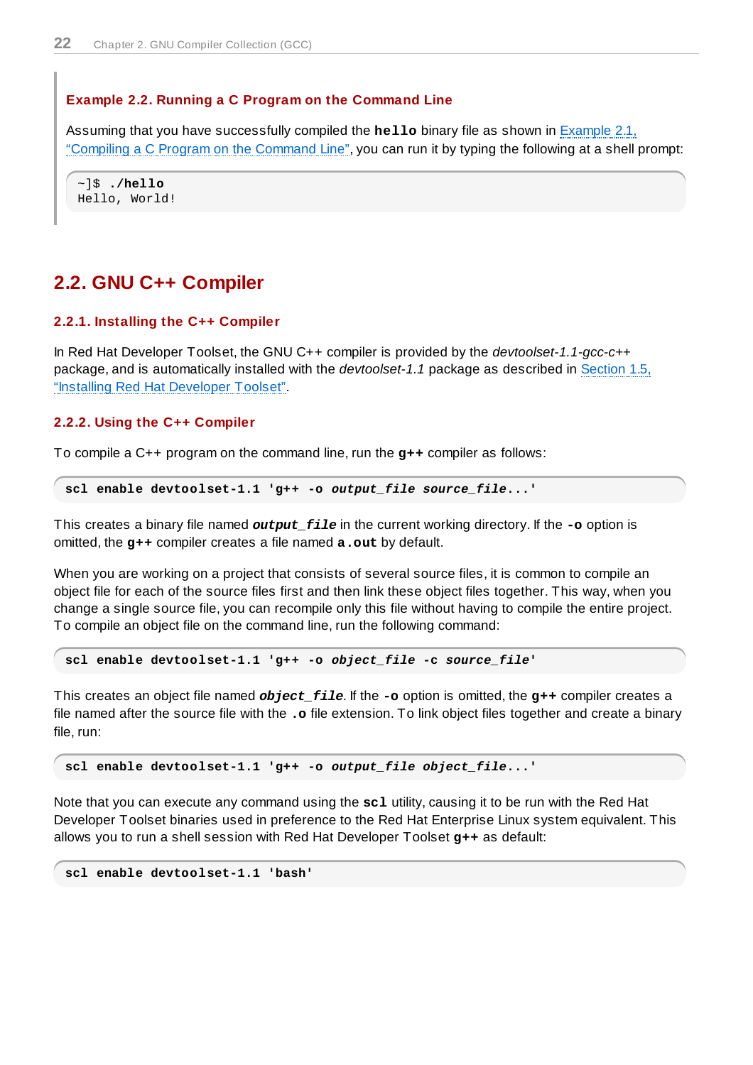**Example 2.2. Running a C Program on the Command Line**

Assuming that you have successfully compiled the **hello** binary file as shown in Example 2.1, "Compiling a C Program on the Command Line", you can run it by typing the following at a shell prompt:

```
~]$ ./hello
Hello, World!
```

## 2.2. GNU C++ Compiler

### 2.2.1. Installing the C++ Compiler

In Red Hat Developer Toolset, the GNU C++ compiler is provided by the *devtoolset-1.1-gcc-c++* package, and is automatically installed with the *devtoolset-1.1* package as described in Section 1.5, "Installing Red Hat Developer Toolset".

### 2.2.2. Using the C++ Compiler

To compile a C++ program on the command line, run the **g++** compiler as follows:

```
scl enable devtoolset-1.1 'g++ -o output_file source_file...'
```

This creates a binary file named ***output_file*** in the current working directory. If the **-o** option is omitted, the **g++** compiler creates a file named **a.out** by default.

When you are working on a project that consists of several source files, it is common to compile an object file for each of the source files first and then link these object files together. This way, when you change a single source file, you can recompile only this file without having to compile the entire project. To compile an object file on the command line, run the following command:

```
scl enable devtoolset-1.1 'g++ -o object_file -c source_file'
```

This creates an object file named ***object_file***. If the **-o** option is omitted, the **g++** compiler creates a file named after the source file with the **.o** file extension. To link object files together and create a binary file, run:

```
scl enable devtoolset-1.1 'g++ -o output_file object_file...'
```

Note that you can execute any command using the **scl** utility, causing it to be run with the Red Hat Developer Toolset binaries used in preference to the Red Hat Enterprise Linux system equivalent. This allows you to run a shell session with Red Hat Developer Toolset **g++** as default:

```
scl enable devtoolset-1.1 'bash'
```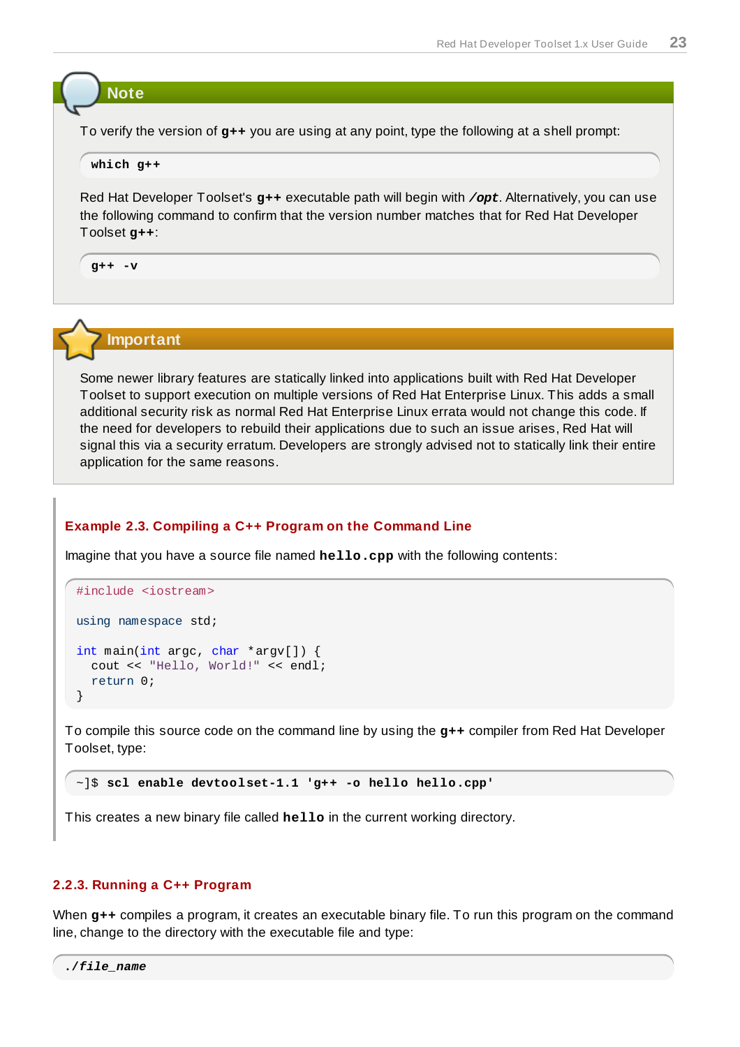> **Note**
>
> To verify the version of **g++** you are using at any point, type the following at a shell prompt:
>
> ```
> which g++
> ```
>
> Red Hat Developer Toolset's **g++** executable path will begin with ***/opt***. Alternatively, you can use the following command to confirm that the version number matches that for Red Hat Developer Toolset **g++**:
>
> ```
> g++ -v
> ```

> **Important**
>
> Some newer library features are statically linked into applications built with Red Hat Developer Toolset to support execution on multiple versions of Red Hat Enterprise Linux. This adds a small additional security risk as normal Red Hat Enterprise Linux errata would not change this code. If the need for developers to rebuild their applications due to such an issue arises, Red Hat will signal this via a security erratum. Developers are strongly advised not to statically link their entire application for the same reasons.

**Example 2.3. Compiling a C++ Program on the Command Line**

Imagine that you have a source file named **hello.cpp** with the following contents:

```
#include <iostream>

using namespace std;

int main(int argc, char *argv[]) {
  cout << "Hello, World!" << endl;
  return 0;
}
```

To compile this source code on the command line by using the **g++** compiler from Red Hat Developer Toolset, type:

```
~]$ scl enable devtoolset-1.1 'g++ -o hello hello.cpp'
```

This creates a new binary file called **hello** in the current working directory.

### 2.2.3. Running a C++ Program

When **g++** compiles a program, it creates an executable binary file. To run this program on the command line, change to the directory with the executable file and type:

```
./file_name
```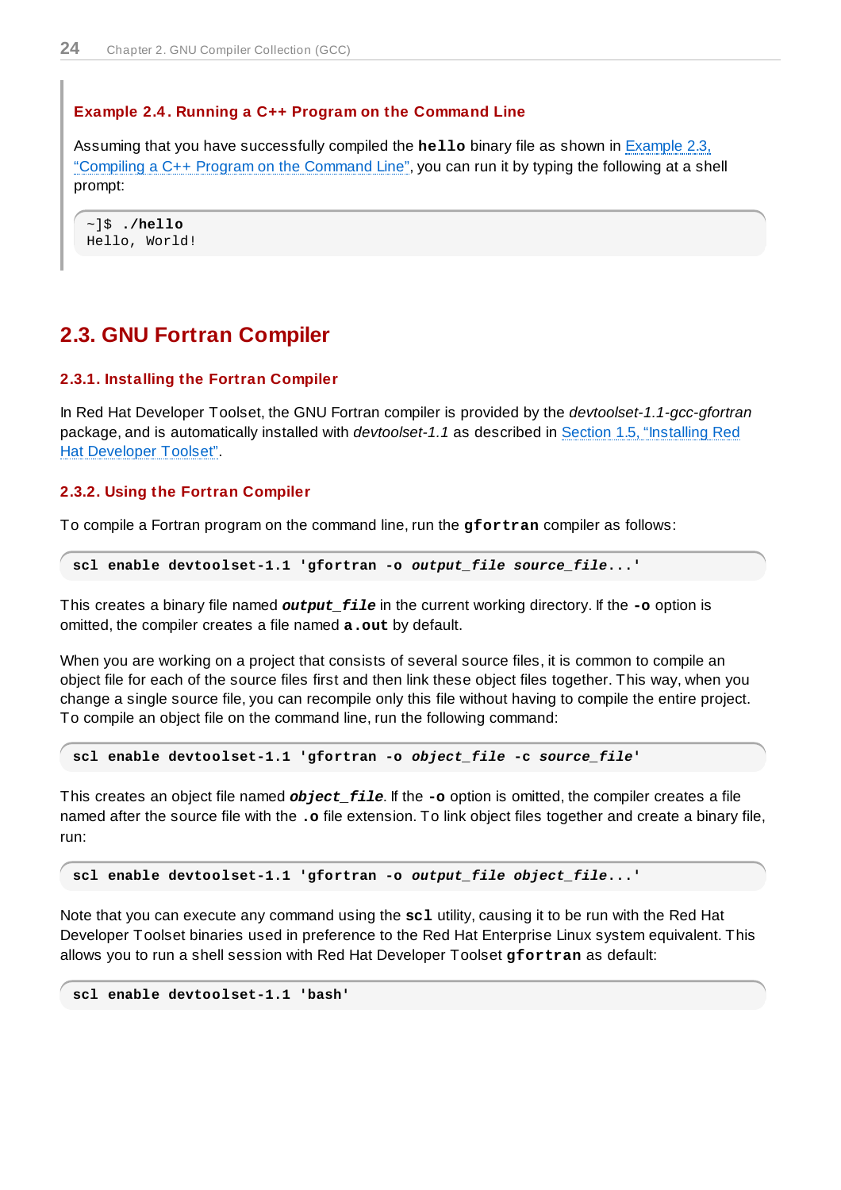**Example 2.4. Running a C++ Program on the Command Line**

Assuming that you have successfully compiled the **hello** binary file as shown in Example 2.3, "Compiling a C++ Program on the Command Line", you can run it by typing the following at a shell prompt:

```
~]$ ./hello
Hello, World!
```

## 2.3. GNU Fortran Compiler

### 2.3.1. Installing the Fortran Compiler

In Red Hat Developer Toolset, the GNU Fortran compiler is provided by the *devtoolset-1.1-gcc-gfortran* package, and is automatically installed with *devtoolset-1.1* as described in Section 1.5, "Installing Red Hat Developer Toolset".

### 2.3.2. Using the Fortran Compiler

To compile a Fortran program on the command line, run the **gfortran** compiler as follows:

```
scl enable devtoolset-1.1 'gfortran -o output_file source_file...'
```

This creates a binary file named ***output_file*** in the current working directory. If the **-o** option is omitted, the compiler creates a file named **a.out** by default.

When you are working on a project that consists of several source files, it is common to compile an object file for each of the source files first and then link these object files together. This way, when you change a single source file, you can recompile only this file without having to compile the entire project. To compile an object file on the command line, run the following command:

```
scl enable devtoolset-1.1 'gfortran -o object_file -c source_file'
```

This creates an object file named ***object_file***. If the **-o** option is omitted, the compiler creates a file named after the source file with the **.o** file extension. To link object files together and create a binary file, run:

```
scl enable devtoolset-1.1 'gfortran -o output_file object_file...'
```

Note that you can execute any command using the **scl** utility, causing it to be run with the Red Hat Developer Toolset binaries used in preference to the Red Hat Enterprise Linux system equivalent. This allows you to run a shell session with Red Hat Developer Toolset **gfortran** as default:

```
scl enable devtoolset-1.1 'bash'
```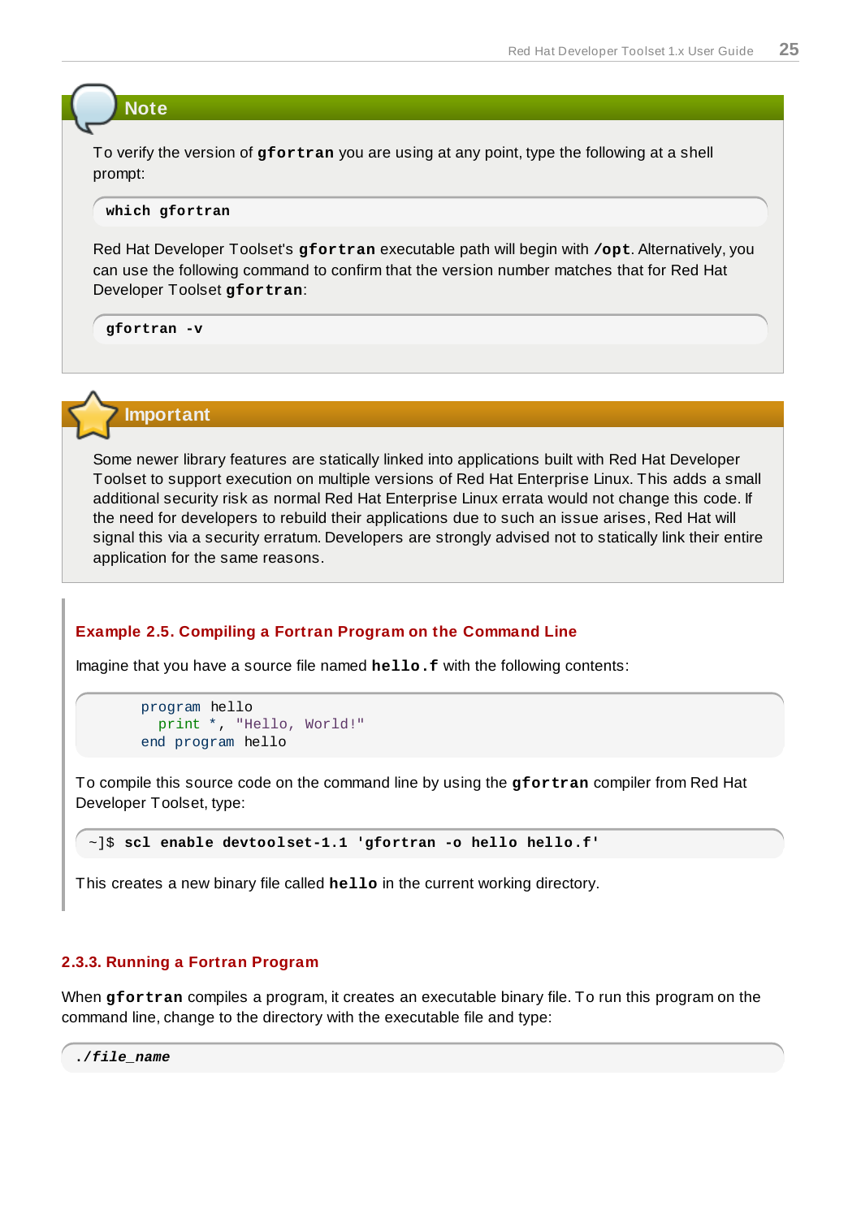> **Note**
>
> To verify the version of **gfortran** you are using at any point, type the following at a shell prompt:
>
> ```
> which gfortran
> ```
>
> Red Hat Developer Toolset's **gfortran** executable path will begin with **/opt**. Alternatively, you can use the following command to confirm that the version number matches that for Red Hat Developer Toolset **gfortran**:
>
> ```
> gfortran -v
> ```

> **Important**
>
> Some newer library features are statically linked into applications built with Red Hat Developer Toolset to support execution on multiple versions of Red Hat Enterprise Linux. This adds a small additional security risk as normal Red Hat Enterprise Linux errata would not change this code. If the need for developers to rebuild their applications due to such an issue arises, Red Hat will signal this via a security erratum. Developers are strongly advised not to statically link their entire application for the same reasons.

**Example 2.5. Compiling a Fortran Program on the Command Line**

Imagine that you have a source file named **hello.f** with the following contents:

```
      program hello
        print *, "Hello, World!"
      end program hello
```

To compile this source code on the command line by using the **gfortran** compiler from Red Hat Developer Toolset, type:

```
~]$ scl enable devtoolset-1.1 'gfortran -o hello hello.f'
```

This creates a new binary file called **hello** in the current working directory.

### 2.3.3. Running a Fortran Program

When **gfortran** compiles a program, it creates an executable binary file. To run this program on the command line, change to the directory with the executable file and type:

```
./file_name
```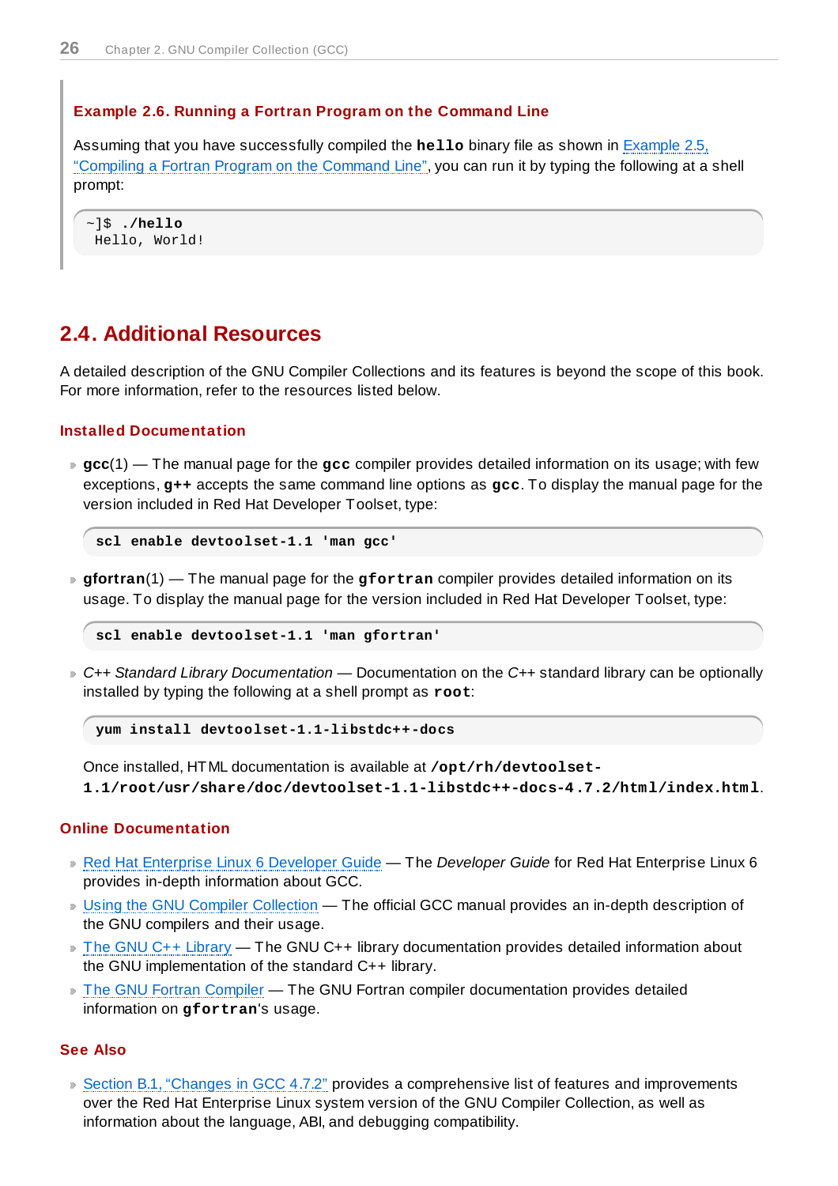**Example 2.6. Running a Fortran Program on the Command Line**

Assuming that you have successfully compiled the **hello** binary file as shown in Example 2.5, "Compiling a Fortran Program on the Command Line", you can run it by typing the following at a shell prompt:

```
~]$ ./hello
 Hello, World!
```

## 2.4. Additional Resources

A detailed description of the GNU Compiler Collections and its features is beyond the scope of this book. For more information, refer to the resources listed below.

### Installed Documentation

- **gcc**(1) — The manual page for the **gcc** compiler provides detailed information on its usage; with few exceptions, **g++** accepts the same command line options as **gcc**. To display the manual page for the version included in Red Hat Developer Toolset, type:

  ```
  scl enable devtoolset-1.1 'man gcc'
  ```

- **gfortran**(1) — The manual page for the **gfortran** compiler provides detailed information on its usage. To display the manual page for the version included in Red Hat Developer Toolset, type:

  ```
  scl enable devtoolset-1.1 'man gfortran'
  ```

- *C++ Standard Library Documentation* — Documentation on the C++ standard library can be optionally installed by typing the following at a shell prompt as **root**:

  ```
  yum install devtoolset-1.1-libstdc++-docs
  ```

  Once installed, HTML documentation is available at **/opt/rh/devtoolset-1.1/root/usr/share/doc/devtoolset-1.1-libstdc++-docs-4.7.2/html/index.html**.

### Online Documentation

- Red Hat Enterprise Linux 6 Developer Guide — The *Developer Guide* for Red Hat Enterprise Linux 6 provides in-depth information about GCC.
- Using the GNU Compiler Collection — The official GCC manual provides an in-depth description of the GNU compilers and their usage.
- The GNU C++ Library — The GNU C++ library documentation provides detailed information about the GNU implementation of the standard C++ library.
- The GNU Fortran Compiler — The GNU Fortran compiler documentation provides detailed information on **gfortran**'s usage.

### See Also

- Section B.1, "Changes in GCC 4.7.2" provides a comprehensive list of features and improvements over the Red Hat Enterprise Linux system version of the GNU Compiler Collection, as well as information about the language, ABI, and debugging compatibility.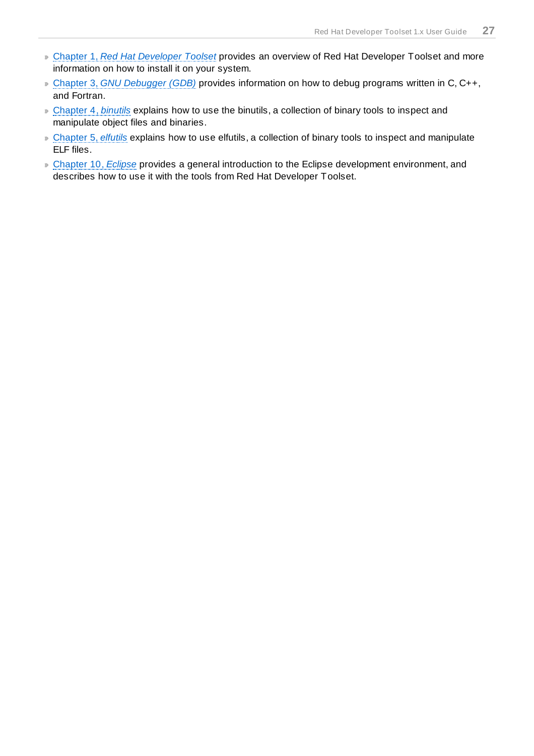- Chapter 1, *Red Hat Developer Toolset* provides an overview of Red Hat Developer Toolset and more information on how to install it on your system.
- Chapter 3, *GNU Debugger (GDB)* provides information on how to debug programs written in C, C++, and Fortran.
- Chapter 4, *binutils* explains how to use the binutils, a collection of binary tools to inspect and manipulate object files and binaries.
- Chapter 5, *elfutils* explains how to use elfutils, a collection of binary tools to inspect and manipulate ELF files.
- Chapter 10, *Eclipse* provides a general introduction to the Eclipse development environment, and describes how to use it with the tools from Red Hat Developer Toolset.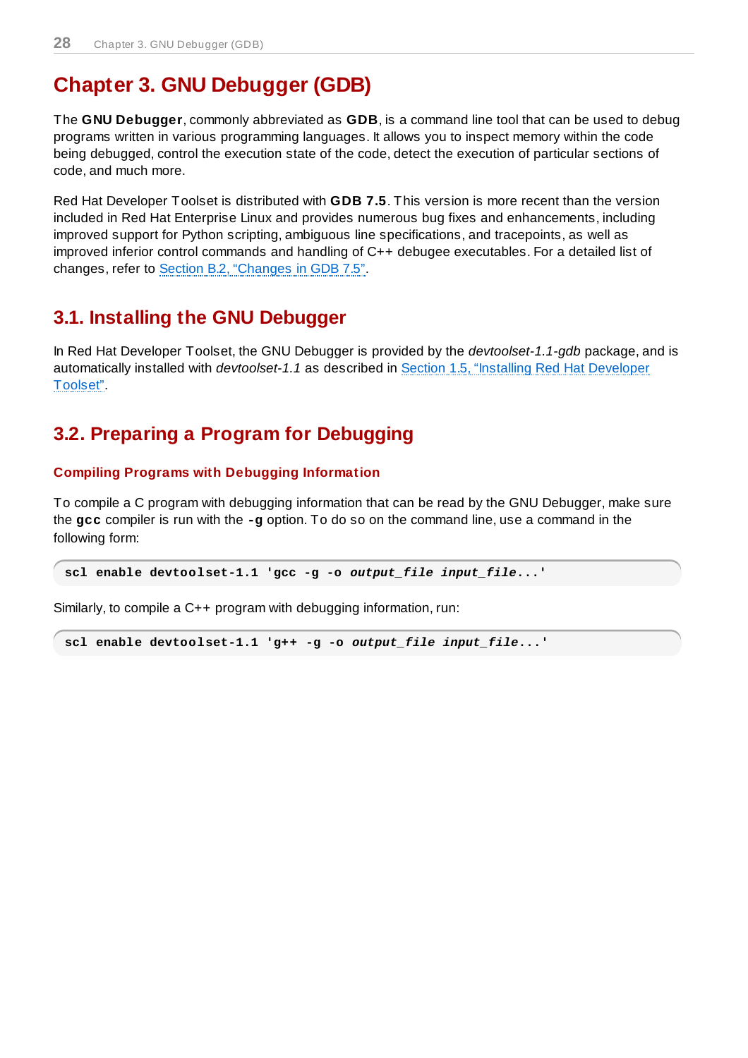# Chapter 3. GNU Debugger (GDB)

The **GNU Debugger**, commonly abbreviated as **GDB**, is a command line tool that can be used to debug programs written in various programming languages. It allows you to inspect memory within the code being debugged, control the execution state of the code, detect the execution of particular sections of code, and much more.

Red Hat Developer Toolset is distributed with **GDB 7.5**. This version is more recent than the version included in Red Hat Enterprise Linux and provides numerous bug fixes and enhancements, including improved support for Python scripting, ambiguous line specifications, and tracepoints, as well as improved inferior control commands and handling of C++ debugee executables. For a detailed list of changes, refer to Section B.2, "Changes in GDB 7.5".

## 3.1. Installing the GNU Debugger

In Red Hat Developer Toolset, the GNU Debugger is provided by the *devtoolset-1.1-gdb* package, and is automatically installed with *devtoolset-1.1* as described in Section 1.5, "Installing Red Hat Developer Toolset".

## 3.2. Preparing a Program for Debugging

### Compiling Programs with Debugging Information

To compile a C program with debugging information that can be read by the GNU Debugger, make sure the **gcc** compiler is run with the **-g** option. To do so on the command line, use a command in the following form:

```
scl enable devtoolset-1.1 'gcc -g -o output_file input_file...'
```

Similarly, to compile a C++ program with debugging information, run:

```
scl enable devtoolset-1.1 'g++ -g -o output_file input_file...'
```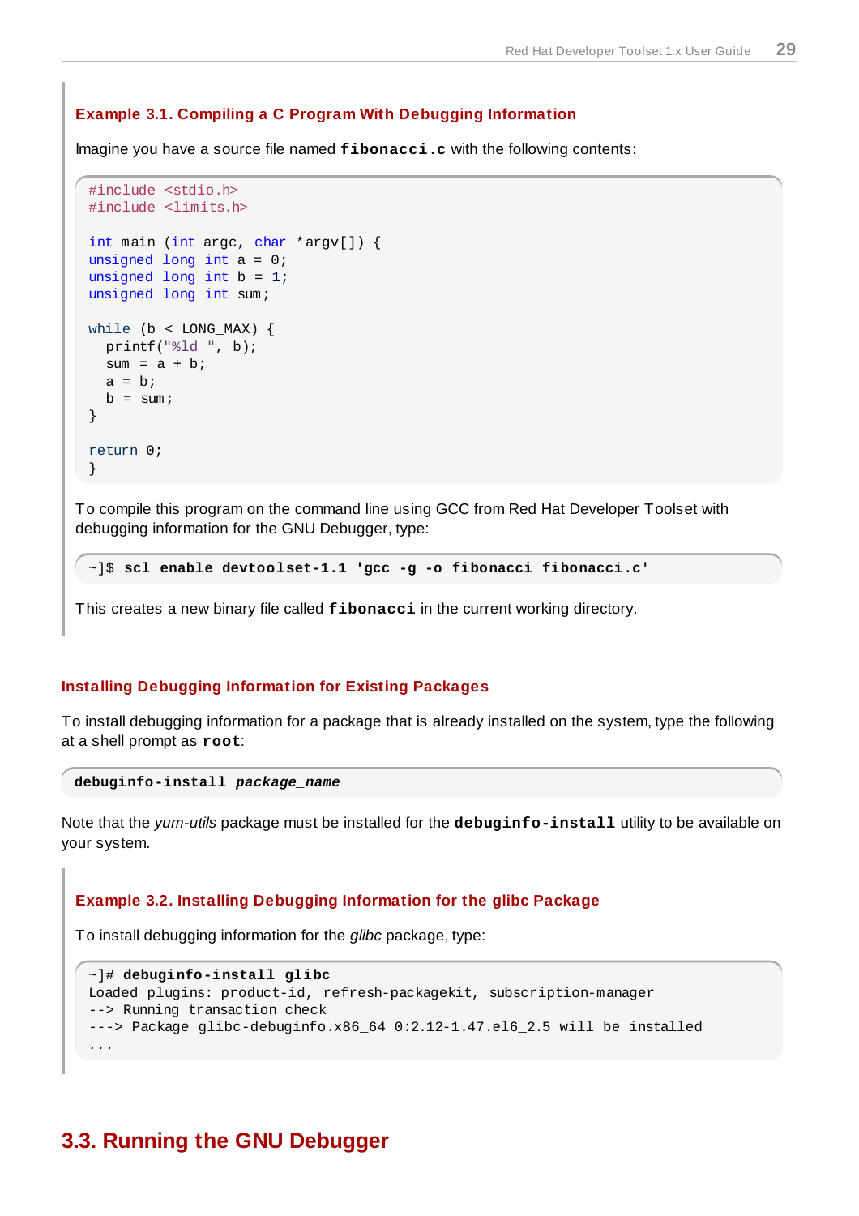**Example 3.1. Compiling a C Program With Debugging Information**

Imagine you have a source file named **fibonacci.c** with the following contents:

```
#include <stdio.h>
#include <limits.h>

int main (int argc, char *argv[]) {
unsigned long int a = 0;
unsigned long int b = 1;
unsigned long int sum;

while (b < LONG_MAX) {
  printf("%ld ", b);
  sum = a + b;
  a = b;
  b = sum;
}

return 0;
}
```

To compile this program on the command line using GCC from Red Hat Developer Toolset with debugging information for the GNU Debugger, type:

```
~]$ scl enable devtoolset-1.1 'gcc -g -o fibonacci fibonacci.c'
```

This creates a new binary file called **fibonacci** in the current working directory.

### Installing Debugging Information for Existing Packages

To install debugging information for a package that is already installed on the system, type the following at a shell prompt as **root**:

```
debuginfo-install package_name
```

Note that the *yum-utils* package must be installed for the **debuginfo-install** utility to be available on your system.

**Example 3.2. Installing Debugging Information for the glibc Package**

To install debugging information for the *glibc* package, type:

```
~]# debuginfo-install glibc
Loaded plugins: product-id, refresh-packagekit, subscription-manager
--> Running transaction check
---> Package glibc-debuginfo.x86_64 0:2.12-1.47.el6_2.5 will be installed
...
```

## 3.3. Running the GNU Debugger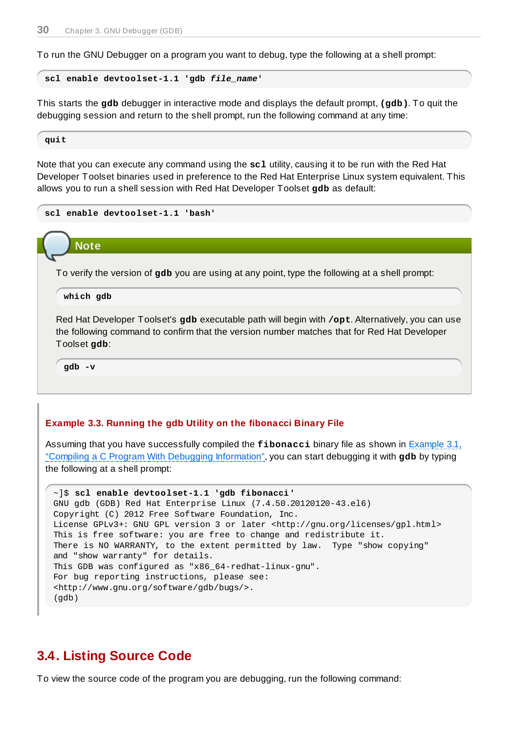To run the GNU Debugger on a program you want to debug, type the following at a shell prompt:

```
scl enable devtoolset-1.1 'gdb file_name'
```

This starts the **gdb** debugger in interactive mode and displays the default prompt, **(gdb)**. To quit the debugging session and return to the shell prompt, run the following command at any time:

```
quit
```

Note that you can execute any command using the **scl** utility, causing it to be run with the Red Hat Developer Toolset binaries used in preference to the Red Hat Enterprise Linux system equivalent. This allows you to run a shell session with Red Hat Developer Toolset **gdb** as default:

```
scl enable devtoolset-1.1 'bash'
```

> **Note**
>
> To verify the version of **gdb** you are using at any point, type the following at a shell prompt:
>
> ```
> which gdb
> ```
>
> Red Hat Developer Toolset's **gdb** executable path will begin with **/opt**. Alternatively, you can use the following command to confirm that the version number matches that for Red Hat Developer Toolset **gdb**:
>
> ```
> gdb -v
> ```

**Example 3.3. Running the gdb Utility on the fibonacci Binary File**

Assuming that you have successfully compiled the **fibonacci** binary file as shown in Example 3.1, "Compiling a C Program With Debugging Information", you can start debugging it with **gdb** by typing the following at a shell prompt:

```
~]$ scl enable devtoolset-1.1 'gdb fibonacci'
GNU gdb (GDB) Red Hat Enterprise Linux (7.4.50.20120120-43.el6)
Copyright (C) 2012 Free Software Foundation, Inc.
License GPLv3+: GNU GPL version 3 or later <http://gnu.org/licenses/gpl.html>
This is free software: you are free to change and redistribute it.
There is NO WARRANTY, to the extent permitted by law.  Type "show copying"
and "show warranty" for details.
This GDB was configured as "x86_64-redhat-linux-gnu".
For bug reporting instructions, please see:
<http://www.gnu.org/software/gdb/bugs/>.
(gdb)
```

## 3.4. Listing Source Code

To view the source code of the program you are debugging, run the following command: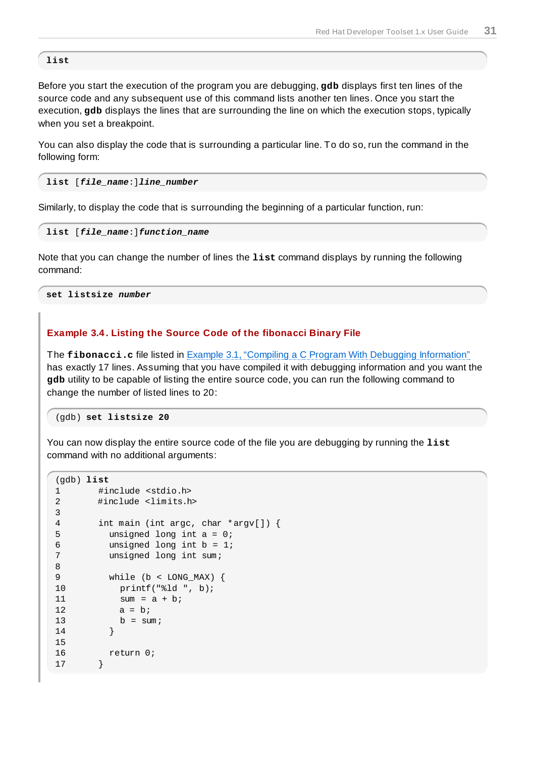```
list
```

Before you start the execution of the program you are debugging, **gdb** displays first ten lines of the source code and any subsequent use of this command lists another ten lines. Once you start the execution, **gdb** displays the lines that are surrounding the line on which the execution stops, typically when you set a breakpoint.

You can also display the code that is surrounding a particular line. To do so, run the command in the following form:

```
list [file_name:]line_number
```

Similarly, to display the code that is surrounding the beginning of a particular function, run:

```
list [file_name:]function_name
```

Note that you can change the number of lines the **list** command displays by running the following command:

```
set listsize number
```

### Example 3.4. Listing the Source Code of the fibonacci Binary File

The **fibonacci.c** file listed in Example 3.1, "Compiling a C Program With Debugging Information" has exactly 17 lines. Assuming that you have compiled it with debugging information and you want the **gdb** utility to be capable of listing the entire source code, you can run the following command to change the number of listed lines to 20:

```
(gdb) set listsize 20
```

You can now display the entire source code of the file you are debugging by running the **list** command with no additional arguments:

```
(gdb) list
1       #include <stdio.h>
2       #include <limits.h>
3
4       int main (int argc, char *argv[]) {
5         unsigned long int a = 0;
6         unsigned long int b = 1;
7         unsigned long int sum;
8
9         while (b < LONG_MAX) {
10          printf("%ld ", b);
11          sum = a + b;
12          a = b;
13          b = sum;
14        }
15
16        return 0;
17      }
```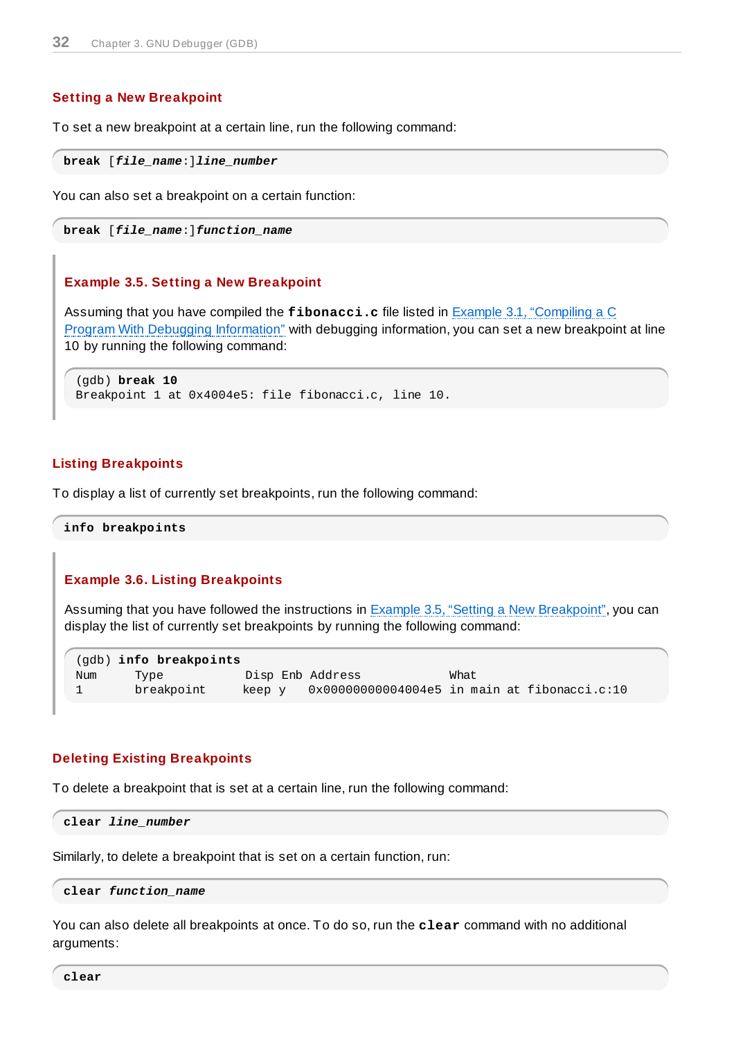### Setting a New Breakpoint

To set a new breakpoint at a certain line, run the following command:

```
break [file_name:]line_number
```

You can also set a breakpoint on a certain function:

```
break [file_name:]function_name
```

#### Example 3.5. Setting a New Breakpoint

Assuming that you have compiled the **fibonacci.c** file listed in Example 3.1, "Compiling a C Program With Debugging Information" with debugging information, you can set a new breakpoint at line 10 by running the following command:

```
(gdb) break 10
Breakpoint 1 at 0x4004e5: file fibonacci.c, line 10.
```

### Listing Breakpoints

To display a list of currently set breakpoints, run the following command:

```
info breakpoints
```

#### Example 3.6. Listing Breakpoints

Assuming that you have followed the instructions in Example 3.5, "Setting a New Breakpoint", you can display the list of currently set breakpoints by running the following command:

```
(gdb) info breakpoints
Num     Type           Disp Enb Address            What
1       breakpoint     keep y   0x00000000004004e5 in main at fibonacci.c:10
```

### Deleting Existing Breakpoints

To delete a breakpoint that is set at a certain line, run the following command:

```
clear line_number
```

Similarly, to delete a breakpoint that is set on a certain function, run:

```
clear function_name
```

You can also delete all breakpoints at once. To do so, run the **clear** command with no additional arguments:

```
clear
```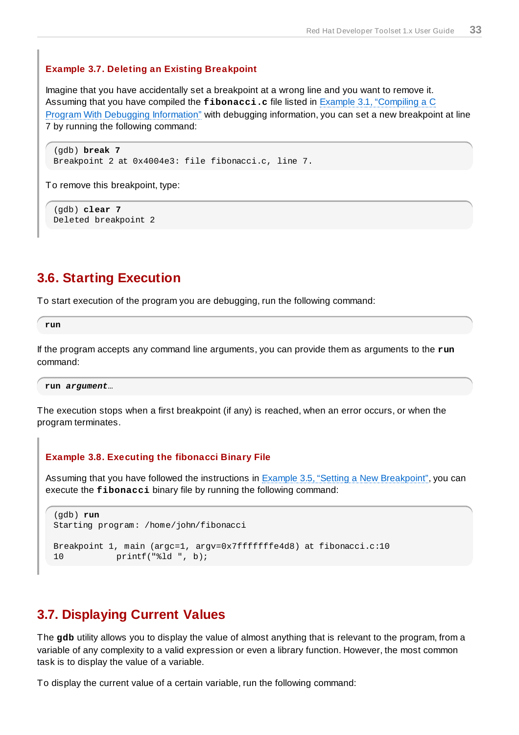**Example 3.7. Deleting an Existing Breakpoint**

Imagine that you have accidentally set a breakpoint at a wrong line and you want to remove it. Assuming that you have compiled the **fibonacci.c** file listed in Example 3.1, "Compiling a C Program With Debugging Information" with debugging information, you can set a new breakpoint at line 7 by running the following command:

```
(gdb) break 7
Breakpoint 2 at 0x4004e3: file fibonacci.c, line 7.
```

To remove this breakpoint, type:

```
(gdb) clear 7
Deleted breakpoint 2
```

## 3.6. Starting Execution

To start execution of the program you are debugging, run the following command:

```
run
```

If the program accepts any command line arguments, you can provide them as arguments to the **run** command:

```
run argument…
```

The execution stops when a first breakpoint (if any) is reached, when an error occurs, or when the program terminates.

**Example 3.8. Executing the fibonacci Binary File**

Assuming that you have followed the instructions in Example 3.5, "Setting a New Breakpoint", you can execute the **fibonacci** binary file by running the following command:

```
(gdb) run
Starting program: /home/john/fibonacci

Breakpoint 1, main (argc=1, argv=0x7fffffffe4d8) at fibonacci.c:10
10          printf("%ld ", b);
```

## 3.7. Displaying Current Values

The **gdb** utility allows you to display the value of almost anything that is relevant to the program, from a variable of any complexity to a valid expression or even a library function. However, the most common task is to display the value of a variable.

To display the current value of a certain variable, run the following command: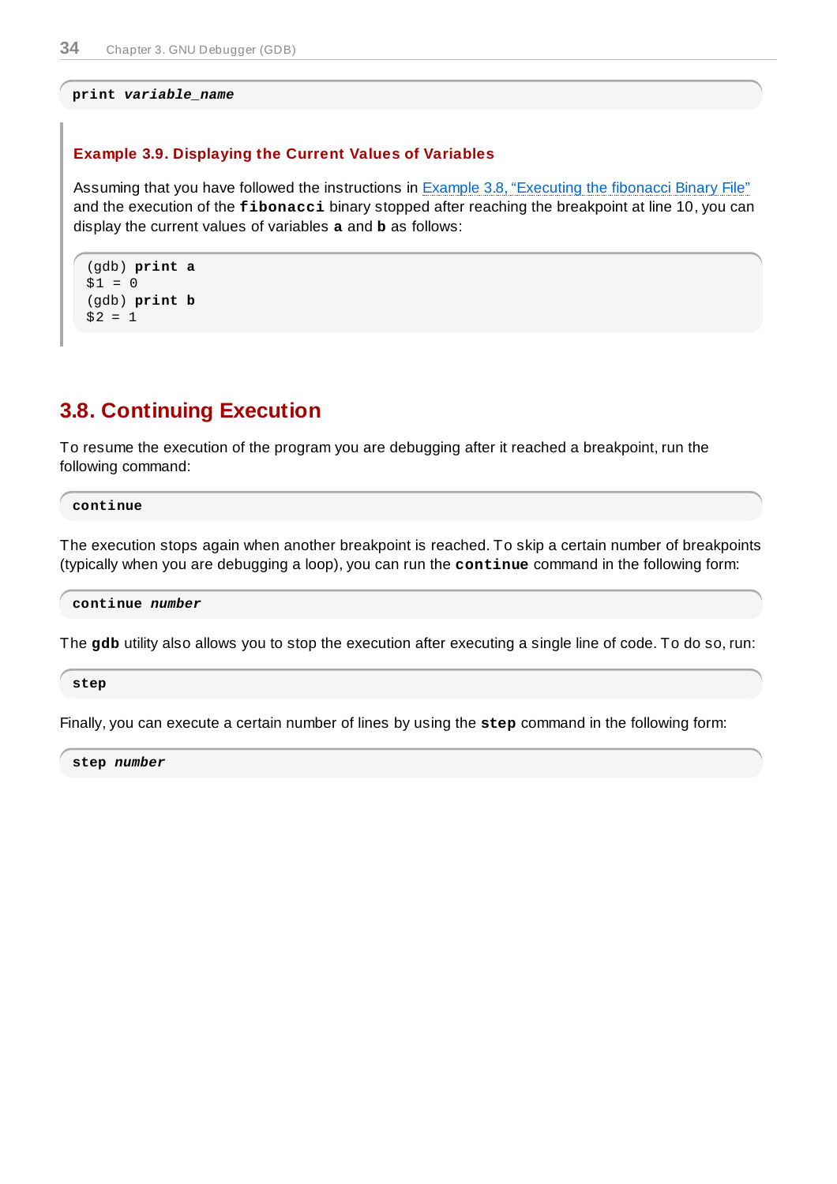```
print variable_name
```

**Example 3.9. Displaying the Current Values of Variables**

Assuming that you have followed the instructions in Example 3.8, “Executing the fibonacci Binary File” and the execution of the **fibonacci** binary stopped after reaching the breakpoint at line 10, you can display the current values of variables **a** and **b** as follows:

```
(gdb) print a
$1 = 0
(gdb) print b
$2 = 1
```

## 3.8. Continuing Execution

To resume the execution of the program you are debugging after it reached a breakpoint, run the following command:

```
continue
```

The execution stops again when another breakpoint is reached. To skip a certain number of breakpoints (typically when you are debugging a loop), you can run the **continue** command in the following form:

```
continue number
```

The **gdb** utility also allows you to stop the execution after executing a single line of code. To do so, run:

```
step
```

Finally, you can execute a certain number of lines by using the **step** command in the following form:

```
step number
```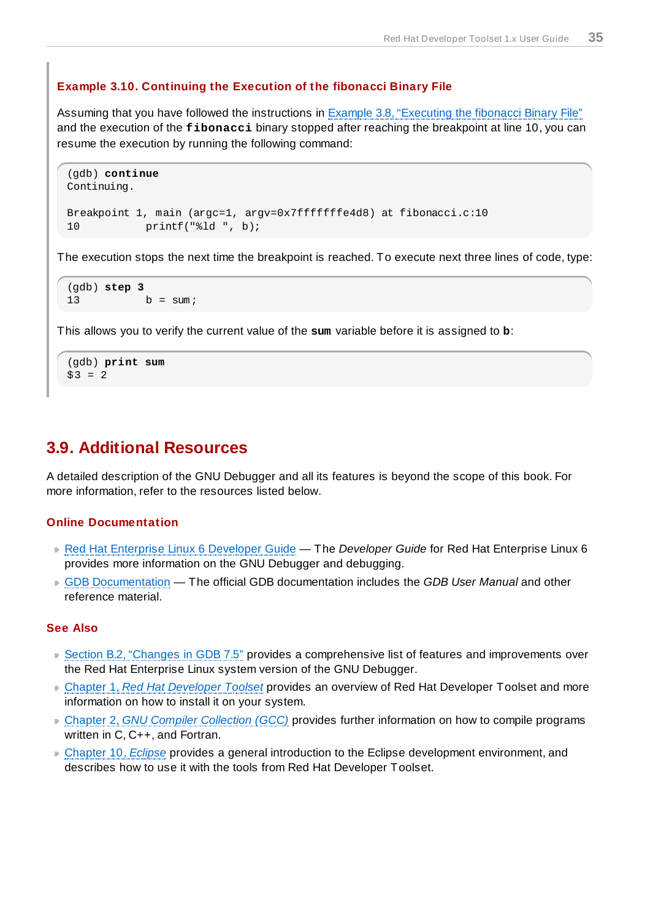**Example 3.10. Continuing the Execution of the fibonacci Binary File**

Assuming that you have followed the instructions in Example 3.8, "Executing the fibonacci Binary File" and the execution of the **fibonacci** binary stopped after reaching the breakpoint at line 10, you can resume the execution by running the following command:

```
(gdb) continue
Continuing.

Breakpoint 1, main (argc=1, argv=0x7fffffffe4d8) at fibonacci.c:10
10          printf("%ld ", b);
```

The execution stops the next time the breakpoint is reached. To execute next three lines of code, type:

```
(gdb) step 3
13          b = sum;
```

This allows you to verify the current value of the **sum** variable before it is assigned to **b**:

```
(gdb) print sum
$3 = 2
```

## 3.9. Additional Resources

A detailed description of the GNU Debugger and all its features is beyond the scope of this book. For more information, refer to the resources listed below.

### Online Documentation

- Red Hat Enterprise Linux 6 Developer Guide — The *Developer Guide* for Red Hat Enterprise Linux 6 provides more information on the GNU Debugger and debugging.
- GDB Documentation — The official GDB documentation includes the *GDB User Manual* and other reference material.

### See Also

- Section B.2, "Changes in GDB 7.5" provides a comprehensive list of features and improvements over the Red Hat Enterprise Linux system version of the GNU Debugger.
- Chapter 1, *Red Hat Developer Toolset* provides an overview of Red Hat Developer Toolset and more information on how to install it on your system.
- Chapter 2, *GNU Compiler Collection (GCC)* provides further information on how to compile programs written in C, C++, and Fortran.
- Chapter 10, *Eclipse* provides a general introduction to the Eclipse development environment, and describes how to use it with the tools from Red Hat Developer Toolset.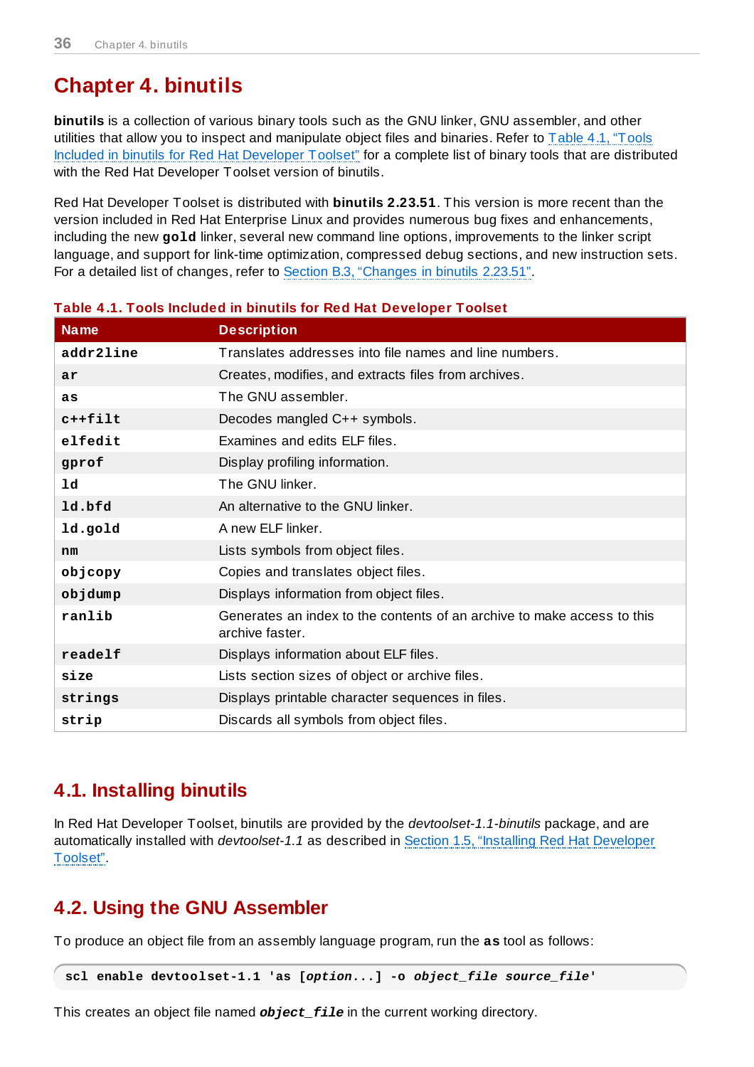# Chapter 4. binutils

**binutils** is a collection of various binary tools such as the GNU linker, GNU assembler, and other utilities that allow you to inspect and manipulate object files and binaries. Refer to Table 4.1, "Tools Included in binutils for Red Hat Developer Toolset" for a complete list of binary tools that are distributed with the Red Hat Developer Toolset version of binutils.

Red Hat Developer Toolset is distributed with **binutils 2.23.51**. This version is more recent than the version included in Red Hat Enterprise Linux and provides numerous bug fixes and enhancements, including the new **gold** linker, several new command line options, improvements to the linker script language, and support for link-time optimization, compressed debug sections, and new instruction sets. For a detailed list of changes, refer to Section B.3, "Changes in binutils 2.23.51".

**Table 4.1. Tools Included in binutils for Red Hat Developer Toolset**

| Name | Description |
|---|---|
| **addr2line** | Translates addresses into file names and line numbers. |
| **ar** | Creates, modifies, and extracts files from archives. |
| **as** | The GNU assembler. |
| **c++filt** | Decodes mangled C++ symbols. |
| **elfedit** | Examines and edits ELF files. |
| **gprof** | Display profiling information. |
| **ld** | The GNU linker. |
| **ld.bfd** | An alternative to the GNU linker. |
| **ld.gold** | A new ELF linker. |
| **nm** | Lists symbols from object files. |
| **objcopy** | Copies and translates object files. |
| **objdump** | Displays information from object files. |
| **ranlib** | Generates an index to the contents of an archive to make access to this archive faster. |
| **readelf** | Displays information about ELF files. |
| **size** | Lists section sizes of object or archive files. |
| **strings** | Displays printable character sequences in files. |
| **strip** | Discards all symbols from object files. |

## 4.1. Installing binutils

In Red Hat Developer Toolset, binutils are provided by the *devtoolset-1.1-binutils* package, and are automatically installed with *devtoolset-1.1* as described in Section 1.5, "Installing Red Hat Developer Toolset".

## 4.2. Using the GNU Assembler

To produce an object file from an assembly language program, run the **as** tool as follows:

```
scl enable devtoolset-1.1 'as [option...] -o object_file source_file'
```

This creates an object file named ***object_file*** in the current working directory.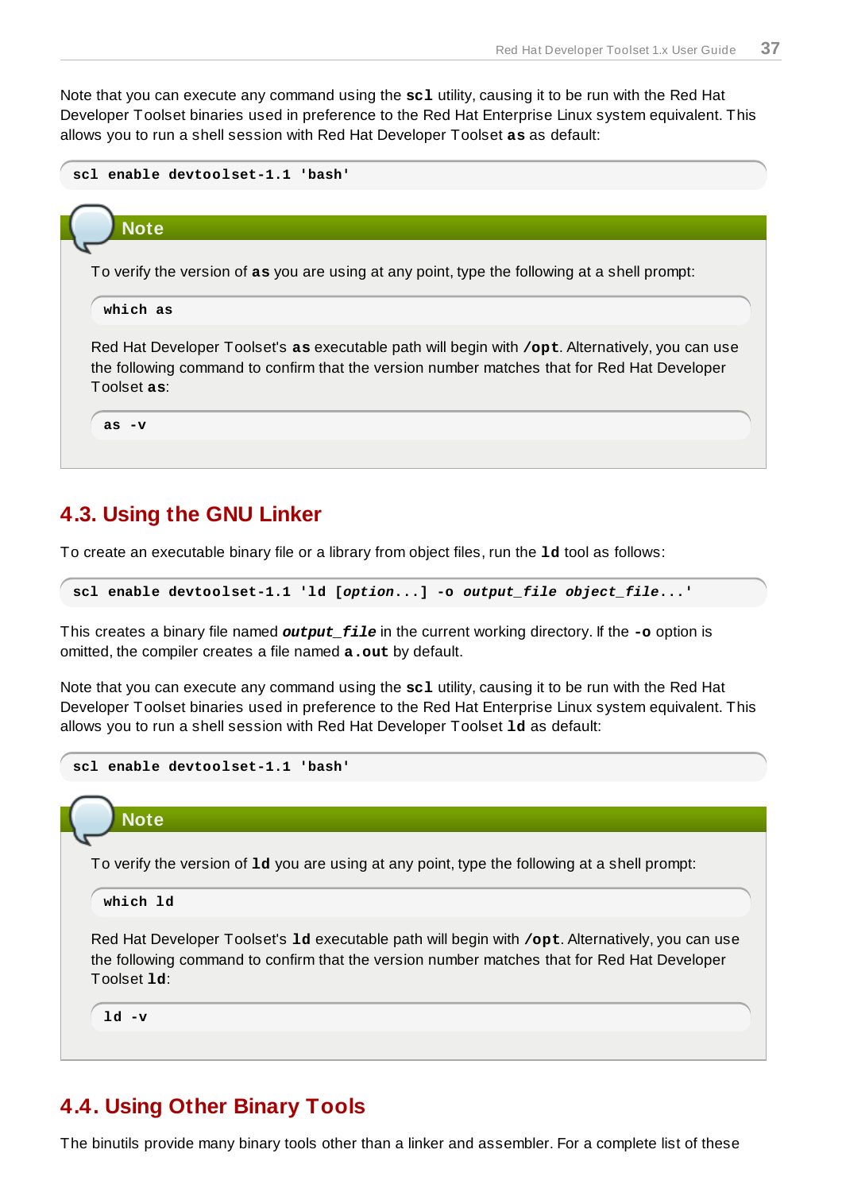Note that you can execute any command using the **scl** utility, causing it to be run with the Red Hat Developer Toolset binaries used in preference to the Red Hat Enterprise Linux system equivalent. This allows you to run a shell session with Red Hat Developer Toolset **as** as default:

```
scl enable devtoolset-1.1 'bash'
```

> **Note**
>
> To verify the version of **as** you are using at any point, type the following at a shell prompt:
>
> ```
> which as
> ```
>
> Red Hat Developer Toolset's **as** executable path will begin with **/opt**. Alternatively, you can use the following command to confirm that the version number matches that for Red Hat Developer Toolset **as**:
>
> ```
> as -v
> ```

## 4.3. Using the GNU Linker

To create an executable binary file or a library from object files, run the **ld** tool as follows:

```
scl enable devtoolset-1.1 'ld [option...] -o output_file object_file...'
```

This creates a binary file named ***output_file*** in the current working directory. If the **-o** option is omitted, the compiler creates a file named **a.out** by default.

Note that you can execute any command using the **scl** utility, causing it to be run with the Red Hat Developer Toolset binaries used in preference to the Red Hat Enterprise Linux system equivalent. This allows you to run a shell session with Red Hat Developer Toolset **ld** as default:

```
scl enable devtoolset-1.1 'bash'
```

> **Note**
>
> To verify the version of **ld** you are using at any point, type the following at a shell prompt:
>
> ```
> which ld
> ```
>
> Red Hat Developer Toolset's **ld** executable path will begin with **/opt**. Alternatively, you can use the following command to confirm that the version number matches that for Red Hat Developer Toolset **ld**:
>
> ```
> ld -v
> ```

## 4.4. Using Other Binary Tools

The binutils provide many binary tools other than a linker and assembler. For a complete list of these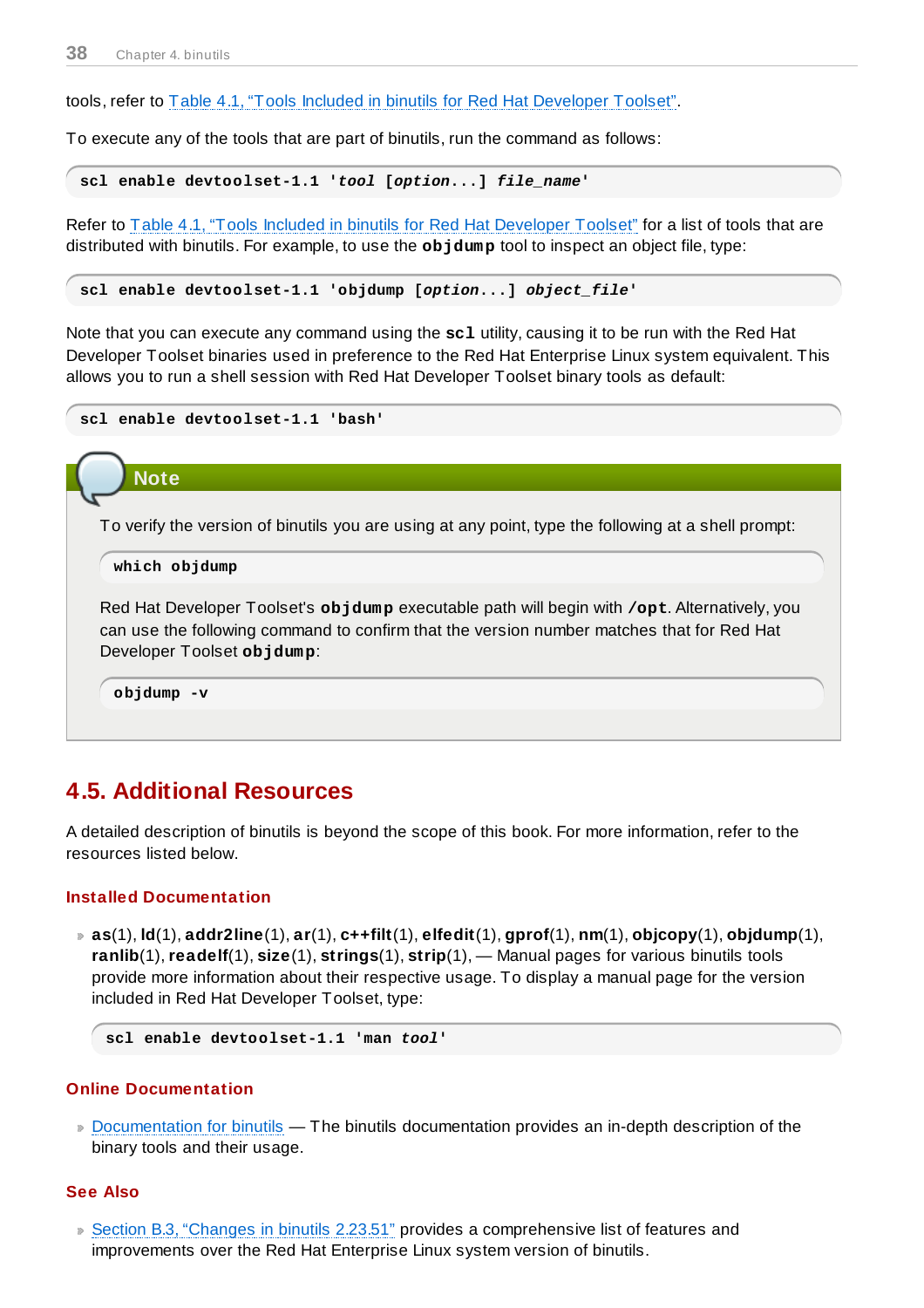tools, refer to Table 4.1, “Tools Included in binutils for Red Hat Developer Toolset”.

To execute any of the tools that are part of binutils, run the command as follows:

```
scl enable devtoolset-1.1 'tool [option...] file_name'
```

Refer to Table 4.1, “Tools Included in binutils for Red Hat Developer Toolset” for a list of tools that are distributed with binutils. For example, to use the **objdump** tool to inspect an object file, type:

```
scl enable devtoolset-1.1 'objdump [option...] object_file'
```

Note that you can execute any command using the **scl** utility, causing it to be run with the Red Hat Developer Toolset binaries used in preference to the Red Hat Enterprise Linux system equivalent. This allows you to run a shell session with Red Hat Developer Toolset binary tools as default:

```
scl enable devtoolset-1.1 'bash'
```

> **Note**
>
> To verify the version of binutils you are using at any point, type the following at a shell prompt:
>
> ```
> which objdump
> ```
>
> Red Hat Developer Toolset's **objdump** executable path will begin with **/opt**. Alternatively, you can use the following command to confirm that the version number matches that for Red Hat Developer Toolset **objdump**:
>
> ```
> objdump -v
> ```

## 4.5. Additional Resources

A detailed description of binutils is beyond the scope of this book. For more information, refer to the resources listed below.

### Installed Documentation

- **as**(1), **ld**(1), **addr2line**(1), **ar**(1), **c++filt**(1), **elfedit**(1), **gprof**(1), **nm**(1), **objcopy**(1), **objdump**(1), **ranlib**(1), **readelf**(1), **size**(1), **strings**(1), **strip**(1), — Manual pages for various binutils tools provide more information about their respective usage. To display a manual page for the version included in Red Hat Developer Toolset, type:

```
scl enable devtoolset-1.1 'man tool'
```

### Online Documentation

- Documentation for binutils — The binutils documentation provides an in-depth description of the binary tools and their usage.

### See Also

- Section B.3, “Changes in binutils 2.23.51” provides a comprehensive list of features and improvements over the Red Hat Enterprise Linux system version of binutils.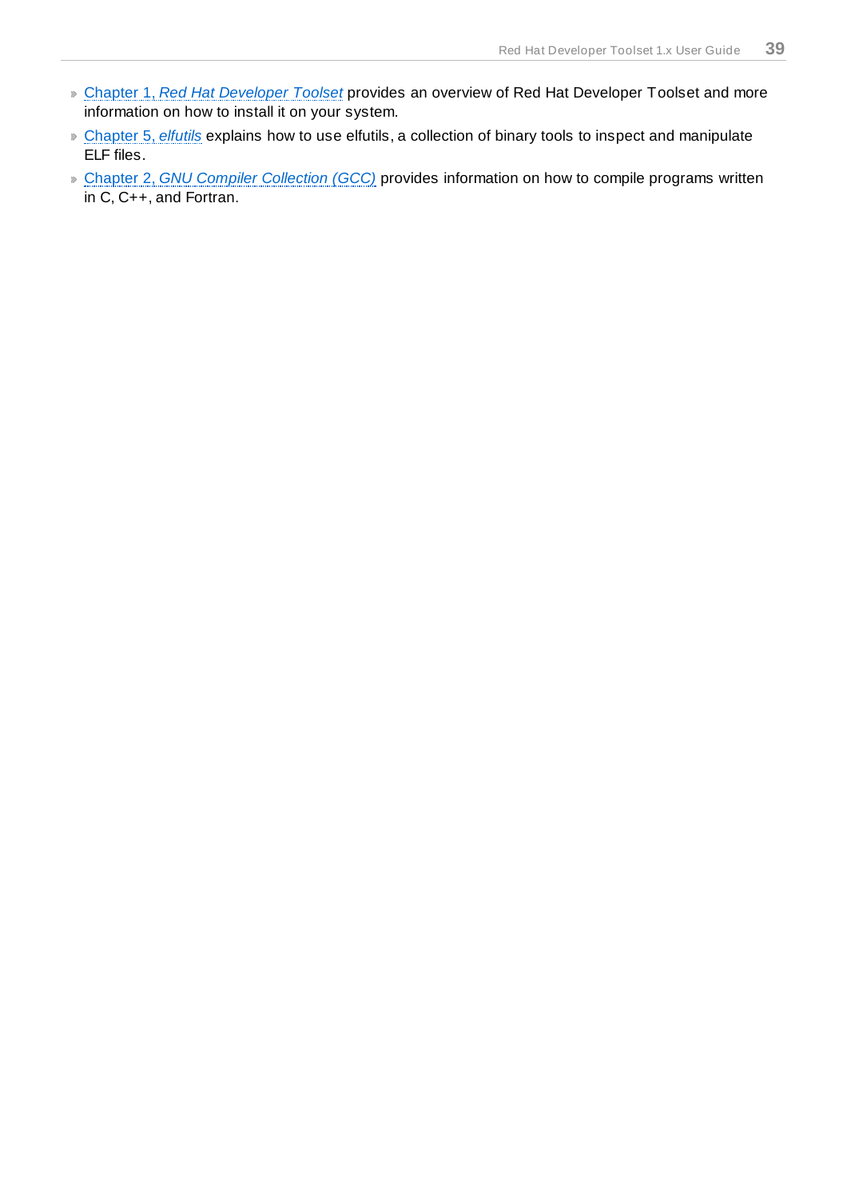- Chapter 1, *Red Hat Developer Toolset* provides an overview of Red Hat Developer Toolset and more information on how to install it on your system.
- Chapter 5, *elfutils* explains how to use elfutils, a collection of binary tools to inspect and manipulate ELF files.
- Chapter 2, *GNU Compiler Collection (GCC)* provides information on how to compile programs written in C, C++, and Fortran.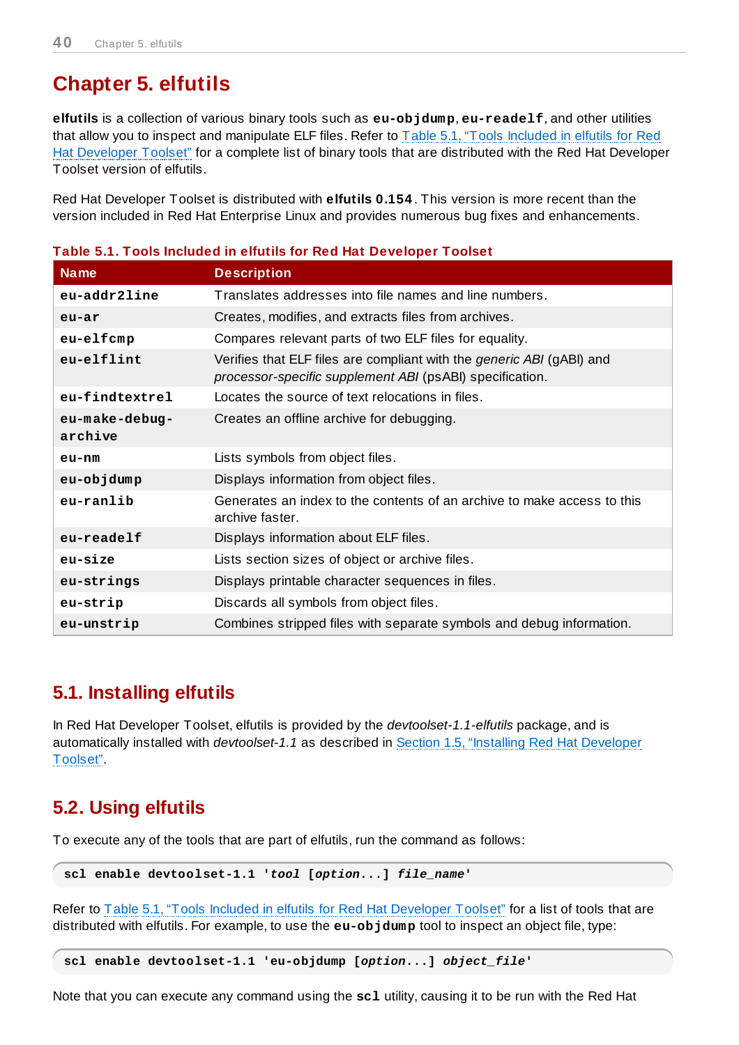# Chapter 5. elfutils

**elfutils** is a collection of various binary tools such as **eu-objdump**, **eu-readelf**, and other utilities that allow you to inspect and manipulate ELF files. Refer to Table 5.1, "Tools Included in elfutils for Red Hat Developer Toolset" for a complete list of binary tools that are distributed with the Red Hat Developer Toolset version of elfutils.

Red Hat Developer Toolset is distributed with **elfutils 0.154**. This version is more recent than the version included in Red Hat Enterprise Linux and provides numerous bug fixes and enhancements.

**Table 5.1. Tools Included in elfutils for Red Hat Developer Toolset**

| Name | Description |
|---|---|
| **eu-addr2line** | Translates addresses into file names and line numbers. |
| **eu-ar** | Creates, modifies, and extracts files from archives. |
| **eu-elfcmp** | Compares relevant parts of two ELF files for equality. |
| **eu-elflint** | Verifies that ELF files are compliant with the *generic ABI* (gABI) and *processor-specific supplement ABI* (psABI) specification. |
| **eu-findtextrel** | Locates the source of text relocations in files. |
| **eu-make-debug-archive** | Creates an offline archive for debugging. |
| **eu-nm** | Lists symbols from object files. |
| **eu-objdump** | Displays information from object files. |
| **eu-ranlib** | Generates an index to the contents of an archive to make access to this archive faster. |
| **eu-readelf** | Displays information about ELF files. |
| **eu-size** | Lists section sizes of object or archive files. |
| **eu-strings** | Displays printable character sequences in files. |
| **eu-strip** | Discards all symbols from object files. |
| **eu-unstrip** | Combines stripped files with separate symbols and debug information. |

## 5.1. Installing elfutils

In Red Hat Developer Toolset, elfutils is provided by the *devtoolset-1.1-elfutils* package, and is automatically installed with *devtoolset-1.1* as described in Section 1.5, "Installing Red Hat Developer Toolset".

## 5.2. Using elfutils

To execute any of the tools that are part of elfutils, run the command as follows:

```
scl enable devtoolset-1.1 'tool [option...] file_name'
```

Refer to Table 5.1, "Tools Included in elfutils for Red Hat Developer Toolset" for a list of tools that are distributed with elfutils. For example, to use the **eu-objdump** tool to inspect an object file, type:

```
scl enable devtoolset-1.1 'eu-objdump [option...] object_file'
```

Note that you can execute any command using the **scl** utility, causing it to be run with the Red Hat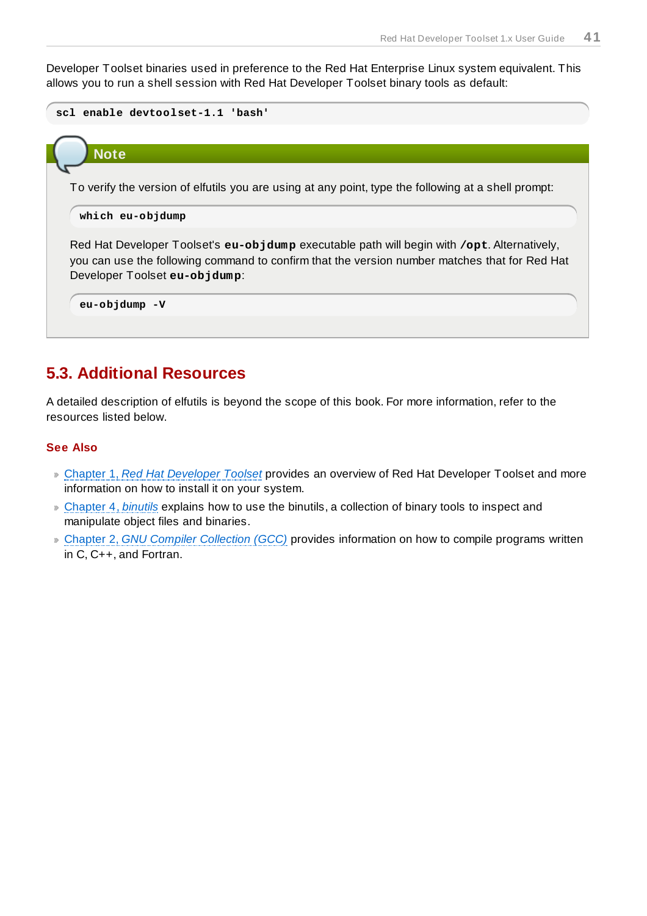Developer Toolset binaries used in preference to the Red Hat Enterprise Linux system equivalent. This allows you to run a shell session with Red Hat Developer Toolset binary tools as default:

```
scl enable devtoolset-1.1 'bash'
```

> **Note**
>
> To verify the version of elfutils you are using at any point, type the following at a shell prompt:
>
> ```
> which eu-objdump
> ```
>
> Red Hat Developer Toolset's **`eu-objdump`** executable path will begin with **`/opt`**. Alternatively, you can use the following command to confirm that the version number matches that for Red Hat Developer Toolset **`eu-objdump`**:
>
> ```
> eu-objdump -V
> ```

## 5.3. Additional Resources

A detailed description of elfutils is beyond the scope of this book. For more information, refer to the resources listed below.

### See Also

- Chapter 1, *Red Hat Developer Toolset* provides an overview of Red Hat Developer Toolset and more information on how to install it on your system.
- Chapter 4, *binutils* explains how to use the binutils, a collection of binary tools to inspect and manipulate object files and binaries.
- Chapter 2, *GNU Compiler Collection (GCC)* provides information on how to compile programs written in C, C++, and Fortran.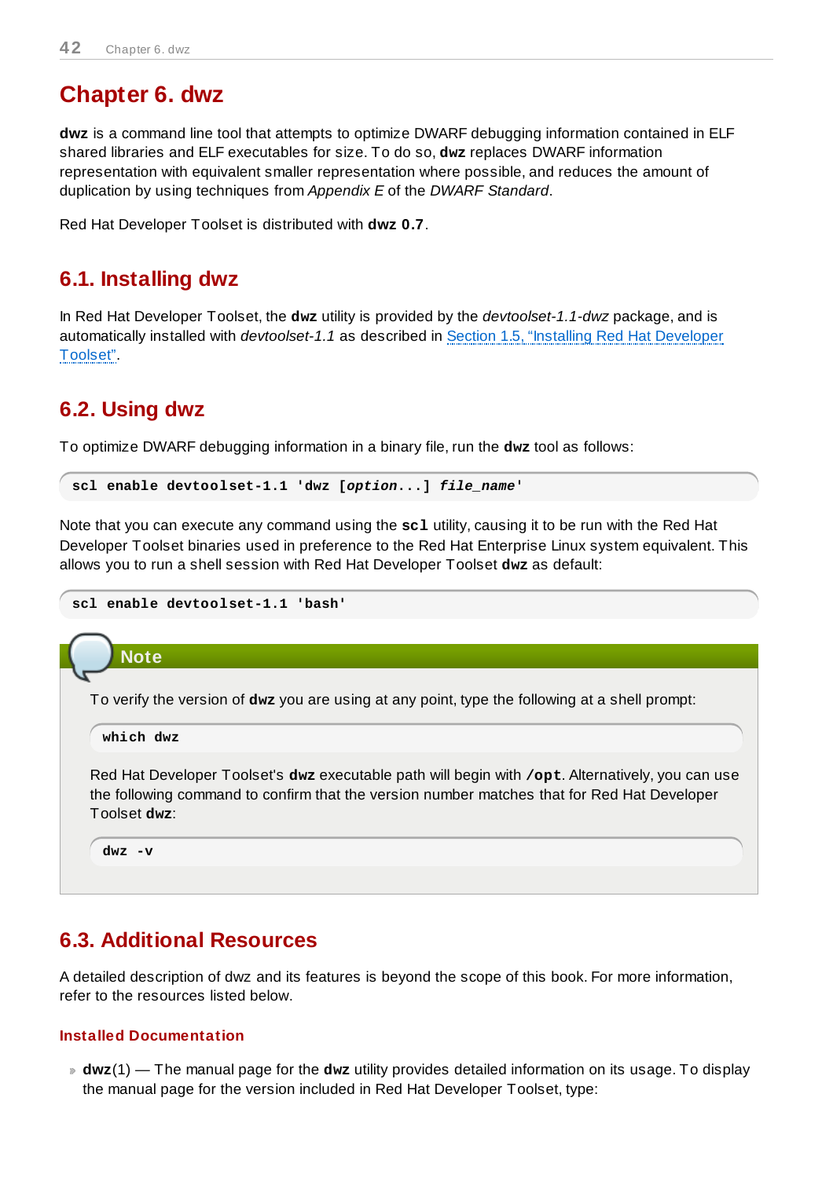# Chapter 6. dwz

**dwz** is a command line tool that attempts to optimize DWARF debugging information contained in ELF shared libraries and ELF executables for size. To do so, **dwz** replaces DWARF information representation with equivalent smaller representation where possible, and reduces the amount of duplication by using techniques from *Appendix E* of the *DWARF Standard*.

Red Hat Developer Toolset is distributed with **dwz 0.7**.

## 6.1. Installing dwz

In Red Hat Developer Toolset, the **dwz** utility is provided by the *devtoolset-1.1-dwz* package, and is automatically installed with *devtoolset-1.1* as described in Section 1.5, "Installing Red Hat Developer Toolset".

## 6.2. Using dwz

To optimize DWARF debugging information in a binary file, run the **dwz** tool as follows:

```
scl enable devtoolset-1.1 'dwz [option...] file_name'
```

Note that you can execute any command using the **scl** utility, causing it to be run with the Red Hat Developer Toolset binaries used in preference to the Red Hat Enterprise Linux system equivalent. This allows you to run a shell session with Red Hat Developer Toolset **dwz** as default:

```
scl enable devtoolset-1.1 'bash'
```

> **Note**
>
> To verify the version of **dwz** you are using at any point, type the following at a shell prompt:
>
> ```
> which dwz
> ```
>
> Red Hat Developer Toolset's **dwz** executable path will begin with **/opt**. Alternatively, you can use the following command to confirm that the version number matches that for Red Hat Developer Toolset **dwz**:
>
> ```
> dwz -v
> ```

## 6.3. Additional Resources

A detailed description of dwz and its features is beyond the scope of this book. For more information, refer to the resources listed below.

### Installed Documentation

- **dwz**(1) — The manual page for the **dwz** utility provides detailed information on its usage. To display the manual page for the version included in Red Hat Developer Toolset, type: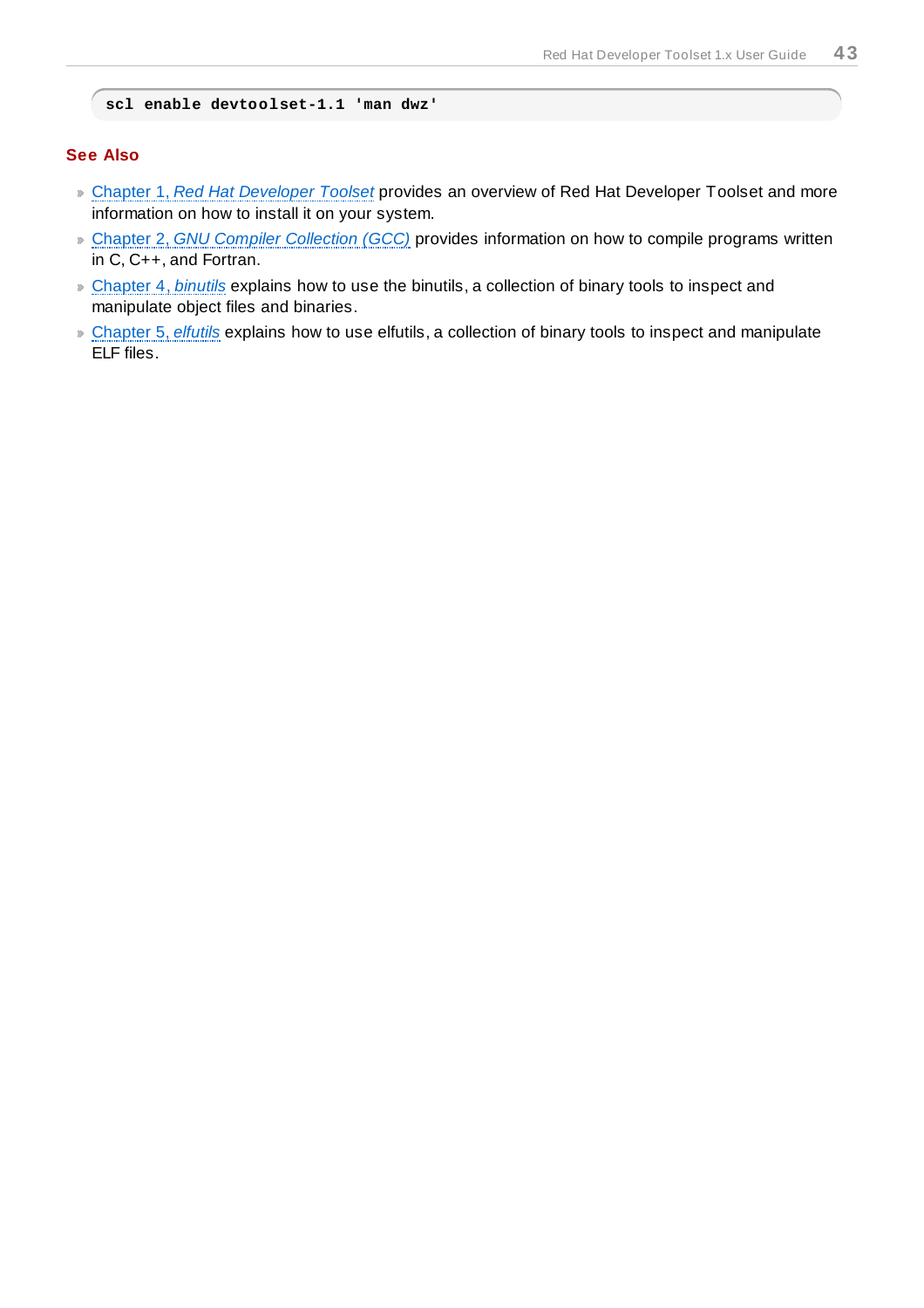```
scl enable devtoolset-1.1 'man dwz'
```

**See Also**

- Chapter 1, *Red Hat Developer Toolset* provides an overview of Red Hat Developer Toolset and more information on how to install it on your system.
- Chapter 2, *GNU Compiler Collection (GCC)* provides information on how to compile programs written in C, C++, and Fortran.
- Chapter 4, *binutils* explains how to use the binutils, a collection of binary tools to inspect and manipulate object files and binaries.
- Chapter 5, *elfutils* explains how to use elfutils, a collection of binary tools to inspect and manipulate ELF files.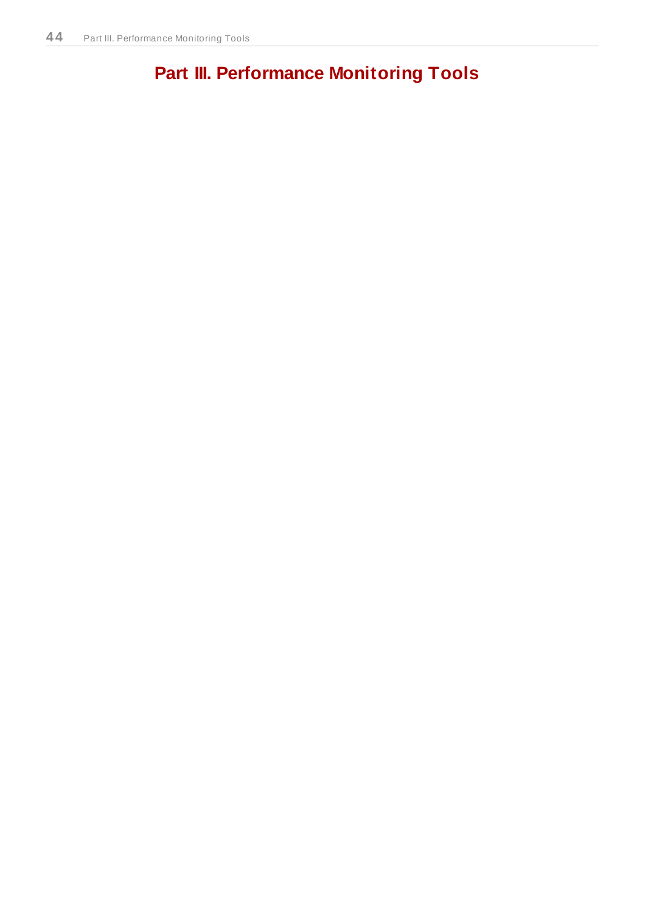# Part III. Performance Monitoring Tools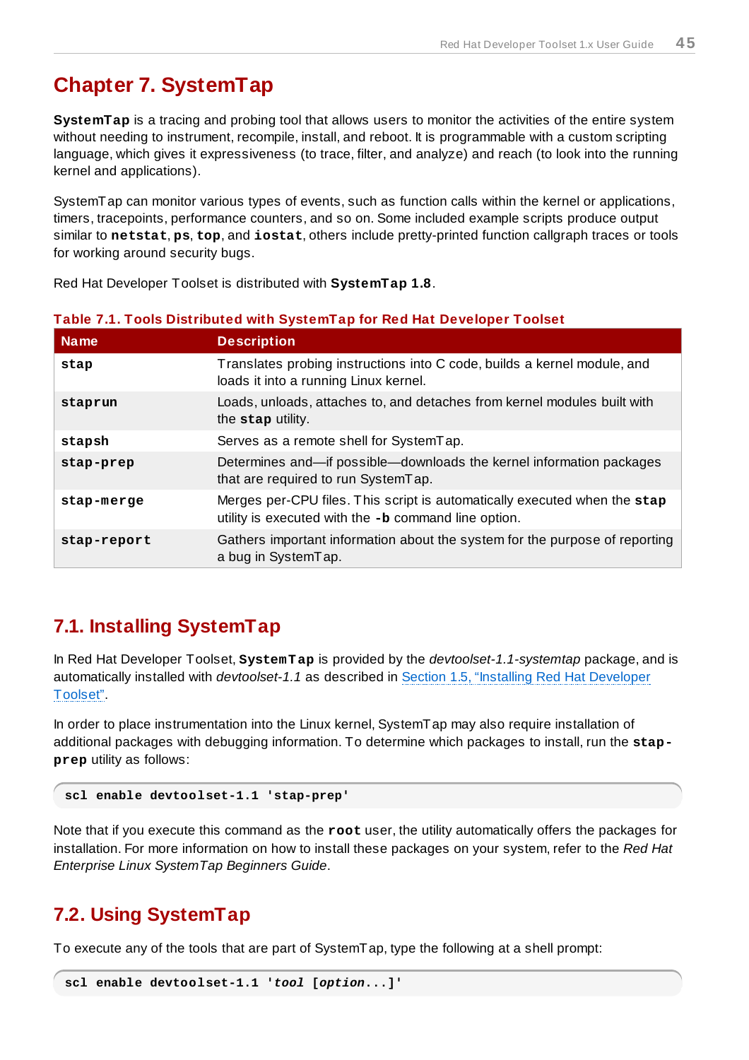# Chapter 7. SystemTap

**SystemTap** is a tracing and probing tool that allows users to monitor the activities of the entire system without needing to instrument, recompile, install, and reboot. It is programmable with a custom scripting language, which gives it expressiveness (to trace, filter, and analyze) and reach (to look into the running kernel and applications).

SystemTap can monitor various types of events, such as function calls within the kernel or applications, timers, tracepoints, performance counters, and so on. Some included example scripts produce output similar to **netstat**, **ps**, **top**, and **iostat**, others include pretty-printed function callgraph traces or tools for working around security bugs.

Red Hat Developer Toolset is distributed with **SystemTap 1.8**.

**Table 7.1. Tools Distributed with SystemTap for Red Hat Developer Toolset**

| Name | Description |
| --- | --- |
| **stap** | Translates probing instructions into C code, builds a kernel module, and loads it into a running Linux kernel. |
| **staprun** | Loads, unloads, attaches to, and detaches from kernel modules built with the **stap** utility. |
| **stapsh** | Serves as a remote shell for SystemTap. |
| **stap-prep** | Determines and—if possible—downloads the kernel information packages that are required to run SystemTap. |
| **stap-merge** | Merges per-CPU files. This script is automatically executed when the **stap** utility is executed with the **-b** command line option. |
| **stap-report** | Gathers important information about the system for the purpose of reporting a bug in SystemTap. |

## 7.1. Installing SystemTap

In Red Hat Developer Toolset, **SystemTap** is provided by the *devtoolset-1.1-systemtap* package, and is automatically installed with *devtoolset-1.1* as described in Section 1.5, "Installing Red Hat Developer Toolset".

In order to place instrumentation into the Linux kernel, SystemTap may also require installation of additional packages with debugging information. To determine which packages to install, run the **stap-prep** utility as follows:

```
scl enable devtoolset-1.1 'stap-prep'
```

Note that if you execute this command as the **root** user, the utility automatically offers the packages for installation. For more information on how to install these packages on your system, refer to the *Red Hat Enterprise Linux SystemTap Beginners Guide*.

## 7.2. Using SystemTap

To execute any of the tools that are part of SystemTap, type the following at a shell prompt:

```
scl enable devtoolset-1.1 'tool [option...]'
```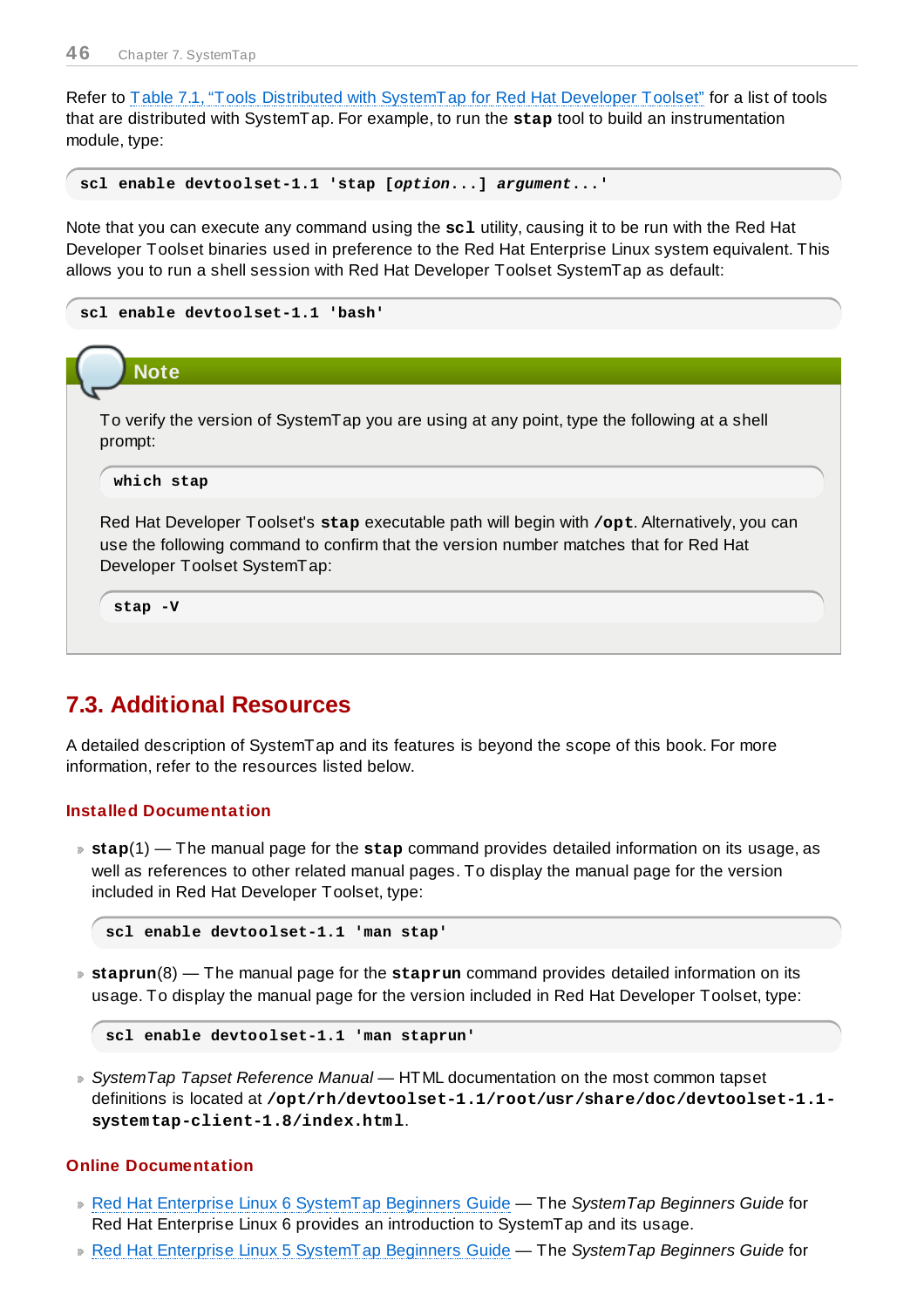Refer to Table 7.1, "Tools Distributed with SystemTap for Red Hat Developer Toolset" for a list of tools that are distributed with SystemTap. For example, to run the **stap** tool to build an instrumentation module, type:

```
scl enable devtoolset-1.1 'stap [option...] argument...'
```

Note that you can execute any command using the **scl** utility, causing it to be run with the Red Hat Developer Toolset binaries used in preference to the Red Hat Enterprise Linux system equivalent. This allows you to run a shell session with Red Hat Developer Toolset SystemTap as default:

```
scl enable devtoolset-1.1 'bash'
```

> **Note**
>
> To verify the version of SystemTap you are using at any point, type the following at a shell prompt:
>
> ```
> which stap
> ```
>
> Red Hat Developer Toolset's **stap** executable path will begin with **/opt**. Alternatively, you can use the following command to confirm that the version number matches that for Red Hat Developer Toolset SystemTap:
>
> ```
> stap -V
> ```

## 7.3. Additional Resources

A detailed description of SystemTap and its features is beyond the scope of this book. For more information, refer to the resources listed below.

### Installed Documentation

- **stap**(1) — The manual page for the **stap** command provides detailed information on its usage, as well as references to other related manual pages. To display the manual page for the version included in Red Hat Developer Toolset, type:

  ```
  scl enable devtoolset-1.1 'man stap'
  ```

- **staprun**(8) — The manual page for the **staprun** command provides detailed information on its usage. To display the manual page for the version included in Red Hat Developer Toolset, type:

  ```
  scl enable devtoolset-1.1 'man staprun'
  ```

- *SystemTap Tapset Reference Manual* — HTML documentation on the most common tapset definitions is located at **/opt/rh/devtoolset-1.1/root/usr/share/doc/devtoolset-1.1-systemtap-client-1.8/index.html**.

### Online Documentation

- Red Hat Enterprise Linux 6 SystemTap Beginners Guide — The *SystemTap Beginners Guide* for Red Hat Enterprise Linux 6 provides an introduction to SystemTap and its usage.
- Red Hat Enterprise Linux 5 SystemTap Beginners Guide — The *SystemTap Beginners Guide* for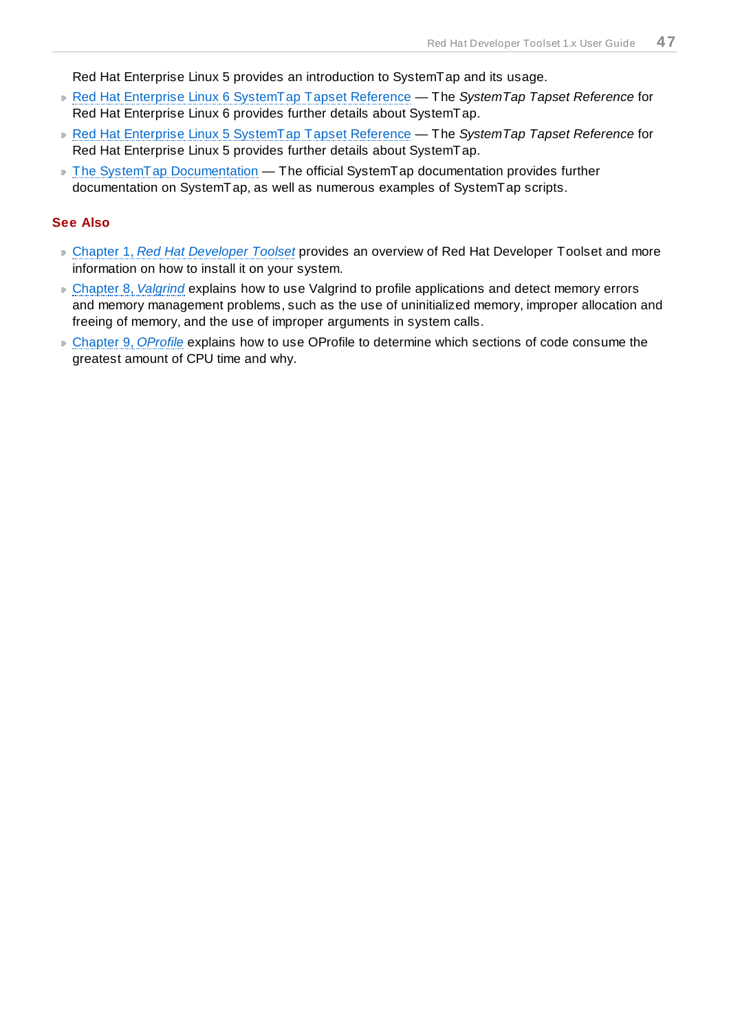Red Hat Enterprise Linux 5 provides an introduction to SystemTap and its usage.

- Red Hat Enterprise Linux 6 SystemTap Tapset Reference — The *SystemTap Tapset Reference* for Red Hat Enterprise Linux 6 provides further details about SystemTap.
- Red Hat Enterprise Linux 5 SystemTap Tapset Reference — The *SystemTap Tapset Reference* for Red Hat Enterprise Linux 5 provides further details about SystemTap.
- The SystemTap Documentation — The official SystemTap documentation provides further documentation on SystemTap, as well as numerous examples of SystemTap scripts.

### See Also

- Chapter 1, *Red Hat Developer Toolset* provides an overview of Red Hat Developer Toolset and more information on how to install it on your system.
- Chapter 8, *Valgrind* explains how to use Valgrind to profile applications and detect memory errors and memory management problems, such as the use of uninitialized memory, improper allocation and freeing of memory, and the use of improper arguments in system calls.
- Chapter 9, *OProfile* explains how to use OProfile to determine which sections of code consume the greatest amount of CPU time and why.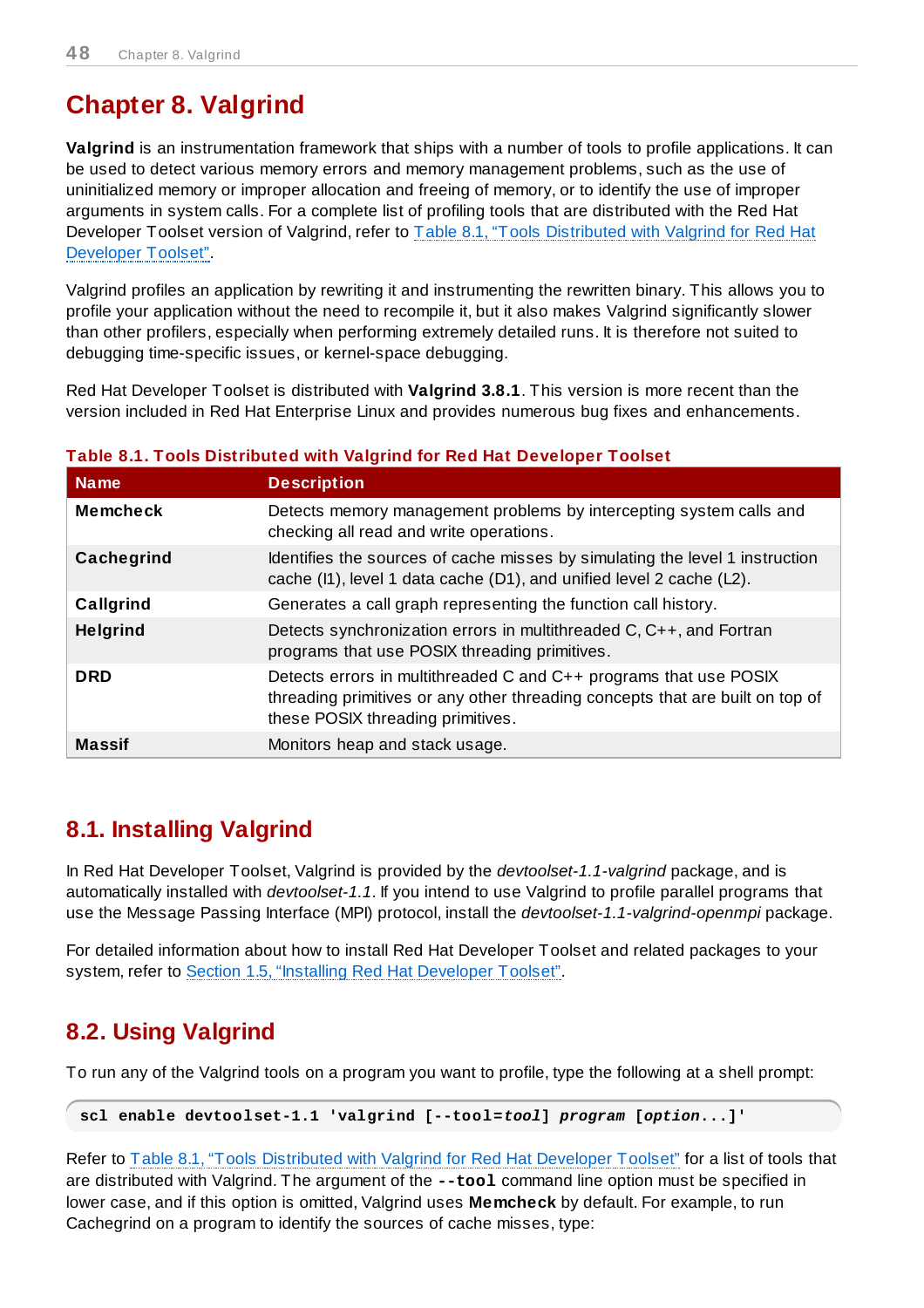# Chapter 8. Valgrind

**Valgrind** is an instrumentation framework that ships with a number of tools to profile applications. It can be used to detect various memory errors and memory management problems, such as the use of uninitialized memory or improper allocation and freeing of memory, or to identify the use of improper arguments in system calls. For a complete list of profiling tools that are distributed with the Red Hat Developer Toolset version of Valgrind, refer to Table 8.1, "Tools Distributed with Valgrind for Red Hat Developer Toolset".

Valgrind profiles an application by rewriting it and instrumenting the rewritten binary. This allows you to profile your application without the need to recompile it, but it also makes Valgrind significantly slower than other profilers, especially when performing extremely detailed runs. It is therefore not suited to debugging time-specific issues, or kernel-space debugging.

Red Hat Developer Toolset is distributed with **Valgrind 3.8.1**. This version is more recent than the version included in Red Hat Enterprise Linux and provides numerous bug fixes and enhancements.

**Table 8.1. Tools Distributed with Valgrind for Red Hat Developer Toolset**

| Name | Description |
| --- | --- |
| **Memcheck** | Detects memory management problems by intercepting system calls and checking all read and write operations. |
| **Cachegrind** | Identifies the sources of cache misses by simulating the level 1 instruction cache (I1), level 1 data cache (D1), and unified level 2 cache (L2). |
| **Callgrind** | Generates a call graph representing the function call history. |
| **Helgrind** | Detects synchronization errors in multithreaded C, C++, and Fortran programs that use POSIX threading primitives. |
| **DRD** | Detects errors in multithreaded C and C++ programs that use POSIX threading primitives or any other threading concepts that are built on top of these POSIX threading primitives. |
| **Massif** | Monitors heap and stack usage. |

## 8.1. Installing Valgrind

In Red Hat Developer Toolset, Valgrind is provided by the *devtoolset-1.1-valgrind* package, and is automatically installed with *devtoolset-1.1*. If you intend to use Valgrind to profile parallel programs that use the Message Passing Interface (MPI) protocol, install the *devtoolset-1.1-valgrind-openmpi* package.

For detailed information about how to install Red Hat Developer Toolset and related packages to your system, refer to Section 1.5, "Installing Red Hat Developer Toolset".

## 8.2. Using Valgrind

To run any of the Valgrind tools on a program you want to profile, type the following at a shell prompt:

```
scl enable devtoolset-1.1 'valgrind [--tool=tool] program [option...]'
```

Refer to Table 8.1, "Tools Distributed with Valgrind for Red Hat Developer Toolset" for a list of tools that are distributed with Valgrind. The argument of the **--tool** command line option must be specified in lower case, and if this option is omitted, Valgrind uses **Memcheck** by default. For example, to run Cachegrind on a program to identify the sources of cache misses, type: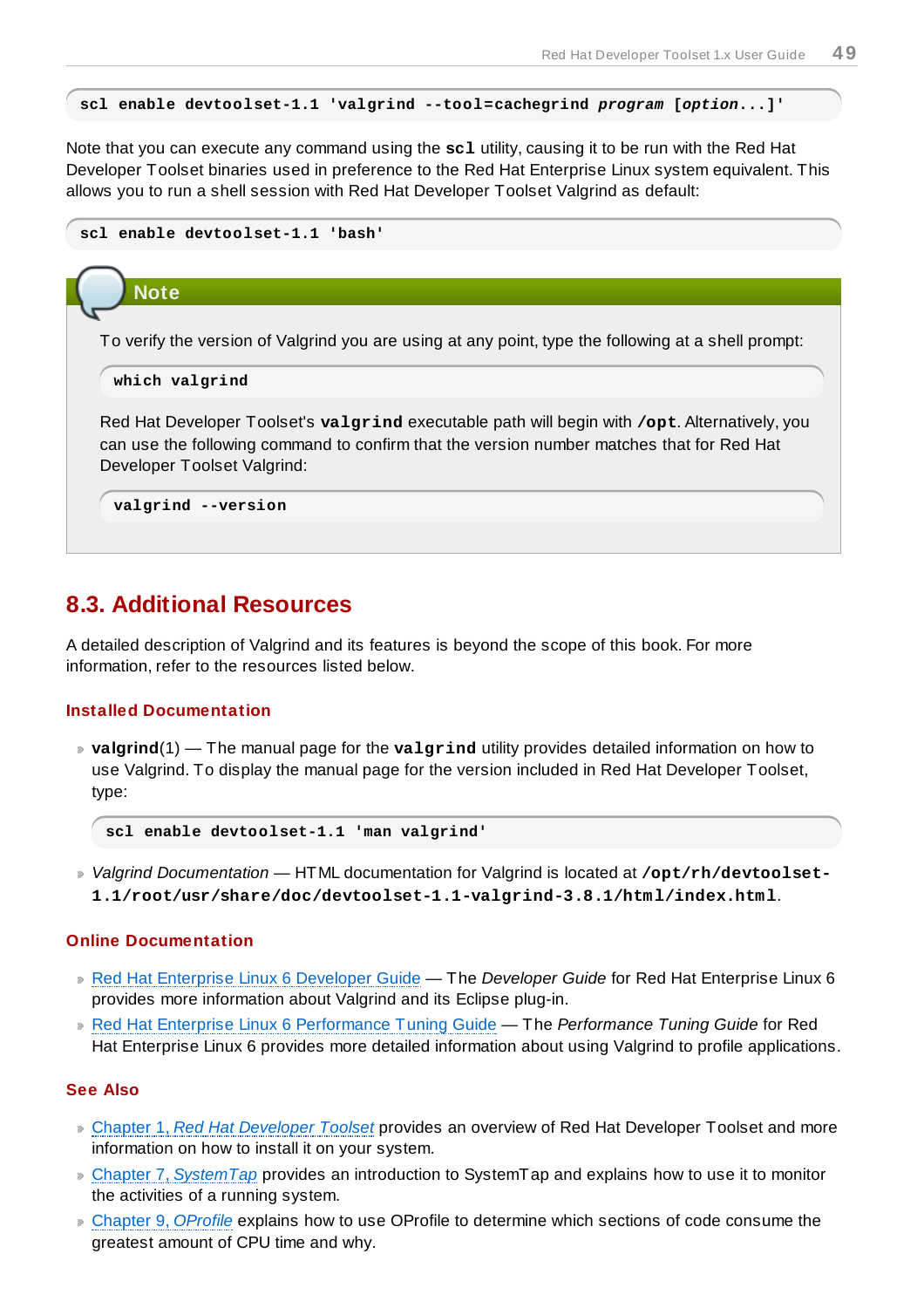```
scl enable devtoolset-1.1 'valgrind --tool=cachegrind program [option...]'
```

Note that you can execute any command using the **scl** utility, causing it to be run with the Red Hat Developer Toolset binaries used in preference to the Red Hat Enterprise Linux system equivalent. This allows you to run a shell session with Red Hat Developer Toolset Valgrind as default:

```
scl enable devtoolset-1.1 'bash'
```

> **Note**
>
> To verify the version of Valgrind you are using at any point, type the following at a shell prompt:
>
> ```
> which valgrind
> ```
>
> Red Hat Developer Toolset's **valgrind** executable path will begin with **/opt**. Alternatively, you can use the following command to confirm that the version number matches that for Red Hat Developer Toolset Valgrind:
>
> ```
> valgrind --version
> ```

## 8.3. Additional Resources

A detailed description of Valgrind and its features is beyond the scope of this book. For more information, refer to the resources listed below.

### Installed Documentation

- **valgrind**(1) — The manual page for the **valgrind** utility provides detailed information on how to use Valgrind. To display the manual page for the version included in Red Hat Developer Toolset, type:

  ```
  scl enable devtoolset-1.1 'man valgrind'
  ```

- *Valgrind Documentation* — HTML documentation for Valgrind is located at **/opt/rh/devtoolset-1.1/root/usr/share/doc/devtoolset-1.1-valgrind-3.8.1/html/index.html**.

### Online Documentation

- Red Hat Enterprise Linux 6 Developer Guide — The *Developer Guide* for Red Hat Enterprise Linux 6 provides more information about Valgrind and its Eclipse plug-in.
- Red Hat Enterprise Linux 6 Performance Tuning Guide — The *Performance Tuning Guide* for Red Hat Enterprise Linux 6 provides more detailed information about using Valgrind to profile applications.

### See Also

- Chapter 1, *Red Hat Developer Toolset* provides an overview of Red Hat Developer Toolset and more information on how to install it on your system.
- Chapter 7, *SystemTap* provides an introduction to SystemTap and explains how to use it to monitor the activities of a running system.
- Chapter 9, *OProfile* explains how to use OProfile to determine which sections of code consume the greatest amount of CPU time and why.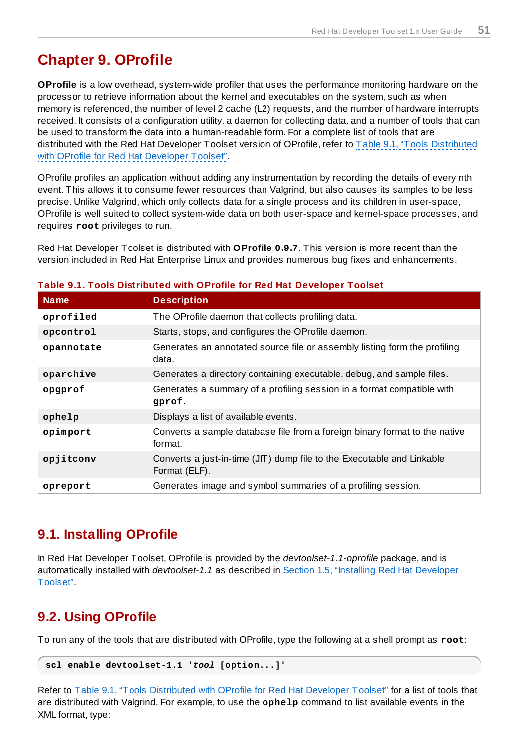# Chapter 9. OProfile

**OProfile** is a low overhead, system-wide profiler that uses the performance monitoring hardware on the processor to retrieve information about the kernel and executables on the system, such as when memory is referenced, the number of level 2 cache (L2) requests, and the number of hardware interrupts received. It consists of a configuration utility, a daemon for collecting data, and a number of tools that can be used to transform the data into a human-readable form. For a complete list of tools that are distributed with the Red Hat Developer Toolset version of OProfile, refer to Table 9.1, “Tools Distributed with OProfile for Red Hat Developer Toolset”.

OProfile profiles an application without adding any instrumentation by recording the details of every nth event. This allows it to consume fewer resources than Valgrind, but also causes its samples to be less precise. Unlike Valgrind, which only collects data for a single process and its children in user-space, OProfile is well suited to collect system-wide data on both user-space and kernel-space processes, and requires **root** privileges to run.

Red Hat Developer Toolset is distributed with **OProfile 0.9.7**. This version is more recent than the version included in Red Hat Enterprise Linux and provides numerous bug fixes and enhancements.

**Table 9.1. Tools Distributed with OProfile for Red Hat Developer Toolset**

| Name | Description |
|---|---|
| **oprofiled** | The OProfile daemon that collects profiling data. |
| **opcontrol** | Starts, stops, and configures the OProfile daemon. |
| **opannotate** | Generates an annotated source file or assembly listing form the profiling data. |
| **oparchive** | Generates a directory containing executable, debug, and sample files. |
| **opgprof** | Generates a summary of a profiling session in a format compatible with **gprof**. |
| **ophelp** | Displays a list of available events. |
| **opimport** | Converts a sample database file from a foreign binary format to the native format. |
| **opjitconv** | Converts a just-in-time (JIT) dump file to the Executable and Linkable Format (ELF). |
| **opreport** | Generates image and symbol summaries of a profiling session. |

## 9.1. Installing OProfile

In Red Hat Developer Toolset, OProfile is provided by the *devtoolset-1.1-oprofile* package, and is automatically installed with *devtoolset-1.1* as described in Section 1.5, “Installing Red Hat Developer Toolset”.

## 9.2. Using OProfile

To run any of the tools that are distributed with OProfile, type the following at a shell prompt as **root**:

```
scl enable devtoolset-1.1 'tool [option...]'
```

Refer to Table 9.1, “Tools Distributed with OProfile for Red Hat Developer Toolset” for a list of tools that are distributed with Valgrind. For example, to use the **ophelp** command to list available events in the XML format, type: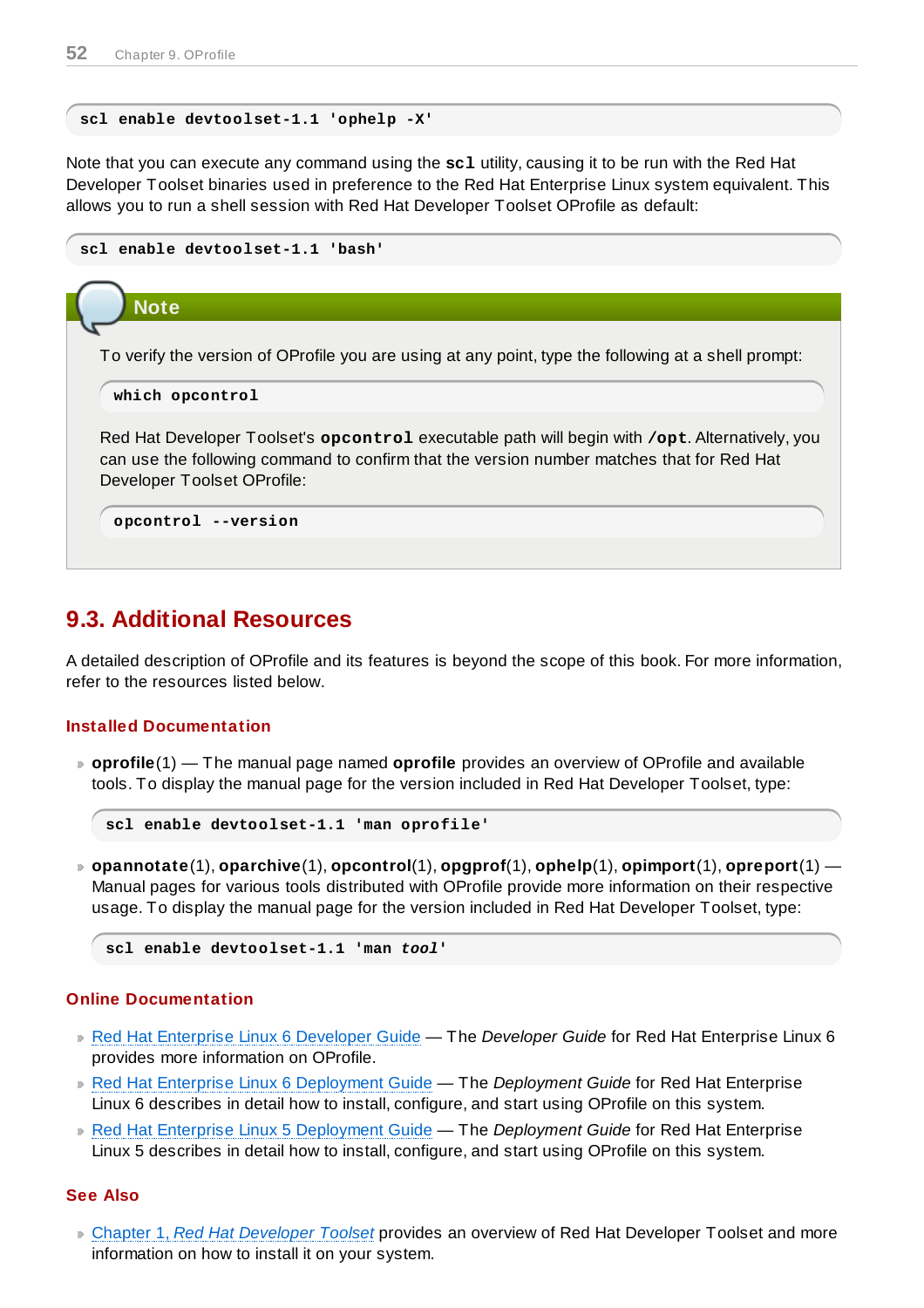```
scl enable devtoolset-1.1 'ophelp -X'
```

Note that you can execute any command using the **scl** utility, causing it to be run with the Red Hat Developer Toolset binaries used in preference to the Red Hat Enterprise Linux system equivalent. This allows you to run a shell session with Red Hat Developer Toolset OProfile as default:

```
scl enable devtoolset-1.1 'bash'
```

> **Note**
>
> To verify the version of OProfile you are using at any point, type the following at a shell prompt:
>
> ```
> which opcontrol
> ```
>
> Red Hat Developer Toolset's **opcontrol** executable path will begin with **/opt**. Alternatively, you can use the following command to confirm that the version number matches that for Red Hat Developer Toolset OProfile:
>
> ```
> opcontrol --version
> ```

## 9.3. Additional Resources

A detailed description of OProfile and its features is beyond the scope of this book. For more information, refer to the resources listed below.

### Installed Documentation

- **oprofile**(1) — The manual page named **oprofile** provides an overview of OProfile and available tools. To display the manual page for the version included in Red Hat Developer Toolset, type:

```
scl enable devtoolset-1.1 'man oprofile'
```

- **opannotate**(1), **oparchive**(1), **opcontrol**(1), **opgprof**(1), **ophelp**(1), **opimport**(1), **opreport**(1) — Manual pages for various tools distributed with OProfile provide more information on their respective usage. To display the manual page for the version included in Red Hat Developer Toolset, type:

```
scl enable devtoolset-1.1 'man tool'
```

### Online Documentation

- Red Hat Enterprise Linux 6 Developer Guide — The *Developer Guide* for Red Hat Enterprise Linux 6 provides more information on OProfile.
- Red Hat Enterprise Linux 6 Deployment Guide — The *Deployment Guide* for Red Hat Enterprise Linux 6 describes in detail how to install, configure, and start using OProfile on this system.
- Red Hat Enterprise Linux 5 Deployment Guide — The *Deployment Guide* for Red Hat Enterprise Linux 5 describes in detail how to install, configure, and start using OProfile on this system.

### See Also

- Chapter 1, *Red Hat Developer Toolset* provides an overview of Red Hat Developer Toolset and more information on how to install it on your system.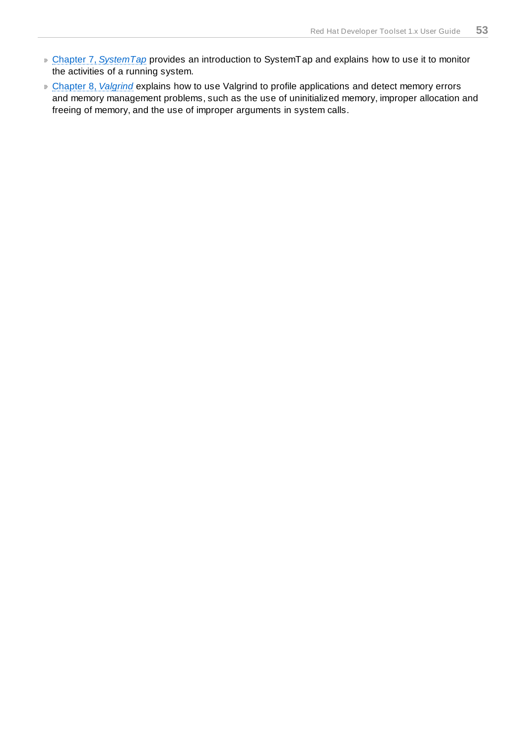- Chapter 7, *SystemTap* provides an introduction to SystemTap and explains how to use it to monitor the activities of a running system.
- Chapter 8, *Valgrind* explains how to use Valgrind to profile applications and detect memory errors and memory management problems, such as the use of uninitialized memory, improper allocation and freeing of memory, and the use of improper arguments in system calls.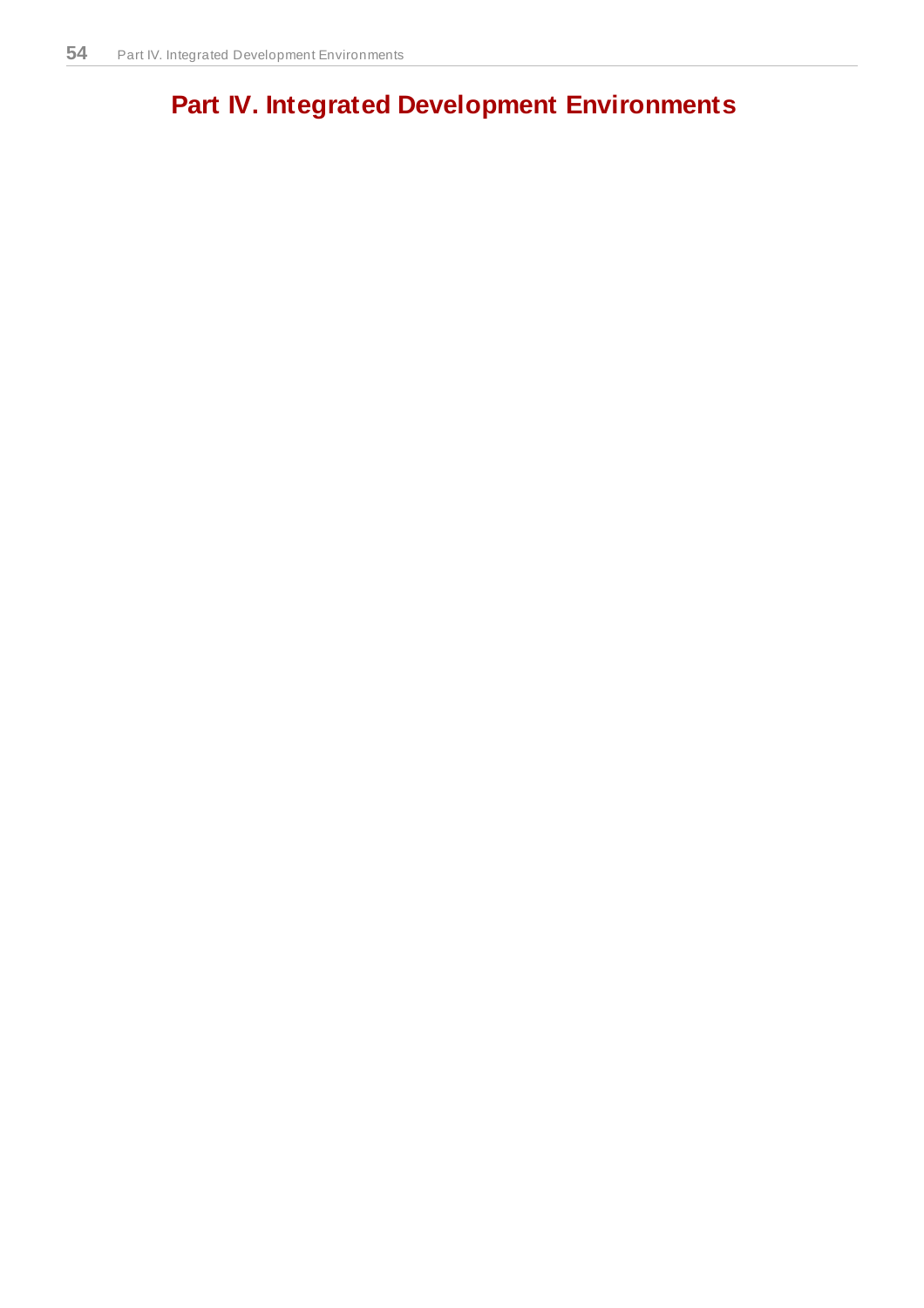# Part IV. Integrated Development Environments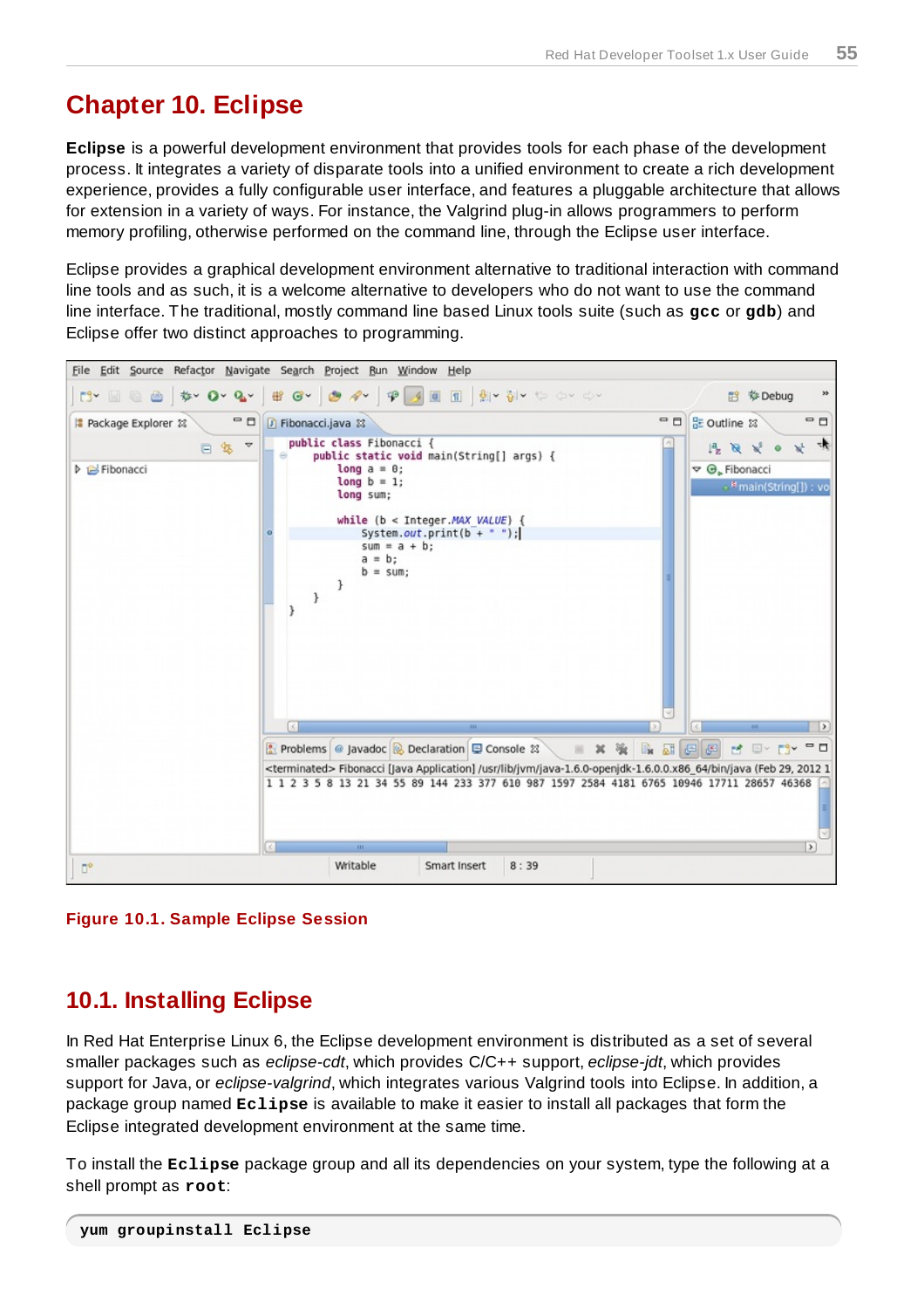# Chapter 10. Eclipse

**Eclipse** is a powerful development environment that provides tools for each phase of the development process. It integrates a variety of disparate tools into a unified environment to create a rich development experience, provides a fully configurable user interface, and features a pluggable architecture that allows for extension in a variety of ways. For instance, the Valgrind plug-in allows programmers to perform memory profiling, otherwise performed on the command line, through the Eclipse user interface.

Eclipse provides a graphical development environment alternative to traditional interaction with command line tools and as such, it is a welcome alternative to developers who do not want to use the command line interface. The traditional, mostly command line based Linux tools suite (such as **gcc** or **gdb**) and Eclipse offer two distinct approaches to programming.

**Figure 10.1. Sample Eclipse Session**

## 10.1. Installing Eclipse

In Red Hat Enterprise Linux 6, the Eclipse development environment is distributed as a set of several smaller packages such as *eclipse-cdt*, which provides C/C++ support, *eclipse-jdt*, which provides support for Java, or *eclipse-valgrind*, which integrates various Valgrind tools into Eclipse. In addition, a package group named **Eclipse** is available to make it easier to install all packages that form the Eclipse integrated development environment at the same time.

To install the **Eclipse** package group and all its dependencies on your system, type the following at a shell prompt as **root**:

```
yum groupinstall Eclipse
```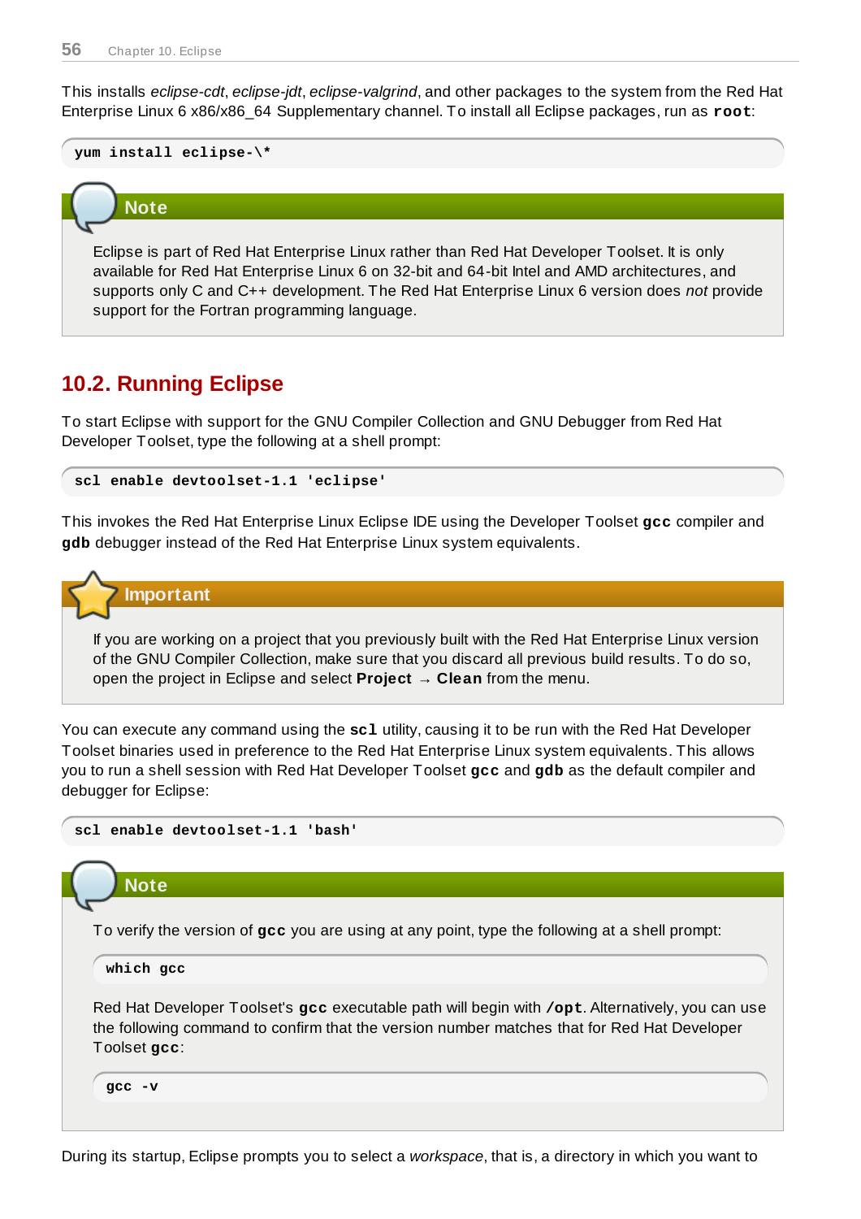This installs *eclipse-cdt*, *eclipse-jdt*, *eclipse-valgrind*, and other packages to the system from the Red Hat Enterprise Linux 6 x86/x86_64 Supplementary channel. To install all Eclipse packages, run as **root**:

```
yum install eclipse-\*
```

> **Note**
>
> Eclipse is part of Red Hat Enterprise Linux rather than Red Hat Developer Toolset. It is only available for Red Hat Enterprise Linux 6 on 32-bit and 64-bit Intel and AMD architectures, and supports only C and C++ development. The Red Hat Enterprise Linux 6 version does *not* provide support for the Fortran programming language.

## 10.2. Running Eclipse

To start Eclipse with support for the GNU Compiler Collection and GNU Debugger from Red Hat Developer Toolset, type the following at a shell prompt:

```
scl enable devtoolset-1.1 'eclipse'
```

This invokes the Red Hat Enterprise Linux Eclipse IDE using the Developer Toolset **gcc** compiler and **gdb** debugger instead of the Red Hat Enterprise Linux system equivalents.

> **Important**
>
> If you are working on a project that you previously built with the Red Hat Enterprise Linux version of the GNU Compiler Collection, make sure that you discard all previous build results. To do so, open the project in Eclipse and select **Project** → **Clean** from the menu.

You can execute any command using the **scl** utility, causing it to be run with the Red Hat Developer Toolset binaries used in preference to the Red Hat Enterprise Linux system equivalents. This allows you to run a shell session with Red Hat Developer Toolset **gcc** and **gdb** as the default compiler and debugger for Eclipse:

```
scl enable devtoolset-1.1 'bash'
```

> **Note**
>
> To verify the version of **gcc** you are using at any point, type the following at a shell prompt:
>
> ```
> which gcc
> ```
>
> Red Hat Developer Toolset's **gcc** executable path will begin with **/opt**. Alternatively, you can use the following command to confirm that the version number matches that for Red Hat Developer Toolset **gcc**:
>
> ```
> gcc -v
> ```

During its startup, Eclipse prompts you to select a *workspace*, that is, a directory in which you want to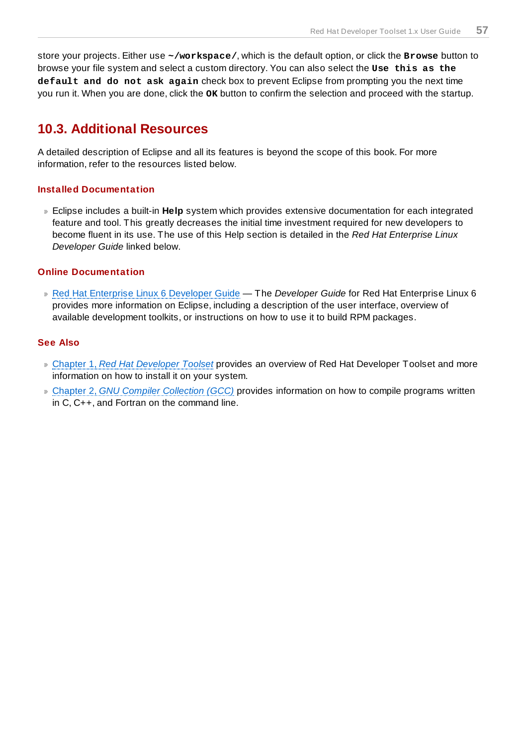store your projects. Either use `~/workspace/`, which is the default option, or click the **Browse** button to browse your file system and select a custom directory. You can also select the **Use this as the default and do not ask again** check box to prevent Eclipse from prompting you the next time you run it. When you are done, click the **OK** button to confirm the selection and proceed with the startup.

## 10.3. Additional Resources

A detailed description of Eclipse and all its features is beyond the scope of this book. For more information, refer to the resources listed below.

### Installed Documentation

- Eclipse includes a built-in **Help** system which provides extensive documentation for each integrated feature and tool. This greatly decreases the initial time investment required for new developers to become fluent in its use. The use of this Help section is detailed in the *Red Hat Enterprise Linux Developer Guide* linked below.

### Online Documentation

- Red Hat Enterprise Linux 6 Developer Guide — The *Developer Guide* for Red Hat Enterprise Linux 6 provides more information on Eclipse, including a description of the user interface, overview of available development toolkits, or instructions on how to use it to build RPM packages.

### See Also

- Chapter 1, *Red Hat Developer Toolset* provides an overview of Red Hat Developer Toolset and more information on how to install it on your system.
- Chapter 2, *GNU Compiler Collection (GCC)* provides information on how to compile programs written in C, C++, and Fortran on the command line.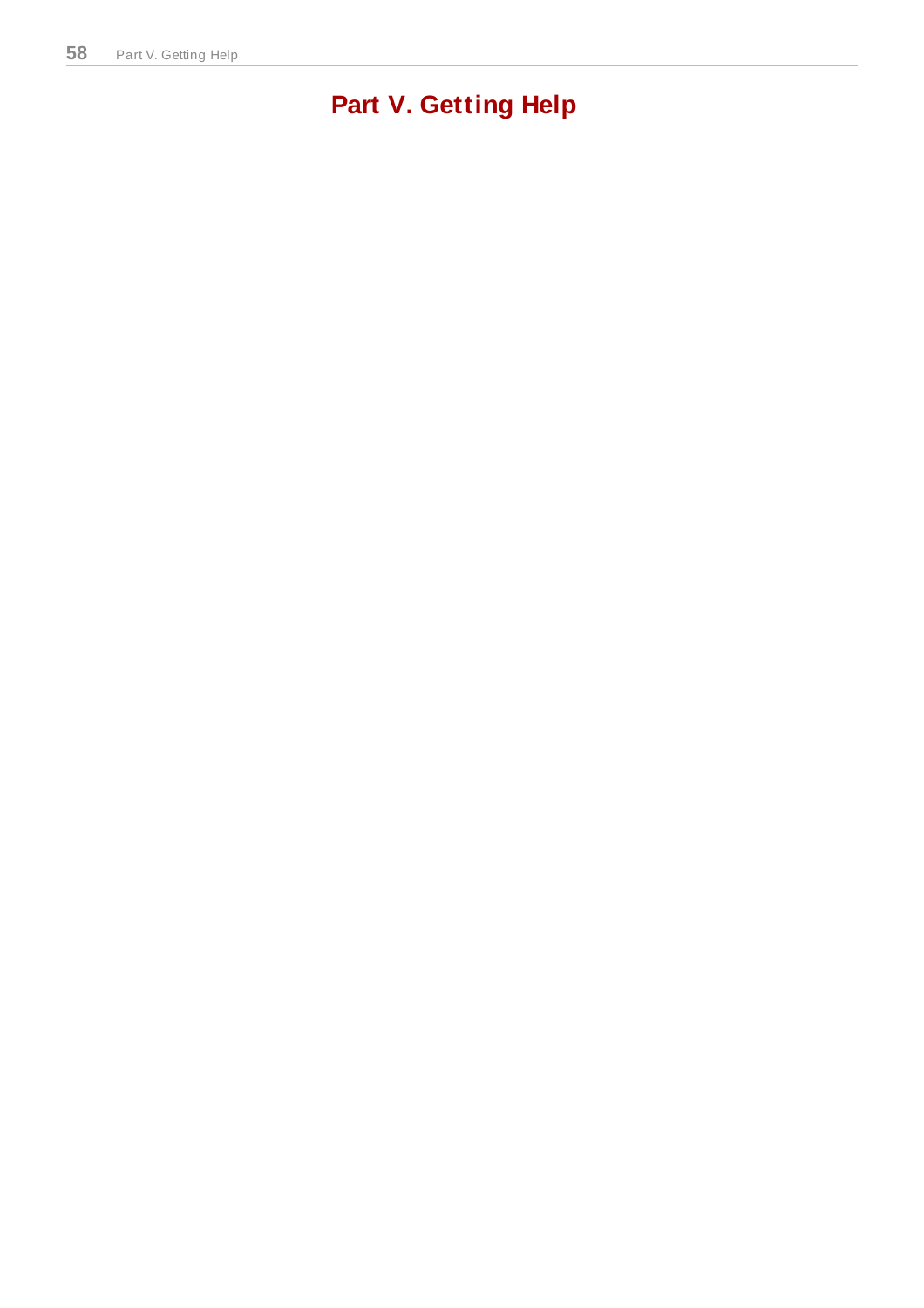# Part V. Getting Help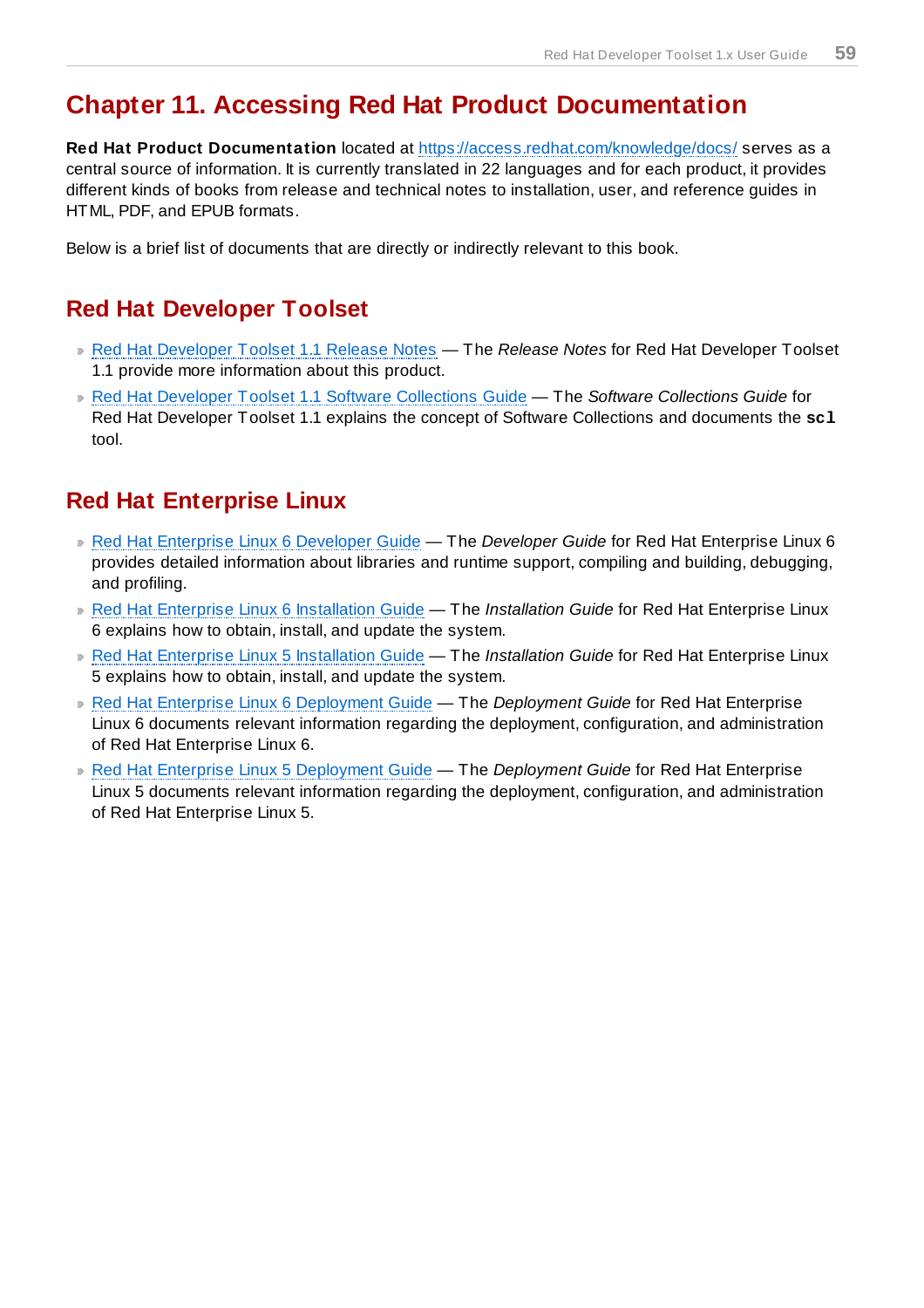# Chapter 11. Accessing Red Hat Product Documentation

**Red Hat Product Documentation** located at https://access.redhat.com/knowledge/docs/ serves as a central source of information. It is currently translated in 22 languages and for each product, it provides different kinds of books from release and technical notes to installation, user, and reference guides in HTML, PDF, and EPUB formats.

Below is a brief list of documents that are directly or indirectly relevant to this book.

## Red Hat Developer Toolset

- Red Hat Developer Toolset 1.1 Release Notes — The *Release Notes* for Red Hat Developer Toolset 1.1 provide more information about this product.
- Red Hat Developer Toolset 1.1 Software Collections Guide — The *Software Collections Guide* for Red Hat Developer Toolset 1.1 explains the concept of Software Collections and documents the **`scl`** tool.

## Red Hat Enterprise Linux

- Red Hat Enterprise Linux 6 Developer Guide — The *Developer Guide* for Red Hat Enterprise Linux 6 provides detailed information about libraries and runtime support, compiling and building, debugging, and profiling.
- Red Hat Enterprise Linux 6 Installation Guide — The *Installation Guide* for Red Hat Enterprise Linux 6 explains how to obtain, install, and update the system.
- Red Hat Enterprise Linux 5 Installation Guide — The *Installation Guide* for Red Hat Enterprise Linux 5 explains how to obtain, install, and update the system.
- Red Hat Enterprise Linux 6 Deployment Guide — The *Deployment Guide* for Red Hat Enterprise Linux 6 documents relevant information regarding the deployment, configuration, and administration of Red Hat Enterprise Linux 6.
- Red Hat Enterprise Linux 5 Deployment Guide — The *Deployment Guide* for Red Hat Enterprise Linux 5 documents relevant information regarding the deployment, configuration, and administration of Red Hat Enterprise Linux 5.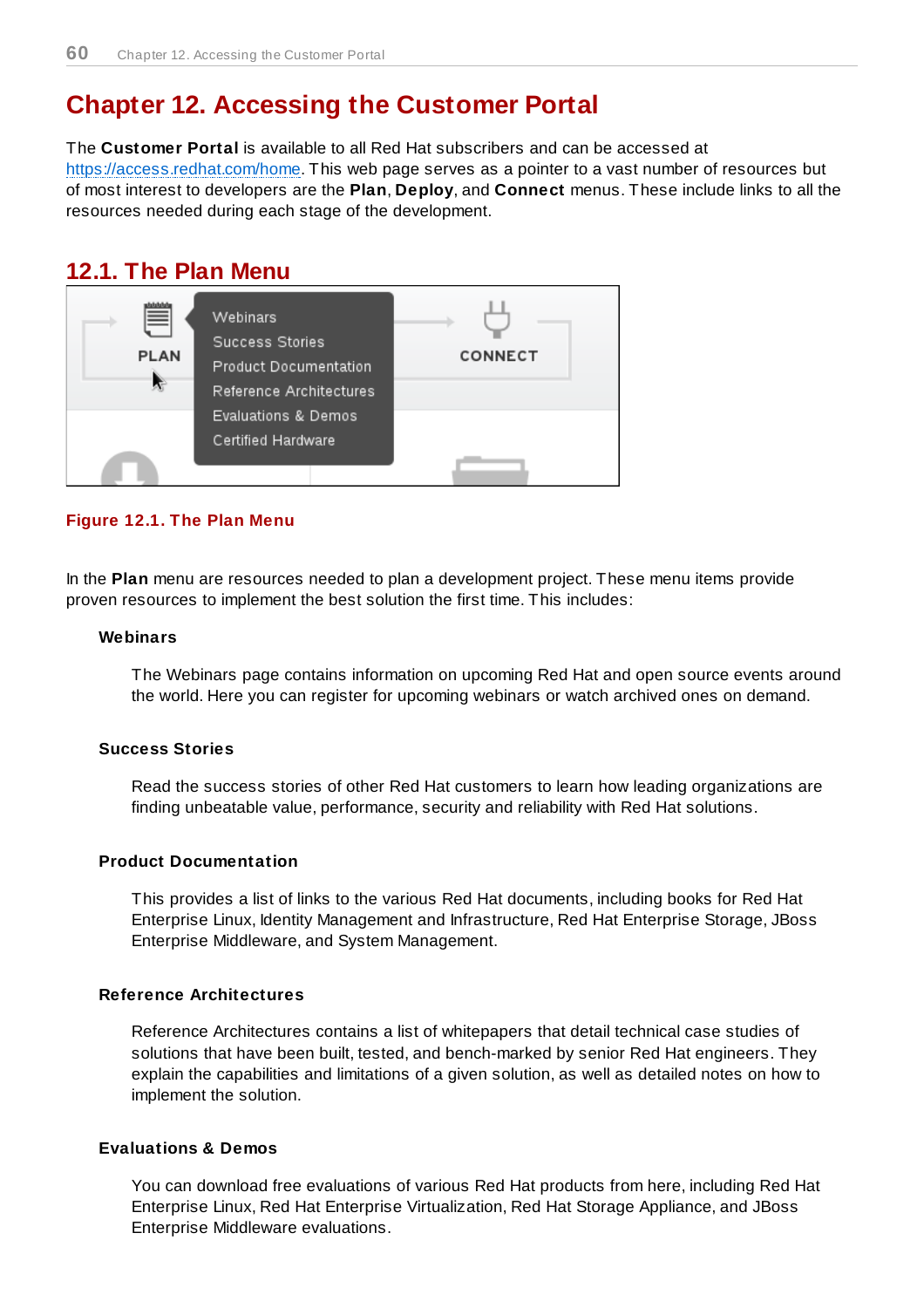# Chapter 12. Accessing the Customer Portal

The **Customer Portal** is available to all Red Hat subscribers and can be accessed at https://access.redhat.com/home. This web page serves as a pointer to a vast number of resources but of most interest to developers are the **Plan**, **Deploy**, and **Connect** menus. These include links to all the resources needed during each stage of the development.

## 12.1. The Plan Menu

**Figure 12.1. The Plan Menu**

In the **Plan** menu are resources needed to plan a development project. These menu items provide proven resources to implement the best solution the first time. This includes:

**Webinars**

The Webinars page contains information on upcoming Red Hat and open source events around the world. Here you can register for upcoming webinars or watch archived ones on demand.

**Success Stories**

Read the success stories of other Red Hat customers to learn how leading organizations are finding unbeatable value, performance, security and reliability with Red Hat solutions.

**Product Documentation**

This provides a list of links to the various Red Hat documents, including books for Red Hat Enterprise Linux, Identity Management and Infrastructure, Red Hat Enterprise Storage, JBoss Enterprise Middleware, and System Management.

**Reference Architectures**

Reference Architectures contains a list of whitepapers that detail technical case studies of solutions that have been built, tested, and bench-marked by senior Red Hat engineers. They explain the capabilities and limitations of a given solution, as well as detailed notes on how to implement the solution.

**Evaluations & Demos**

You can download free evaluations of various Red Hat products from here, including Red Hat Enterprise Linux, Red Hat Enterprise Virtualization, Red Hat Storage Appliance, and JBoss Enterprise Middleware evaluations.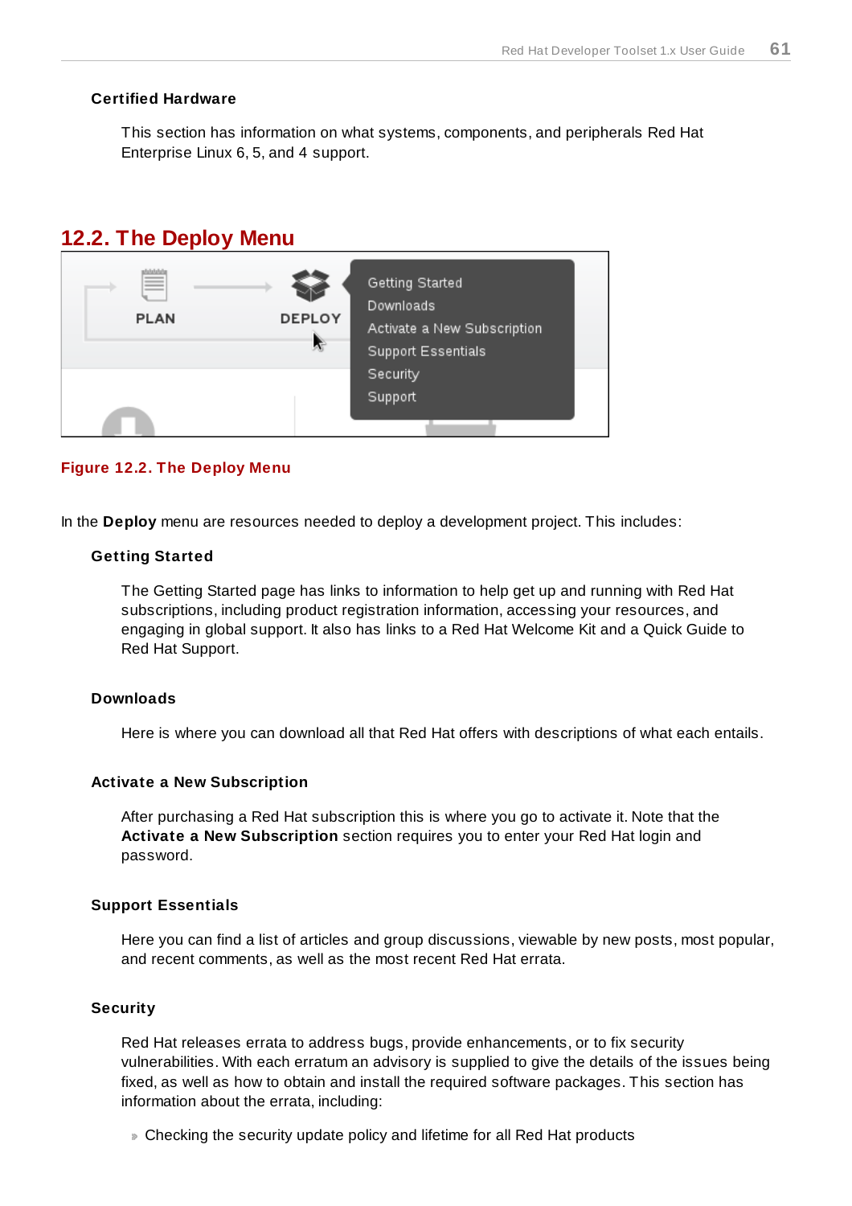**Certified Hardware**

This section has information on what systems, components, and peripherals Red Hat Enterprise Linux 6, 5, and 4 support.

## 12.2. The Deploy Menu

**Figure 12.2. The Deploy Menu**

In the **Deploy** menu are resources needed to deploy a development project. This includes:

**Getting Started**

The Getting Started page has links to information to help get up and running with Red Hat subscriptions, including product registration information, accessing your resources, and engaging in global support. It also has links to a Red Hat Welcome Kit and a Quick Guide to Red Hat Support.

**Downloads**

Here is where you can download all that Red Hat offers with descriptions of what each entails.

**Activate a New Subscription**

After purchasing a Red Hat subscription this is where you go to activate it. Note that the **Activate a New Subscription** section requires you to enter your Red Hat login and password.

**Support Essentials**

Here you can find a list of articles and group discussions, viewable by new posts, most popular, and recent comments, as well as the most recent Red Hat errata.

**Security**

Red Hat releases errata to address bugs, provide enhancements, or to fix security vulnerabilities. With each erratum an advisory is supplied to give the details of the issues being fixed, as well as how to obtain and install the required software packages. This section has information about the errata, including:

- Checking the security update policy and lifetime for all Red Hat products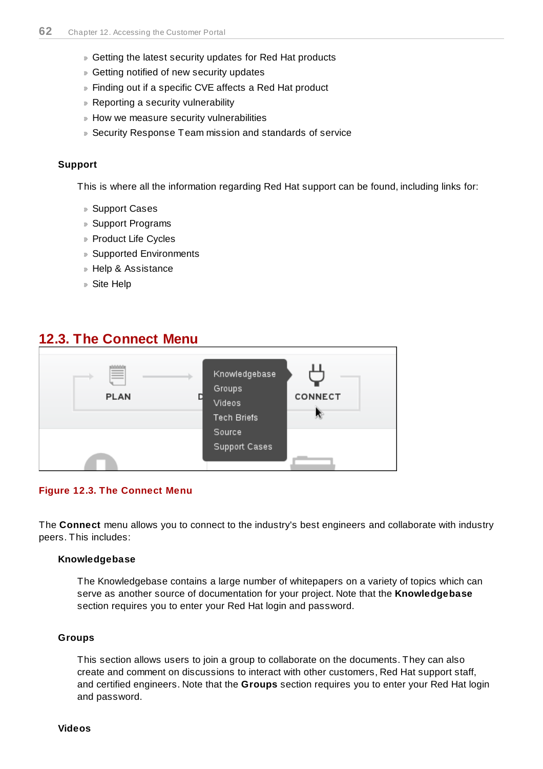- Getting the latest security updates for Red Hat products
- Getting notified of new security updates
- Finding out if a specific CVE affects a Red Hat product
- Reporting a security vulnerability
- How we measure security vulnerabilities
- Security Response Team mission and standards of service

**Support**

This is where all the information regarding Red Hat support can be found, including links for:

- Support Cases
- Support Programs
- Product Life Cycles
- Supported Environments
- Help & Assistance
- Site Help

## 12.3. The Connect Menu

Figure 12.3. The Connect Menu

The **Connect** menu allows you to connect to the industry's best engineers and collaborate with industry peers. This includes:

**Knowledgebase**

The Knowledgebase contains a large number of whitepapers on a variety of topics which can serve as another source of documentation for your project. Note that the **Knowledgebase** section requires you to enter your Red Hat login and password.

**Groups**

This section allows users to join a group to collaborate on the documents. They can also create and comment on discussions to interact with other customers, Red Hat support staff, and certified engineers. Note that the **Groups** section requires you to enter your Red Hat login and password.

**Videos**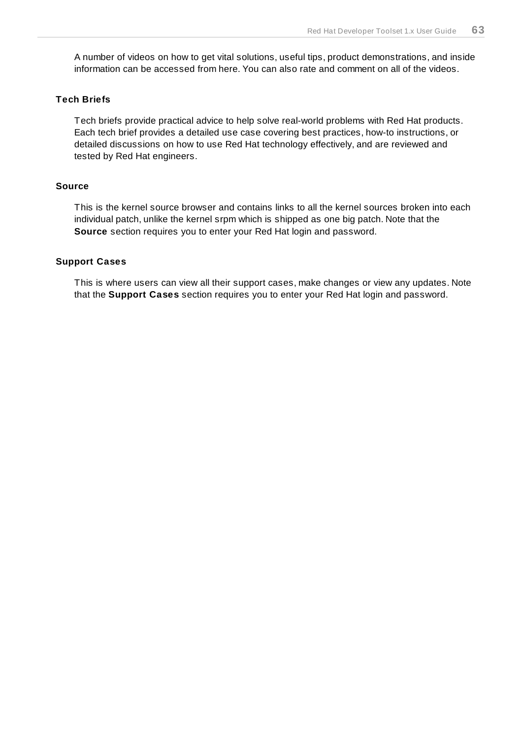A number of videos on how to get vital solutions, useful tips, product demonstrations, and inside information can be accessed from here. You can also rate and comment on all of the videos.

**Tech Briefs**

Tech briefs provide practical advice to help solve real-world problems with Red Hat products. Each tech brief provides a detailed use case covering best practices, how-to instructions, or detailed discussions on how to use Red Hat technology effectively, and are reviewed and tested by Red Hat engineers.

**Source**

This is the kernel source browser and contains links to all the kernel sources broken into each individual patch, unlike the kernel srpm which is shipped as one big patch. Note that the **Source** section requires you to enter your Red Hat login and password.

**Support Cases**

This is where users can view all their support cases, make changes or view any updates. Note that the **Support Cases** section requires you to enter your Red Hat login and password.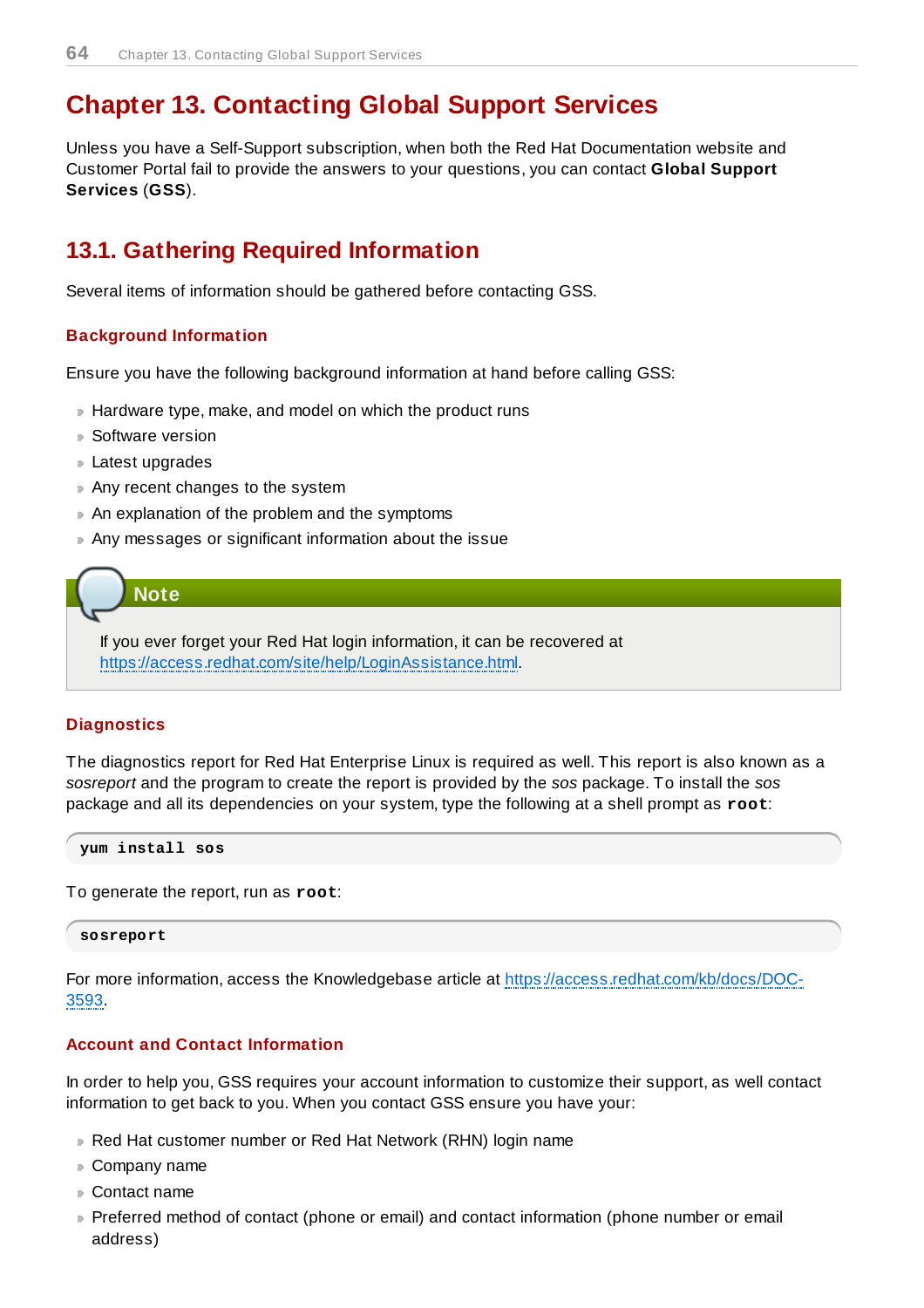# Chapter 13. Contacting Global Support Services

Unless you have a Self-Support subscription, when both the Red Hat Documentation website and Customer Portal fail to provide the answers to your questions, you can contact **Global Support Services** (**GSS**).

## 13.1. Gathering Required Information

Several items of information should be gathered before contacting GSS.

### Background Information

Ensure you have the following background information at hand before calling GSS:

- Hardware type, make, and model on which the product runs
- Software version
- Latest upgrades
- Any recent changes to the system
- An explanation of the problem and the symptoms
- Any messages or significant information about the issue

> **Note**
>
> If you ever forget your Red Hat login information, it can be recovered at https://access.redhat.com/site/help/LoginAssistance.html.

### Diagnostics

The diagnostics report for Red Hat Enterprise Linux is required as well. This report is also known as a *sosreport* and the program to create the report is provided by the *sos* package. To install the *sos* package and all its dependencies on your system, type the following at a shell prompt as **root**:

```
yum install sos
```

To generate the report, run as **root**:

```
sosreport
```

For more information, access the Knowledgebase article at https://access.redhat.com/kb/docs/DOC-3593.

### Account and Contact Information

In order to help you, GSS requires your account information to customize their support, as well contact information to get back to you. When you contact GSS ensure you have your:

- Red Hat customer number or Red Hat Network (RHN) login name
- Company name
- Contact name
- Preferred method of contact (phone or email) and contact information (phone number or email address)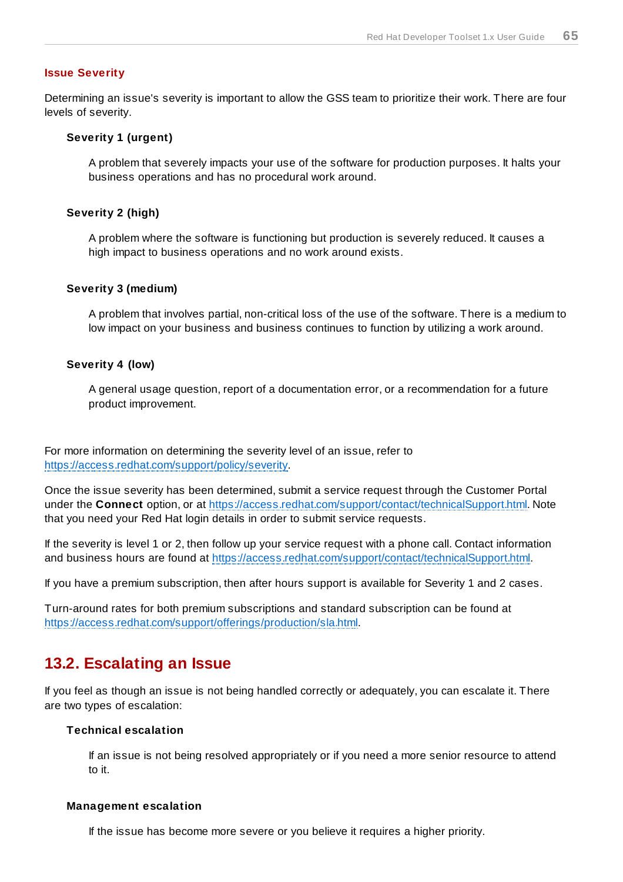### Issue Severity

Determining an issue's severity is important to allow the GSS team to prioritize their work. There are four levels of severity.

**Severity 1 (urgent)**

A problem that severely impacts your use of the software for production purposes. It halts your business operations and has no procedural work around.

**Severity 2 (high)**

A problem where the software is functioning but production is severely reduced. It causes a high impact to business operations and no work around exists.

**Severity 3 (medium)**

A problem that involves partial, non-critical loss of the use of the software. There is a medium to low impact on your business and business continues to function by utilizing a work around.

**Severity 4 (low)**

A general usage question, report of a documentation error, or a recommendation for a future product improvement.

For more information on determining the severity level of an issue, refer to https://access.redhat.com/support/policy/severity.

Once the issue severity has been determined, submit a service request through the Customer Portal under the **Connect** option, or at https://access.redhat.com/support/contact/technicalSupport.html. Note that you need your Red Hat login details in order to submit service requests.

If the severity is level 1 or 2, then follow up your service request with a phone call. Contact information and business hours are found at https://access.redhat.com/support/contact/technicalSupport.html.

If you have a premium subscription, then after hours support is available for Severity 1 and 2 cases.

Turn-around rates for both premium subscriptions and standard subscription can be found at https://access.redhat.com/support/offerings/production/sla.html.

## 13.2. Escalating an Issue

If you feel as though an issue is not being handled correctly or adequately, you can escalate it. There are two types of escalation:

**Technical escalation**

If an issue is not being resolved appropriately or if you need a more senior resource to attend to it.

**Management escalation**

If the issue has become more severe or you believe it requires a higher priority.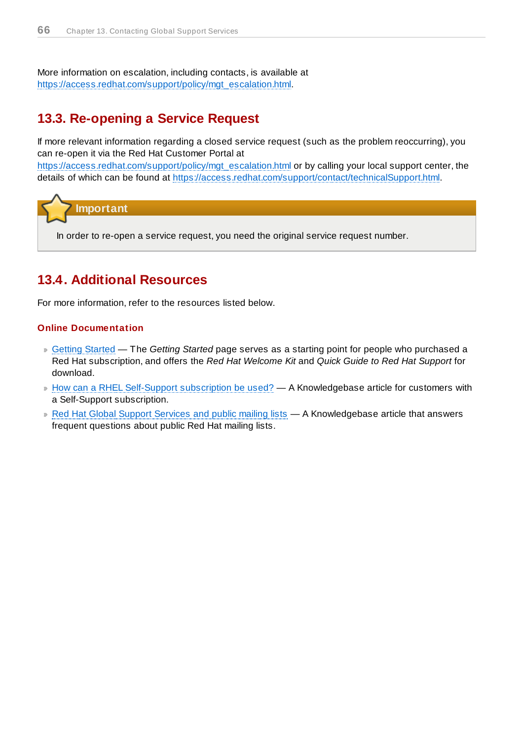More information on escalation, including contacts, is available at https://access.redhat.com/support/policy/mgt_escalation.html.

## 13.3. Re-opening a Service Request

If more relevant information regarding a closed service request (such as the problem reoccurring), you can re-open it via the Red Hat Customer Portal at https://access.redhat.com/support/policy/mgt_escalation.html or by calling your local support center, the details of which can be found at https://access.redhat.com/support/contact/technicalSupport.html.

> **Important**
>
> In order to re-open a service request, you need the original service request number.

## 13.4. Additional Resources

For more information, refer to the resources listed below.

### Online Documentation

- Getting Started — The *Getting Started* page serves as a starting point for people who purchased a Red Hat subscription, and offers the *Red Hat Welcome Kit* and *Quick Guide to Red Hat Support* for download.
- How can a RHEL Self-Support subscription be used? — A Knowledgebase article for customers with a Self-Support subscription.
- Red Hat Global Support Services and public mailing lists — A Knowledgebase article that answers frequent questions about public Red Hat mailing lists.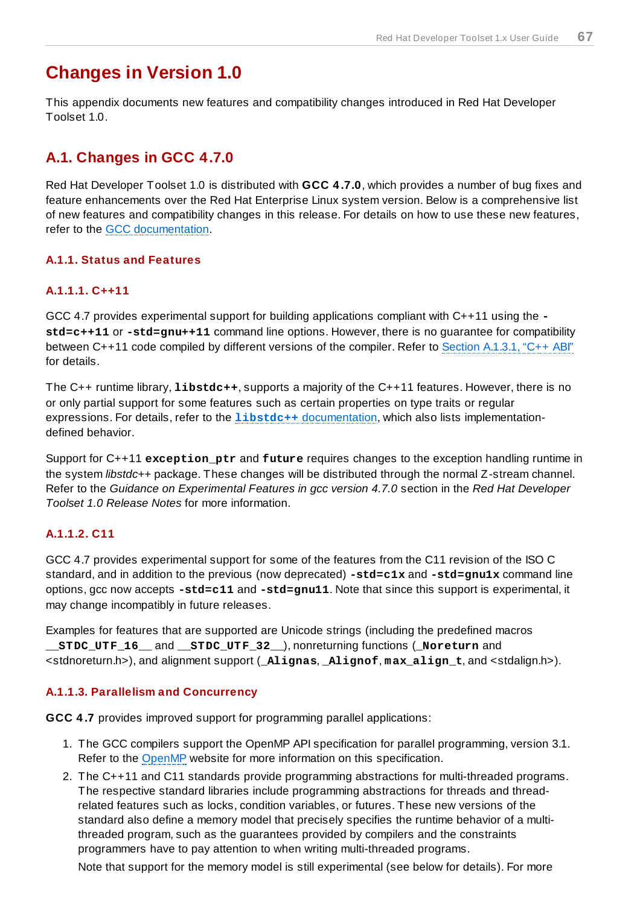# Changes in Version 1.0

This appendix documents new features and compatibility changes introduced in Red Hat Developer Toolset 1.0.

## A.1. Changes in GCC 4.7.0

Red Hat Developer Toolset 1.0 is distributed with **GCC 4.7.0**, which provides a number of bug fixes and feature enhancements over the Red Hat Enterprise Linux system version. Below is a comprehensive list of new features and compatibility changes in this release. For details on how to use these new features, refer to the GCC documentation.

### A.1.1. Status and Features

#### A.1.1.1. C++11

GCC 4.7 provides experimental support for building applications compliant with C++11 using the **-std=c++11** or **-std=gnu++11** command line options. However, there is no guarantee for compatibility between C++11 code compiled by different versions of the compiler. Refer to Section A.1.3.1, “C++ ABI” for details.

The C++ runtime library, **libstdc++**, supports a majority of the C++11 features. However, there is no or only partial support for some features such as certain properties on type traits or regular expressions. For details, refer to the **libstdc++** documentation, which also lists implementation-defined behavior.

Support for C++11 **exception_ptr** and **future** requires changes to the exception handling runtime in the system *libstdc++* package. These changes will be distributed through the normal Z-stream channel. Refer to the *Guidance on Experimental Features in gcc version 4.7.0* section in the *Red Hat Developer Toolset 1.0 Release Notes* for more information.

#### A.1.1.2. C11

GCC 4.7 provides experimental support for some of the features from the C11 revision of the ISO C standard, and in addition to the previous (now deprecated) **-std=c1x** and **-std=gnu1x** command line options, gcc now accepts **-std=c11** and **-std=gnu11**. Note that since this support is experimental, it may change incompatibly in future releases.

Examples for features that are supported are Unicode strings (including the predefined macros **__STDC_UTF_16__** and **__STDC_UTF_32__**), nonreturning functions (**_Noreturn** and <stdnoreturn.h>), and alignment support (**_Alignas**, **_Alignof**, **max_align_t**, and <stdalign.h>).

#### A.1.1.3. Parallelism and Concurrency

**GCC 4.7** provides improved support for programming parallel applications:

1. The GCC compilers support the OpenMP API specification for parallel programming, version 3.1. Refer to the OpenMP website for more information on this specification.
2. The C++11 and C11 standards provide programming abstractions for multi-threaded programs. The respective standard libraries include programming abstractions for threads and thread-related features such as locks, condition variables, or futures. These new versions of the standard also define a memory model that precisely specifies the runtime behavior of a multi-threaded program, such as the guarantees provided by compilers and the constraints programmers have to pay attention to when writing multi-threaded programs.

   Note that support for the memory model is still experimental (see below for details). For more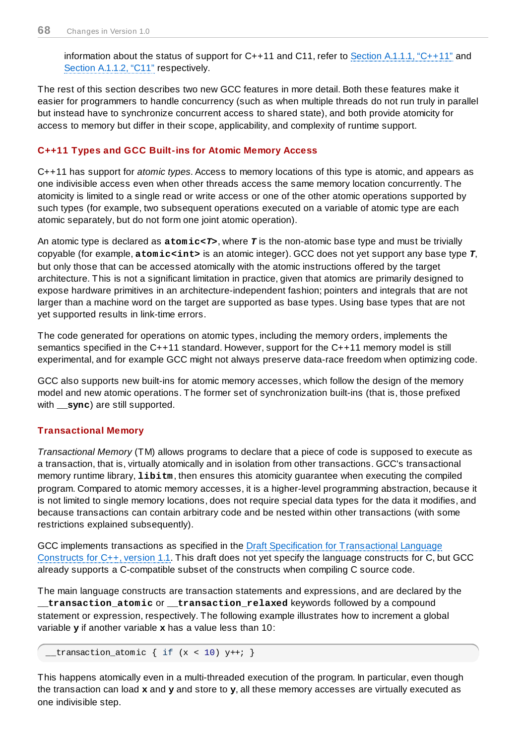information about the status of support for C++11 and C11, refer to Section A.1.1.1, “C++11” and Section A.1.1.2, “C11” respectively.

The rest of this section describes two new GCC features in more detail. Both these features make it easier for programmers to handle concurrency (such as when multiple threads do not run truly in parallel but instead have to synchronize concurrent access to shared state), and both provide atomicity for access to memory but differ in their scope, applicability, and complexity of runtime support.

### C++11 Types and GCC Built-ins for Atomic Memory Access

C++11 has support for *atomic types*. Access to memory locations of this type is atomic, and appears as one indivisible access even when other threads access the same memory location concurrently. The atomicity is limited to a single read or write access or one of the other atomic operations supported by such types (for example, two subsequent operations executed on a variable of atomic type are each atomic separately, but do not form one joint atomic operation).

An atomic type is declared as **`atomic<T>`**, where ***T*** is the non-atomic base type and must be trivially copyable (for example, **`atomic<int>`** is an atomic integer). GCC does not yet support any base type ***T***, but only those that can be accessed atomically with the atomic instructions offered by the target architecture. This is not a significant limitation in practice, given that atomics are primarily designed to expose hardware primitives in an architecture-independent fashion; pointers and integrals that are not larger than a machine word on the target are supported as base types. Using base types that are not yet supported results in link-time errors.

The code generated for operations on atomic types, including the memory orders, implements the semantics specified in the C++11 standard. However, support for the C++11 memory model is still experimental, and for example GCC might not always preserve data-race freedom when optimizing code.

GCC also supports new built-ins for atomic memory accesses, which follow the design of the memory model and new atomic operations. The former set of synchronization built-ins (that is, those prefixed with **__sync**) are still supported.

### Transactional Memory

*Transactional Memory* (TM) allows programs to declare that a piece of code is supposed to execute as a transaction, that is, virtually atomically and in isolation from other transactions. GCC's transactional memory runtime library, **`libitm`**, then ensures this atomicity guarantee when executing the compiled program. Compared to atomic memory accesses, it is a higher-level programming abstraction, because it is not limited to single memory locations, does not require special data types for the data it modifies, and because transactions can contain arbitrary code and be nested within other transactions (with some restrictions explained subsequently).

GCC implements transactions as specified in the Draft Specification for Transactional Language Constructs for C++, version 1.1. This draft does not yet specify the language constructs for C, but GCC already supports a C-compatible subset of the constructs when compiling C source code.

The main language constructs are transaction statements and expressions, and are declared by the **`__transaction_atomic`** or **`__transaction_relaxed`** keywords followed by a compound statement or expression, respectively. The following example illustrates how to increment a global variable **y** if another variable **x** has a value less than 10:

```
__transaction_atomic { if (x < 10) y++; }
```

This happens atomically even in a multi-threaded execution of the program. In particular, even though the transaction can load **x** and **y** and store to **y**, all these memory accesses are virtually executed as one indivisible step.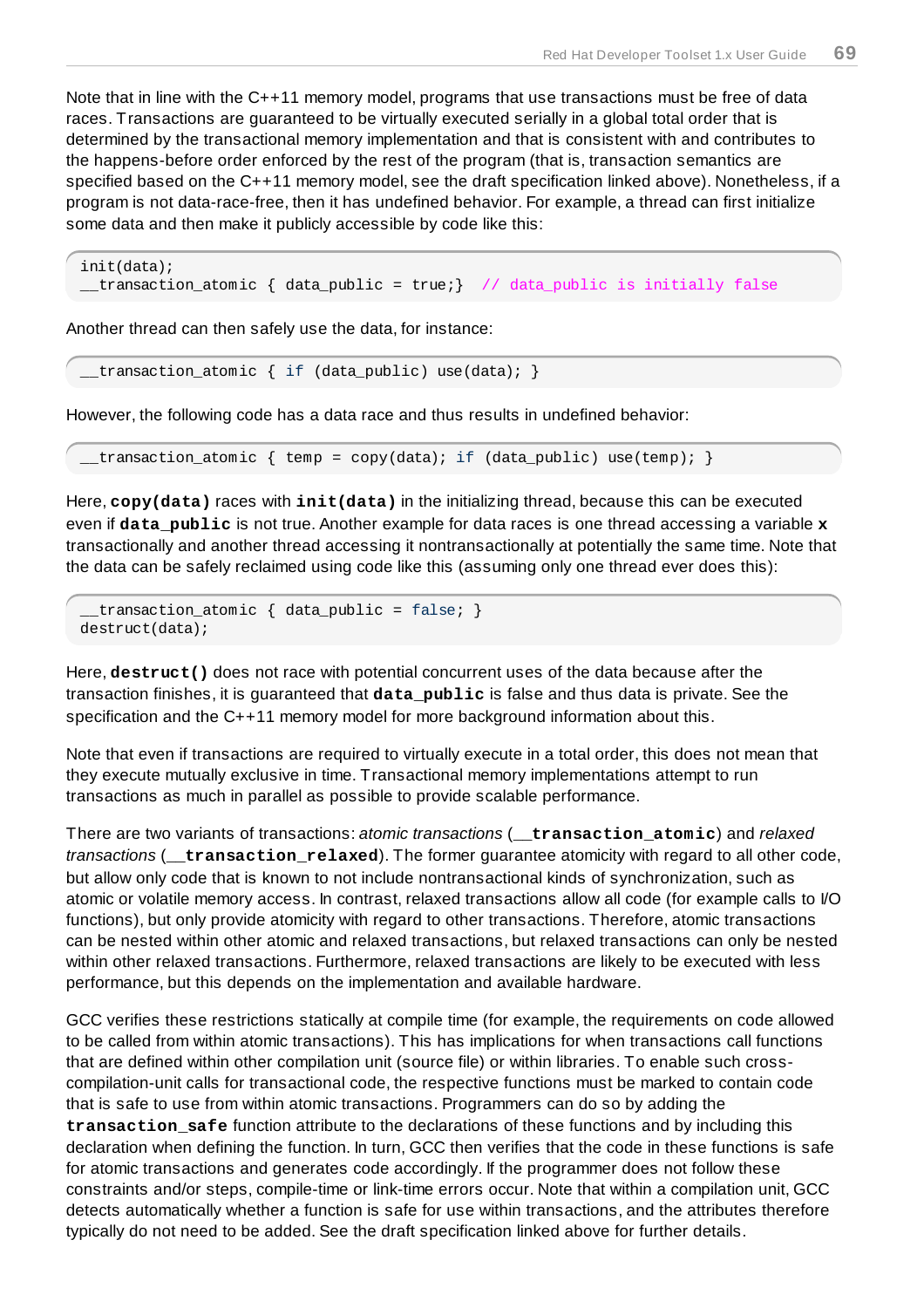Note that in line with the C++11 memory model, programs that use transactions must be free of data races. Transactions are guaranteed to be virtually executed serially in a global total order that is determined by the transactional memory implementation and that is consistent with and contributes to the happens-before order enforced by the rest of the program (that is, transaction semantics are specified based on the C++11 memory model, see the draft specification linked above). Nonetheless, if a program is not data-race-free, then it has undefined behavior. For example, a thread can first initialize some data and then make it publicly accessible by code like this:

```
init(data);
__transaction_atomic { data_public = true;}  // data_public is initially false
```

Another thread can then safely use the data, for instance:

```
__transaction_atomic { if (data_public) use(data); }
```

However, the following code has a data race and thus results in undefined behavior:

```
__transaction_atomic { temp = copy(data); if (data_public) use(temp); }
```

Here, **copy(data)** races with **init(data)** in the initializing thread, because this can be executed even if **data_public** is not true. Another example for data races is one thread accessing a variable **x** transactionally and another thread accessing it nontransactionally at potentially the same time. Note that the data can be safely reclaimed using code like this (assuming only one thread ever does this):

```
__transaction_atomic { data_public = false; }
destruct(data);
```

Here, **destruct()** does not race with potential concurrent uses of the data because after the transaction finishes, it is guaranteed that **data_public** is false and thus data is private. See the specification and the C++11 memory model for more background information about this.

Note that even if transactions are required to virtually execute in a total order, this does not mean that they execute mutually exclusive in time. Transactional memory implementations attempt to run transactions as much in parallel as possible to provide scalable performance.

There are two variants of transactions: *atomic transactions* (**__transaction_atomic**) and *relaxed transactions* (**__transaction_relaxed**). The former guarantee atomicity with regard to all other code, but allow only code that is known to not include nontransactional kinds of synchronization, such as atomic or volatile memory access. In contrast, relaxed transactions allow all code (for example calls to I/O functions), but only provide atomicity with regard to other transactions. Therefore, atomic transactions can be nested within other atomic and relaxed transactions, but relaxed transactions can only be nested within other relaxed transactions. Furthermore, relaxed transactions are likely to be executed with less performance, but this depends on the implementation and available hardware.

GCC verifies these restrictions statically at compile time (for example, the requirements on code allowed to be called from within atomic transactions). This has implications for when transactions call functions that are defined within other compilation unit (source file) or within libraries. To enable such cross-compilation-unit calls for transactional code, the respective functions must be marked to contain code that is safe to use from within atomic transactions. Programmers can do so by adding the **transaction_safe** function attribute to the declarations of these functions and by including this declaration when defining the function. In turn, GCC then verifies that the code in these functions is safe for atomic transactions and generates code accordingly. If the programmer does not follow these constraints and/or steps, compile-time or link-time errors occur. Note that within a compilation unit, GCC detects automatically whether a function is safe for use within transactions, and the attributes therefore typically do not need to be added. See the draft specification linked above for further details.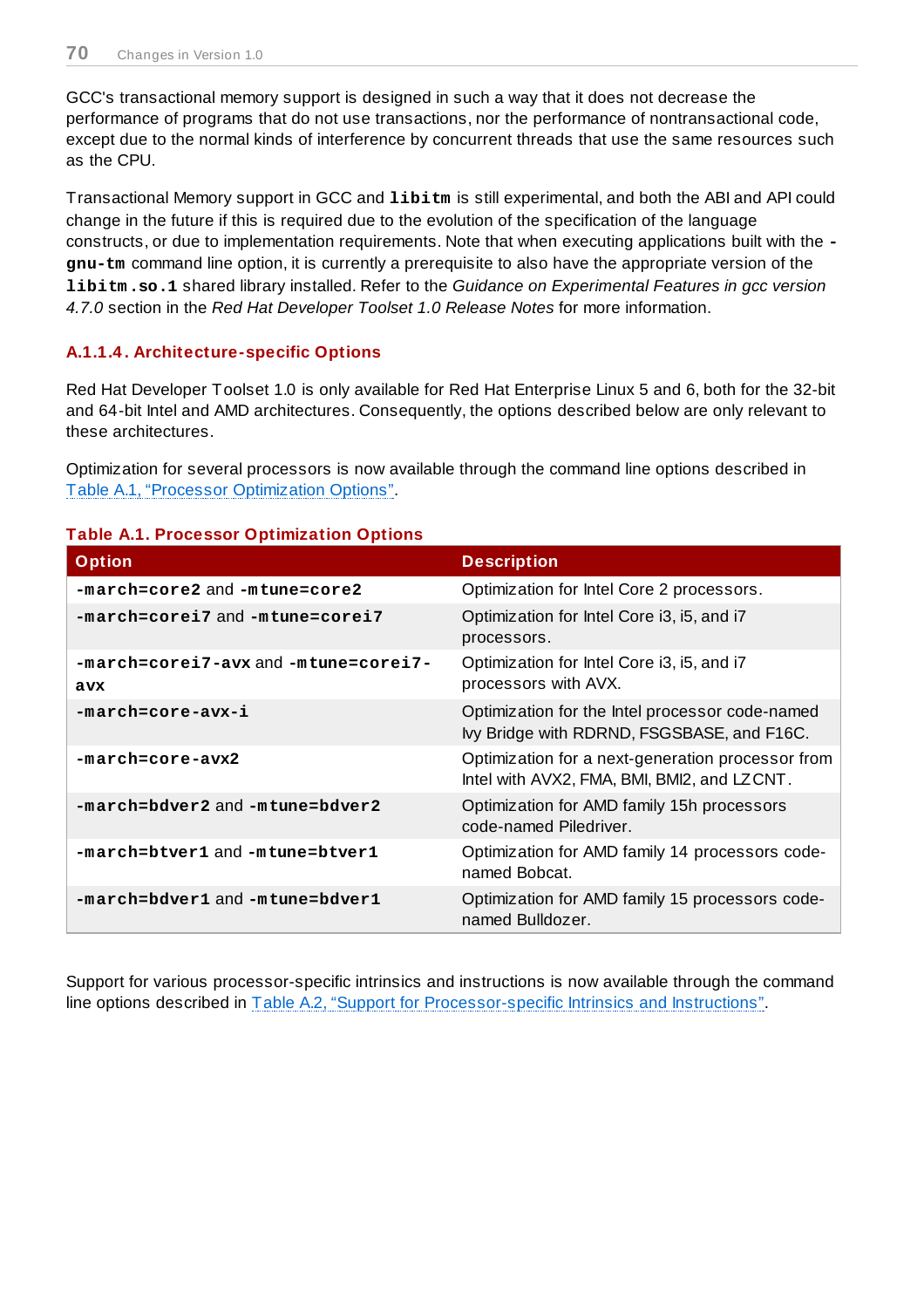GCC's transactional memory support is designed in such a way that it does not decrease the performance of programs that do not use transactions, nor the performance of nontransactional code, except due to the normal kinds of interference by concurrent threads that use the same resources such as the CPU.

Transactional Memory support in GCC and **`libitm`** is still experimental, and both the ABI and API could change in the future if this is required due to the evolution of the specification of the language constructs, or due to implementation requirements. Note that when executing applications built with the **`-gnu-tm`** command line option, it is currently a prerequisite to also have the appropriate version of the **`libitm.so.1`** shared library installed. Refer to the *Guidance on Experimental Features in gcc version 4.7.0* section in the *Red Hat Developer Toolset 1.0 Release Notes* for more information.

#### A.1.1.4. Architecture-specific Options

Red Hat Developer Toolset 1.0 is only available for Red Hat Enterprise Linux 5 and 6, both for the 32-bit and 64-bit Intel and AMD architectures. Consequently, the options described below are only relevant to these architectures.

Optimization for several processors is now available through the command line options described in Table A.1, “Processor Optimization Options”.

**Table A.1. Processor Optimization Options**

| Option | Description |
| --- | --- |
| **`-march=core2`** and **`-mtune=core2`** | Optimization for Intel Core 2 processors. |
| **`-march=corei7`** and **`-mtune=corei7`** | Optimization for Intel Core i3, i5, and i7 processors. |
| **`-march=corei7-avx`** and **`-mtune=corei7-avx`** | Optimization for Intel Core i3, i5, and i7 processors with AVX. |
| **`-march=core-avx-i`** | Optimization for the Intel processor code-named Ivy Bridge with RDRND, FSGSBASE, and F16C. |
| **`-march=core-avx2`** | Optimization for a next-generation processor from Intel with AVX2, FMA, BMI, BMI2, and LZCNT. |
| **`-march=bdver2`** and **`-mtune=bdver2`** | Optimization for AMD family 15h processors code-named Piledriver. |
| **`-march=btver1`** and **`-mtune=btver1`** | Optimization for AMD family 14 processors code-named Bobcat. |
| **`-march=bdver1`** and **`-mtune=bdver1`** | Optimization for AMD family 15 processors code-named Bulldozer. |

Support for various processor-specific intrinsics and instructions is now available through the command line options described in Table A.2, “Support for Processor-specific Intrinsics and Instructions”.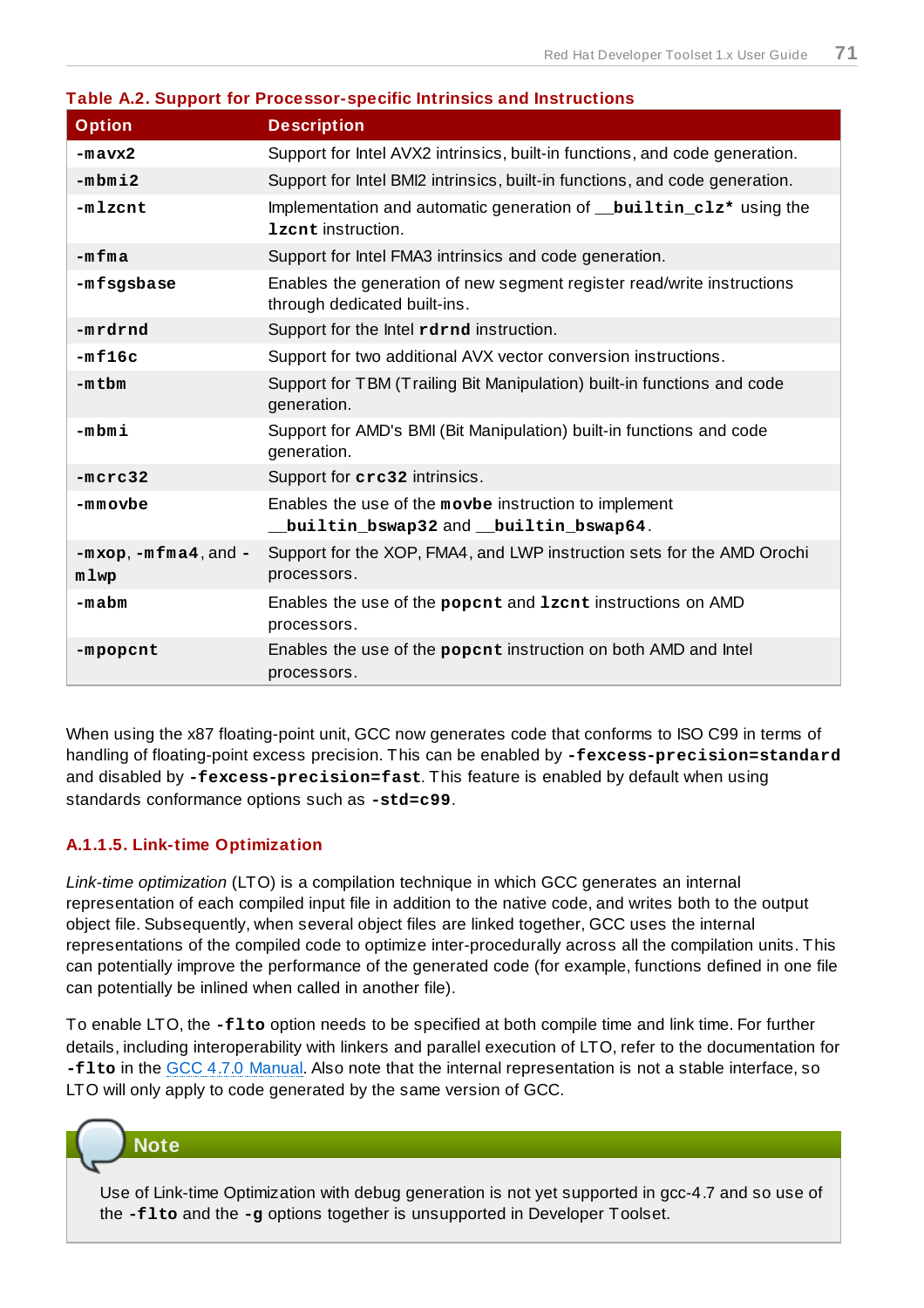**Table A.2. Support for Processor-specific Intrinsics and Instructions**

| Option | Description |
| --- | --- |
| **-mavx2** | Support for Intel AVX2 intrinsics, built-in functions, and code generation. |
| **-mbmi2** | Support for Intel BMI2 intrinsics, built-in functions, and code generation. |
| **-mlzcnt** | Implementation and automatic generation of **__builtin_clz*** using the **lzcnt** instruction. |
| **-mfma** | Support for Intel FMA3 intrinsics and code generation. |
| **-mfsgsbase** | Enables the generation of new segment register read/write instructions through dedicated built-ins. |
| **-mrdrnd** | Support for the Intel **rdrnd** instruction. |
| **-mf16c** | Support for two additional AVX vector conversion instructions. |
| **-mtbm** | Support for TBM (Trailing Bit Manipulation) built-in functions and code generation. |
| **-mbmi** | Support for AMD's BMI (Bit Manipulation) built-in functions and code generation. |
| **-mcrc32** | Support for **crc32** intrinsics. |
| **-mmovbe** | Enables the use of the **movbe** instruction to implement **__builtin_bswap32** and **__builtin_bswap64**. |
| **-mxop**, **-mfma4**, and **-mlwp** | Support for the XOP, FMA4, and LWP instruction sets for the AMD Orochi processors. |
| **-mabm** | Enables the use of the **popcnt** and **lzcnt** instructions on AMD processors. |
| **-mpopcnt** | Enables the use of the **popcnt** instruction on both AMD and Intel processors. |

When using the x87 floating-point unit, GCC now generates code that conforms to ISO C99 in terms of handling of floating-point excess precision. This can be enabled by **-fexcess-precision=standard** and disabled by **-fexcess-precision=fast**. This feature is enabled by default when using standards conformance options such as **-std=c99**.

#### A.1.1.5. Link-time Optimization

*Link-time optimization* (LTO) is a compilation technique in which GCC generates an internal representation of each compiled input file in addition to the native code, and writes both to the output object file. Subsequently, when several object files are linked together, GCC uses the internal representations of the compiled code to optimize inter-procedurally across all the compilation units. This can potentially improve the performance of the generated code (for example, functions defined in one file can potentially be inlined when called in another file).

To enable LTO, the **-flto** option needs to be specified at both compile time and link time. For further details, including interoperability with linkers and parallel execution of LTO, refer to the documentation for **-flto** in the GCC 4.7.0 Manual. Also note that the internal representation is not a stable interface, so LTO will only apply to code generated by the same version of GCC.

> **Note**
>
> Use of Link-time Optimization with debug generation is not yet supported in gcc-4.7 and so use of the **-flto** and the **-g** options together is unsupported in Developer Toolset.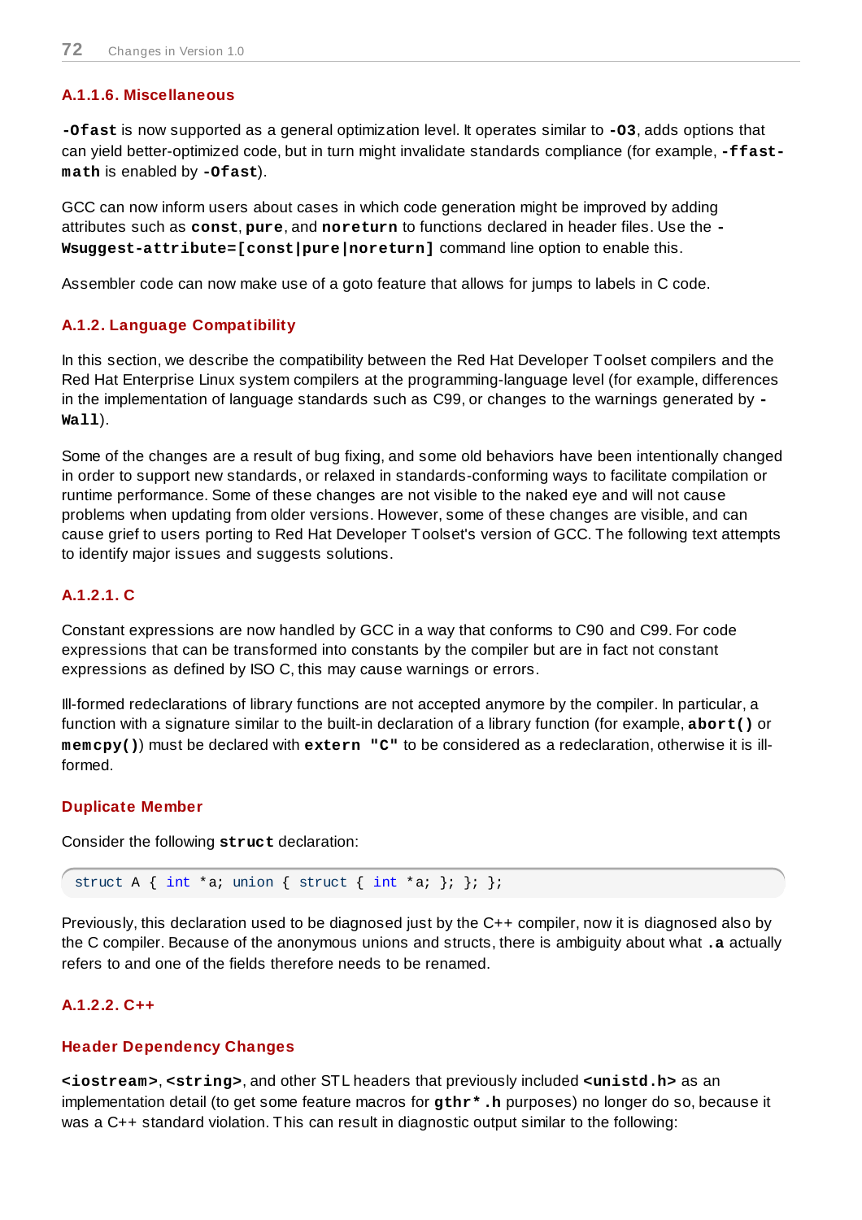#### A.1.1.6. Miscellaneous

**-Ofast** is now supported as a general optimization level. It operates similar to **-O3**, adds options that can yield better-optimized code, but in turn might invalidate standards compliance (for example, **-ffast-math** is enabled by **-Ofast**).

GCC can now inform users about cases in which code generation might be improved by adding attributes such as **const**, **pure**, and **noreturn** to functions declared in header files. Use the **-Wsuggest-attribute=[const|pure|noreturn]** command line option to enable this.

Assembler code can now make use of a goto feature that allows for jumps to labels in C code.

### A.1.2. Language Compatibility

In this section, we describe the compatibility between the Red Hat Developer Toolset compilers and the Red Hat Enterprise Linux system compilers at the programming-language level (for example, differences in the implementation of language standards such as C99, or changes to the warnings generated by **-Wall**).

Some of the changes are a result of bug fixing, and some old behaviors have been intentionally changed in order to support new standards, or relaxed in standards-conforming ways to facilitate compilation or runtime performance. Some of these changes are not visible to the naked eye and will not cause problems when updating from older versions. However, some of these changes are visible, and can cause grief to users porting to Red Hat Developer Toolset's version of GCC. The following text attempts to identify major issues and suggests solutions.

#### A.1.2.1. C

Constant expressions are now handled by GCC in a way that conforms to C90 and C99. For code expressions that can be transformed into constants by the compiler but are in fact not constant expressions as defined by ISO C, this may cause warnings or errors.

Ill-formed redeclarations of library functions are not accepted anymore by the compiler. In particular, a function with a signature similar to the built-in declaration of a library function (for example, **abort()** or **memcpy()**) must be declared with **extern "C"** to be considered as a redeclaration, otherwise it is ill-formed.

##### Duplicate Member

Consider the following **struct** declaration:

```
struct A { int *a; union { struct { int *a; }; }; };
```

Previously, this declaration used to be diagnosed just by the C++ compiler, now it is diagnosed also by the C compiler. Because of the anonymous unions and structs, there is ambiguity about what **.a** actually refers to and one of the fields therefore needs to be renamed.

#### A.1.2.2. C++

##### Header Dependency Changes

**<iostream>**, **<string>**, and other STL headers that previously included **<unistd.h>** as an implementation detail (to get some feature macros for **gthr*.h** purposes) no longer do so, because it was a C++ standard violation. This can result in diagnostic output similar to the following: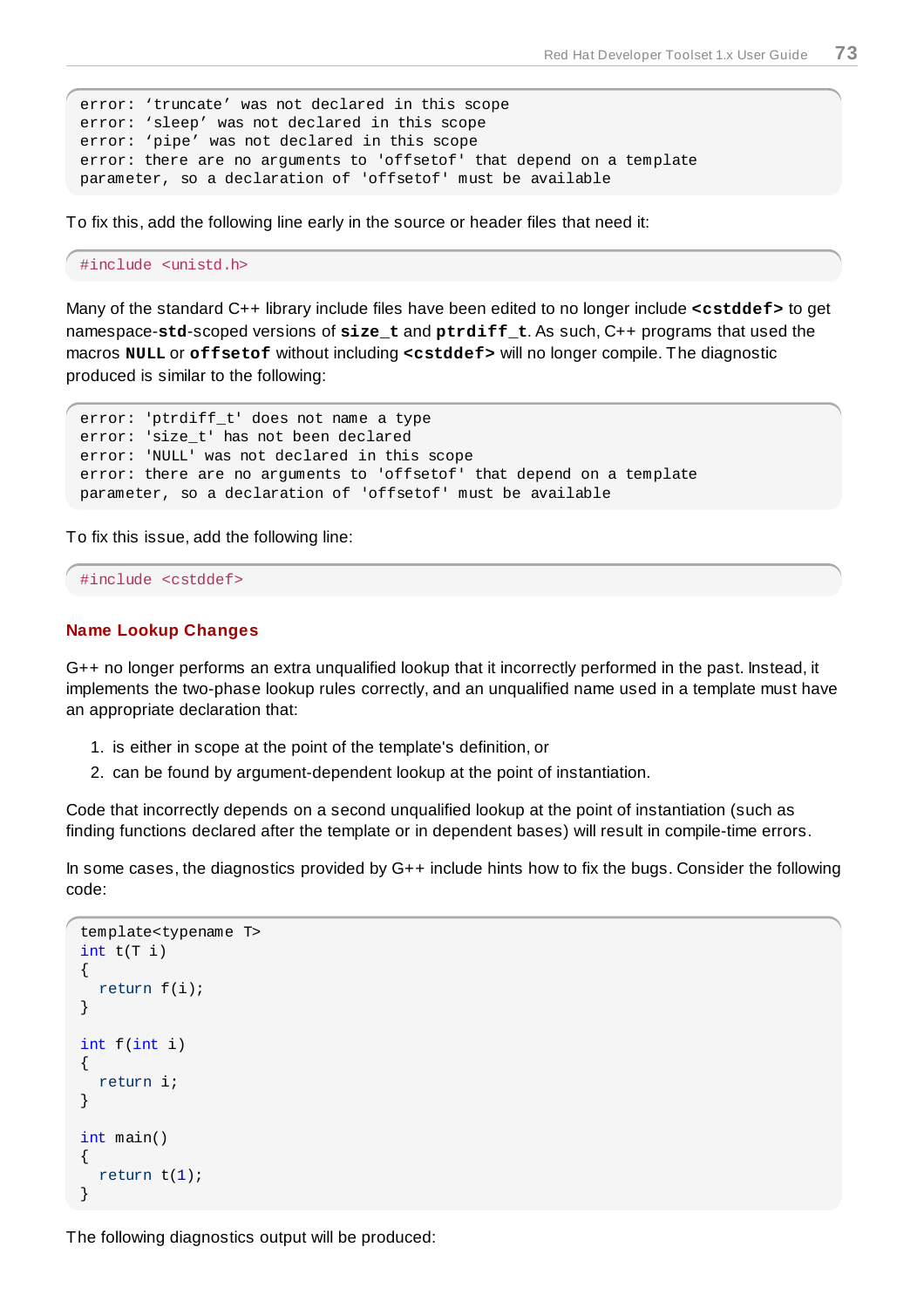```
error: ‘truncate’ was not declared in this scope
error: ‘sleep’ was not declared in this scope
error: ‘pipe’ was not declared in this scope
error: there are no arguments to 'offsetof' that depend on a template
parameter, so a declaration of 'offsetof' must be available
```

To fix this, add the following line early in the source or header files that need it:

```
#include <unistd.h>
```

Many of the standard C++ library include files have been edited to no longer include **<cstddef>** to get namespace-**std**-scoped versions of **size_t** and **ptrdiff_t**. As such, C++ programs that used the macros **NULL** or **offsetof** without including **<cstddef>** will no longer compile. The diagnostic produced is similar to the following:

```
error: 'ptrdiff_t' does not name a type
error: 'size_t' has not been declared
error: 'NULL' was not declared in this scope
error: there are no arguments to 'offsetof' that depend on a template
parameter, so a declaration of 'offsetof' must be available
```

To fix this issue, add the following line:

```
#include <cstddef>
```

### Name Lookup Changes

G++ no longer performs an extra unqualified lookup that it incorrectly performed in the past. Instead, it implements the two-phase lookup rules correctly, and an unqualified name used in a template must have an appropriate declaration that:

1. is either in scope at the point of the template's definition, or
2. can be found by argument-dependent lookup at the point of instantiation.

Code that incorrectly depends on a second unqualified lookup at the point of instantiation (such as finding functions declared after the template or in dependent bases) will result in compile-time errors.

In some cases, the diagnostics provided by G++ include hints how to fix the bugs. Consider the following code:

```
template<typename T>
int t(T i)
{
  return f(i);
}

int f(int i)
{
  return i;
}

int main()
{
  return t(1);
}
```

The following diagnostics output will be produced: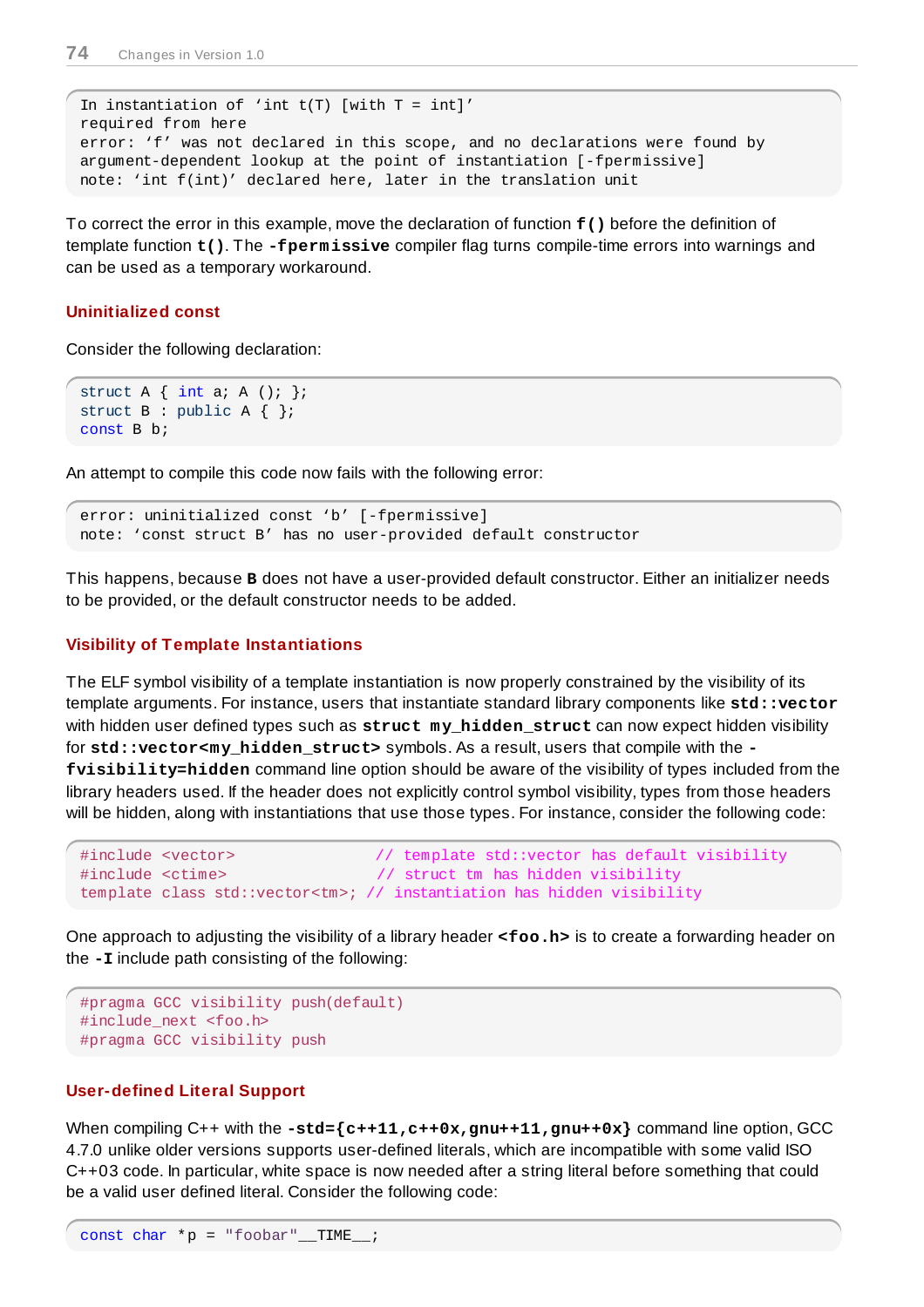```
In instantiation of 'int t(T) [with T = int]'
required from here
error: 'f' was not declared in this scope, and no declarations were found by
argument-dependent lookup at the point of instantiation [-fpermissive]
note: 'int f(int)' declared here, later in the translation unit
```

To correct the error in this example, move the declaration of function **f()** before the definition of template function **t()**. The **-fpermissive** compiler flag turns compile-time errors into warnings and can be used as a temporary workaround.

### Uninitialized const

Consider the following declaration:

```
struct A { int a; A (); };
struct B : public A { };
const B b;
```

An attempt to compile this code now fails with the following error:

```
error: uninitialized const 'b' [-fpermissive]
note: 'const struct B' has no user-provided default constructor
```

This happens, because **B** does not have a user-provided default constructor. Either an initializer needs to be provided, or the default constructor needs to be added.

### Visibility of Template Instantiations

The ELF symbol visibility of a template instantiation is now properly constrained by the visibility of its template arguments. For instance, users that instantiate standard library components like **std::vector** with hidden user defined types such as **struct my_hidden_struct** can now expect hidden visibility for **std::vector<my_hidden_struct>** symbols. As a result, users that compile with the **-fvisibility=hidden** command line option should be aware of the visibility of types included from the library headers used. If the header does not explicitly control symbol visibility, types from those headers will be hidden, along with instantiations that use those types. For instance, consider the following code:

```
#include <vector>               // template std::vector has default visibility
#include <ctime>                // struct tm has hidden visibility
template class std::vector<tm>; // instantiation has hidden visibility
```

One approach to adjusting the visibility of a library header **<foo.h>** is to create a forwarding header on the **-I** include path consisting of the following:

```
#pragma GCC visibility push(default)
#include_next <foo.h>
#pragma GCC visibility push
```

### User-defined Literal Support

When compiling C++ with the **-std={c++11,c++0x,gnu++11,gnu++0x}** command line option, GCC 4.7.0 unlike older versions supports user-defined literals, which are incompatible with some valid ISO C++03 code. In particular, white space is now needed after a string literal before something that could be a valid user defined literal. Consider the following code:

```
const char *p = "foobar"__TIME__;
```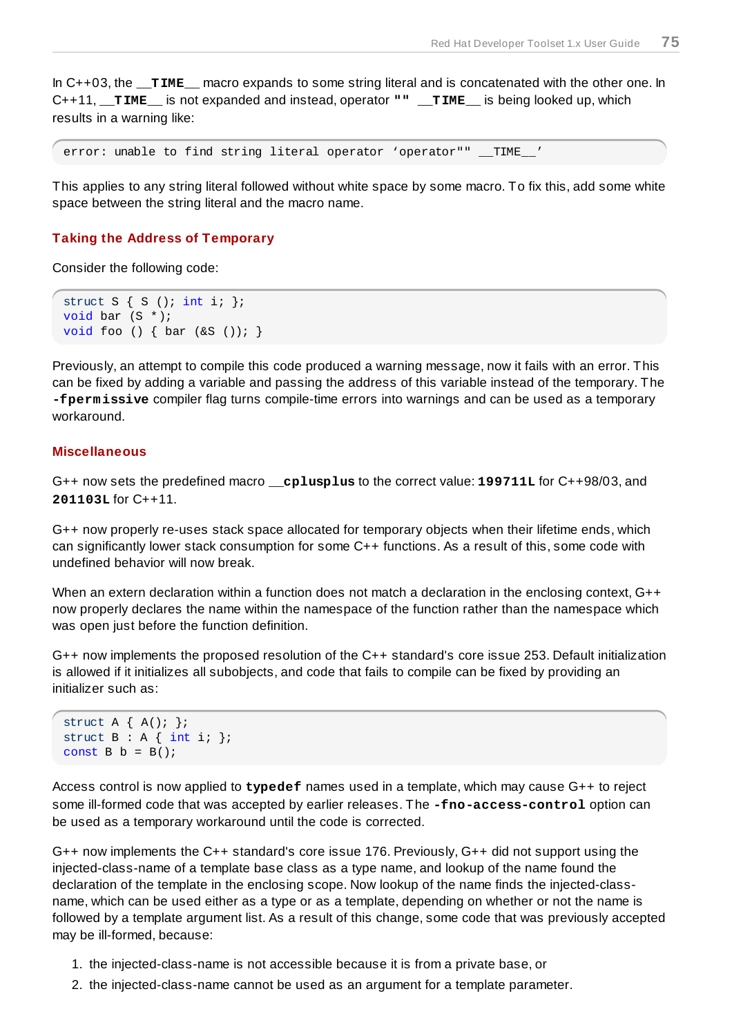In C++03, the `__TIME__` macro expands to some string literal and is concatenated with the other one. In C++11, `__TIME__` is not expanded and instead, operator `""` `__TIME__` is being looked up, which results in a warning like:

```
error: unable to find string literal operator ‘operator"" __TIME__’
```

This applies to any string literal followed without white space by some macro. To fix this, add some white space between the string literal and the macro name.

### Taking the Address of Temporary

Consider the following code:

```
struct S { S (); int i; };
void bar (S *);
void foo () { bar (&S ()); }
```

Previously, an attempt to compile this code produced a warning message, now it fails with an error. This can be fixed by adding a variable and passing the address of this variable instead of the temporary. The **-fpermissive** compiler flag turns compile-time errors into warnings and can be used as a temporary workaround.

### Miscellaneous

G++ now sets the predefined macro `__cplusplus` to the correct value: **199711L** for C++98/03, and **201103L** for C++11.

G++ now properly re-uses stack space allocated for temporary objects when their lifetime ends, which can significantly lower stack consumption for some C++ functions. As a result of this, some code with undefined behavior will now break.

When an extern declaration within a function does not match a declaration in the enclosing context, G++ now properly declares the name within the namespace of the function rather than the namespace which was open just before the function definition.

G++ now implements the proposed resolution of the C++ standard's core issue 253. Default initialization is allowed if it initializes all subobjects, and code that fails to compile can be fixed by providing an initializer such as:

```
struct A { A(); };
struct B : A { int i; };
const B b = B();
```

Access control is now applied to **typedef** names used in a template, which may cause G++ to reject some ill-formed code that was accepted by earlier releases. The **-fno-access-control** option can be used as a temporary workaround until the code is corrected.

G++ now implements the C++ standard's core issue 176. Previously, G++ did not support using the injected-class-name of a template base class as a type name, and lookup of the name found the declaration of the template in the enclosing scope. Now lookup of the name finds the injected-class-name, which can be used either as a type or as a template, depending on whether or not the name is followed by a template argument list. As a result of this change, some code that was previously accepted may be ill-formed, because:

1. the injected-class-name is not accessible because it is from a private base, or
2. the injected-class-name cannot be used as an argument for a template parameter.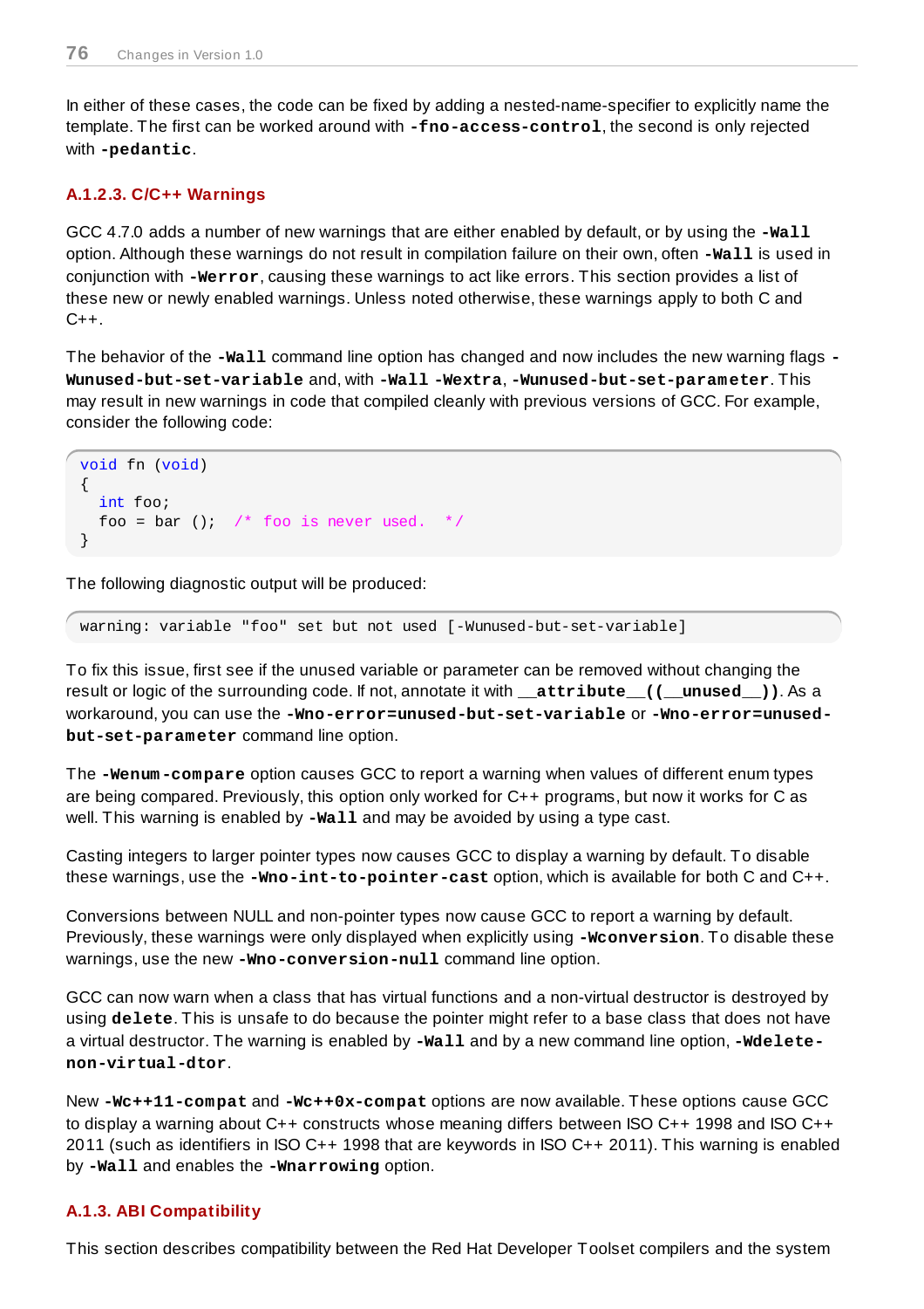In either of these cases, the code can be fixed by adding a nested-name-specifier to explicitly name the template. The first can be worked around with **`-fno-access-control`**, the second is only rejected with **`-pedantic`**.

### A.1.2.3. C/C++ Warnings

GCC 4.7.0 adds a number of new warnings that are either enabled by default, or by using the **`-Wall`** option. Although these warnings do not result in compilation failure on their own, often **`-Wall`** is used in conjunction with **`-Werror`**, causing these warnings to act like errors. This section provides a list of these new or newly enabled warnings. Unless noted otherwise, these warnings apply to both C and C++.

The behavior of the **`-Wall`** command line option has changed and now includes the new warning flags **`-Wunused-but-set-variable`** and, with **`-Wall -Wextra`**, **`-Wunused-but-set-parameter`**. This may result in new warnings in code that compiled cleanly with previous versions of GCC. For example, consider the following code:

```
void fn (void)
{
  int foo;
  foo = bar ();  /* foo is never used.  */
}
```

The following diagnostic output will be produced:

```
warning: variable "foo" set but not used [-Wunused-but-set-variable]
```

To fix this issue, first see if the unused variable or parameter can be removed without changing the result or logic of the surrounding code. If not, annotate it with **`__attribute__((__unused__))`**. As a workaround, you can use the **`-Wno-error=unused-but-set-variable`** or **`-Wno-error=unused-but-set-parameter`** command line option.

The **`-Wenum-compare`** option causes GCC to report a warning when values of different enum types are being compared. Previously, this option only worked for C++ programs, but now it works for C as well. This warning is enabled by **`-Wall`** and may be avoided by using a type cast.

Casting integers to larger pointer types now causes GCC to display a warning by default. To disable these warnings, use the **`-Wno-int-to-pointer-cast`** option, which is available for both C and C++.

Conversions between NULL and non-pointer types now cause GCC to report a warning by default. Previously, these warnings were only displayed when explicitly using **`-Wconversion`**. To disable these warnings, use the new **`-Wno-conversion-null`** command line option.

GCC can now warn when a class that has virtual functions and a non-virtual destructor is destroyed by using **`delete`**. This is unsafe to do because the pointer might refer to a base class that does not have a virtual destructor. The warning is enabled by **`-Wall`** and by a new command line option, **`-Wdelete-non-virtual-dtor`**.

New **`-Wc++11-compat`** and **`-Wc++0x-compat`** options are now available. These options cause GCC to display a warning about C++ constructs whose meaning differs between ISO C++ 1998 and ISO C++ 2011 (such as identifiers in ISO C++ 1998 that are keywords in ISO C++ 2011). This warning is enabled by **`-Wall`** and enables the **`-Wnarrowing`** option.

### A.1.3. ABI Compatibility

This section describes compatibility between the Red Hat Developer Toolset compilers and the system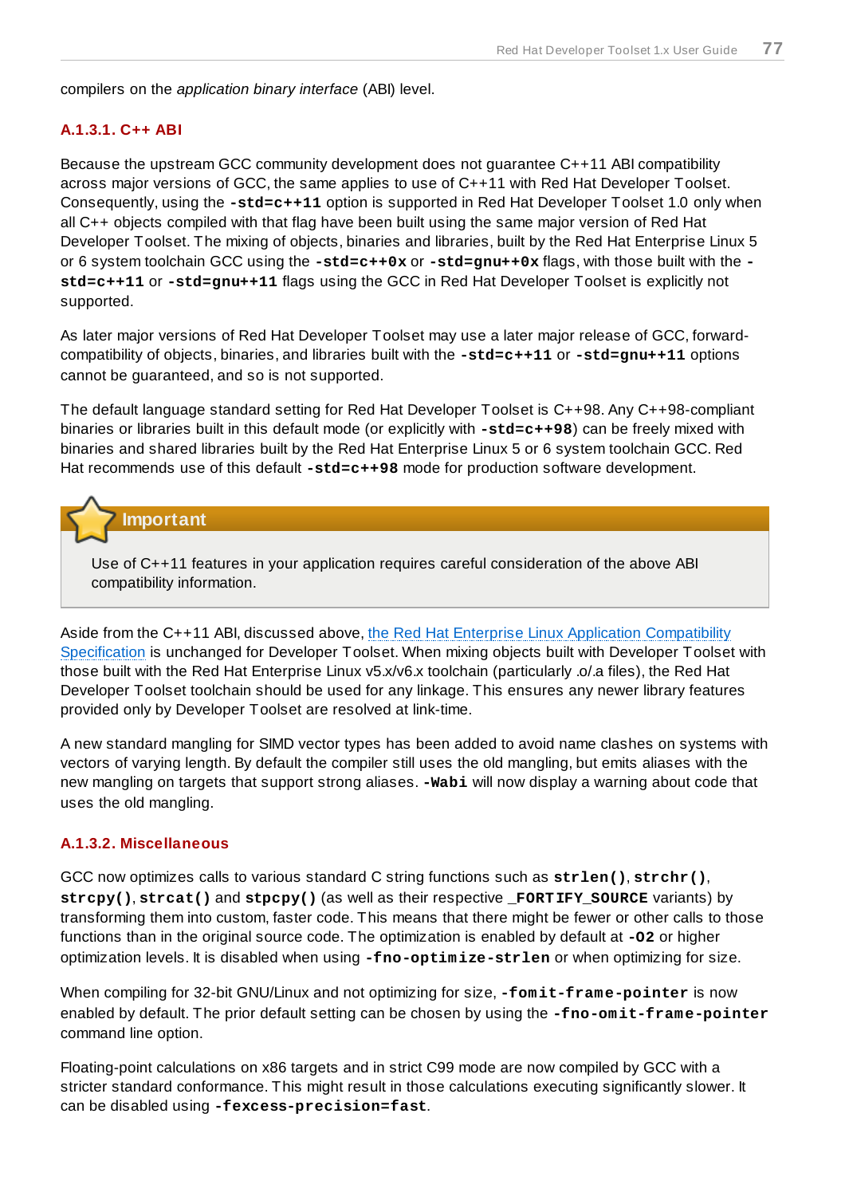compilers on the *application binary interface* (ABI) level.

#### A.1.3.1. C++ ABI

Because the upstream GCC community development does not guarantee C++11 ABI compatibility across major versions of GCC, the same applies to use of C++11 with Red Hat Developer Toolset. Consequently, using the **-std=c++11** option is supported in Red Hat Developer Toolset 1.0 only when all C++ objects compiled with that flag have been built using the same major version of Red Hat Developer Toolset. The mixing of objects, binaries and libraries, built by the Red Hat Enterprise Linux 5 or 6 system toolchain GCC using the **-std=c++0x** or **-std=gnu++0x** flags, with those built with the **-std=c++11** or **-std=gnu++11** flags using the GCC in Red Hat Developer Toolset is explicitly not supported.

As later major versions of Red Hat Developer Toolset may use a later major release of GCC, forward-compatibility of objects, binaries, and libraries built with the **-std=c++11** or **-std=gnu++11** options cannot be guaranteed, and so is not supported.

The default language standard setting for Red Hat Developer Toolset is C++98. Any C++98-compliant binaries or libraries built in this default mode (or explicitly with **-std=c++98**) can be freely mixed with binaries and shared libraries built by the Red Hat Enterprise Linux 5 or 6 system toolchain GCC. Red Hat recommends use of this default **-std=c++98** mode for production software development.

> **Important**
>
> Use of C++11 features in your application requires careful consideration of the above ABI compatibility information.

Aside from the C++11 ABI, discussed above, the Red Hat Enterprise Linux Application Compatibility Specification is unchanged for Developer Toolset. When mixing objects built with Developer Toolset with those built with the Red Hat Enterprise Linux v5.x/v6.x toolchain (particularly .o/.a files), the Red Hat Developer Toolset toolchain should be used for any linkage. This ensures any newer library features provided only by Developer Toolset are resolved at link-time.

A new standard mangling for SIMD vector types has been added to avoid name clashes on systems with vectors of varying length. By default the compiler still uses the old mangling, but emits aliases with the new mangling on targets that support strong aliases. **-Wabi** will now display a warning about code that uses the old mangling.

#### A.1.3.2. Miscellaneous

GCC now optimizes calls to various standard C string functions such as **strlen()**, **strchr()**, **strcpy()**, **strcat()** and **stpcpy()** (as well as their respective **_FORTIFY_SOURCE** variants) by transforming them into custom, faster code. This means that there might be fewer or other calls to those functions than in the original source code. The optimization is enabled by default at **-O2** or higher optimization levels. It is disabled when using **-fno-optimize-strlen** or when optimizing for size.

When compiling for 32-bit GNU/Linux and not optimizing for size, **-fomit-frame-pointer** is now enabled by default. The prior default setting can be chosen by using the **-fno-omit-frame-pointer** command line option.

Floating-point calculations on x86 targets and in strict C99 mode are now compiled by GCC with a stricter standard conformance. This might result in those calculations executing significantly slower. It can be disabled using **-fexcess-precision=fast**.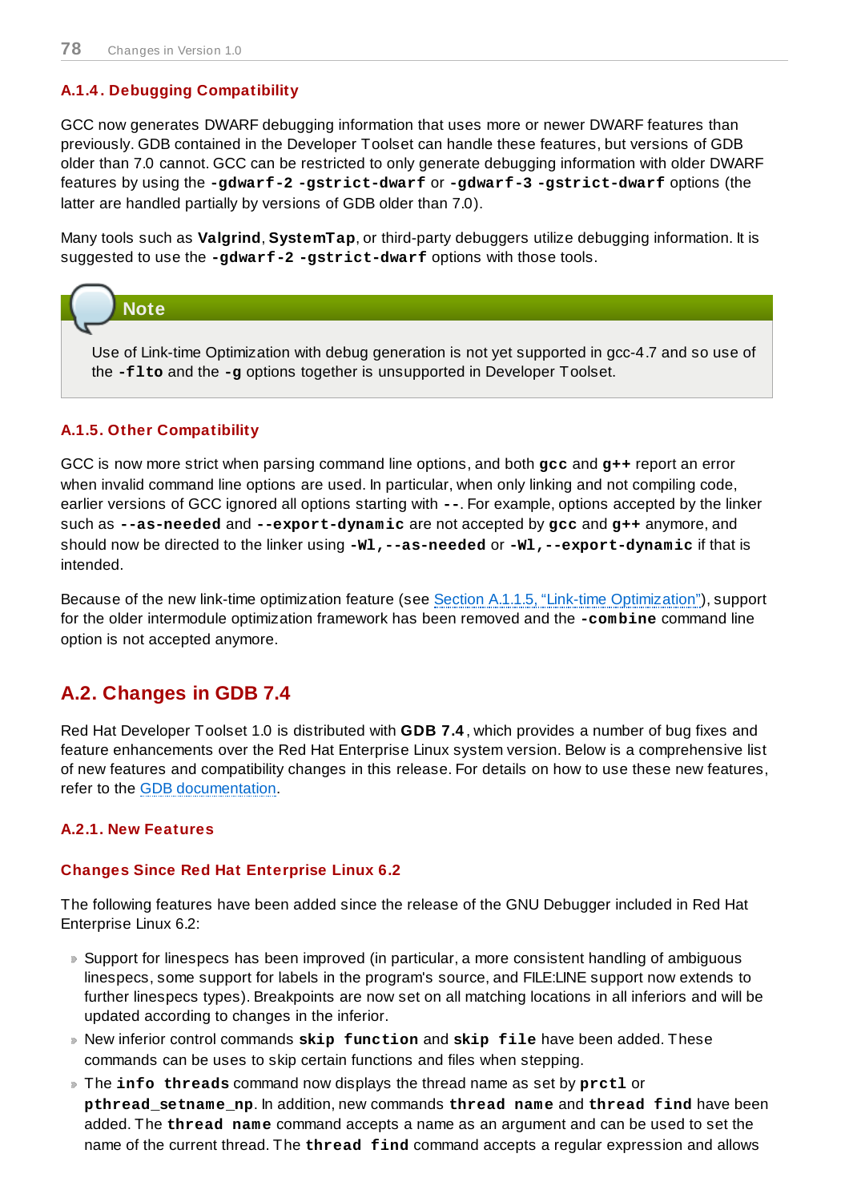### A.1.4. Debugging Compatibility

GCC now generates DWARF debugging information that uses more or newer DWARF features than previously. GDB contained in the Developer Toolset can handle these features, but versions of GDB older than 7.0 cannot. GCC can be restricted to only generate debugging information with older DWARF features by using the **`-gdwarf-2 -gstrict-dwarf`** or **`-gdwarf-3 -gstrict-dwarf`** options (the latter are handled partially by versions of GDB older than 7.0).

Many tools such as **Valgrind**, **SystemTap**, or third-party debuggers utilize debugging information. It is suggested to use the **`-gdwarf-2 -gstrict-dwarf`** options with those tools.

> **Note**
>
> Use of Link-time Optimization with debug generation is not yet supported in gcc-4.7 and so use of the **`-flto`** and the **`-g`** options together is unsupported in Developer Toolset.

### A.1.5. Other Compatibility

GCC is now more strict when parsing command line options, and both **`gcc`** and **`g++`** report an error when invalid command line options are used. In particular, when only linking and not compiling code, earlier versions of GCC ignored all options starting with **`--`**. For example, options accepted by the linker such as **`--as-needed`** and **`--export-dynamic`** are not accepted by **`gcc`** and **`g++`** anymore, and should now be directed to the linker using **`-Wl,--as-needed`** or **`-Wl,--export-dynamic`** if that is intended.

Because of the new link-time optimization feature (see Section A.1.1.5, "Link-time Optimization"), support for the older intermodule optimization framework has been removed and the **`-combine`** command line option is not accepted anymore.

## A.2. Changes in GDB 7.4

Red Hat Developer Toolset 1.0 is distributed with **GDB 7.4**, which provides a number of bug fixes and feature enhancements over the Red Hat Enterprise Linux system version. Below is a comprehensive list of new features and compatibility changes in this release. For details on how to use these new features, refer to the GDB documentation.

### A.2.1. New Features

#### Changes Since Red Hat Enterprise Linux 6.2

The following features have been added since the release of the GNU Debugger included in Red Hat Enterprise Linux 6.2:

- Support for linespecs has been improved (in particular, a more consistent handling of ambiguous linespecs, some support for labels in the program's source, and FILE:LINE support now extends to further linespecs types). Breakpoints are now set on all matching locations in all inferiors and will be updated according to changes in the inferior.
- New inferior control commands **`skip function`** and **`skip file`** have been added. These commands can be uses to skip certain functions and files when stepping.
- The **`info threads`** command now displays the thread name as set by **`prctl`** or **`pthread_setname_np`**. In addition, new commands **`thread name`** and **`thread find`** have been added. The **`thread name`** command accepts a name as an argument and can be used to set the name of the current thread. The **`thread find`** command accepts a regular expression and allows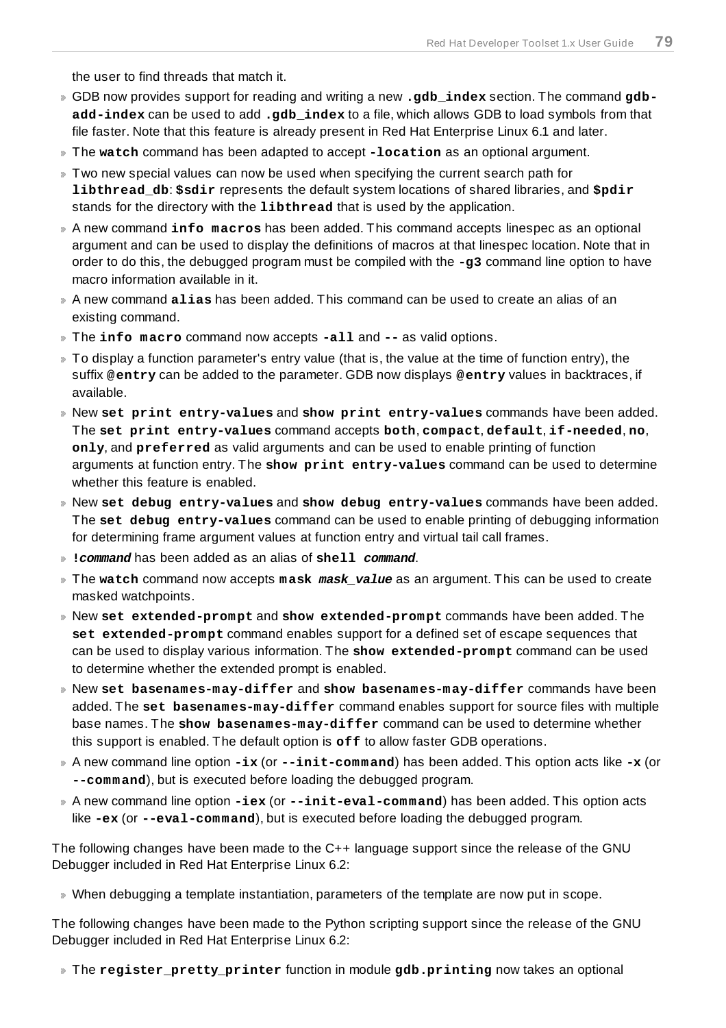the user to find threads that match it.

- GDB now provides support for reading and writing a new **.gdb_index** section. The command **gdb-add-index** can be used to add **.gdb_index** to a file, which allows GDB to load symbols from that file faster. Note that this feature is already present in Red Hat Enterprise Linux 6.1 and later.
- The **watch** command has been adapted to accept **-location** as an optional argument.
- Two new special values can now be used when specifying the current search path for **libthread_db**: **$sdir** represents the default system locations of shared libraries, and **$pdir** stands for the directory with the **libthread** that is used by the application.
- A new command **info macros** has been added. This command accepts linespec as an optional argument and can be used to display the definitions of macros at that linespec location. Note that in order to do this, the debugged program must be compiled with the **-g3** command line option to have macro information available in it.
- A new command **alias** has been added. This command can be used to create an alias of an existing command.
- The **info macro** command now accepts **-all** and **--** as valid options.
- To display a function parameter's entry value (that is, the value at the time of function entry), the suffix **@entry** can be added to the parameter. GDB now displays **@entry** values in backtraces, if available.
- New **set print entry-values** and **show print entry-values** commands have been added. The **set print entry-values** command accepts **both**, **compact**, **default**, **if-needed**, **no**, **only**, and **preferred** as valid arguments and can be used to enable printing of function arguments at function entry. The **show print entry-values** command can be used to determine whether this feature is enabled.
- New **set debug entry-values** and **show debug entry-values** commands have been added. The **set debug entry-values** command can be used to enable printing of debugging information for determining frame argument values at function entry and virtual tail call frames.
- ***!command*** has been added as an alias of **shell *command***.
- The **watch** command now accepts **mask *mask_value*** as an argument. This can be used to create masked watchpoints.
- New **set extended-prompt** and **show extended-prompt** commands have been added. The **set extended-prompt** command enables support for a defined set of escape sequences that can be used to display various information. The **show extended-prompt** command can be used to determine whether the extended prompt is enabled.
- New **set basenames-may-differ** and **show basenames-may-differ** commands have been added. The **set basenames-may-differ** command enables support for source files with multiple base names. The **show basenames-may-differ** command can be used to determine whether this support is enabled. The default option is **off** to allow faster GDB operations.
- A new command line option **-ix** (or **--init-command**) has been added. This option acts like **-x** (or **--command**), but is executed before loading the debugged program.
- A new command line option **-iex** (or **--init-eval-command**) has been added. This option acts like **-ex** (or **--eval-command**), but is executed before loading the debugged program.

The following changes have been made to the C++ language support since the release of the GNU Debugger included in Red Hat Enterprise Linux 6.2:

- When debugging a template instantiation, parameters of the template are now put in scope.

The following changes have been made to the Python scripting support since the release of the GNU Debugger included in Red Hat Enterprise Linux 6.2:

- The **register_pretty_printer** function in module **gdb.printing** now takes an optional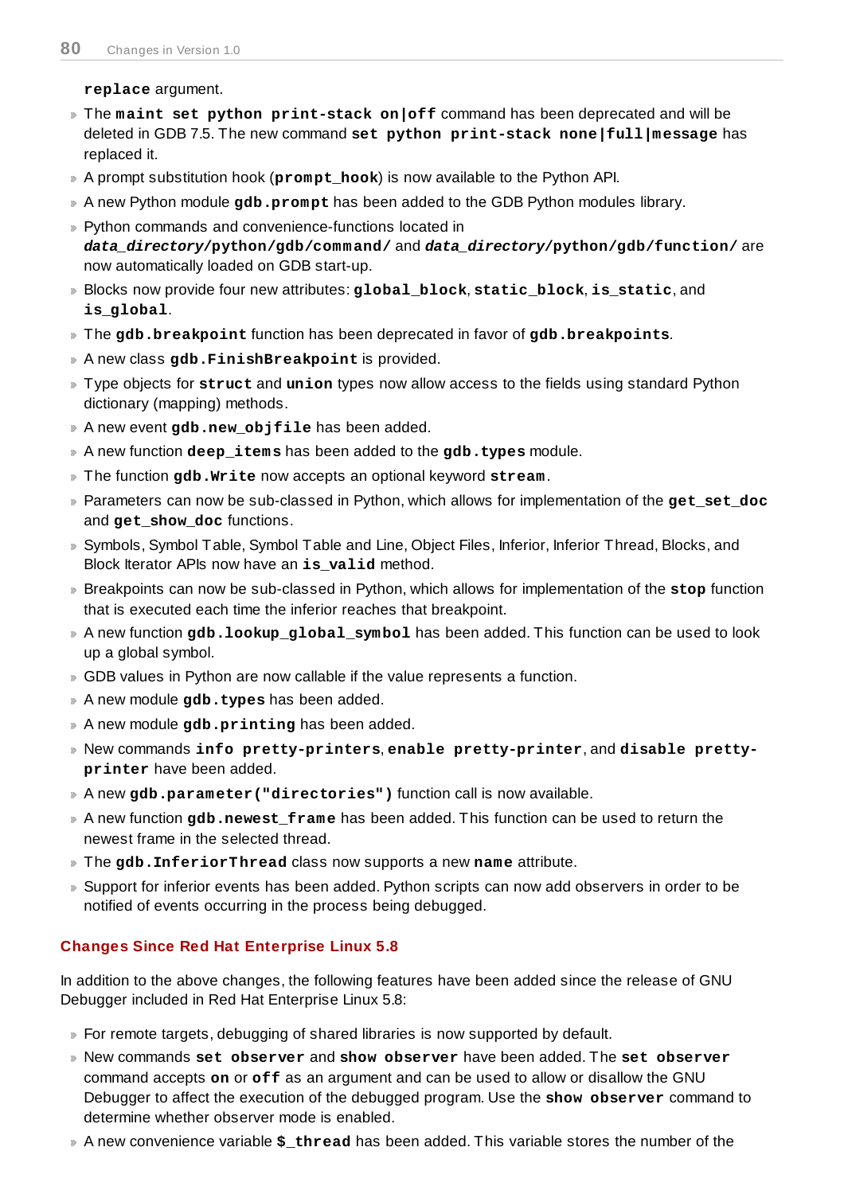**replace** argument.

- The **maint set python print-stack on|off** command has been deprecated and will be deleted in GDB 7.5. The new command **set python print-stack none|full|message** has replaced it.
- A prompt substitution hook (**prompt_hook**) is now available to the Python API.
- A new Python module **gdb.prompt** has been added to the GDB Python modules library.
- Python commands and convenience-functions located in ***data_directory*/python/gdb/command/** and ***data_directory*/python/gdb/function/** are now automatically loaded on GDB start-up.
- Blocks now provide four new attributes: **global_block**, **static_block**, **is_static**, and **is_global**.
- The **gdb.breakpoint** function has been deprecated in favor of **gdb.breakpoints**.
- A new class **gdb.FinishBreakpoint** is provided.
- Type objects for **struct** and **union** types now allow access to the fields using standard Python dictionary (mapping) methods.
- A new event **gdb.new_objfile** has been added.
- A new function **deep_items** has been added to the **gdb.types** module.
- The function **gdb.Write** now accepts an optional keyword **stream**.
- Parameters can now be sub-classed in Python, which allows for implementation of the **get_set_doc** and **get_show_doc** functions.
- Symbols, Symbol Table, Symbol Table and Line, Object Files, Inferior, Inferior Thread, Blocks, and Block Iterator APIs now have an **is_valid** method.
- Breakpoints can now be sub-classed in Python, which allows for implementation of the **stop** function that is executed each time the inferior reaches that breakpoint.
- A new function **gdb.lookup_global_symbol** has been added. This function can be used to look up a global symbol.
- GDB values in Python are now callable if the value represents a function.
- A new module **gdb.types** has been added.
- A new module **gdb.printing** has been added.
- New commands **info pretty-printers**, **enable pretty-printer**, and **disable pretty-printer** have been added.
- A new **gdb.parameter("directories")** function call is now available.
- A new function **gdb.newest_frame** has been added. This function can be used to return the newest frame in the selected thread.
- The **gdb.InferiorThread** class now supports a new **name** attribute.
- Support for inferior events has been added. Python scripts can now add observers in order to be notified of events occurring in the process being debugged.

### Changes Since Red Hat Enterprise Linux 5.8

In addition to the above changes, the following features have been added since the release of GNU Debugger included in Red Hat Enterprise Linux 5.8:

- For remote targets, debugging of shared libraries is now supported by default.
- New commands **set observer** and **show observer** have been added. The **set observer** command accepts **on** or **off** as an argument and can be used to allow or disallow the GNU Debugger to affect the execution of the debugged program. Use the **show observer** command to determine whether observer mode is enabled.
- A new convenience variable **$_thread** has been added. This variable stores the number of the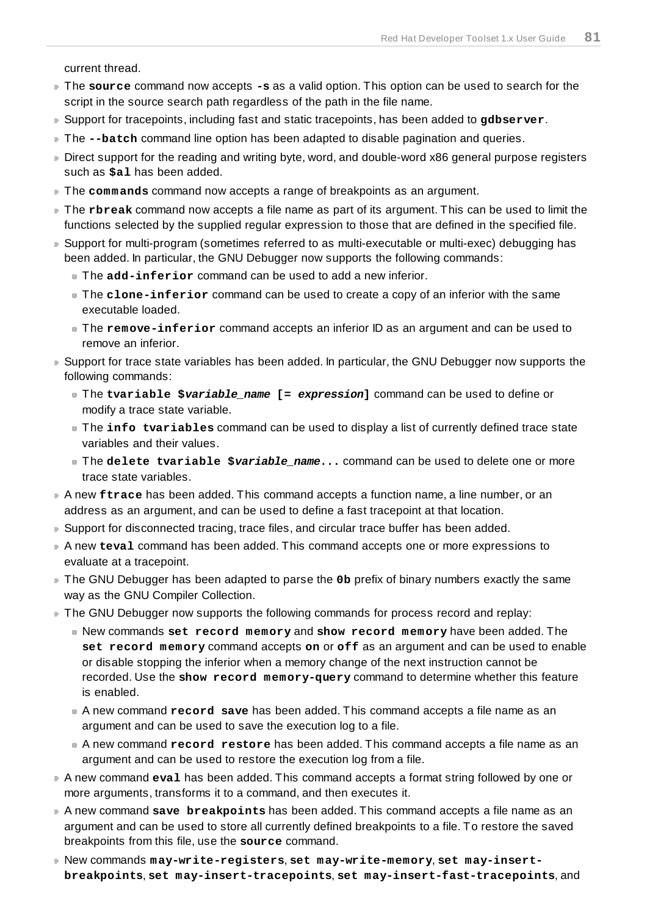current thread.

- The **source** command now accepts **-s** as a valid option. This option can be used to search for the script in the source search path regardless of the path in the file name.
- Support for tracepoints, including fast and static tracepoints, has been added to **gdbserver**.
- The **--batch** command line option has been adapted to disable pagination and queries.
- Direct support for the reading and writing byte, word, and double-word x86 general purpose registers such as **$al** has been added.
- The **commands** command now accepts a range of breakpoints as an argument.
- The **rbreak** command now accepts a file name as part of its argument. This can be used to limit the functions selected by the supplied regular expression to those that are defined in the specified file.
- Support for multi-program (sometimes referred to as multi-executable or multi-exec) debugging has been added. In particular, the GNU Debugger now supports the following commands:
  - The **add-inferior** command can be used to add a new inferior.
  - The **clone-inferior** command can be used to create a copy of an inferior with the same executable loaded.
  - The **remove-inferior** command accepts an inferior ID as an argument and can be used to remove an inferior.
- Support for trace state variables has been added. In particular, the GNU Debugger now supports the following commands:
  - The **tvariable $*variable_name* [= *expression*]** command can be used to define or modify a trace state variable.
  - The **info tvariables** command can be used to display a list of currently defined trace state variables and their values.
  - The **delete tvariable $*variable_name*...** command can be used to delete one or more trace state variables.
- A new **ftrace** has been added. This command accepts a function name, a line number, or an address as an argument, and can be used to define a fast tracepoint at that location.
- Support for disconnected tracing, trace files, and circular trace buffer has been added.
- A new **teval** command has been added. This command accepts one or more expressions to evaluate at a tracepoint.
- The GNU Debugger has been adapted to parse the **0b** prefix of binary numbers exactly the same way as the GNU Compiler Collection.
- The GNU Debugger now supports the following commands for process record and replay:
  - New commands **set record memory** and **show record memory** have been added. The **set record memory** command accepts **on** or **off** as an argument and can be used to enable or disable stopping the inferior when a memory change of the next instruction cannot be recorded. Use the **show record memory-query** command to determine whether this feature is enabled.
  - A new command **record save** has been added. This command accepts a file name as an argument and can be used to save the execution log to a file.
  - A new command **record restore** has been added. This command accepts a file name as an argument and can be used to restore the execution log from a file.
- A new command **eval** has been added. This command accepts a format string followed by one or more arguments, transforms it to a command, and then executes it.
- A new command **save breakpoints** has been added. This command accepts a file name as an argument and can be used to store all currently defined breakpoints to a file. To restore the saved breakpoints from this file, use the **source** command.
- New commands **may-write-registers**, **set may-write-memory**, **set may-insert-breakpoints**, **set may-insert-tracepoints**, **set may-insert-fast-tracepoints**, and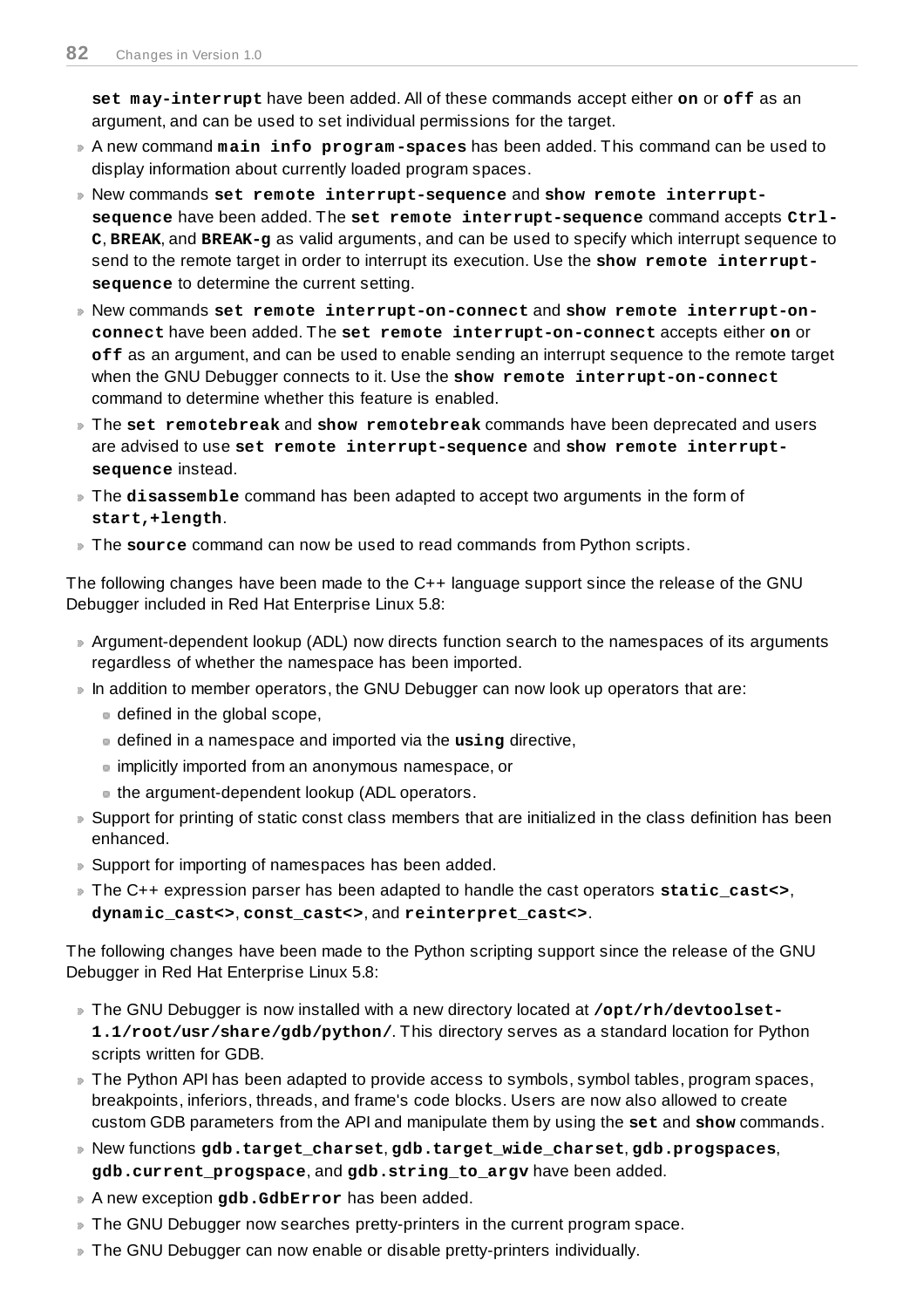**set may-interrupt** have been added. All of these commands accept either **on** or **off** as an argument, and can be used to set individual permissions for the target.

- A new command **main info program-spaces** has been added. This command can be used to display information about currently loaded program spaces.
- New commands **set remote interrupt-sequence** and **show remote interrupt-sequence** have been added. The **set remote interrupt-sequence** command accepts **Ctrl-C**, **BREAK**, and **BREAK-g** as valid arguments, and can be used to specify which interrupt sequence to send to the remote target in order to interrupt its execution. Use the **show remote interrupt-sequence** to determine the current setting.
- New commands **set remote interrupt-on-connect** and **show remote interrupt-on-connect** have been added. The **set remote interrupt-on-connect** accepts either **on** or **off** as an argument, and can be used to enable sending an interrupt sequence to the remote target when the GNU Debugger connects to it. Use the **show remote interrupt-on-connect** command to determine whether this feature is enabled.
- The **set remotebreak** and **show remotebreak** commands have been deprecated and users are advised to use **set remote interrupt-sequence** and **show remote interrupt-sequence** instead.
- The **disassemble** command has been adapted to accept two arguments in the form of **start,+length**.
- The **source** command can now be used to read commands from Python scripts.

The following changes have been made to the C++ language support since the release of the GNU Debugger included in Red Hat Enterprise Linux 5.8:

- Argument-dependent lookup (ADL) now directs function search to the namespaces of its arguments regardless of whether the namespace has been imported.
- In addition to member operators, the GNU Debugger can now look up operators that are:
  - defined in the global scope,
  - defined in a namespace and imported via the **using** directive,
  - implicitly imported from an anonymous namespace, or
  - the argument-dependent lookup (ADL operators.
- Support for printing of static const class members that are initialized in the class definition has been enhanced.
- Support for importing of namespaces has been added.
- The C++ expression parser has been adapted to handle the cast operators **static_cast<>**, **dynamic_cast<>**, **const_cast<>**, and **reinterpret_cast<>**.

The following changes have been made to the Python scripting support since the release of the GNU Debugger in Red Hat Enterprise Linux 5.8:

- The GNU Debugger is now installed with a new directory located at **/opt/rh/devtoolset-1.1/root/usr/share/gdb/python/**. This directory serves as a standard location for Python scripts written for GDB.
- The Python API has been adapted to provide access to symbols, symbol tables, program spaces, breakpoints, inferiors, threads, and frame's code blocks. Users are now also allowed to create custom GDB parameters from the API and manipulate them by using the **set** and **show** commands.
- New functions **gdb.target_charset**, **gdb.target_wide_charset**, **gdb.progspaces**, **gdb.current_progspace**, and **gdb.string_to_argv** have been added.
- A new exception **gdb.GdbError** has been added.
- The GNU Debugger now searches pretty-printers in the current program space.
- The GNU Debugger can now enable or disable pretty-printers individually.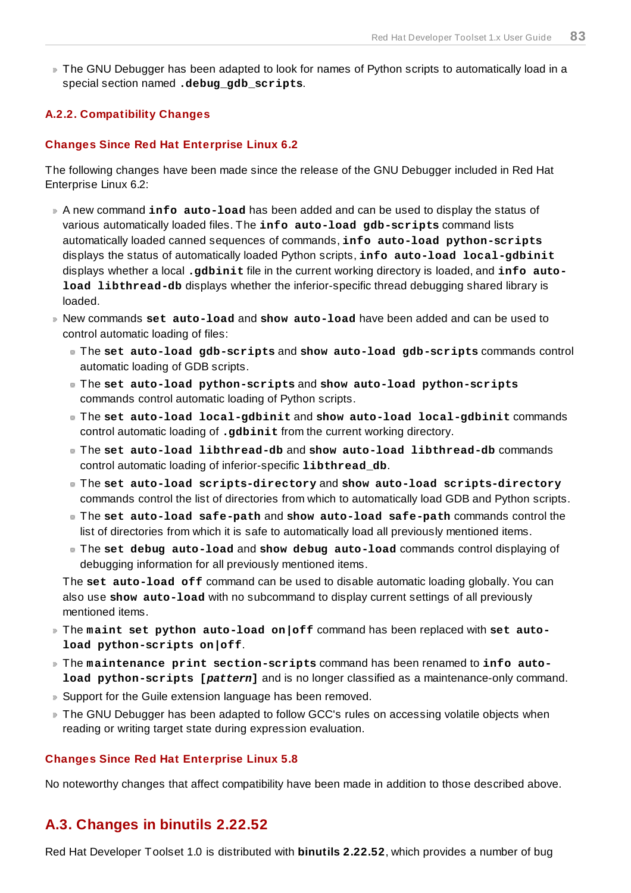- The GNU Debugger has been adapted to look for names of Python scripts to automatically load in a special section named **`.debug_gdb_scripts`**.

### A.2.2. Compatibility Changes

#### Changes Since Red Hat Enterprise Linux 6.2

The following changes have been made since the release of the GNU Debugger included in Red Hat Enterprise Linux 6.2:

- A new command **`info auto-load`** has been added and can be used to display the status of various automatically loaded files. The **`info auto-load gdb-scripts`** command lists automatically loaded canned sequences of commands, **`info auto-load python-scripts`** displays the status of automatically loaded Python scripts, **`info auto-load local-gdbinit`** displays whether a local **`.gdbinit`** file in the current working directory is loaded, and **`info auto-load libthread-db`** displays whether the inferior-specific thread debugging shared library is loaded.
- New commands **`set auto-load`** and **`show auto-load`** have been added and can be used to control automatic loading of files:
  - The **`set auto-load gdb-scripts`** and **`show auto-load gdb-scripts`** commands control automatic loading of GDB scripts.
  - The **`set auto-load python-scripts`** and **`show auto-load python-scripts`** commands control automatic loading of Python scripts.
  - The **`set auto-load local-gdbinit`** and **`show auto-load local-gdbinit`** commands control automatic loading of **`.gdbinit`** from the current working directory.
  - The **`set auto-load libthread-db`** and **`show auto-load libthread-db`** commands control automatic loading of inferior-specific **`libthread_db`**.
  - The **`set auto-load scripts-directory`** and **`show auto-load scripts-directory`** commands control the list of directories from which to automatically load GDB and Python scripts.
  - The **`set auto-load safe-path`** and **`show auto-load safe-path`** commands control the list of directories from which it is safe to automatically load all previously mentioned items.
  - The **`set debug auto-load`** and **`show debug auto-load`** commands control displaying of debugging information for all previously mentioned items.

  The **`set auto-load off`** command can be used to disable automatic loading globally. You can also use **`show auto-load`** with no subcommand to display current settings of all previously mentioned items.
- The **`maint set python auto-load on|off`** command has been replaced with **`set auto-load python-scripts on|off`**.
- The **`maintenance print section-scripts`** command has been renamed to **`info auto-load python-scripts [`*`pattern`*`]`** and is no longer classified as a maintenance-only command.
- Support for the Guile extension language has been removed.
- The GNU Debugger has been adapted to follow GCC's rules on accessing volatile objects when reading or writing target state during expression evaluation.

#### Changes Since Red Hat Enterprise Linux 5.8

No noteworthy changes that affect compatibility have been made in addition to those described above.

## A.3. Changes in binutils 2.22.52

Red Hat Developer Toolset 1.0 is distributed with **binutils 2.22.52**, which provides a number of bug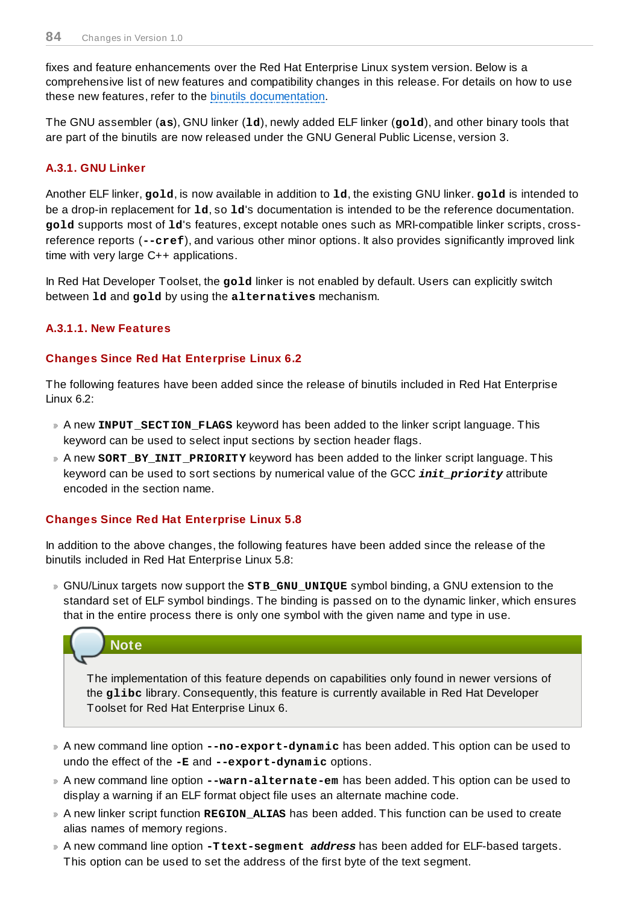fixes and feature enhancements over the Red Hat Enterprise Linux system version. Below is a comprehensive list of new features and compatibility changes in this release. For details on how to use these new features, refer to the binutils documentation.

The GNU assembler (**as**), GNU linker (**ld**), newly added ELF linker (**gold**), and other binary tools that are part of the binutils are now released under the GNU General Public License, version 3.

### A.3.1. GNU Linker

Another ELF linker, **gold**, is now available in addition to **ld**, the existing GNU linker. **gold** is intended to be a drop-in replacement for **ld**, so **ld**'s documentation is intended to be the reference documentation. **gold** supports most of **ld**'s features, except notable ones such as MRI-compatible linker scripts, cross-reference reports (**--cref**), and various other minor options. It also provides significantly improved link time with very large C++ applications.

In Red Hat Developer Toolset, the **gold** linker is not enabled by default. Users can explicitly switch between **ld** and **gold** by using the **alternatives** mechanism.

#### A.3.1.1. New Features

##### Changes Since Red Hat Enterprise Linux 6.2

The following features have been added since the release of binutils included in Red Hat Enterprise Linux 6.2:

- A new **INPUT_SECTION_FLAGS** keyword has been added to the linker script language. This keyword can be used to select input sections by section header flags.
- A new **SORT_BY_INIT_PRIORITY** keyword has been added to the linker script language. This keyword can be used to sort sections by numerical value of the GCC ***init_priority*** attribute encoded in the section name.

##### Changes Since Red Hat Enterprise Linux 5.8

In addition to the above changes, the following features have been added since the release of the binutils included in Red Hat Enterprise Linux 5.8:

- GNU/Linux targets now support the **STB_GNU_UNIQUE** symbol binding, a GNU extension to the standard set of ELF symbol bindings. The binding is passed on to the dynamic linker, which ensures that in the entire process there is only one symbol with the given name and type in use.

  > **Note**
  >
  > The implementation of this feature depends on capabilities only found in newer versions of the **glibc** library. Consequently, this feature is currently available in Red Hat Developer Toolset for Red Hat Enterprise Linux 6.

- A new command line option **--no-export-dynamic** has been added. This option can be used to undo the effect of the **-E** and **--export-dynamic** options.
- A new command line option **--warn-alternate-em** has been added. This option can be used to display a warning if an ELF format object file uses an alternate machine code.
- A new linker script function **REGION_ALIAS** has been added. This function can be used to create alias names of memory regions.
- A new command line option **-Ttext-segment *address*** has been added for ELF-based targets. This option can be used to set the address of the first byte of the text segment.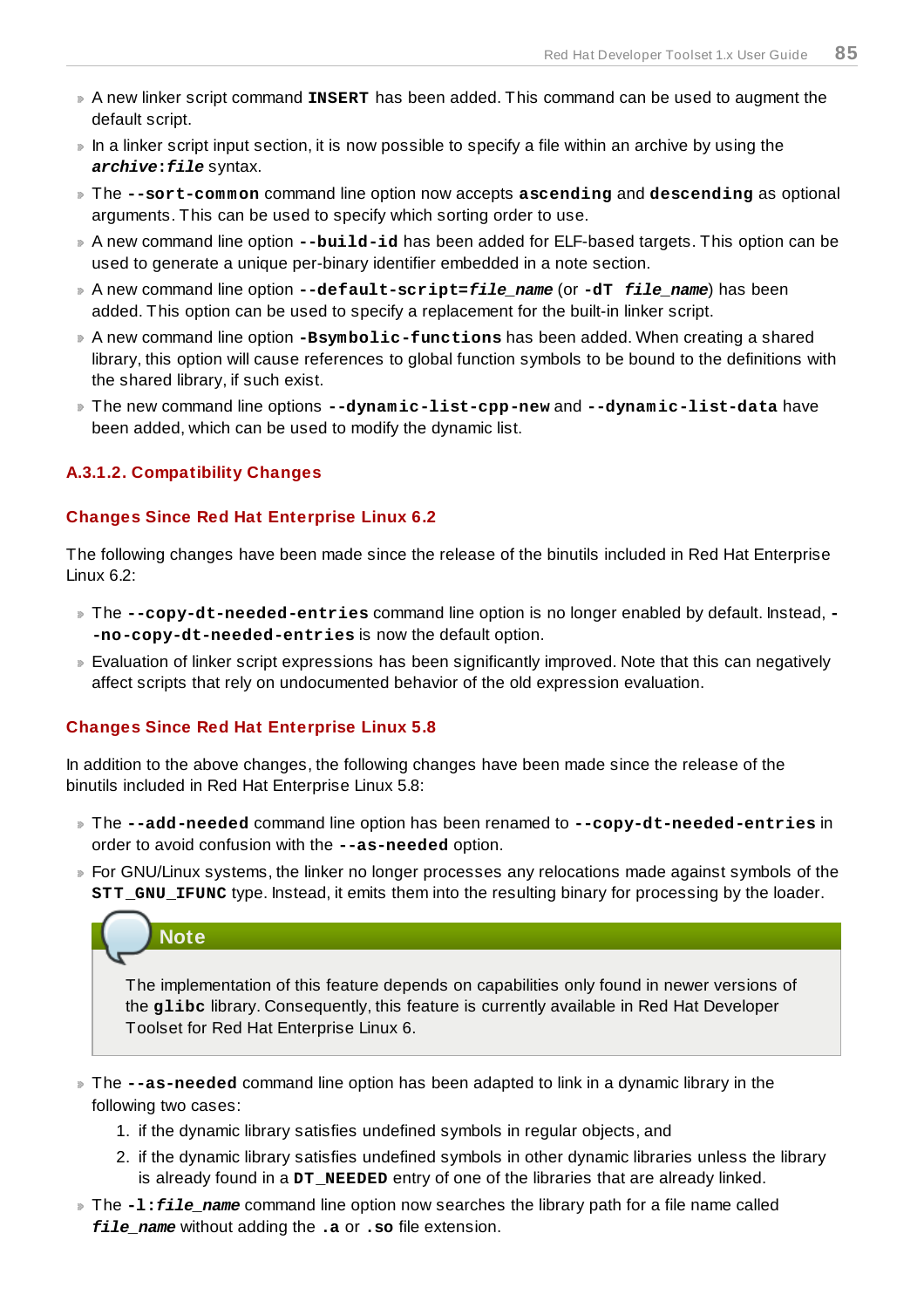- A new linker script command **INSERT** has been added. This command can be used to augment the default script.
- In a linker script input section, it is now possible to specify a file within an archive by using the ***archive*:*file*** syntax.
- The **--sort-common** command line option now accepts **ascending** and **descending** as optional arguments. This can be used to specify which sorting order to use.
- A new command line option **--build-id** has been added for ELF-based targets. This option can be used to generate a unique per-binary identifier embedded in a note section.
- A new command line option **--default-script=*file_name*** (or **-dT *file_name***) has been added. This option can be used to specify a replacement for the built-in linker script.
- A new command line option **-Bsymbolic-functions** has been added. When creating a shared library, this option will cause references to global function symbols to be bound to the definitions with the shared library, if such exist.
- The new command line options **--dynamic-list-cpp-new** and **--dynamic-list-data** have been added, which can be used to modify the dynamic list.

### A.3.1.2. Compatibility Changes

#### Changes Since Red Hat Enterprise Linux 6.2

The following changes have been made since the release of the binutils included in Red Hat Enterprise Linux 6.2:

- The **--copy-dt-needed-entries** command line option is no longer enabled by default. Instead, **--no-copy-dt-needed-entries** is now the default option.
- Evaluation of linker script expressions has been significantly improved. Note that this can negatively affect scripts that rely on undocumented behavior of the old expression evaluation.

#### Changes Since Red Hat Enterprise Linux 5.8

In addition to the above changes, the following changes have been made since the release of the binutils included in Red Hat Enterprise Linux 5.8:

- The **--add-needed** command line option has been renamed to **--copy-dt-needed-entries** in order to avoid confusion with the **--as-needed** option.
- For GNU/Linux systems, the linker no longer processes any relocations made against symbols of the **STT_GNU_IFUNC** type. Instead, it emits them into the resulting binary for processing by the loader.

> **Note**
>
> The implementation of this feature depends on capabilities only found in newer versions of the **glibc** library. Consequently, this feature is currently available in Red Hat Developer Toolset for Red Hat Enterprise Linux 6.

- The **--as-needed** command line option has been adapted to link in a dynamic library in the following two cases:
  1. if the dynamic library satisfies undefined symbols in regular objects, and
  2. if the dynamic library satisfies undefined symbols in other dynamic libraries unless the library is already found in a **DT_NEEDED** entry of one of the libraries that are already linked.
- The **-l:*file_name*** command line option now searches the library path for a file name called ***file_name*** without adding the **.a** or **.so** file extension.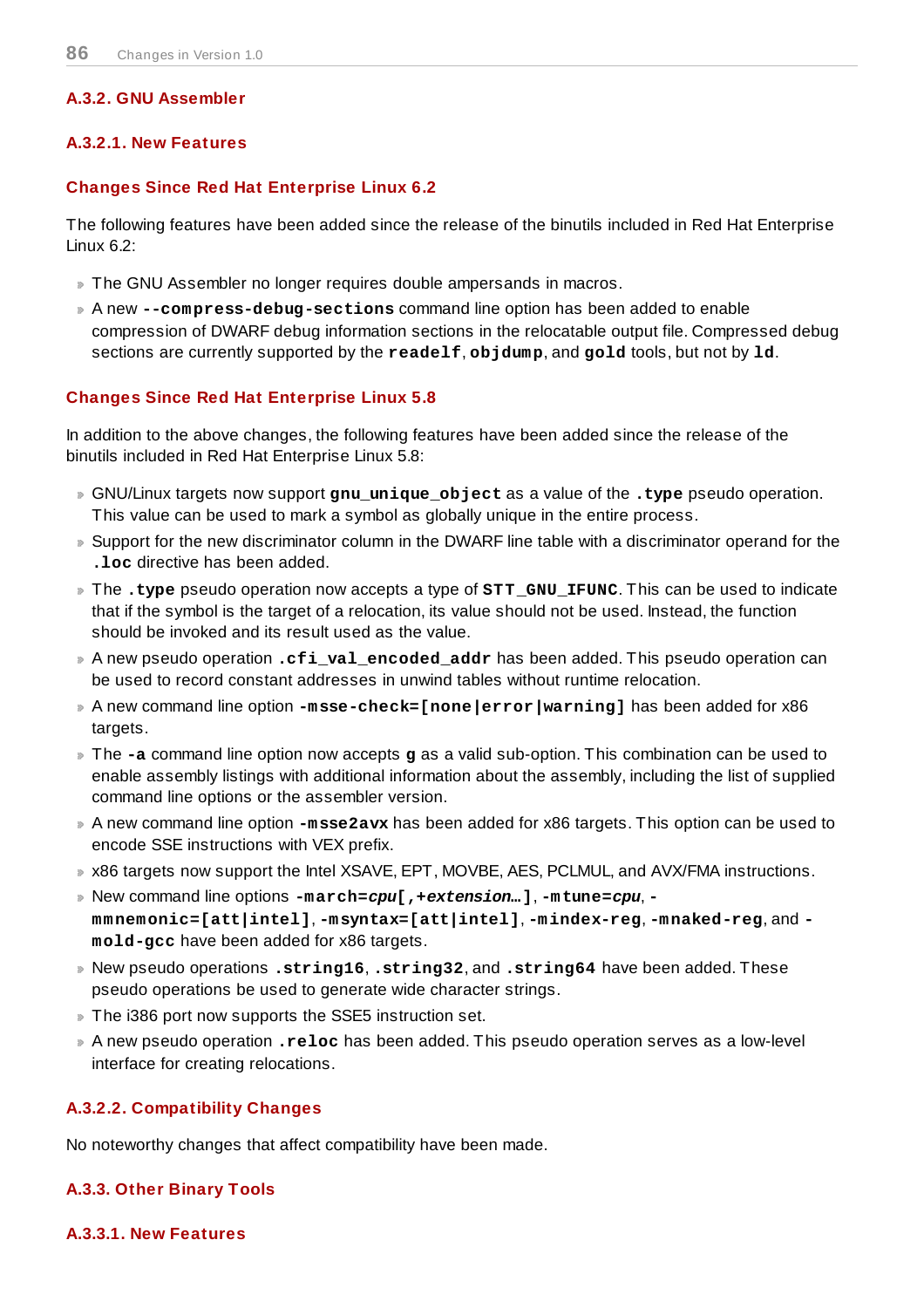### A.3.2. GNU Assembler

#### A.3.2.1. New Features

##### Changes Since Red Hat Enterprise Linux 6.2

The following features have been added since the release of the binutils included in Red Hat Enterprise Linux 6.2:

- The GNU Assembler no longer requires double ampersands in macros.
- A new **`--compress-debug-sections`** command line option has been added to enable compression of DWARF debug information sections in the relocatable output file. Compressed debug sections are currently supported by the **`readelf`**, **`objdump`**, and **`gold`** tools, but not by **`ld`**.

##### Changes Since Red Hat Enterprise Linux 5.8

In addition to the above changes, the following features have been added since the release of the binutils included in Red Hat Enterprise Linux 5.8:

- GNU/Linux targets now support **`gnu_unique_object`** as a value of the **`.type`** pseudo operation. This value can be used to mark a symbol as globally unique in the entire process.
- Support for the new discriminator column in the DWARF line table with a discriminator operand for the **`.loc`** directive has been added.
- The **`.type`** pseudo operation now accepts a type of **`STT_GNU_IFUNC`**. This can be used to indicate that if the symbol is the target of a relocation, its value should not be used. Instead, the function should be invoked and its result used as the value.
- A new pseudo operation **`.cfi_val_encoded_addr`** has been added. This pseudo operation can be used to record constant addresses in unwind tables without runtime relocation.
- A new command line option **`-msse-check=[none|error|warning]`** has been added for x86 targets.
- The **`-a`** command line option now accepts **`g`** as a valid sub-option. This combination can be used to enable assembly listings with additional information about the assembly, including the list of supplied command line options or the assembler version.
- A new command line option **`-msse2avx`** has been added for x86 targets. This option can be used to encode SSE instructions with VEX prefix.
- x86 targets now support the Intel XSAVE, EPT, MOVBE, AES, PCLMUL, and AVX/FMA instructions.
- New command line options **`-march=`*cpu*`[,+`*extension*`…]`**, **`-mtune=`*cpu***, **`-mmnemonic=[att|intel]`**, **`-msyntax=[att|intel]`**, **`-mindex-reg`**, **`-mnaked-reg`**, and **`-mold-gcc`** have been added for x86 targets.
- New pseudo operations **`.string16`**, **`.string32`**, and **`.string64`** have been added. These pseudo operations be used to generate wide character strings.
- The i386 port now supports the SSE5 instruction set.
- A new pseudo operation **`.reloc`** has been added. This pseudo operation serves as a low-level interface for creating relocations.

#### A.3.2.2. Compatibility Changes

No noteworthy changes that affect compatibility have been made.

### A.3.3. Other Binary Tools

#### A.3.3.1. New Features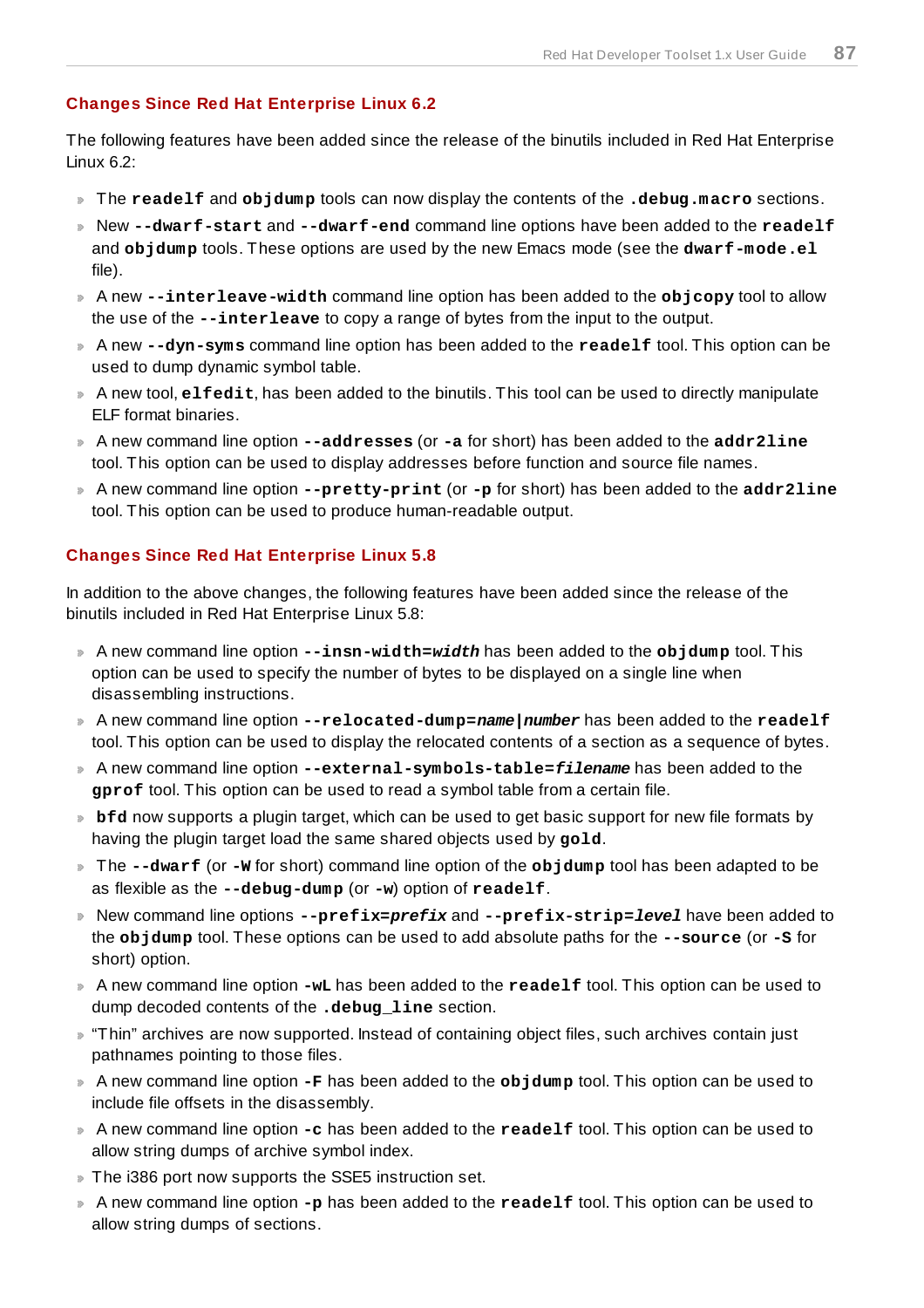#### Changes Since Red Hat Enterprise Linux 6.2

The following features have been added since the release of the binutils included in Red Hat Enterprise Linux 6.2:

- The **readelf** and **objdump** tools can now display the contents of the **.debug.macro** sections.
- New **--dwarf-start** and **--dwarf-end** command line options have been added to the **readelf** and **objdump** tools. These options are used by the new Emacs mode (see the **dwarf-mode.el** file).
- A new **--interleave-width** command line option has been added to the **objcopy** tool to allow the use of the **--interleave** to copy a range of bytes from the input to the output.
- A new **--dyn-syms** command line option has been added to the **readelf** tool. This option can be used to dump dynamic symbol table.
- A new tool, **elfedit**, has been added to the binutils. This tool can be used to directly manipulate ELF format binaries.
- A new command line option **--addresses** (or **-a** for short) has been added to the **addr2line** tool. This option can be used to display addresses before function and source file names.
- A new command line option **--pretty-print** (or **-p** for short) has been added to the **addr2line** tool. This option can be used to produce human-readable output.

#### Changes Since Red Hat Enterprise Linux 5.8

In addition to the above changes, the following features have been added since the release of the binutils included in Red Hat Enterprise Linux 5.8:

- A new command line option **--insn-width=*width*** has been added to the **objdump** tool. This option can be used to specify the number of bytes to be displayed on a single line when disassembling instructions.
- A new command line option **--relocated-dump=*name*|*number*** has been added to the **readelf** tool. This option can be used to display the relocated contents of a section as a sequence of bytes.
- A new command line option **--external-symbols-table=*filename*** has been added to the **gprof** tool. This option can be used to read a symbol table from a certain file.
- **bfd** now supports a plugin target, which can be used to get basic support for new file formats by having the plugin target load the same shared objects used by **gold**.
- The **--dwarf** (or **-W** for short) command line option of the **objdump** tool has been adapted to be as flexible as the **--debug-dump** (or **-w**) option of **readelf**.
- New command line options **--prefix=*prefix*** and **--prefix-strip=*level*** have been added to the **objdump** tool. These options can be used to add absolute paths for the **--source** (or **-S** for short) option.
- A new command line option **-wL** has been added to the **readelf** tool. This option can be used to dump decoded contents of the **.debug_line** section.
- "Thin" archives are now supported. Instead of containing object files, such archives contain just pathnames pointing to those files.
- A new command line option **-F** has been added to the **objdump** tool. This option can be used to include file offsets in the disassembly.
- A new command line option **-c** has been added to the **readelf** tool. This option can be used to allow string dumps of archive symbol index.
- The i386 port now supports the SSE5 instruction set.
- A new command line option **-p** has been added to the **readelf** tool. This option can be used to allow string dumps of sections.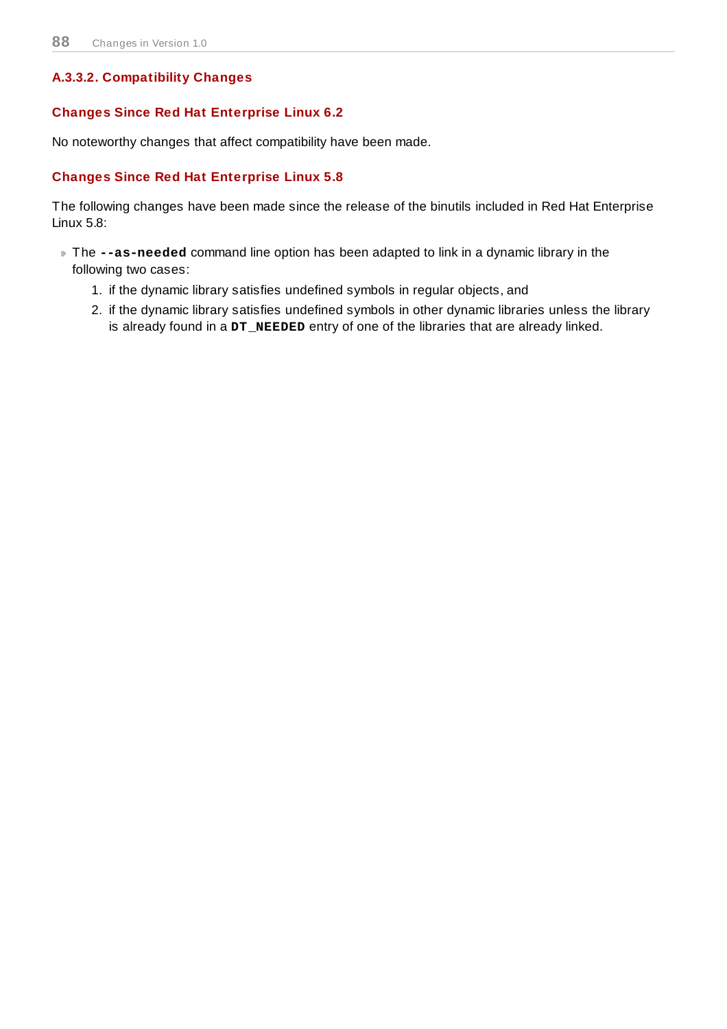### A.3.3.2. Compatibility Changes

#### Changes Since Red Hat Enterprise Linux 6.2

No noteworthy changes that affect compatibility have been made.

#### Changes Since Red Hat Enterprise Linux 5.8

The following changes have been made since the release of the binutils included in Red Hat Enterprise Linux 5.8:

- The **--as-needed** command line option has been adapted to link in a dynamic library in the following two cases:
  1. if the dynamic library satisfies undefined symbols in regular objects, and
  2. if the dynamic library satisfies undefined symbols in other dynamic libraries unless the library is already found in a **DT_NEEDED** entry of one of the libraries that are already linked.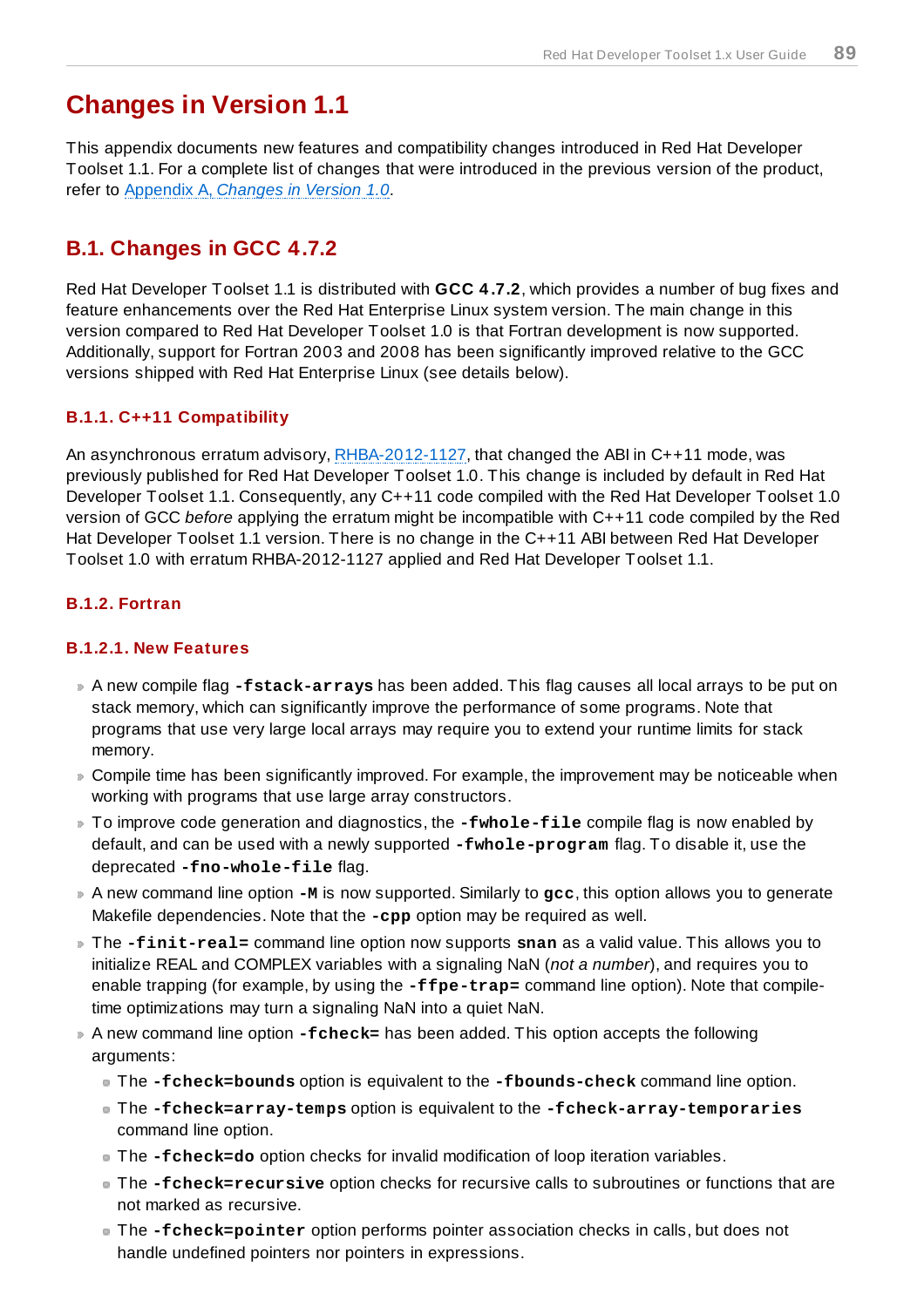# Changes in Version 1.1

This appendix documents new features and compatibility changes introduced in Red Hat Developer Toolset 1.1. For a complete list of changes that were introduced in the previous version of the product, refer to Appendix A, *Changes in Version 1.0*.

## B.1. Changes in GCC 4.7.2

Red Hat Developer Toolset 1.1 is distributed with **GCC 4.7.2**, which provides a number of bug fixes and feature enhancements over the Red Hat Enterprise Linux system version. The main change in this version compared to Red Hat Developer Toolset 1.0 is that Fortran development is now supported. Additionally, support for Fortran 2003 and 2008 has been significantly improved relative to the GCC versions shipped with Red Hat Enterprise Linux (see details below).

### B.1.1. C++11 Compatibility

An asynchronous erratum advisory, RHBA-2012-1127, that changed the ABI in C++11 mode, was previously published for Red Hat Developer Toolset 1.0. This change is included by default in Red Hat Developer Toolset 1.1. Consequently, any C++11 code compiled with the Red Hat Developer Toolset 1.0 version of GCC *before* applying the erratum might be incompatible with C++11 code compiled by the Red Hat Developer Toolset 1.1 version. There is no change in the C++11 ABI between Red Hat Developer Toolset 1.0 with erratum RHBA-2012-1127 applied and Red Hat Developer Toolset 1.1.

### B.1.2. Fortran

#### B.1.2.1. New Features

- A new compile flag **`-fstack-arrays`** has been added. This flag causes all local arrays to be put on stack memory, which can significantly improve the performance of some programs. Note that programs that use very large local arrays may require you to extend your runtime limits for stack memory.
- Compile time has been significantly improved. For example, the improvement may be noticeable when working with programs that use large array constructors.
- To improve code generation and diagnostics, the **`-fwhole-file`** compile flag is now enabled by default, and can be used with a newly supported **`-fwhole-program`** flag. To disable it, use the deprecated **`-fno-whole-file`** flag.
- A new command line option **`-M`** is now supported. Similarly to **`gcc`**, this option allows you to generate Makefile dependencies. Note that the **`-cpp`** option may be required as well.
- The **`-finit-real=`** command line option now supports **`snan`** as a valid value. This allows you to initialize REAL and COMPLEX variables with a signaling NaN (*not a number*), and requires you to enable trapping (for example, by using the **`-ffpe-trap=`** command line option). Note that compile-time optimizations may turn a signaling NaN into a quiet NaN.
- A new command line option **`-fcheck=`** has been added. This option accepts the following arguments:
  - The **`-fcheck=bounds`** option is equivalent to the **`-fbounds-check`** command line option.
  - The **`-fcheck=array-temps`** option is equivalent to the **`-fcheck-array-temporaries`** command line option.
  - The **`-fcheck=do`** option checks for invalid modification of loop iteration variables.
  - The **`-fcheck=recursive`** option checks for recursive calls to subroutines or functions that are not marked as recursive.
  - The **`-fcheck=pointer`** option performs pointer association checks in calls, but does not handle undefined pointers nor pointers in expressions.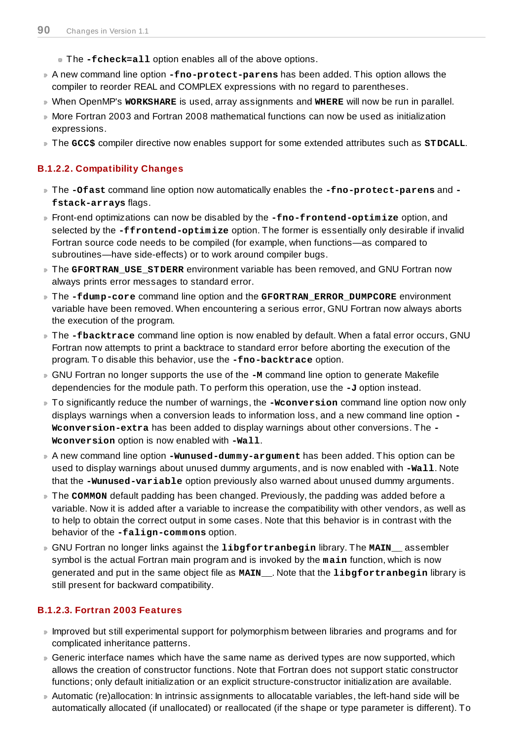- The **`-fcheck=all`** option enables all of the above options.
- A new command line option **`-fno-protect-parens`** has been added. This option allows the compiler to reorder REAL and COMPLEX expressions with no regard to parentheses.
- When OpenMP's **`WORKSHARE`** is used, array assignments and **`WHERE`** will now be run in parallel.
- More Fortran 2003 and Fortran 2008 mathematical functions can now be used as initialization expressions.
- The **`GCC$`** compiler directive now enables support for some extended attributes such as **`STDCALL`**.

### B.1.2.2. Compatibility Changes

- The **`-Ofast`** command line option now automatically enables the **`-fno-protect-parens`** and **`-fstack-arrays`** flags.
- Front-end optimizations can now be disabled by the **`-fno-frontend-optimize`** option, and selected by the **`-ffrontend-optimize`** option. The former is essentially only desirable if invalid Fortran source code needs to be compiled (for example, when functions—as compared to subroutines—have side-effects) or to work around compiler bugs.
- The **`GFORTRAN_USE_STDERR`** environment variable has been removed, and GNU Fortran now always prints error messages to standard error.
- The **`-fdump-core`** command line option and the **`GFORTRAN_ERROR_DUMPCORE`** environment variable have been removed. When encountering a serious error, GNU Fortran now always aborts the execution of the program.
- The **`-fbacktrace`** command line option is now enabled by default. When a fatal error occurs, GNU Fortran now attempts to print a backtrace to standard error before aborting the execution of the program. To disable this behavior, use the **`-fno-backtrace`** option.
- GNU Fortran no longer supports the use of the **`-M`** command line option to generate Makefile dependencies for the module path. To perform this operation, use the **`-J`** option instead.
- To significantly reduce the number of warnings, the **`-Wconversion`** command line option now only displays warnings when a conversion leads to information loss, and a new command line option **`-Wconversion-extra`** has been added to display warnings about other conversions. The **`-Wconversion`** option is now enabled with **`-Wall`**.
- A new command line option **`-Wunused-dummy-argument`** has been added. This option can be used to display warnings about unused dummy arguments, and is now enabled with **`-Wall`**. Note that the **`-Wunused-variable`** option previously also warned about unused dummy arguments.
- The **`COMMON`** default padding has been changed. Previously, the padding was added before a variable. Now it is added after a variable to increase the compatibility with other vendors, as well as to help to obtain the correct output in some cases. Note that this behavior is in contrast with the behavior of the **`-falign-commons`** option.
- GNU Fortran no longer links against the **`libgfortranbegin`** library. The **`MAIN__`** assembler symbol is the actual Fortran main program and is invoked by the **`main`** function, which is now generated and put in the same object file as **`MAIN__`**. Note that the **`libgfortranbegin`** library is still present for backward compatibility.

### B.1.2.3. Fortran 2003 Features

- Improved but still experimental support for polymorphism between libraries and programs and for complicated inheritance patterns.
- Generic interface names which have the same name as derived types are now supported, which allows the creation of constructor functions. Note that Fortran does not support static constructor functions; only default initialization or an explicit structure-constructor initialization are available.
- Automatic (re)allocation: In intrinsic assignments to allocatable variables, the left-hand side will be automatically allocated (if unallocated) or reallocated (if the shape or type parameter is different). To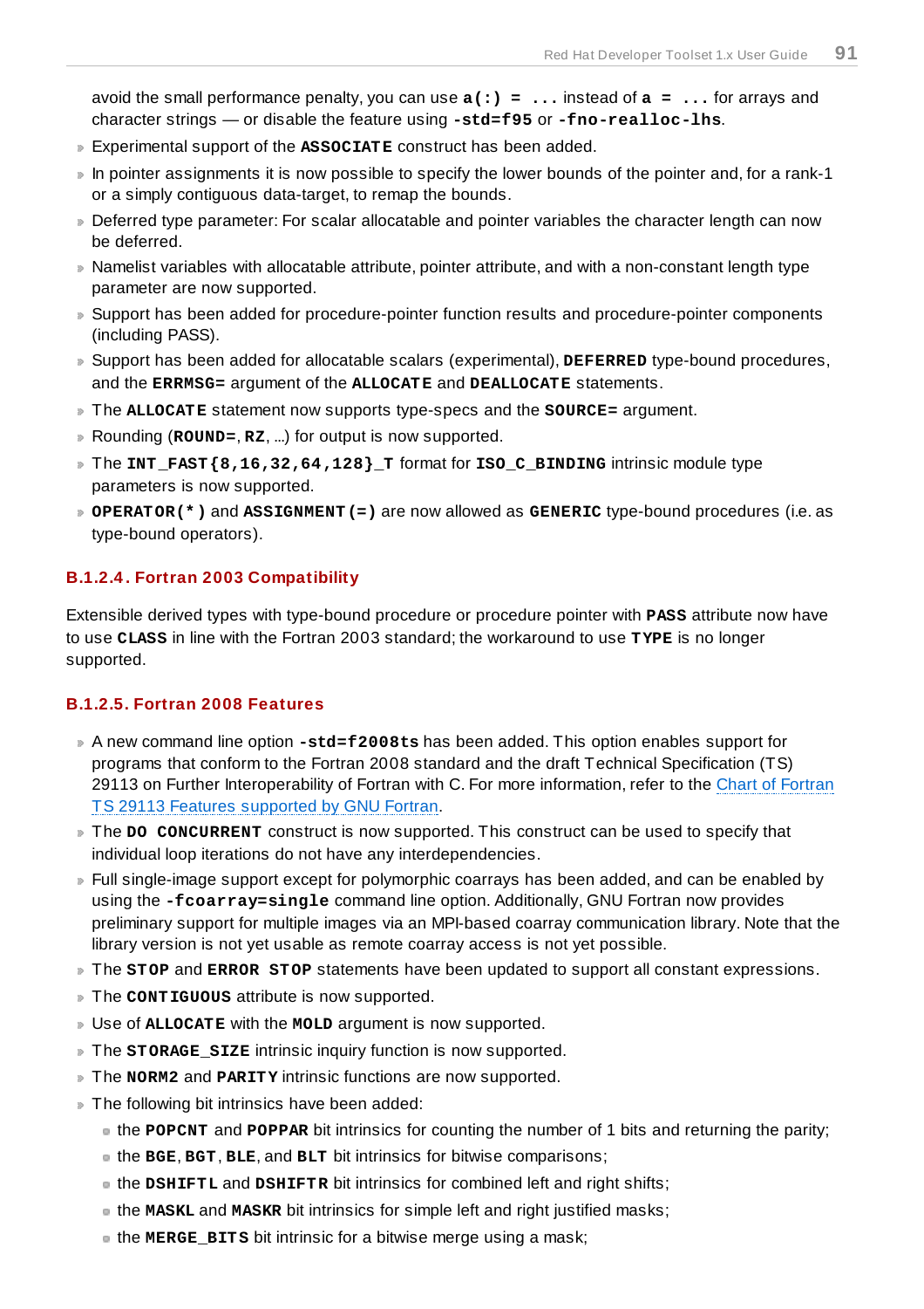avoid the small performance penalty, you can use **a(:) = ...** instead of **a = ...** for arrays and character strings — or disable the feature using **-std=f95** or **-fno-realloc-lhs**.

- Experimental support of the **ASSOCIATE** construct has been added.
- In pointer assignments it is now possible to specify the lower bounds of the pointer and, for a rank-1 or a simply contiguous data-target, to remap the bounds.
- Deferred type parameter: For scalar allocatable and pointer variables the character length can now be deferred.
- Namelist variables with allocatable attribute, pointer attribute, and with a non-constant length type parameter are now supported.
- Support has been added for procedure-pointer function results and procedure-pointer components (including PASS).
- Support has been added for allocatable scalars (experimental), **DEFERRED** type-bound procedures, and the **ERRMSG=** argument of the **ALLOCATE** and **DEALLOCATE** statements.
- The **ALLOCATE** statement now supports type-specs and the **SOURCE=** argument.
- Rounding (**ROUND=**, **RZ**, ...) for output is now supported.
- The **INT_FAST{8,16,32,64,128}_T** format for **ISO_C_BINDING** intrinsic module type parameters is now supported.
- **OPERATOR(*)** and **ASSIGNMENT(=)** are now allowed as **GENERIC** type-bound procedures (i.e. as type-bound operators).

#### B.1.2.4. Fortran 2003 Compatibility

Extensible derived types with type-bound procedure or procedure pointer with **PASS** attribute now have to use **CLASS** in line with the Fortran 2003 standard; the workaround to use **TYPE** is no longer supported.

#### B.1.2.5. Fortran 2008 Features

- A new command line option **-std=f2008ts** has been added. This option enables support for programs that conform to the Fortran 2008 standard and the draft Technical Specification (TS) 29113 on Further Interoperability of Fortran with C. For more information, refer to the Chart of Fortran TS 29113 Features supported by GNU Fortran.
- The **DO CONCURRENT** construct is now supported. This construct can be used to specify that individual loop iterations do not have any interdependencies.
- Full single-image support except for polymorphic coarrays has been added, and can be enabled by using the **-fcoarray=single** command line option. Additionally, GNU Fortran now provides preliminary support for multiple images via an MPI-based coarray communication library. Note that the library version is not yet usable as remote coarray access is not yet possible.
- The **STOP** and **ERROR STOP** statements have been updated to support all constant expressions.
- The **CONTIGUOUS** attribute is now supported.
- Use of **ALLOCATE** with the **MOLD** argument is now supported.
- The **STORAGE_SIZE** intrinsic inquiry function is now supported.
- The **NORM2** and **PARITY** intrinsic functions are now supported.
- The following bit intrinsics have been added:
  - the **POPCNT** and **POPPAR** bit intrinsics for counting the number of 1 bits and returning the parity;
  - the **BGE**, **BGT**, **BLE**, and **BLT** bit intrinsics for bitwise comparisons;
  - the **DSHIFTL** and **DSHIFTR** bit intrinsics for combined left and right shifts;
  - the **MASKL** and **MASKR** bit intrinsics for simple left and right justified masks;
  - the **MERGE_BITS** bit intrinsic for a bitwise merge using a mask;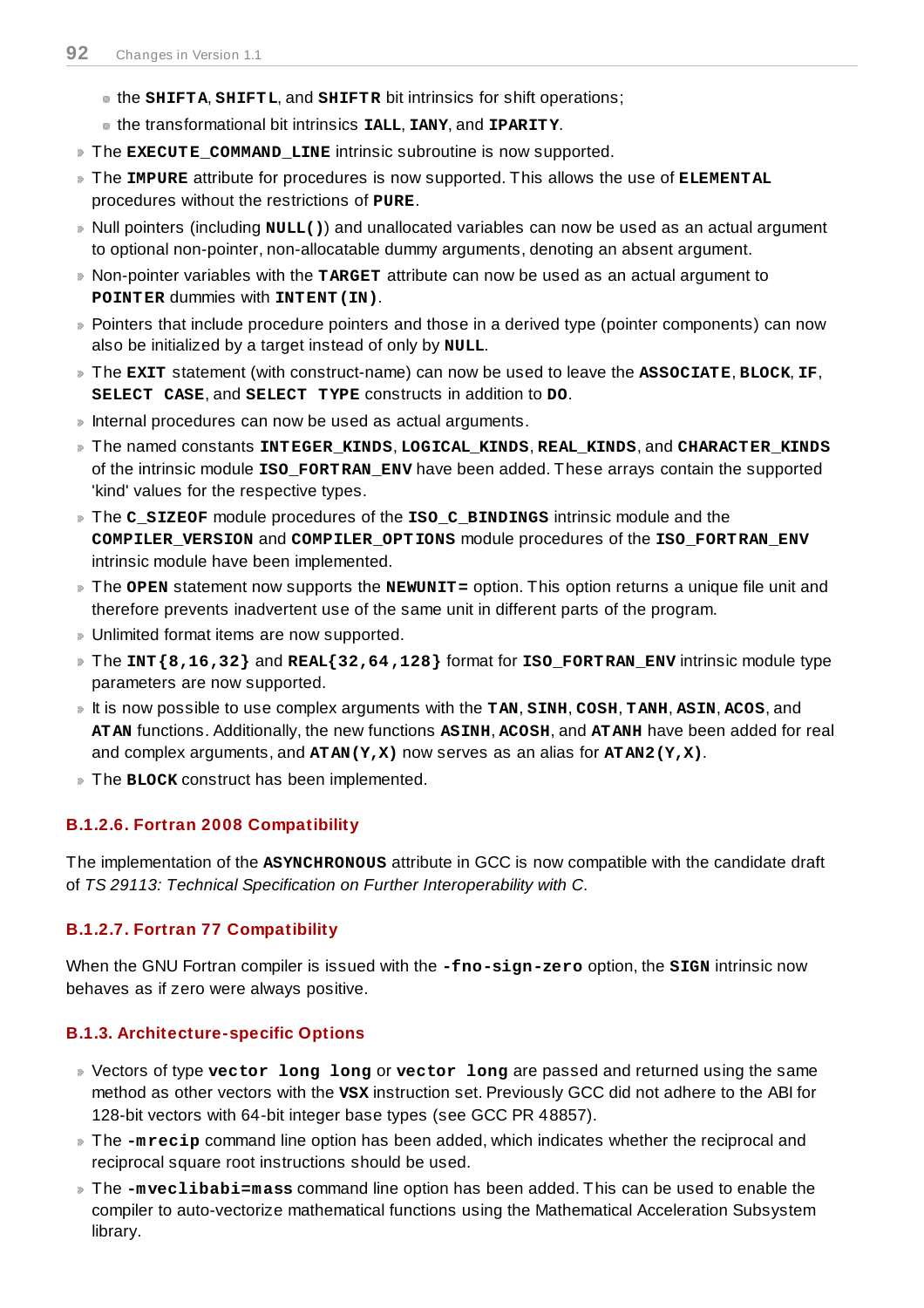- the **SHIFTA**, **SHIFTL**, and **SHIFTR** bit intrinsics for shift operations;
  - the transformational bit intrinsics **IALL**, **IANY**, and **IPARITY**.
- The **EXECUTE_COMMAND_LINE** intrinsic subroutine is now supported.
- The **IMPURE** attribute for procedures is now supported. This allows the use of **ELEMENTAL** procedures without the restrictions of **PURE**.
- Null pointers (including **NULL()**) and unallocated variables can now be used as an actual argument to optional non-pointer, non-allocatable dummy arguments, denoting an absent argument.
- Non-pointer variables with the **TARGET** attribute can now be used as an actual argument to **POINTER** dummies with **INTENT(IN)**.
- Pointers that include procedure pointers and those in a derived type (pointer components) can now also be initialized by a target instead of only by **NULL**.
- The **EXIT** statement (with construct-name) can now be used to leave the **ASSOCIATE**, **BLOCK**, **IF**, **SELECT CASE**, and **SELECT TYPE** constructs in addition to **DO**.
- Internal procedures can now be used as actual arguments.
- The named constants **INTEGER_KINDS**, **LOGICAL_KINDS**, **REAL_KINDS**, and **CHARACTER_KINDS** of the intrinsic module **ISO_FORTRAN_ENV** have been added. These arrays contain the supported 'kind' values for the respective types.
- The **C_SIZEOF** module procedures of the **ISO_C_BINDINGS** intrinsic module and the **COMPILER_VERSION** and **COMPILER_OPTIONS** module procedures of the **ISO_FORTRAN_ENV** intrinsic module have been implemented.
- The **OPEN** statement now supports the **NEWUNIT=** option. This option returns a unique file unit and therefore prevents inadvertent use of the same unit in different parts of the program.
- Unlimited format items are now supported.
- The **INT{8,16,32}** and **REAL{32,64,128}** format for **ISO_FORTRAN_ENV** intrinsic module type parameters are now supported.
- It is now possible to use complex arguments with the **TAN**, **SINH**, **COSH**, **TANH**, **ASIN**, **ACOS**, and **ATAN** functions. Additionally, the new functions **ASINH**, **ACOSH**, and **ATANH** have been added for real and complex arguments, and **ATAN(Y,X)** now serves as an alias for **ATAN2(Y,X)**.
- The **BLOCK** construct has been implemented.

#### B.1.2.6. Fortran 2008 Compatibility

The implementation of the **ASYNCHRONOUS** attribute in GCC is now compatible with the candidate draft of *TS 29113: Technical Specification on Further Interoperability with C*.

#### B.1.2.7. Fortran 77 Compatibility

When the GNU Fortran compiler is issued with the **-fno-sign-zero** option, the **SIGN** intrinsic now behaves as if zero were always positive.

### B.1.3. Architecture-specific Options

- Vectors of type **vector long long** or **vector long** are passed and returned using the same method as other vectors with the **VSX** instruction set. Previously GCC did not adhere to the ABI for 128-bit vectors with 64-bit integer base types (see GCC PR 48857).
- The **-mrecip** command line option has been added, which indicates whether the reciprocal and reciprocal square root instructions should be used.
- The **-mveclibabi=mass** command line option has been added. This can be used to enable the compiler to auto-vectorize mathematical functions using the Mathematical Acceleration Subsystem library.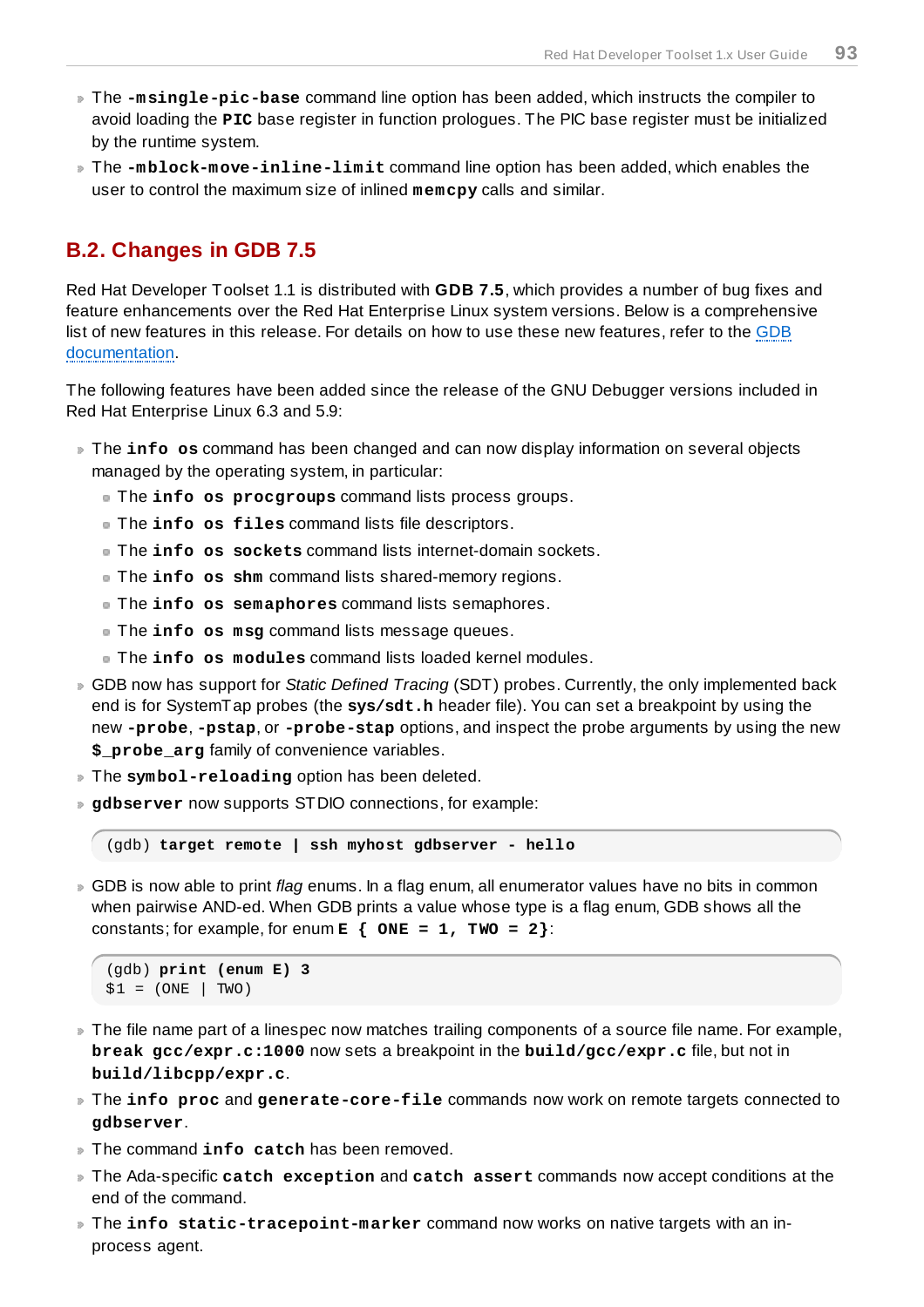- The **-msingle-pic-base** command line option has been added, which instructs the compiler to avoid loading the **PIC** base register in function prologues. The PIC base register must be initialized by the runtime system.
- The **-mblock-move-inline-limit** command line option has been added, which enables the user to control the maximum size of inlined **memcpy** calls and similar.

## B.2. Changes in GDB 7.5

Red Hat Developer Toolset 1.1 is distributed with **GDB 7.5**, which provides a number of bug fixes and feature enhancements over the Red Hat Enterprise Linux system versions. Below is a comprehensive list of new features in this release. For details on how to use these new features, refer to the GDB documentation.

The following features have been added since the release of the GNU Debugger versions included in Red Hat Enterprise Linux 6.3 and 5.9:

- The **info os** command has been changed and can now display information on several objects managed by the operating system, in particular:
  - The **info os procgroups** command lists process groups.
  - The **info os files** command lists file descriptors.
  - The **info os sockets** command lists internet-domain sockets.
  - The **info os shm** command lists shared-memory regions.
  - The **info os semaphores** command lists semaphores.
  - The **info os msg** command lists message queues.
  - The **info os modules** command lists loaded kernel modules.
- GDB now has support for *Static Defined Tracing* (SDT) probes. Currently, the only implemented back end is for SystemTap probes (the **sys/sdt.h** header file). You can set a breakpoint by using the new **-probe**, **-pstap**, or **-probe-stap** options, and inspect the probe arguments by using the new **$_probe_arg** family of convenience variables.
- The **symbol-reloading** option has been deleted.
- **gdbserver** now supports STDIO connections, for example:

```
(gdb) target remote | ssh myhost gdbserver - hello
```

- GDB is now able to print *flag* enums. In a flag enum, all enumerator values have no bits in common when pairwise AND-ed. When GDB prints a value whose type is a flag enum, GDB shows all the constants; for example, for enum **E { ONE = 1, TWO = 2}**:

```
(gdb) print (enum E) 3
$1 = (ONE | TWO)
```

- The file name part of a linespec now matches trailing components of a source file name. For example, **break gcc/expr.c:1000** now sets a breakpoint in the **build/gcc/expr.c** file, but not in **build/libcpp/expr.c**.
- The **info proc** and **generate-core-file** commands now work on remote targets connected to **gdbserver**.
- The command **info catch** has been removed.
- The Ada-specific **catch exception** and **catch assert** commands now accept conditions at the end of the command.
- The **info static-tracepoint-marker** command now works on native targets with an in-process agent.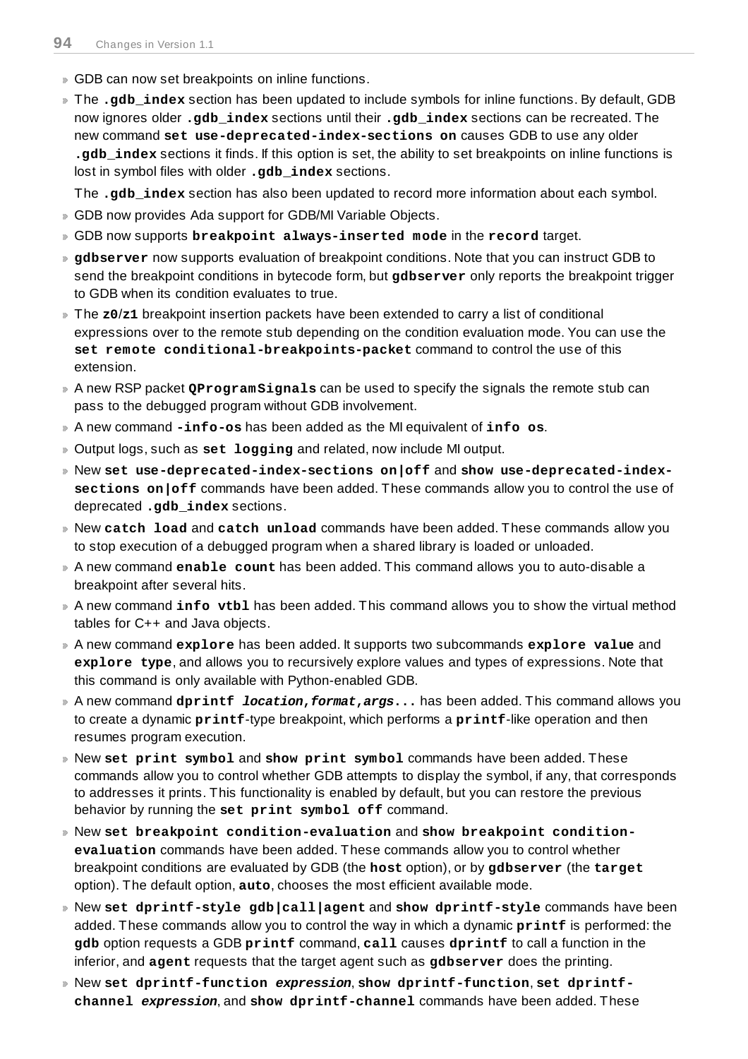- GDB can now set breakpoints on inline functions.
- The **`.gdb_index`** section has been updated to include symbols for inline functions. By default, GDB now ignores older **`.gdb_index`** sections until their **`.gdb_index`** sections can be recreated. The new command **`set use-deprecated-index-sections on`** causes GDB to use any older **`.gdb_index`** sections it finds. If this option is set, the ability to set breakpoints on inline functions is lost in symbol files with older **`.gdb_index`** sections.

  The **`.gdb_index`** section has also been updated to record more information about each symbol.
- GDB now provides Ada support for GDB/MI Variable Objects.
- GDB now supports **`breakpoint always-inserted mode`** in the **`record`** target.
- **`gdbserver`** now supports evaluation of breakpoint conditions. Note that you can instruct GDB to send the breakpoint conditions in bytecode form, but **`gdbserver`** only reports the breakpoint trigger to GDB when its condition evaluates to true.
- The **`z0`**/**`z1`** breakpoint insertion packets have been extended to carry a list of conditional expressions over to the remote stub depending on the condition evaluation mode. You can use the **`set remote conditional-breakpoints-packet`** command to control the use of this extension.
- A new RSP packet **`QProgramSignals`** can be used to specify the signals the remote stub can pass to the debugged program without GDB involvement.
- A new command **`-info-os`** has been added as the MI equivalent of **`info os`**.
- Output logs, such as **`set logging`** and related, now include MI output.
- New **`set use-deprecated-index-sections on|off`** and **`show use-deprecated-index-sections on|off`** commands have been added. These commands allow you to control the use of deprecated **`.gdb_index`** sections.
- New **`catch load`** and **`catch unload`** commands have been added. These commands allow you to stop execution of a debugged program when a shared library is loaded or unloaded.
- A new command **`enable count`** has been added. This command allows you to auto-disable a breakpoint after several hits.
- A new command **`info vtbl`** has been added. This command allows you to show the virtual method tables for C++ and Java objects.
- A new command **`explore`** has been added. It supports two subcommands **`explore value`** and **`explore type`**, and allows you to recursively explore values and types of expressions. Note that this command is only available with Python-enabled GDB.
- A new command **`dprintf`** ***`location,format,args`*****`...`** has been added. This command allows you to create a dynamic **`printf`**-type breakpoint, which performs a **`printf`**-like operation and then resumes program execution.
- New **`set print symbol`** and **`show print symbol`** commands have been added. These commands allow you to control whether GDB attempts to display the symbol, if any, that corresponds to addresses it prints. This functionality is enabled by default, but you can restore the previous behavior by running the **`set print symbol off`** command.
- New **`set breakpoint condition-evaluation`** and **`show breakpoint condition-evaluation`** commands have been added. These commands allow you to control whether breakpoint conditions are evaluated by GDB (the **`host`** option), or by **`gdbserver`** (the **`target`** option). The default option, **`auto`**, chooses the most efficient available mode.
- New **`set dprintf-style gdb|call|agent`** and **`show dprintf-style`** commands have been added. These commands allow you to control the way in which a dynamic **`printf`** is performed: the **`gdb`** option requests a GDB **`printf`** command, **`call`** causes **`dprintf`** to call a function in the inferior, and **`agent`** requests that the target agent such as **`gdbserver`** does the printing.
- New **`set dprintf-function`** ***`expression`***, **`show dprintf-function`**, **`set dprintf-channel`** ***`expression`***, and **`show dprintf-channel`** commands have been added. These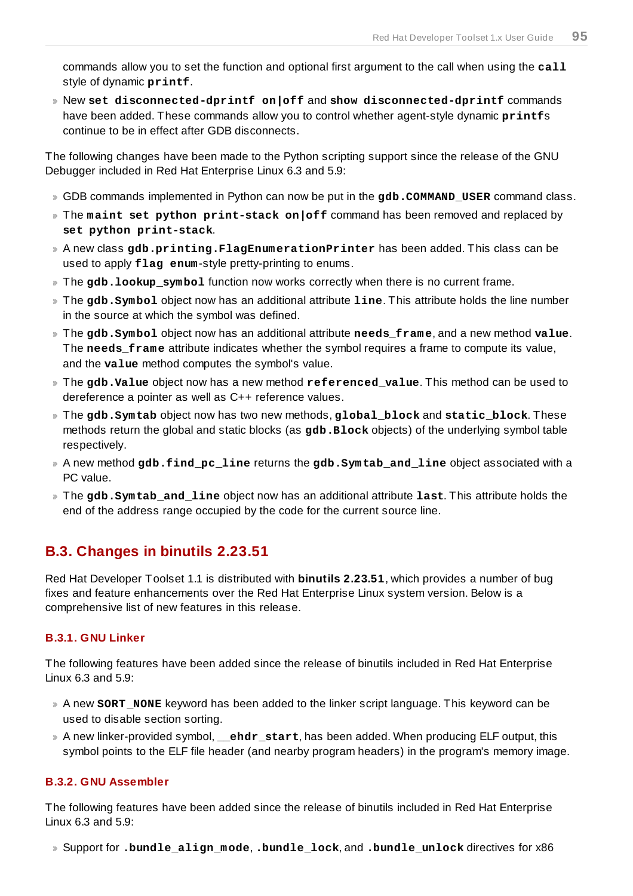commands allow you to set the function and optional first argument to the call when using the **call** style of dynamic **printf**.

- New **set disconnected-dprintf on|off** and **show disconnected-dprintf** commands have been added. These commands allow you to control whether agent-style dynamic **printf**s continue to be in effect after GDB disconnects.

The following changes have been made to the Python scripting support since the release of the GNU Debugger included in Red Hat Enterprise Linux 6.3 and 5.9:

- GDB commands implemented in Python can now be put in the **gdb.COMMAND_USER** command class.
- The **maint set python print-stack on|off** command has been removed and replaced by **set python print-stack**.
- A new class **gdb.printing.FlagEnumerationPrinter** has been added. This class can be used to apply **flag enum**-style pretty-printing to enums.
- The **gdb.lookup_symbol** function now works correctly when there is no current frame.
- The **gdb.Symbol** object now has an additional attribute **line**. This attribute holds the line number in the source at which the symbol was defined.
- The **gdb.Symbol** object now has an additional attribute **needs_frame**, and a new method **value**. The **needs_frame** attribute indicates whether the symbol requires a frame to compute its value, and the **value** method computes the symbol's value.
- The **gdb.Value** object now has a new method **referenced_value**. This method can be used to dereference a pointer as well as C++ reference values.
- The **gdb.Symtab** object now has two new methods, **global_block** and **static_block**. These methods return the global and static blocks (as **gdb.Block** objects) of the underlying symbol table respectively.
- A new method **gdb.find_pc_line** returns the **gdb.Symtab_and_line** object associated with a PC value.
- The **gdb.Symtab_and_line** object now has an additional attribute **last**. This attribute holds the end of the address range occupied by the code for the current source line.

## B.3. Changes in binutils 2.23.51

Red Hat Developer Toolset 1.1 is distributed with **binutils 2.23.51**, which provides a number of bug fixes and feature enhancements over the Red Hat Enterprise Linux system version. Below is a comprehensive list of new features in this release.

### B.3.1. GNU Linker

The following features have been added since the release of binutils included in Red Hat Enterprise Linux 6.3 and 5.9:

- A new **SORT_NONE** keyword has been added to the linker script language. This keyword can be used to disable section sorting.
- A new linker-provided symbol, **__ehdr_start**, has been added. When producing ELF output, this symbol points to the ELF file header (and nearby program headers) in the program's memory image.

### B.3.2. GNU Assembler

The following features have been added since the release of binutils included in Red Hat Enterprise Linux 6.3 and 5.9:

- Support for **.bundle_align_mode**, **.bundle_lock**, and **.bundle_unlock** directives for x86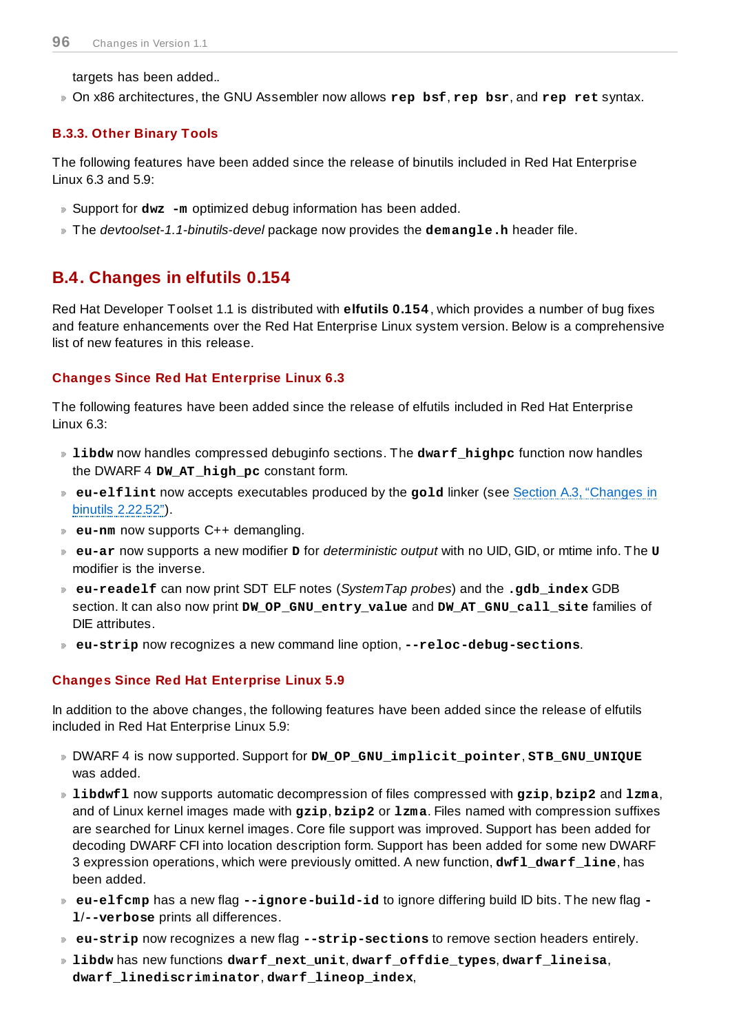targets has been added..

- On x86 architectures, the GNU Assembler now allows **rep bsf**, **rep bsr**, and **rep ret** syntax.

### B.3.3. Other Binary Tools

The following features have been added since the release of binutils included in Red Hat Enterprise Linux 6.3 and 5.9:

- Support for **dwz -m** optimized debug information has been added.
- The *devtoolset-1.1-binutils-devel* package now provides the **demangle.h** header file.

## B.4. Changes in elfutils 0.154

Red Hat Developer Toolset 1.1 is distributed with **elfutils 0.154**, which provides a number of bug fixes and feature enhancements over the Red Hat Enterprise Linux system version. Below is a comprehensive list of new features in this release.

### Changes Since Red Hat Enterprise Linux 6.3

The following features have been added since the release of elfutils included in Red Hat Enterprise Linux 6.3:

- **libdw** now handles compressed debuginfo sections. The **dwarf_highpc** function now handles the DWARF 4 **DW_AT_high_pc** constant form.
- **eu-elflint** now accepts executables produced by the **gold** linker (see Section A.3, "Changes in binutils 2.22.52").
- **eu-nm** now supports C++ demangling.
- **eu-ar** now supports a new modifier **D** for *deterministic output* with no UID, GID, or mtime info. The **U** modifier is the inverse.
- **eu-readelf** can now print SDT ELF notes (*SystemTap probes*) and the **.gdb_index** GDB section. It can also now print **DW_OP_GNU_entry_value** and **DW_AT_GNU_call_site** families of DIE attributes.
- **eu-strip** now recognizes a new command line option, **--reloc-debug-sections**.

### Changes Since Red Hat Enterprise Linux 5.9

In addition to the above changes, the following features have been added since the release of elfutils included in Red Hat Enterprise Linux 5.9:

- DWARF 4 is now supported. Support for **DW_OP_GNU_implicit_pointer**, **STB_GNU_UNIQUE** was added.
- **libdwfl** now supports automatic decompression of files compressed with **gzip**, **bzip2** and **lzma**, and of Linux kernel images made with **gzip**, **bzip2** or **lzma**. Files named with compression suffixes are searched for Linux kernel images. Core file support was improved. Support has been added for decoding DWARF CFI into location description form. Support has been added for some new DWARF 3 expression operations, which were previously omitted. A new function, **dwfl_dwarf_line**, has been added.
- **eu-elfcmp** has a new flag **--ignore-build-id** to ignore differing build ID bits. The new flag **-l**/**--verbose** prints all differences.
- **eu-strip** now recognizes a new flag **--strip-sections** to remove section headers entirely.
- **libdw** has new functions **dwarf_next_unit**, **dwarf_offdie_types**, **dwarf_lineisa**, **dwarf_linediscriminator**, **dwarf_lineop_index**,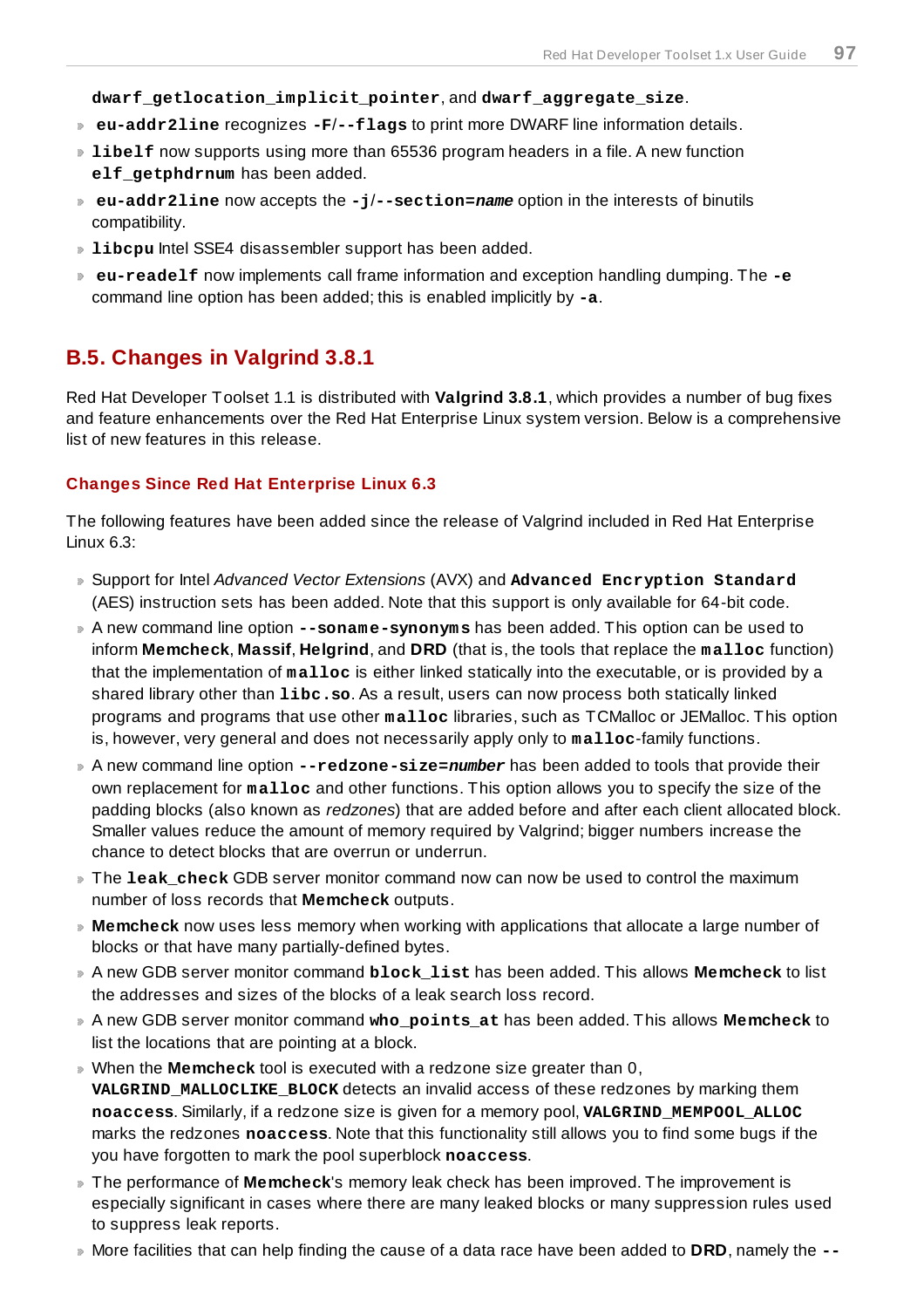**dwarf_getlocation_implicit_pointer**, and **dwarf_aggregate_size**.

- **eu-addr2line** recognizes **-F**/**--flags** to print more DWARF line information details.
- **libelf** now supports using more than 65536 program headers in a file. A new function **elf_getphdrnum** has been added.
- **eu-addr2line** now accepts the **-j**/**--section=*name*** option in the interests of binutils compatibility.
- **libcpu** Intel SSE4 disassembler support has been added.
- **eu-readelf** now implements call frame information and exception handling dumping. The **-e** command line option has been added; this is enabled implicitly by **-a**.

## B.5. Changes in Valgrind 3.8.1

Red Hat Developer Toolset 1.1 is distributed with **Valgrind 3.8.1**, which provides a number of bug fixes and feature enhancements over the Red Hat Enterprise Linux system version. Below is a comprehensive list of new features in this release.

### Changes Since Red Hat Enterprise Linux 6.3

The following features have been added since the release of Valgrind included in Red Hat Enterprise Linux 6.3:

- Support for Intel *Advanced Vector Extensions* (AVX) and **Advanced Encryption Standard** (AES) instruction sets has been added. Note that this support is only available for 64-bit code.
- A new command line option **--soname-synonyms** has been added. This option can be used to inform **Memcheck**, **Massif**, **Helgrind**, and **DRD** (that is, the tools that replace the **malloc** function) that the implementation of **malloc** is either linked statically into the executable, or is provided by a shared library other than **libc.so**. As a result, users can now process both statically linked programs and programs that use other **malloc** libraries, such as TCMalloc or JEMalloc. This option is, however, very general and does not necessarily apply only to **malloc**-family functions.
- A new command line option **--redzone-size=*number*** has been added to tools that provide their own replacement for **malloc** and other functions. This option allows you to specify the size of the padding blocks (also known as *redzones*) that are added before and after each client allocated block. Smaller values reduce the amount of memory required by Valgrind; bigger numbers increase the chance to detect blocks that are overrun or underrun.
- The **leak_check** GDB server monitor command now can now be used to control the maximum number of loss records that **Memcheck** outputs.
- **Memcheck** now uses less memory when working with applications that allocate a large number of blocks or that have many partially-defined bytes.
- A new GDB server monitor command **block_list** has been added. This allows **Memcheck** to list the addresses and sizes of the blocks of a leak search loss record.
- A new GDB server monitor command **who_points_at** has been added. This allows **Memcheck** to list the locations that are pointing at a block.
- When the **Memcheck** tool is executed with a redzone size greater than 0, **VALGRIND_MALLOCLIKE_BLOCK** detects an invalid access of these redzones by marking them **noaccess**. Similarly, if a redzone size is given for a memory pool, **VALGRIND_MEMPOOL_ALLOC** marks the redzones **noaccess**. Note that this functionality still allows you to find some bugs if the you have forgotten to mark the pool superblock **noaccess**.
- The performance of **Memcheck**'s memory leak check has been improved. The improvement are especially significant in cases where there are many leaked blocks or many suppression rules used to suppress leak reports.
- More facilities that can help finding the cause of a data race have been added to **DRD**, namely the **--**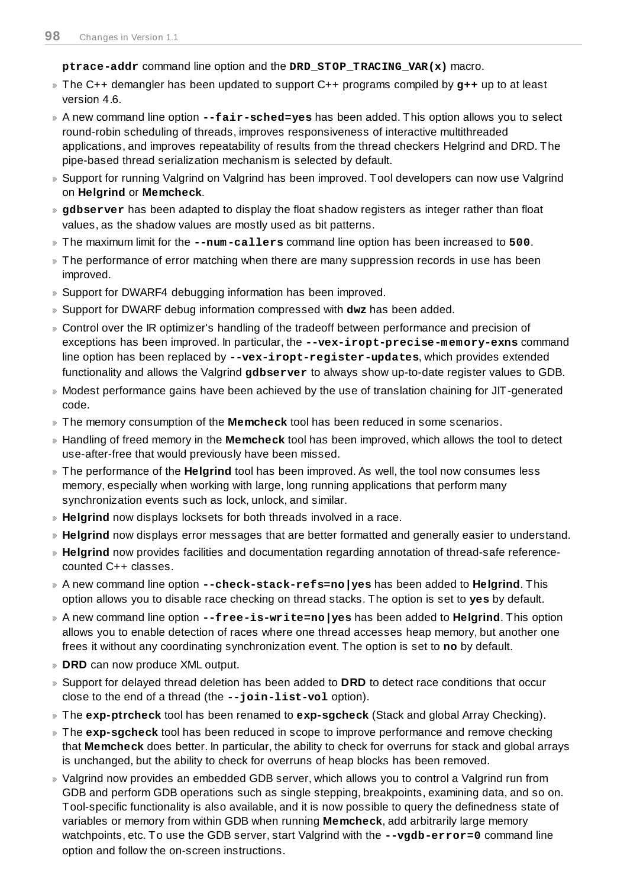**ptrace-addr** command line option and the **DRD_STOP_TRACING_VAR(x)** macro.

- The C++ demangler has been updated to support C++ programs compiled by **g++** up to at least version 4.6.
- A new command line option **--fair-sched=yes** has been added. This option allows you to select round-robin scheduling of threads, improves responsiveness of interactive multithreaded applications, and improves repeatability of results from the thread checkers Helgrind and DRD. The pipe-based thread serialization mechanism is selected by default.
- Support for running Valgrind on Valgrind has been improved. Tool developers can now use Valgrind on **Helgrind** or **Memcheck**.
- **gdbserver** has been adapted to display the float shadow registers as integer rather than float values, as the shadow values are mostly used as bit patterns.
- The maximum limit for the **--num-callers** command line option has been increased to **500**.
- The performance of error matching when there are many suppression records in use has been improved.
- Support for DWARF4 debugging information has been improved.
- Support for DWARF debug information compressed with **dwz** has been added.
- Control over the IR optimizer's handling of the tradeoff between performance and precision of exceptions has been improved. In particular, the **--vex-iropt-precise-memory-exns** command line option has been replaced by **--vex-iropt-register-updates**, which provides extended functionality and allows the Valgrind **gdbserver** to always show up-to-date register values to GDB.
- Modest performance gains have been achieved by the use of translation chaining for JIT-generated code.
- The memory consumption of the **Memcheck** tool has been reduced in some scenarios.
- Handling of freed memory in the **Memcheck** tool has been improved, which allows the tool to detect use-after-free that would previously have been missed.
- The performance of the **Helgrind** tool has been improved. As well, the tool now consumes less memory, especially when working with large, long running applications that perform many synchronization events such as lock, unlock, and similar.
- **Helgrind** now displays locksets for both threads involved in a race.
- **Helgrind** now displays error messages that are better formatted and generally easier to understand.
- **Helgrind** now provides facilities and documentation regarding annotation of thread-safe reference-counted C++ classes.
- A new command line option **--check-stack-refs=no|yes** has been added to **Helgrind**. This option allows you to disable race checking on thread stacks. The option is set to **yes** by default.
- A new command line option **--free-is-write=no|yes** has been added to **Helgrind**. This option allows you to enable detection of races where one thread accesses heap memory, but another one frees it without any coordinating synchronization event. The option is set to **no** by default.
- **DRD** can now produce XML output.
- Support for delayed thread deletion has been added to **DRD** to detect race conditions that occur close to the end of a thread (the **--join-list-vol** option).
- The **exp-ptrcheck** tool has been renamed to **exp-sgcheck** (Stack and global Array Checking).
- The **exp-sgcheck** tool has been reduced in scope to improve performance and remove checking that **Memcheck** does better. In particular, the ability to check for overruns for stack and global arrays is unchanged, but the ability to check for overruns of heap blocks has been removed.
- Valgrind now provides an embedded GDB server, which allows you to control a Valgrind run from GDB and perform GDB operations such as single stepping, breakpoints, examining data, and so on. Tool-specific functionality is also available, and it is now possible to query the definedness state of variables or memory from within GDB when running **Memcheck**, add arbitrarily large memory watchpoints, etc. To use the GDB server, start Valgrind with the **--vgdb-error=0** command line option and follow the on-screen instructions.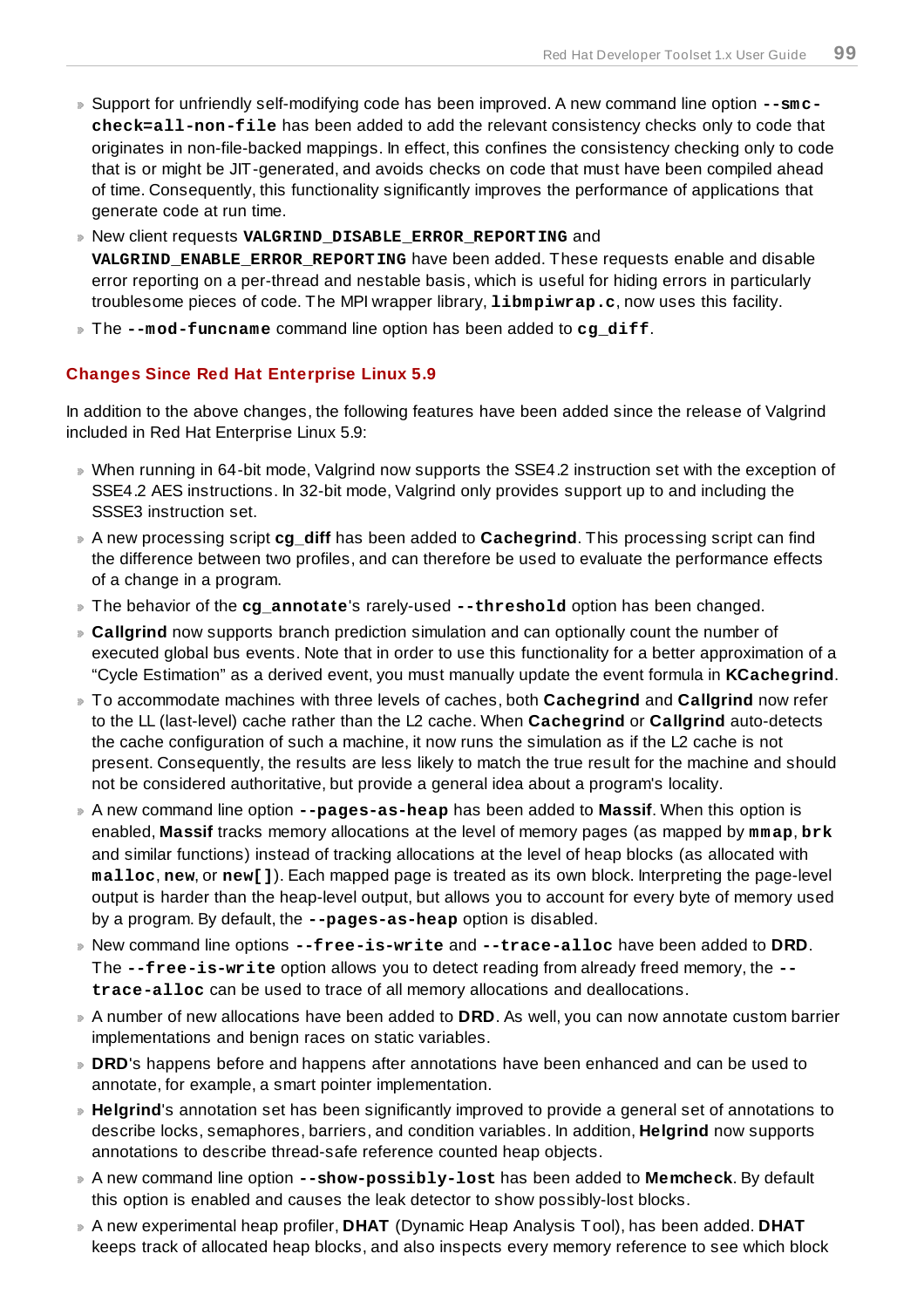- Support for unfriendly self-modifying code has been improved. A new command line option **`--smc-check=all-non-file`** has been added to add the relevant consistency checks only to code that originates in non-file-backed mappings. In effect, this confines the consistency checking only to code that is or might be JIT-generated, and avoids checks on code that must have been compiled ahead of time. Consequently, this functionality significantly improves the performance of applications that generate code at run time.
- New client requests **`VALGRIND_DISABLE_ERROR_REPORTING`** and **`VALGRIND_ENABLE_ERROR_REPORTING`** have been added. These requests enable and disable error reporting on a per-thread and nestable basis, which is useful for hiding errors in particularly troublesome pieces of code. The MPI wrapper library, **`libmpiwrap.c`**, now uses this facility.
- The **`--mod-funcname`** command line option has been added to **`cg_diff`**.

### Changes Since Red Hat Enterprise Linux 5.9

In addition to the above changes, the following features have been added since the release of Valgrind included in Red Hat Enterprise Linux 5.9:

- When running in 64-bit mode, Valgrind now supports the SSE4.2 instruction set with the exception of SSE4.2 AES instructions. In 32-bit mode, Valgrind only provides support up to and including the SSSE3 instruction set.
- A new processing script **cg_diff** has been added to **Cachegrind**. This processing script can find the difference between two profiles, and can therefore be used to evaluate the performance effects of a change in a program.
- The behavior of the **`cg_annotate`**'s rarely-used **`--threshold`** option has been changed.
- **Callgrind** now supports branch prediction simulation and can optionally count the number of executed global bus events. Note that in order to use this functionality for a better approximation of a “Cycle Estimation” as a derived event, you must manually update the event formula in **KCachegrind**.
- To accommodate machines with three levels of caches, both **Cachegrind** and **Callgrind** now refer to the LL (last-level) cache rather than the L2 cache. When **Cachegrind** or **Callgrind** auto-detects the cache configuration of such a machine, it now runs the simulation as if the L2 cache is not present. Consequently, the results are less likely to match the true result for the machine and should not be considered authoritative, but provide a general idea about a program's locality.
- A new command line option **`--pages-as-heap`** has been added to **Massif**. When this option is enabled, **Massif** tracks memory allocations at the level of memory pages (as mapped by **`mmap`**, **`brk`** and similar functions) instead of tracking allocations at the level of heap blocks (as allocated with **`malloc`**, **new**, or **new[]**). Each mapped page is treated as its own block. Interpreting the page-level output is harder than the heap-level output, but allows you to account for every byte of memory used by a program. By default, the **`--pages-as-heap`** option is disabled.
- New command line options **`--free-is-write`** and **`--trace-alloc`** have been added to **DRD**. The **`--free-is-write`** option allows you to detect reading from already freed memory, the **`--trace-alloc`** can be used to trace of all memory allocations and deallocations.
- A number of new allocations have been added to **DRD**. As well, you can now annotate custom barrier implementations and benign races on static variables.
- **DRD**'s happens before and happens after annotations have been enhanced and can be used to annotate, for example, a smart pointer implementation.
- **Helgrind**'s annotation set has been significantly improved to provide a general set of annotations to describe locks, semaphores, barriers, and condition variables. In addition, **Helgrind** now supports annotations to describe thread-safe reference counted heap objects.
- A new command line option **`--show-possibly-lost`** has been added to **Memcheck**. By default this option is enabled and causes the leak detector to show possibly-lost blocks.
- A new experimental heap profiler, **DHAT** (Dynamic Heap Analysis Tool), has been added. **DHAT** keeps track of allocated heap blocks, and also inspects every memory reference to see which block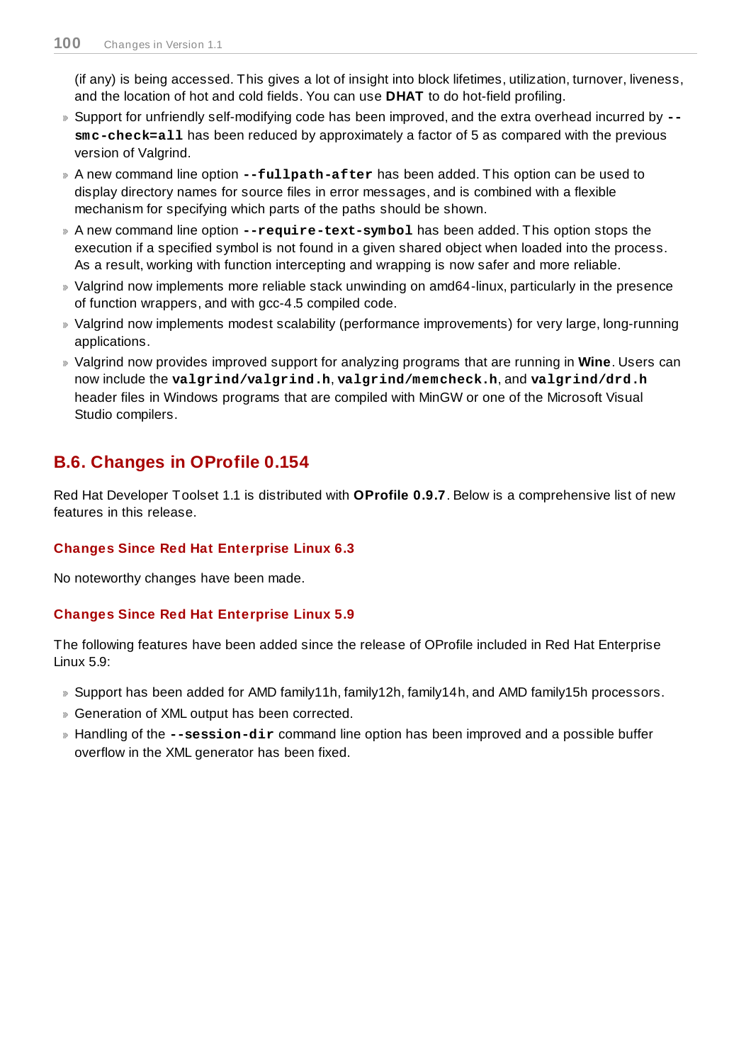(if any) is being accessed. This gives a lot of insight into block lifetimes, utilization, turnover, liveness, and the location of hot and cold fields. You can use **DHAT** to do hot-field profiling.

- Support for unfriendly self-modifying code has been improved, and the extra overhead incurred by **`--smc-check=all`** has been reduced by approximately a factor of 5 as compared with the previous version of Valgrind.
- A new command line option **`--fullpath-after`** has been added. This option can be used to display directory names for source files in error messages, and is combined with a flexible mechanism for specifying which parts of the paths should be shown.
- A new command line option **`--require-text-symbol`** has been added. This option stops the execution if a specified symbol is not found in a given shared object when loaded into the process. As a result, working with function intercepting and wrapping is now safer and more reliable.
- Valgrind now implements more reliable stack unwinding on amd64-linux, particularly in the presence of function wrappers, and with gcc-4.5 compiled code.
- Valgrind now implements modest scalability (performance improvements) for very large, long-running applications.
- Valgrind now provides improved support for analyzing programs that are running in **Wine**. Users can now include the **`valgrind/valgrind.h`**, **`valgrind/memcheck.h`**, and **`valgrind/drd.h`** header files in Windows programs that are compiled with MinGW or one of the Microsoft Visual Studio compilers.

## B.6. Changes in OProfile 0.154

Red Hat Developer Toolset 1.1 is distributed with **OProfile 0.9.7**. Below is a comprehensive list of new features in this release.

### Changes Since Red Hat Enterprise Linux 6.3

No noteworthy changes have been made.

### Changes Since Red Hat Enterprise Linux 5.9

The following features have been added since the release of OProfile included in Red Hat Enterprise Linux 5.9:

- Support has been added for AMD family11h, family12h, family14h, and AMD family15h processors.
- Generation of XML output has been corrected.
- Handling of the **`--session-dir`** command line option has been improved and a possible buffer overflow in the XML generator has been fixed.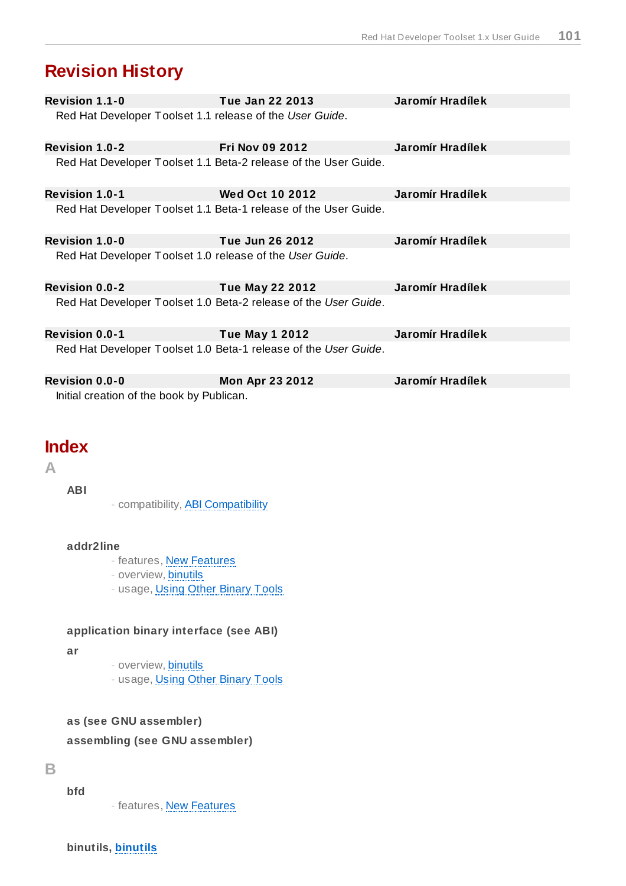# Revision History

| | | |
|---|---|---|
| **Revision 1.1-0** | **Tue Jan 22 2013** | **Jaromír Hradílek** |

Red Hat Developer Toolset 1.1 release of the *User Guide*.

| | | |
|---|---|---|
| **Revision 1.0-2** | **Fri Nov 09 2012** | **Jaromír Hradílek** |

Red Hat Developer Toolset 1.1 Beta-2 release of the User Guide.

| | | |
|---|---|---|
| **Revision 1.0-1** | **Wed Oct 10 2012** | **Jaromír Hradílek** |

Red Hat Developer Toolset 1.1 Beta-1 release of the User Guide.

| | | |
|---|---|---|
| **Revision 1.0-0** | **Tue Jun 26 2012** | **Jaromír Hradílek** |

Red Hat Developer Toolset 1.0 release of the *User Guide*.

| | | |
|---|---|---|
| **Revision 0.0-2** | **Tue May 22 2012** | **Jaromír Hradílek** |

Red Hat Developer Toolset 1.0 Beta-2 release of the *User Guide*.

| | | |
|---|---|---|
| **Revision 0.0-1** | **Tue May 1 2012** | **Jaromír Hradílek** |

Red Hat Developer Toolset 1.0 Beta-1 release of the *User Guide*.

| | | |
|---|---|---|
| **Revision 0.0-0** | **Mon Apr 23 2012** | **Jaromír Hradílek** |

Initial creation of the book by Publican.

# Index

## A

**ABI**

- compatibility, ABI Compatibility

**addr2line**

- features, New Features
- overview, binutils
- usage, Using Other Binary Tools

**application binary interface (see ABI)**

**ar**

- overview, binutils
- usage, Using Other Binary Tools

**as (see GNU assembler)**

**assembling (see GNU assembler)**

## B

**bfd**

- features, New Features

**binutils, binutils**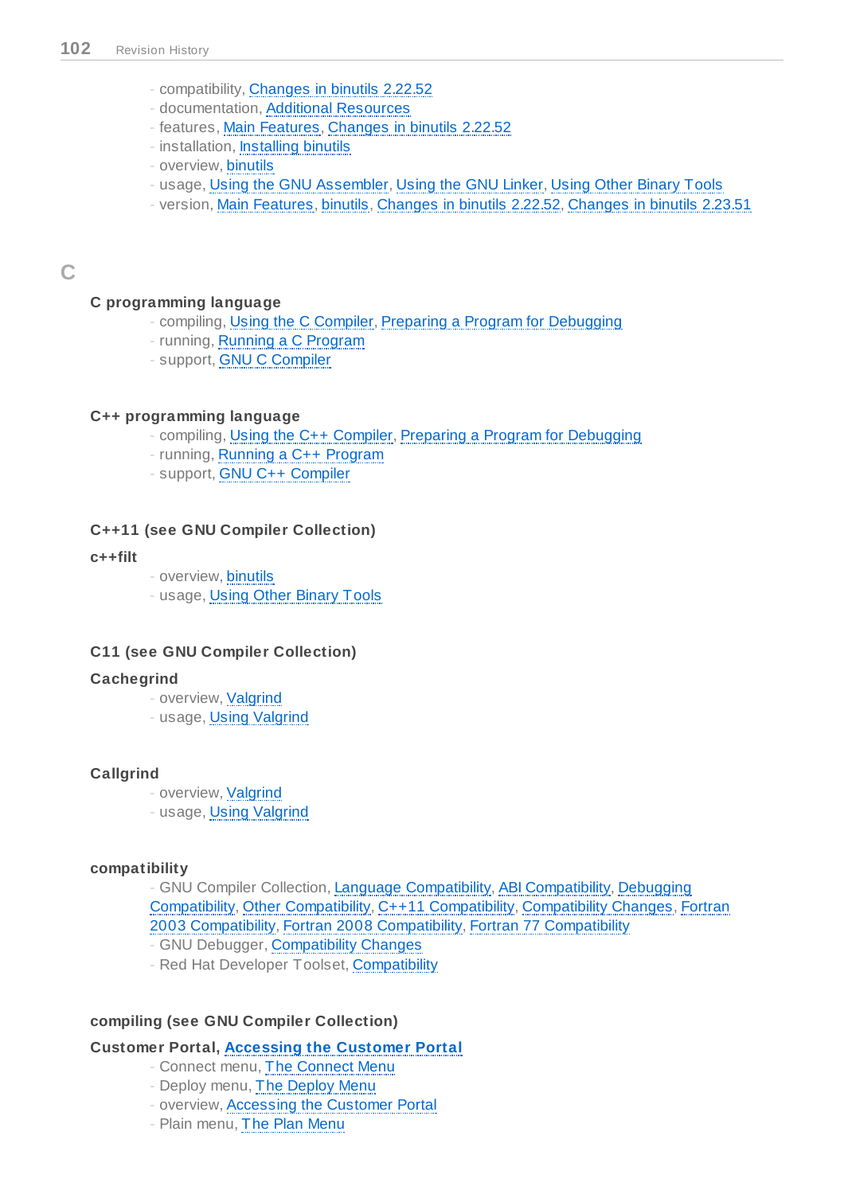- compatibility, Changes in binutils 2.22.52
- documentation, Additional Resources
- features, Main Features, Changes in binutils 2.22.52
- installation, Installing binutils
- overview, binutils
- usage, Using the GNU Assembler, Using the GNU Linker, Using Other Binary Tools
- version, Main Features, binutils, Changes in binutils 2.22.52, Changes in binutils 2.23.51

## C

**C programming language**

- compiling, Using the C Compiler, Preparing a Program for Debugging
- running, Running a C Program
- support, GNU C Compiler

**C++ programming language**

- compiling, Using the C++ Compiler, Preparing a Program for Debugging
- running, Running a C++ Program
- support, GNU C++ Compiler

**C++11 (see GNU Compiler Collection)**

**c++filt**

- overview, binutils
- usage, Using Other Binary Tools

**C11 (see GNU Compiler Collection)**

**Cachegrind**

- overview, Valgrind
- usage, Using Valgrind

**Callgrind**

- overview, Valgrind
- usage, Using Valgrind

**compatibility**

- GNU Compiler Collection, Language Compatibility, ABI Compatibility, Debugging Compatibility, Other Compatibility, C++11 Compatibility, Compatibility Changes, Fortran 2003 Compatibility, Fortran 2008 Compatibility, Fortran 77 Compatibility
- GNU Debugger, Compatibility Changes
- Red Hat Developer Toolset, Compatibility

**compiling (see GNU Compiler Collection)**

**Customer Portal, Accessing the Customer Portal**

- Connect menu, The Connect Menu
- Deploy menu, The Deploy Menu
- overview, Accessing the Customer Portal
- Plain menu, The Plan Menu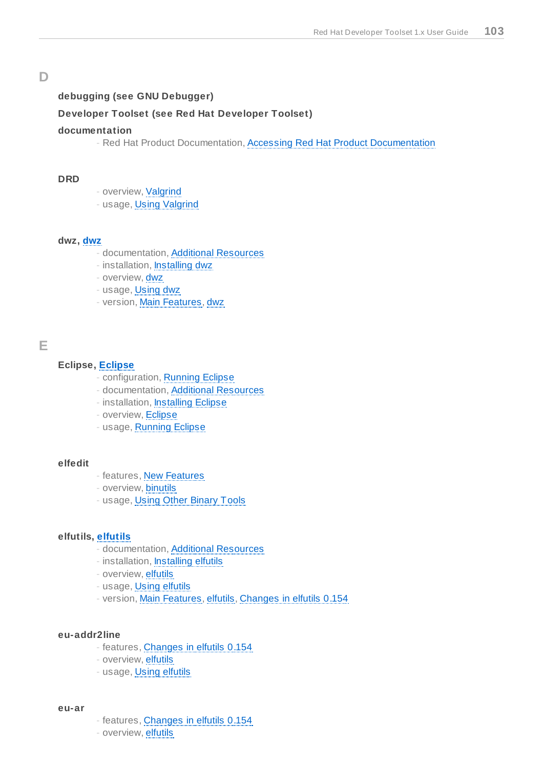# D

**debugging (see GNU Debugger)**

**Developer Toolset (see Red Hat Developer Toolset)**

**documentation**

- Red Hat Product Documentation, Accessing Red Hat Product Documentation

**DRD**

- overview, Valgrind
- usage, Using Valgrind

**dwz, dwz**

- documentation, Additional Resources
- installation, Installing dwz
- overview, dwz
- usage, Using dwz
- version, Main Features, dwz

# E

**Eclipse, Eclipse**

- configuration, Running Eclipse
- documentation, Additional Resources
- installation, Installing Eclipse
- overview, Eclipse
- usage, Running Eclipse

**elfedit**

- features, New Features
- overview, binutils
- usage, Using Other Binary Tools

**elfutils, elfutils**

- documentation, Additional Resources
- installation, Installing elfutils
- overview, elfutils
- usage, Using elfutils
- version, Main Features, elfutils, Changes in elfutils 0.154

**eu-addr2line**

- features, Changes in elfutils 0.154
- overview, elfutils
- usage, Using elfutils

**eu-ar**

- features, Changes in elfutils 0.154
- overview, elfutils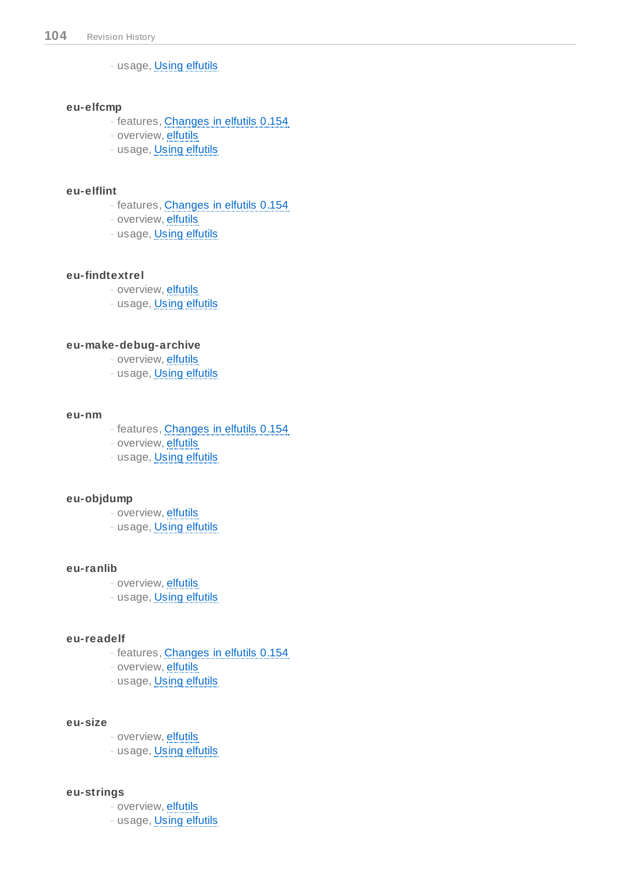- usage, Using elfutils

**eu-elfcmp**

- features, Changes in elfutils 0.154
- overview, elfutils
- usage, Using elfutils

**eu-elflint**

- features, Changes in elfutils 0.154
- overview, elfutils
- usage, Using elfutils

**eu-findtextrel**

- overview, elfutils
- usage, Using elfutils

**eu-make-debug-archive**

- overview, elfutils
- usage, Using elfutils

**eu-nm**

- features, Changes in elfutils 0.154
- overview, elfutils
- usage, Using elfutils

**eu-objdump**

- overview, elfutils
- usage, Using elfutils

**eu-ranlib**

- overview, elfutils
- usage, Using elfutils

**eu-readelf**

- features, Changes in elfutils 0.154
- overview, elfutils
- usage, Using elfutils

**eu-size**

- overview, elfutils
- usage, Using elfutils

**eu-strings**

- overview, elfutils
- usage, Using elfutils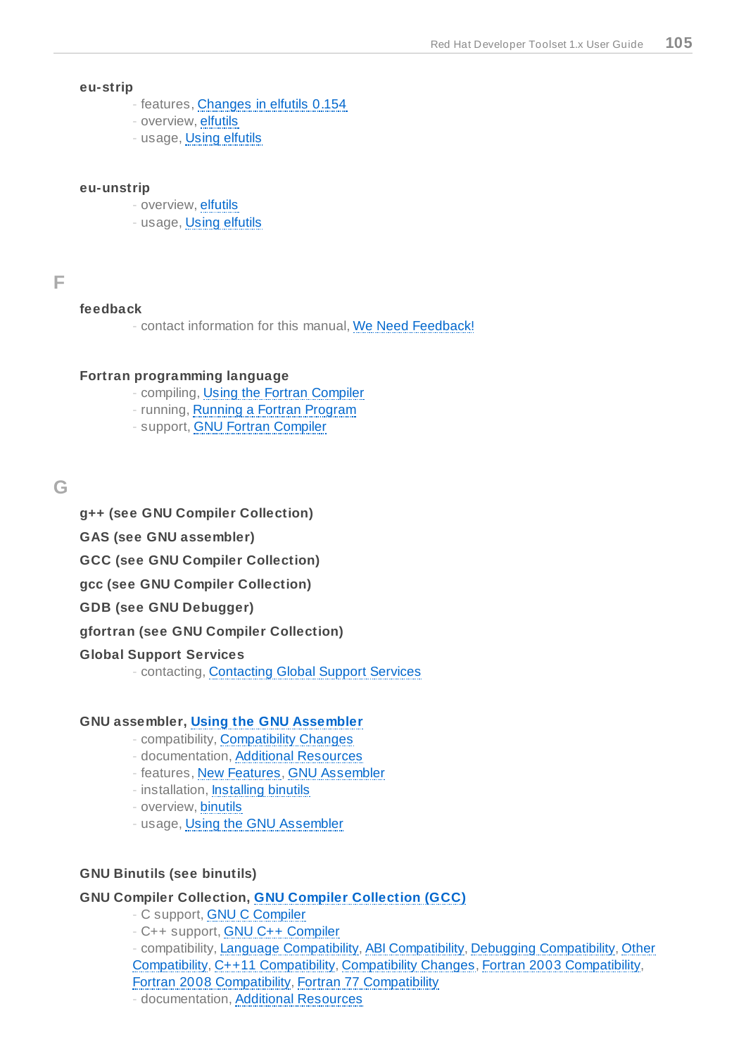**eu-strip**

- features, Changes in elfutils 0.154
- overview, elfutils
- usage, Using elfutils

**eu-unstrip**

- overview, elfutils
- usage, Using elfutils

## F

**feedback**

- contact information for this manual, We Need Feedback!

**Fortran programming language**

- compiling, Using the Fortran Compiler
- running, Running a Fortran Program
- support, GNU Fortran Compiler

## G

**g++ (see GNU Compiler Collection)**

**GAS (see GNU assembler)**

**GCC (see GNU Compiler Collection)**

**gcc (see GNU Compiler Collection)**

**GDB (see GNU Debugger)**

**gfortran (see GNU Compiler Collection)**

**Global Support Services**

- contacting, Contacting Global Support Services

**GNU assembler, Using the GNU Assembler**

- compatibility, Compatibility Changes
- documentation, Additional Resources
- features, New Features, GNU Assembler
- installation, Installing binutils
- overview, binutils
- usage, Using the GNU Assembler

**GNU Binutils (see binutils)**

**GNU Compiler Collection, GNU Compiler Collection (GCC)**

- C support, GNU C Compiler
- C++ support, GNU C++ Compiler
- compatibility, Language Compatibility, ABI Compatibility, Debugging Compatibility, Other Compatibility, C++11 Compatibility, Compatibility Changes, Fortran 2003 Compatibility, Fortran 2008 Compatibility, Fortran 77 Compatibility
- documentation, Additional Resources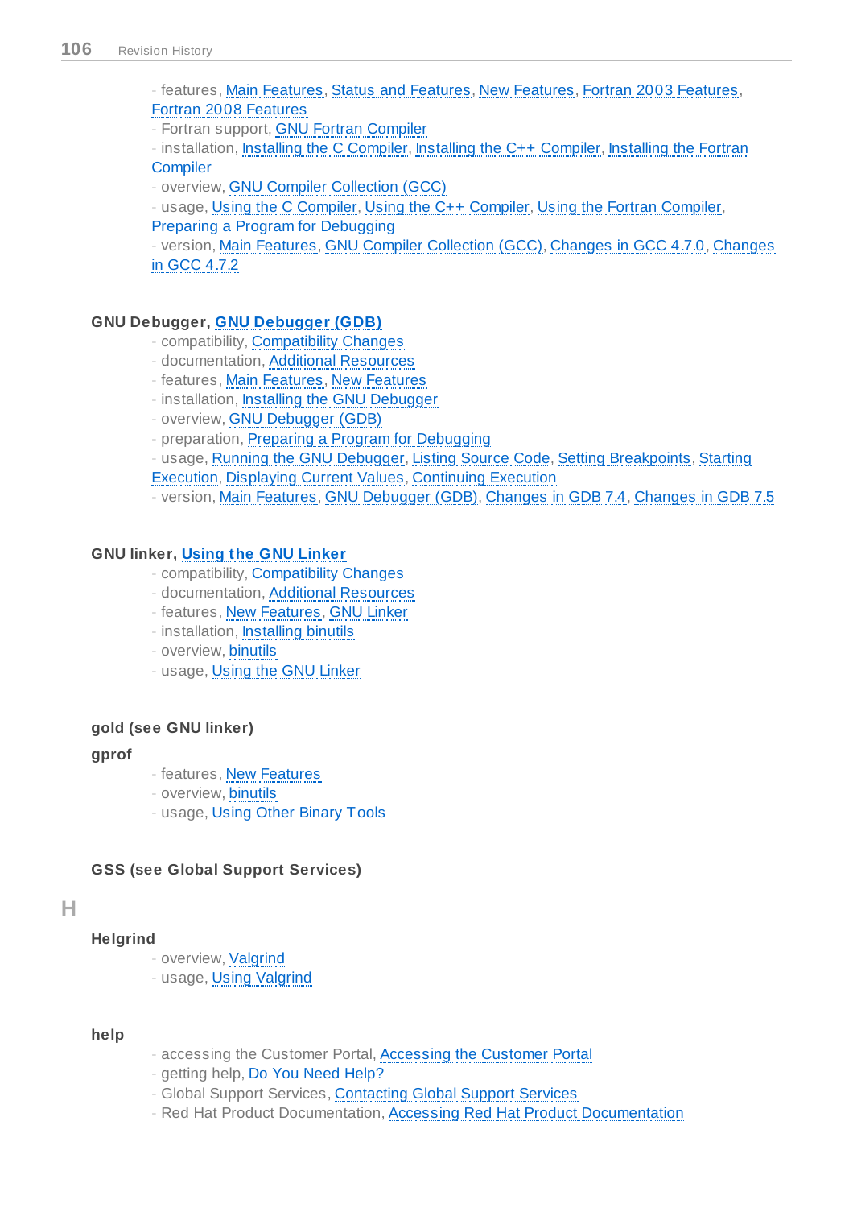- features, Main Features, Status and Features, New Features, Fortran 2003 Features, Fortran 2008 Features
- Fortran support, GNU Fortran Compiler
- installation, Installing the C Compiler, Installing the C++ Compiler, Installing the Fortran Compiler
- overview, GNU Compiler Collection (GCC)
- usage, Using the C Compiler, Using the C++ Compiler, Using the Fortran Compiler, Preparing a Program for Debugging
- version, Main Features, GNU Compiler Collection (GCC), Changes in GCC 4.7.0, Changes in GCC 4.7.2

**GNU Debugger, GNU Debugger (GDB)**

- compatibility, Compatibility Changes
- documentation, Additional Resources
- features, Main Features, New Features
- installation, Installing the GNU Debugger
- overview, GNU Debugger (GDB)
- preparation, Preparing a Program for Debugging
- usage, Running the GNU Debugger, Listing Source Code, Setting Breakpoints, Starting Execution, Displaying Current Values, Continuing Execution
- version, Main Features, GNU Debugger (GDB), Changes in GDB 7.4, Changes in GDB 7.5

**GNU linker, Using the GNU Linker**

- compatibility, Compatibility Changes
- documentation, Additional Resources
- features, New Features, GNU Linker
- installation, Installing binutils
- overview, binutils
- usage, Using the GNU Linker

**gold (see GNU linker)**

**gprof**

- features, New Features
- overview, binutils
- usage, Using Other Binary Tools

**GSS (see Global Support Services)**

## H

**Helgrind**

- overview, Valgrind
- usage, Using Valgrind

**help**

- accessing the Customer Portal, Accessing the Customer Portal
- getting help, Do You Need Help?
- Global Support Services, Contacting Global Support Services
- Red Hat Product Documentation, Accessing Red Hat Product Documentation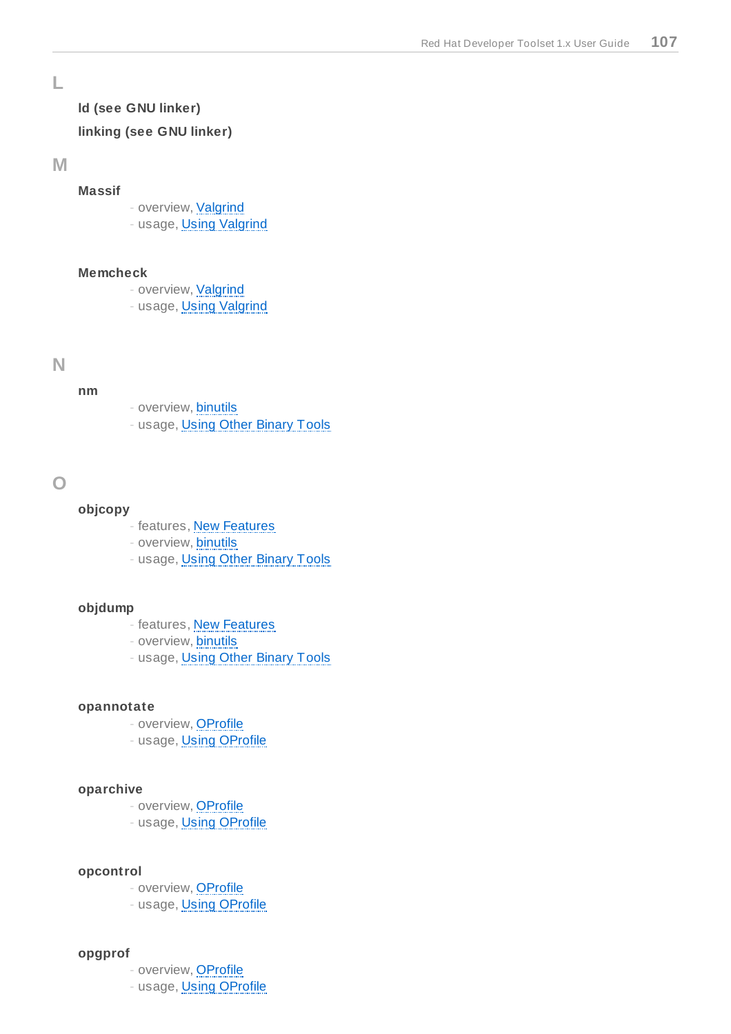## L

**ld (see GNU linker)**

**linking (see GNU linker)**

## M

**Massif**

- overview, Valgrind
- usage, Using Valgrind

**Memcheck**

- overview, Valgrind
- usage, Using Valgrind

## N

**nm**

- overview, binutils
- usage, Using Other Binary Tools

## O

**objcopy**

- features, New Features
- overview, binutils
- usage, Using Other Binary Tools

**objdump**

- features, New Features
- overview, binutils
- usage, Using Other Binary Tools

**opannotate**

- overview, OProfile
- usage, Using OProfile

**oparchive**

- overview, OProfile
- usage, Using OProfile

**opcontrol**

- overview, OProfile
- usage, Using OProfile

**opgprof**

- overview, OProfile
- usage, Using OProfile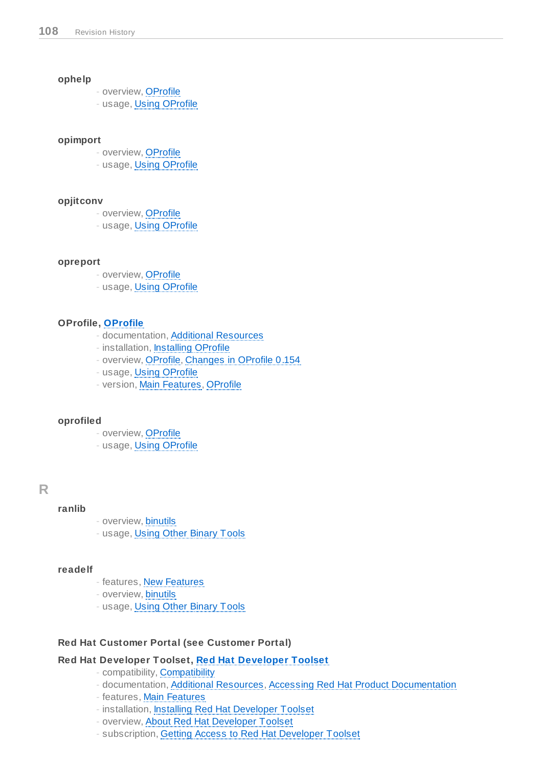**ophelp**

- overview, OProfile
- usage, Using OProfile

**opimport**

- overview, OProfile
- usage, Using OProfile

**opjitconv**

- overview, OProfile
- usage, Using OProfile

**opreport**

- overview, OProfile
- usage, Using OProfile

**OProfile, OProfile**

- documentation, Additional Resources
- installation, Installing OProfile
- overview, OProfile, Changes in OProfile 0.154
- usage, Using OProfile
- version, Main Features, OProfile

**oprofiled**

- overview, OProfile
- usage, Using OProfile

## R

**ranlib**

- overview, binutils
- usage, Using Other Binary Tools

**readelf**

- features, New Features
- overview, binutils
- usage, Using Other Binary Tools

**Red Hat Customer Portal (see Customer Portal)**

**Red Hat Developer Toolset, Red Hat Developer Toolset**

- compatibility, Compatibility
- documentation, Additional Resources, Accessing Red Hat Product Documentation
- features, Main Features
- installation, Installing Red Hat Developer Toolset
- overview, About Red Hat Developer Toolset
- subscription, Getting Access to Red Hat Developer Toolset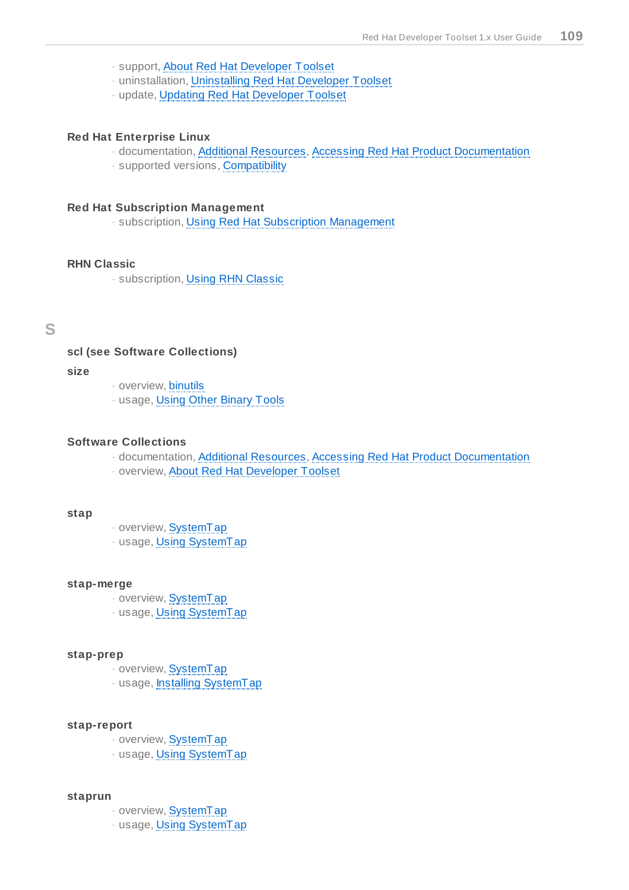- support, About Red Hat Developer Toolset
- uninstallation, Uninstalling Red Hat Developer Toolset
- update, Updating Red Hat Developer Toolset

**Red Hat Enterprise Linux**

- documentation, Additional Resources, Accessing Red Hat Product Documentation
- supported versions, Compatibility

**Red Hat Subscription Management**

- subscription, Using Red Hat Subscription Management

**RHN Classic**

- subscription, Using RHN Classic

## S

**scl (see Software Collections)**

**size**

- overview, binutils
- usage, Using Other Binary Tools

**Software Collections**

- documentation, Additional Resources, Accessing Red Hat Product Documentation
- overview, About Red Hat Developer Toolset

**stap**

- overview, SystemTap
- usage, Using SystemTap

**stap-merge**

- overview, SystemTap
- usage, Using SystemTap

**stap-prep**

- overview, SystemTap
- usage, Installing SystemTap

**stap-report**

- overview, SystemTap
- usage, Using SystemTap

**staprun**

- overview, SystemTap
- usage, Using SystemTap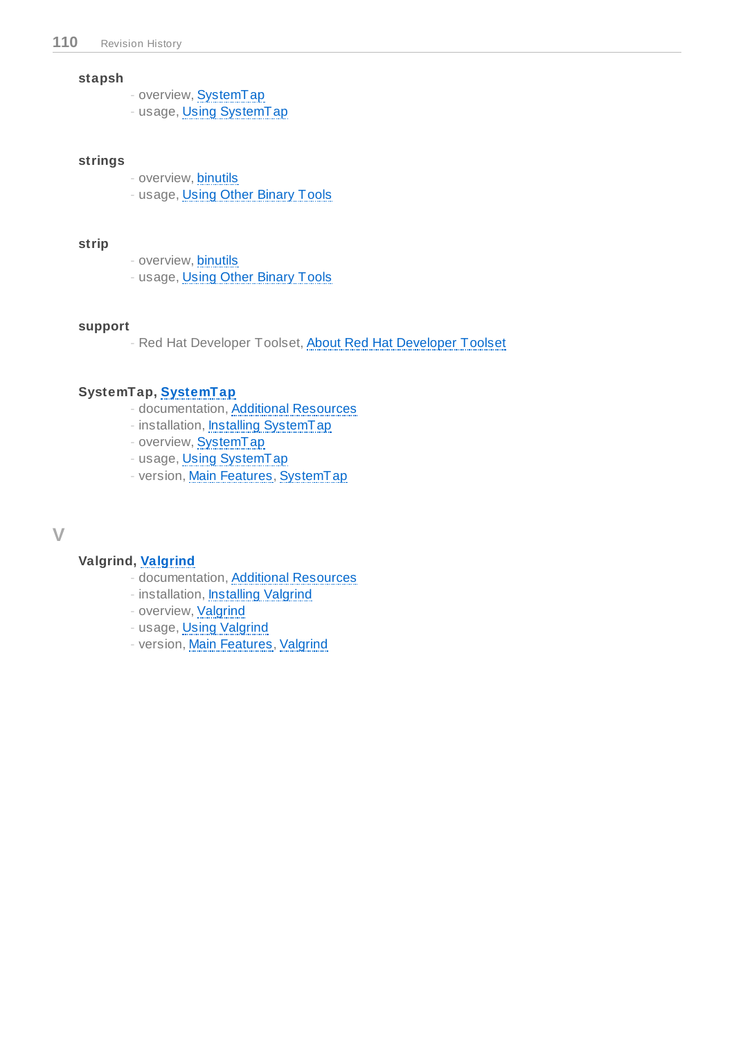**stapsh**

- overview, SystemTap
- usage, Using SystemTap

**strings**

- overview, binutils
- usage, Using Other Binary Tools

**strip**

- overview, binutils
- usage, Using Other Binary Tools

**support**

- Red Hat Developer Toolset, About Red Hat Developer Toolset

**SystemTap, SystemTap**

- documentation, Additional Resources
- installation, Installing SystemTap
- overview, SystemTap
- usage, Using SystemTap
- version, Main Features, SystemTap

## V

**Valgrind, Valgrind**

- documentation, Additional Resources
- installation, Installing Valgrind
- overview, Valgrind
- usage, Using Valgrind
- version, Main Features, Valgrind